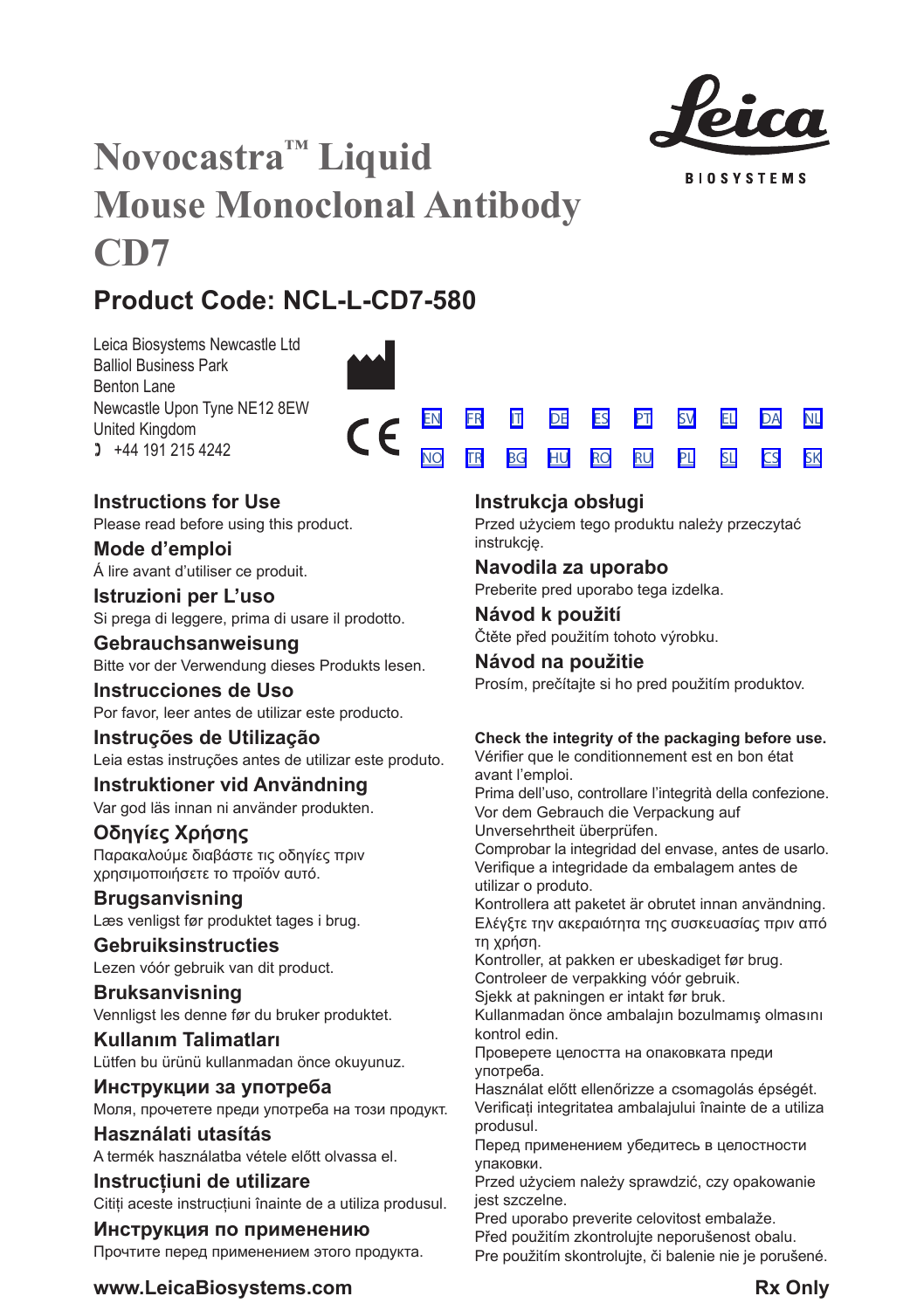# Novocastra™ Liquid Mouse Monoclonal Antibody CD7

Leica BIOSYSTEMS

## Product Code: NCL-L-CD7-580

Leica Biosystems Newcastle Ltd
Balliol Business Park
Benton Lane
Newcastle Upon Tyne NE12 8EW
United Kingdom
☎ +44 191 215 4242

CE

EN FR IT DE ES PT SV EL DA NL
NO TR BG HU RO RU PL SL CS SK

### Instructions for Use
Please read before using this product.

### Mode d'emploi
Á lire avant d'utiliser ce produit.

### Istruzioni per L'uso
Si prega di leggere, prima di usare il prodotto.

### Gebrauchsanweisung
Bitte vor der Verwendung dieses Produkts lesen.

### Instrucciones de Uso
Por favor, leer antes de utilizar este producto.

### Instruções de Utilização
Leia estas instruções antes de utilizar este produto.

### Instruktioner vid Användning
Var god läs innan ni använder produkten.

### Οδηγίες Χρήσης
Παρακαλούμε διαβάστε τις οδηγίες πριν χρησιμοποιήσετε το προϊόν αυτό.

### Brugsanvisning
Læs venligst før produktet tages i brug.

### Gebruiksinstructies
Lezen vóór gebruik van dit product.

### Bruksanvisning
Vennligst les denne før du bruker produktet.

### Kullanım Talimatları
Lütfen bu ürünü kullanmadan önce okuyunuz.

### Инструкции за употреба
Моля, прочетете преди употреба на този продукт.

### Használati utasítás
A termék használatba vétele előtt olvassa el.

### Instrucţiuni de utilizare
Citiţi aceste instrucţiuni înainte de a utiliza produsul.

### Инструкция по применению
Прочтите перед применением этого продукта.

### Instrukcja obsługi
Przed użyciem tego produktu należy przeczytać instrukcję.

### Navodila za uporabo
Preberite pred uporabo tega izdelka.

### Návod k použití
Čtěte před použitím tohoto výrobku.

### Návod na použitie
Prosím, prečítajte si ho pred použitím produktov.

**Check the integrity of the packaging before use.**
Vérifier que le conditionnement est en bon état avant l'emploi.
Prima dell'uso, controllare l'integrità della confezione.
Vor dem Gebrauch die Verpackung auf Unversehrtheit überprüfen.
Comprobar la integridad del envase, antes de usarlo.
Verifique a integridade da embalagem antes de utilizar o produto.
Kontrollera att paketet är obrutet innan användning.
Ελέγξτε την ακεραιότητα της συσκευασίας πριν από τη χρήση.
Kontroller, at pakken er ubeskadiget før brug.
Controleer de verpakking vóór gebruik.
Sjekk at pakningen er intakt før bruk.
Kullanmadan önce ambalajın bozulmamış olmasını kontrol edin.
Проверете целостта на опаковката преди употреба.
Használat előtt ellenőrizze a csomagolás épségét.
Verificaţi integritatea ambalajului înainte de a utiliza produsul.
Перед применением убедитесь в целостности упаковки.
Przed użyciem należy sprawdzić, czy opakowanie jest szczelne.
Pred uporabo preverite celovitost embalaže.
Před použitím zkontrolujte neporušenost obalu.
Pre použitím skontrolujte, či balenie nie je porušené.

**www.LeicaBiosystems.com** **Rx Only**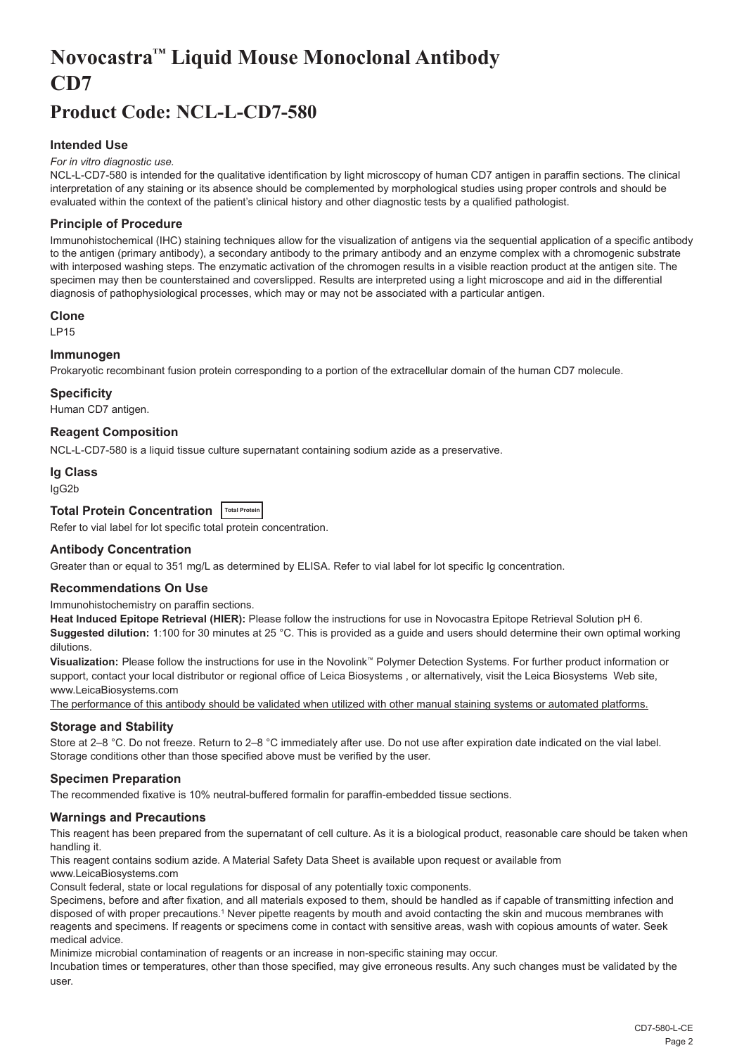# Novocastra™ Liquid Mouse Monoclonal Antibody CD7

## Product Code: NCL-L-CD7-580

### Intended Use

*For in vitro diagnostic use.*

NCL-L-CD7-580 is intended for the qualitative identification by light microscopy of human CD7 antigen in paraffin sections. The clinical interpretation of any staining or its absence should be complemented by morphological studies using proper controls and should be evaluated within the context of the patient's clinical history and other diagnostic tests by a qualified pathologist.

### Principle of Procedure

Immunohistochemical (IHC) staining techniques allow for the visualization of antigens via the sequential application of a specific antibody to the antigen (primary antibody), a secondary antibody to the primary antibody and an enzyme complex with a chromogenic substrate with interposed washing steps. The enzymatic activation of the chromogen results in a visible reaction product at the antigen site. The specimen may then be counterstained and coverslipped. Results are interpreted using a light microscope and aid in the differential diagnosis of pathophysiological processes, which may or may not be associated with a particular antigen.

### Clone

LP15

### Immunogen

Prokaryotic recombinant fusion protein corresponding to a portion of the extracellular domain of the human CD7 molecule.

### Specificity

Human CD7 antigen.

### Reagent Composition

NCL-L-CD7-580 is a liquid tissue culture supernatant containing sodium azide as a preservative.

### Ig Class

IgG2b

### Total Protein Concentration Total Protein

Refer to vial label for lot specific total protein concentration.

### Antibody Concentration

Greater than or equal to 351 mg/L as determined by ELISA. Refer to vial label for lot specific Ig concentration.

### Recommendations On Use

Immunohistochemistry on paraffin sections.

**Heat Induced Epitope Retrieval (HIER):** Please follow the instructions for use in Novocastra Epitope Retrieval Solution pH 6.

**Suggested dilution:** 1:100 for 30 minutes at 25 °C. This is provided as a guide and users should determine their own optimal working dilutions.

**Visualization:** Please follow the instructions for use in the Novolink™ Polymer Detection Systems. For further product information or support, contact your local distributor or regional office of Leica Biosystems , or alternatively, visit the Leica Biosystems Web site, www.LeicaBiosystems.com

<u>The performance of this antibody should be validated when utilized with other manual staining systems or automated platforms.</u>

### Storage and Stability

Store at 2–8 °C. Do not freeze. Return to 2–8 °C immediately after use. Do not use after expiration date indicated on the vial label. Storage conditions other than those specified above must be verified by the user.

### Specimen Preparation

The recommended fixative is 10% neutral-buffered formalin for paraffin-embedded tissue sections.

### Warnings and Precautions

This reagent has been prepared from the supernatant of cell culture. As it is a biological product, reasonable care should be taken when handling it.

This reagent contains sodium azide. A Material Safety Data Sheet is available upon request or available from www.LeicaBiosystems.com

Consult federal, state or local regulations for disposal of any potentially toxic components.

Specimens, before and after fixation, and all materials exposed to them, should be handled as if capable of transmitting infection and disposed of with proper precautions.[1] Never pipette reagents by mouth and avoid contacting the skin and mucous membranes with reagents and specimens. If reagents or specimens come in contact with sensitive areas, wash with copious amounts of water. Seek medical advice.

Minimize microbial contamination of reagents or an increase in non-specific staining may occur.

Incubation times or temperatures, other than those specified, may give erroneous results. Any such changes must be validated by the user.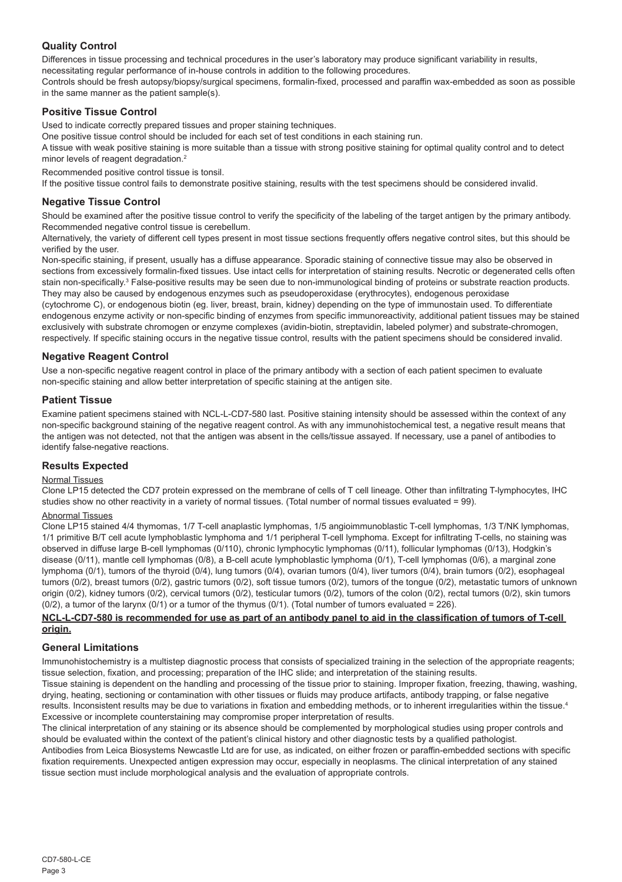## Quality Control

Differences in tissue processing and technical procedures in the user's laboratory may produce significant variability in results, necessitating regular performance of in-house controls in addition to the following procedures.

Controls should be fresh autopsy/biopsy/surgical specimens, formalin-fixed, processed and paraffin wax-embedded as soon as possible in the same manner as the patient sample(s).

## Positive Tissue Control

Used to indicate correctly prepared tissues and proper staining techniques.

One positive tissue control should be included for each set of test conditions in each staining run.

A tissue with weak positive staining is more suitable than a tissue with strong positive staining for optimal quality control and to detect minor levels of reagent degradation.[2]

Recommended positive control tissue is tonsil.

If the positive tissue control fails to demonstrate positive staining, results with the test specimens should be considered invalid.

## Negative Tissue Control

Should be examined after the positive tissue control to verify the specificity of the labeling of the target antigen by the primary antibody.

Recommended negative control tissue is cerebellum.

Alternatively, the variety of different cell types present in most tissue sections frequently offers negative control sites, but this should be verified by the user.

Non-specific staining, if present, usually has a diffuse appearance. Sporadic staining of connective tissue may also be observed in sections from excessively formalin-fixed tissues. Use intact cells for interpretation of staining results. Necrotic or degenerated cells often stain non-specifically.[3] False-positive results may be seen due to non-immunological binding of proteins or substrate reaction products. They may also be caused by endogenous enzymes such as pseudoperoxidase (erythrocytes), endogenous peroxidase (cytochrome C), or endogenous biotin (eg. liver, breast, brain, kidney) depending on the type of immunostain used. To differentiate endogenous enzyme activity or non-specific binding of enzymes from specific immunoreactivity, additional patient tissues may be stained exclusively with substrate chromogen or enzyme complexes (avidin-biotin, streptavidin, labeled polymer) and substrate-chromogen, respectively. If specific staining occurs in the negative tissue control, results with the patient specimens should be considered invalid.

## Negative Reagent Control

Use a non-specific negative reagent control in place of the primary antibody with a section of each patient specimen to evaluate non-specific staining and allow better interpretation of specific staining at the antigen site.

## Patient Tissue

Examine patient specimens stained with NCL-L-CD7-580 last. Positive staining intensity should be assessed within the context of any non-specific background staining of the negative reagent control. As with any immunohistochemical test, a negative result means that the antigen was not detected, not that the antigen was absent in the cells/tissue assayed. If necessary, use a panel of antibodies to identify false-negative reactions.

## Results Expected

Normal Tissues

Clone LP15 detected the CD7 protein expressed on the membrane of cells of T cell lineage. Other than infiltrating T-lymphocytes, IHC studies show no other reactivity in a variety of normal tissues. (Total number of normal tissues evaluated = 99).

Abnormal Tissues

Clone LP15 stained 4/4 thymomas, 1/7 T-cell anaplastic lymphomas, 1/5 angioimmunoblastic T-cell lymphomas, 1/3 T/NK lymphomas, 1/1 primitive B/T cell acute lymphoblastic lymphoma and 1/1 peripheral T-cell lymphoma. Except for infiltrating T-cells, no staining was observed in diffuse large B-cell lymphomas (0/110), chronic lymphocytic lymphomas (0/11), follicular lymphomas (0/13), Hodgkin's disease (0/11), mantle cell lymphomas (0/8), a B-cell acute lymphoblastic lymphoma (0/1), T-cell lymphomas (0/6), a marginal zone lymphoma (0/1), tumors of the thyroid (0/4), lung tumors (0/4), ovarian tumors (0/4), liver tumors (0/4), brain tumors (0/2), esophageal tumors (0/2), breast tumors (0/2), gastric tumors (0/2), soft tissue tumors (0/2), tumors of the tongue (0/2), metastatic tumors of unknown origin (0/2), kidney tumors (0/2), cervical tumors (0/2), testicular tumors (0/2), tumors of the colon (0/2), rectal tumors (0/2), skin tumors (0/2), a tumor of the larynx (0/1) or a tumor of the thymus (0/1). (Total number of tumors evaluated = 226).

**NCL-L-CD7-580 is recommended for use as part of an antibody panel to aid in the classification of tumors of T-cell origin.**

## General Limitations

Immunohistochemistry is a multistep diagnostic process that consists of specialized training in the selection of the appropriate reagents; tissue selection, fixation, and processing; preparation of the IHC slide; and interpretation of the staining results.

Tissue staining is dependent on the handling and processing of the tissue prior to staining. Improper fixation, freezing, thawing, washing, drying, heating, sectioning or contamination with other tissues or fluids may produce artifacts, antibody trapping, or false negative results. Inconsistent results may be due to variations in fixation and embedding methods, or to inherent irregularities within the tissue.[4]

Excessive or incomplete counterstaining may compromise proper interpretation of results.

The clinical interpretation of any staining or its absence should be complemented by morphological studies using proper controls and should be evaluated within the context of the patient's clinical history and other diagnostic tests by a qualified pathologist.

Antibodies from Leica Biosystems Newcastle Ltd are for use, as indicated, on either frozen or paraffin-embedded sections with specific fixation requirements. Unexpected antigen expression may occur, especially in neoplasms. The clinical interpretation of any stained tissue section must include morphological analysis and the evaluation of appropriate controls.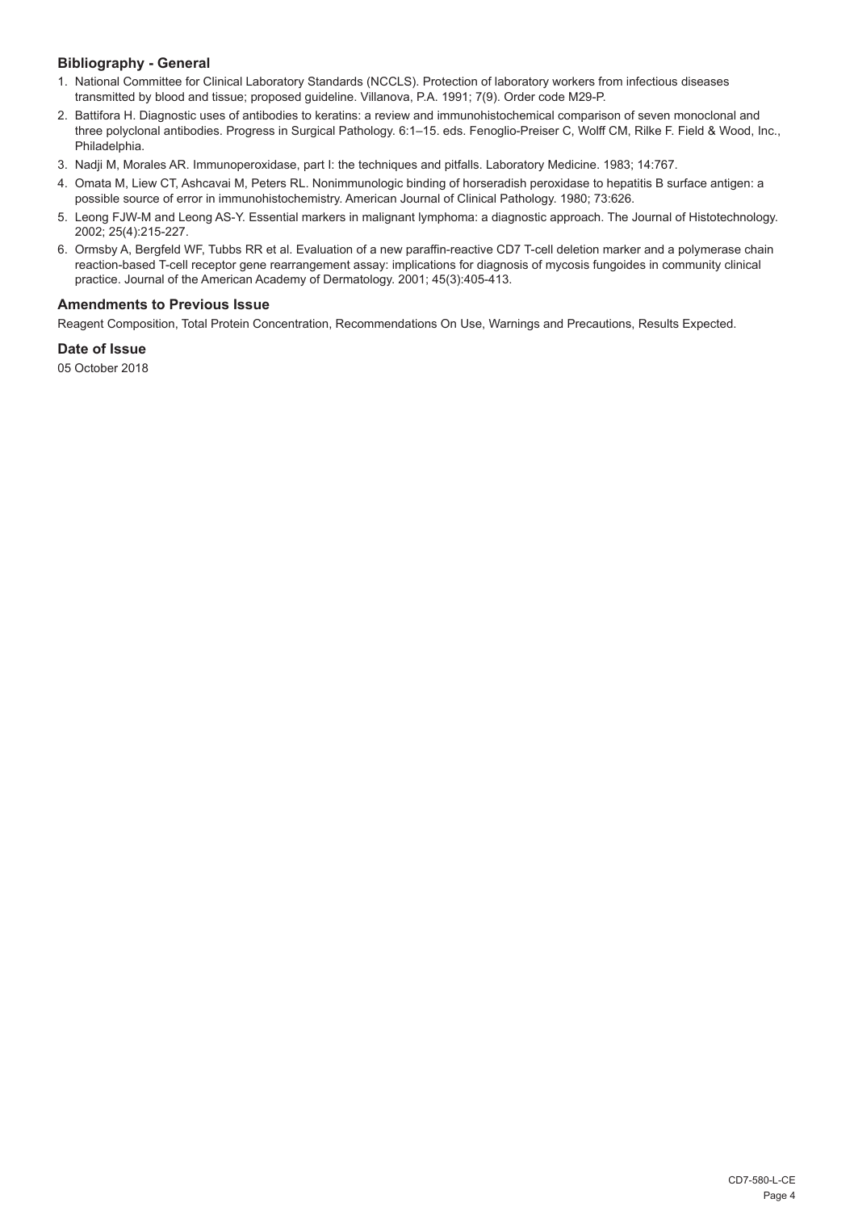## Bibliography - General

1. National Committee for Clinical Laboratory Standards (NCCLS). Protection of laboratory workers from infectious diseases transmitted by blood and tissue; proposed guideline. Villanova, P.A. 1991; 7(9). Order code M29-P.
2. Battifora H. Diagnostic uses of antibodies to keratins: a review and immunohistochemical comparison of seven monoclonal and three polyclonal antibodies. Progress in Surgical Pathology. 6:1–15. eds. Fenoglio-Preiser C, Wolff CM, Rilke F. Field & Wood, Inc., Philadelphia.
3. Nadji M, Morales AR. Immunoperoxidase, part I: the techniques and pitfalls. Laboratory Medicine. 1983; 14:767.
4. Omata M, Liew CT, Ashcavai M, Peters RL. Nonimmunologic binding of horseradish peroxidase to hepatitis B surface antigen: a possible source of error in immunohistochemistry. American Journal of Clinical Pathology. 1980; 73:626.
5. Leong FJW-M and Leong AS-Y. Essential markers in malignant lymphoma: a diagnostic approach. The Journal of Histotechnology. 2002; 25(4):215-227.
6. Ormsby A, Bergfeld WF, Tubbs RR et al. Evaluation of a new paraffin-reactive CD7 T-cell deletion marker and a polymerase chain reaction-based T-cell receptor gene rearrangement assay: implications for diagnosis of mycosis fungoides in community clinical practice. Journal of the American Academy of Dermatology. 2001; 45(3):405-413.

## Amendments to Previous Issue

Reagent Composition, Total Protein Concentration, Recommendations On Use, Warnings and Precautions, Results Expected.

## Date of Issue

05 October 2018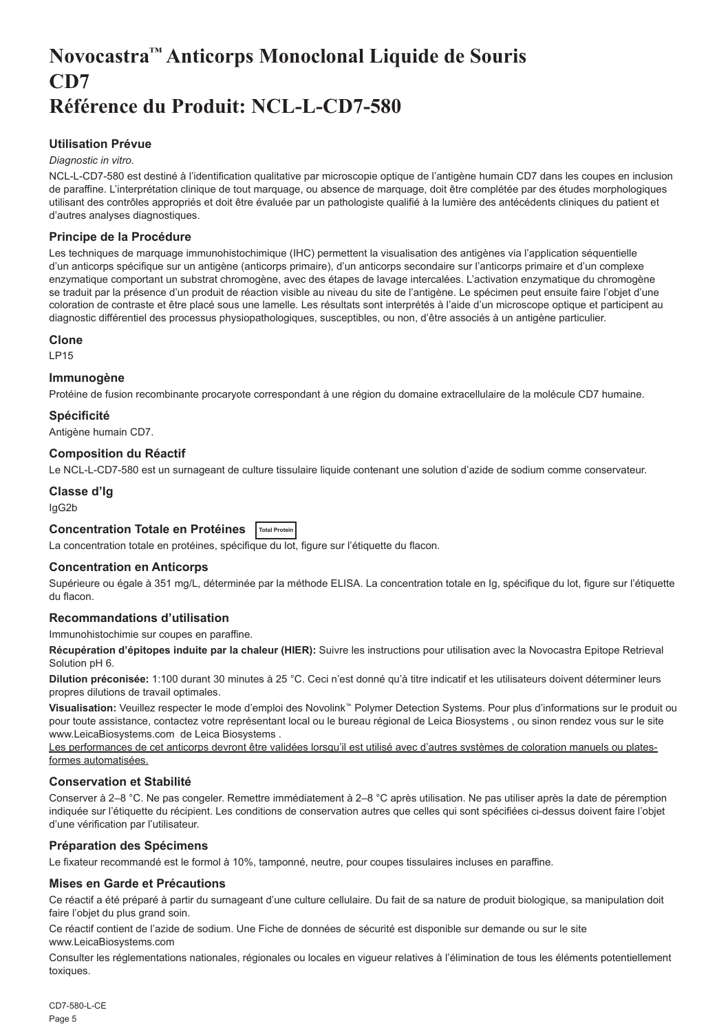# Novocastra™ Anticorps Monoclonal Liquide de Souris CD7 Référence du Produit: NCL-L-CD7-580

### Utilisation Prévue

*Diagnostic in vitro*.

NCL-L-CD7-580 est destiné à l'identification qualitative par microscopie optique de l'antigène humain CD7 dans les coupes en inclusion de paraffine. L'interprétation clinique de tout marquage, ou absence de marquage, doit être complétée par des études morphologiques utilisant des contrôles appropriés et doit être évaluée par un pathologiste qualifié à la lumière des antécédents cliniques du patient et d'autres analyses diagnostiques.

### Principe de la Procédure

Les techniques de marquage immunohistochimique (IHC) permettent la visualisation des antigènes via l'application séquentielle d'un anticorps spécifique sur un antigène (anticorps primaire), d'un anticorps secondaire sur l'anticorps primaire et d'un complexe enzymatique comportant un substrat chromogène, avec des étapes de lavage intercalées. L'activation enzymatique du chromogène se traduit par la présence d'un produit de réaction visible au niveau du site de l'antigène. Le spécimen peut ensuite faire l'objet d'une coloration de contraste et être placé sous une lamelle. Les résultats sont interprétés à l'aide d'un microscope optique et participent au diagnostic différentiel des processus physiopathologiques, susceptibles, ou non, d'être associés à un antigène particulier.

### Clone

LP15

### Immunogène

Protéine de fusion recombinante procaryote correspondant à une région du domaine extracellulaire de la molécule CD7 humaine.

### Spécificité

Antigène humain CD7.

### Composition du Réactif

Le NCL-L-CD7-580 est un surnageant de culture tissulaire liquide contenant une solution d'azide de sodium comme conservateur.

### Classe d'Ig

IgG2b

### Concentration Totale en Protéines Total Protein

La concentration totale en protéines, spécifique du lot, figure sur l'étiquette du flacon.

### Concentration en Anticorps

Supérieure ou égale à 351 mg/L, déterminée par la méthode ELISA. La concentration totale en Ig, spécifique du lot, figure sur l'étiquette du flacon.

### Recommandations d'utilisation

Immunohistochimie sur coupes en paraffine.

**Récupération d'épitopes induite par la chaleur (HIER):** Suivre les instructions pour utilisation avec la Novocastra Epitope Retrieval Solution pH 6.

**Dilution préconisée:** 1:100 durant 30 minutes à 25 °C. Ceci n'est donné qu'à titre indicatif et les utilisateurs doivent déterminer leurs propres dilutions de travail optimales.

**Visualisation:** Veuillez respecter le mode d'emploi des Novolink™ Polymer Detection Systems. Pour plus d'informations sur le produit ou pour toute assistance, contactez votre représentant local ou le bureau régional de Leica Biosystems , ou sinon rendez vous sur le site www.LeicaBiosystems.com de Leica Biosystems .

<u>Les performances de cet anticorps devront être validées lorsqu'il est utilisé avec d'autres systèmes de coloration manuels ou plates-formes automatisées.</u>

### Conservation et Stabilité

Conserver à 2–8 °C. Ne pas congeler. Remettre immédiatement à 2–8 °C après utilisation. Ne pas utiliser après la date de péremption indiquée sur l'étiquette du récipient. Les conditions de conservation autres que celles qui sont spécifiées ci-dessus doivent faire l'objet d'une vérification par l'utilisateur.

### Préparation des Spécimens

Le fixateur recommandé est le formol à 10%, tamponné, neutre, pour coupes tissulaires incluses en paraffine.

### Mises en Garde et Précautions

Ce réactif a été préparé à partir du surnageant d'une culture cellulaire. Du fait de sa nature de produit biologique, sa manipulation doit faire l'objet du plus grand soin.

Ce réactif contient de l'azide de sodium. Une Fiche de données de sécurité est disponible sur demande ou sur le site www.LeicaBiosystems.com

Consulter les réglementations nationales, régionales ou locales en vigueur relatives à l'élimination de tous les éléments potentiellement toxiques.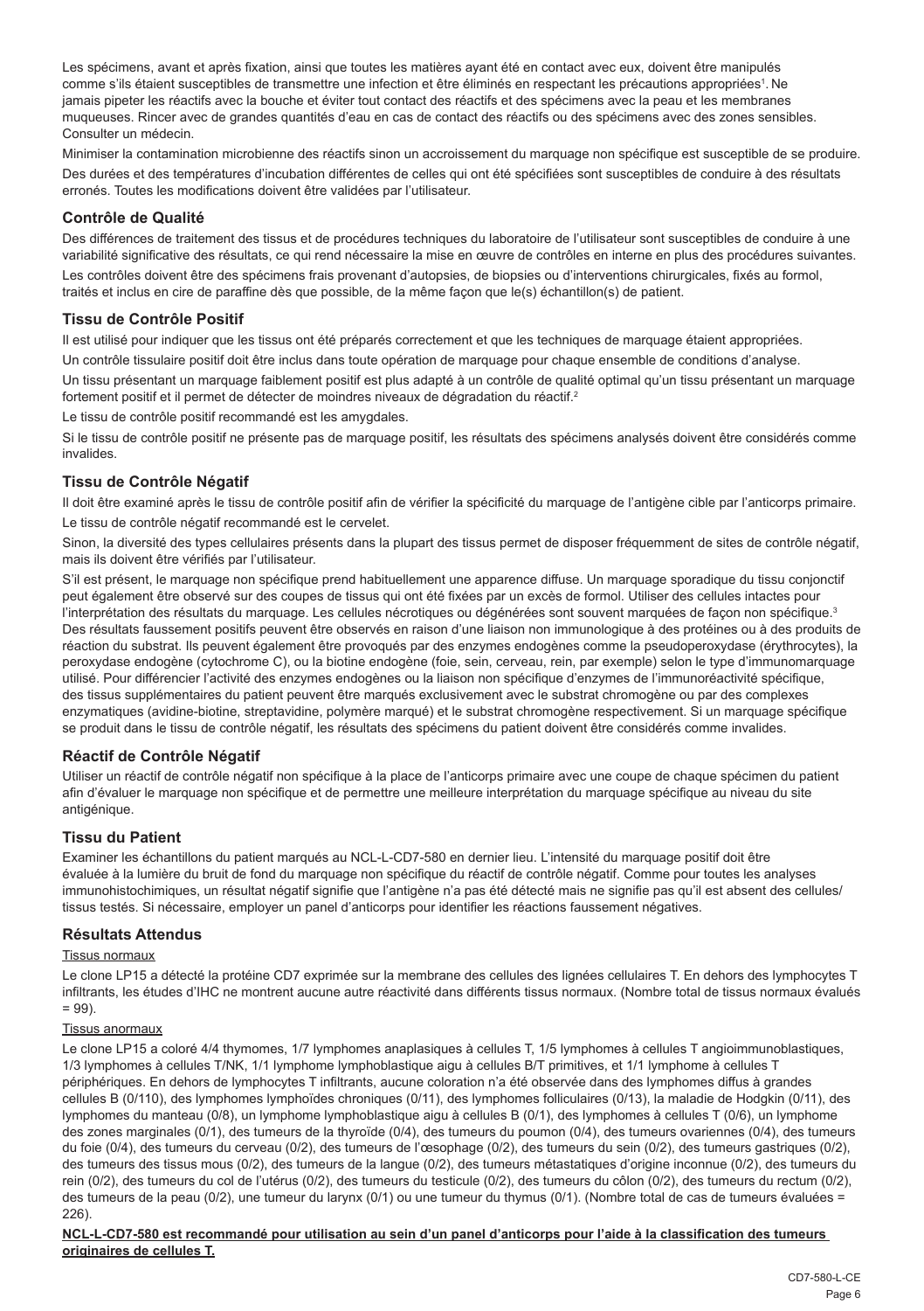Les spécimens, avant et après fixation, ainsi que toutes les matières ayant été en contact avec eux, doivent être manipulés comme s'ils étaient susceptibles de transmettre une infection et être éliminés en respectant les précautions appropriées[1]. Ne jamais pipeter les réactifs avec la bouche et éviter tout contact des réactifs et des spécimens avec la peau et les membranes muqueuses. Rincer avec de grandes quantités d'eau en cas de contact des réactifs ou des spécimens avec des zones sensibles. Consulter un médecin.

Minimiser la contamination microbienne des réactifs sinon un accroissement du marquage non spécifique est susceptible de se produire.

Des durées et des températures d'incubation différentes de celles qui ont été spécifiées sont susceptibles de conduire à des résultats erronés. Toutes les modifications doivent être validées par l'utilisateur.

## Contrôle de Qualité

Des différences de traitement des tissus et de procédures techniques du laboratoire de l'utilisateur sont susceptibles de conduire à une variabilité significative des résultats, ce qui rend nécessaire la mise en œuvre de contrôles en interne en plus des procédures suivantes.

Les contrôles doivent être des spécimens frais provenant d'autopsies, de biopsies ou d'interventions chirurgicales, fixés au formol, traités et inclus en cire de paraffine dès que possible, de la même façon que le(s) échantillon(s) de patient.

## Tissu de Contrôle Positif

Il est utilisé pour indiquer que les tissus ont été préparés correctement et que les techniques de marquage étaient appropriées.

Un contrôle tissulaire positif doit être inclus dans toute opération de marquage pour chaque ensemble de conditions d'analyse.

Un tissu présentant un marquage faiblement positif est plus adapté à un contrôle de qualité optimal qu'un tissu présentant un marquage fortement positif et il permet de détecter de moindres niveaux de dégradation du réactif.[2]

Le tissu de contrôle positif recommandé est les amygdales.

Si le tissu de contrôle positif ne présente pas de marquage positif, les résultats des spécimens analysés doivent être considérés comme invalides.

## Tissu de Contrôle Négatif

Il doit être examiné après le tissu de contrôle positif afin de vérifier la spécificité du marquage de l'antigène cible par l'anticorps primaire.

Le tissu de contrôle négatif recommandé est le cervelet.

Sinon, la diversité des types cellulaires présents dans la plupart des tissus permet de disposer fréquemment de sites de contrôle négatif, mais ils doivent être vérifiés par l'utilisateur.

S'il est présent, le marquage non spécifique prend habituellement une apparence diffuse. Un marquage sporadique du tissu conjonctif peut également être observé sur des coupes de tissus qui ont été fixées par un excès de formol. Utiliser des cellules intactes pour l'interprétation des résultats du marquage. Les cellules nécrotiques ou dégénérées sont souvent marquées de façon non spécifique.[3] Des résultats faussement positifs peuvent être observés en raison d'une liaison non immunologique à des protéines ou à des produits de réaction du substrat. Ils peuvent également être provoqués par des enzymes endogènes comme la pseudoperoxydase (érythrocytes), la peroxydase endogène (cytochrome C), ou la biotine endogène (foie, sein, cerveau, rein, par exemple) selon le type d'immunomarquage utilisé. Pour différencier l'activité des enzymes endogènes ou la liaison non spécifique d'enzymes de l'immunoréactivité spécifique, des tissus supplémentaires du patient peuvent être marqués exclusivement avec le substrat chromogène ou par des complexes enzymatiques (avidine-biotine, streptavidine, polymère marqué) et le substrat chromogène respectivement. Si un marquage spécifique se produit dans le tissu de contrôle négatif, les résultats des spécimens du patient doivent être considérés comme invalides.

## Réactif de Contrôle Négatif

Utiliser un réactif de contrôle négatif non spécifique à la place de l'anticorps primaire avec une coupe de chaque spécimen du patient afin d'évaluer le marquage non spécifique et de permettre une meilleure interprétation du marquage spécifique au niveau du site antigénique.

## Tissu du Patient

Examiner les échantillons du patient marqués au NCL-L-CD7-580 en dernier lieu. L'intensité du marquage positif doit être évaluée à la lumière du bruit de fond du marquage non spécifique du réactif de contrôle négatif. Comme pour toutes les analyses immunohistochimiques, un résultat négatif signifie que l'antigène n'a pas été détecté mais ne signifie pas qu'il est absent des cellules/ tissus testés. Si nécessaire, employer un panel d'anticorps pour identifier les réactions faussement négatives.

## Résultats Attendus

Tissus normaux

Le clone LP15 a détecté la protéine CD7 exprimée sur la membrane des cellules des lignées cellulaires T. En dehors des lymphocytes T infiltrants, les études d'IHC ne montrent aucune autre réactivité dans différents tissus normaux. (Nombre total de tissus normaux évalués = 99).

Tissus anormaux

Le clone LP15 a coloré 4/4 thymomes, 1/7 lymphomes anaplasiques à cellules T, 1/5 lymphomes à cellules T angioimmunoblastiques, 1/3 lymphomes à cellules T/NK, 1/1 lymphome lymphoblastique aigu à cellules B/T primitives, et 1/1 lymphome à cellules T périphériques. En dehors de lymphocytes T infiltrants, aucune coloration n'a été observée dans des lymphomes diffus à grandes cellules B (0/110), des lymphomes lymphoïdes chroniques (0/11), des lymphomes folliculaires (0/13), la maladie de Hodgkin (0/11), des lymphomes du manteau (0/8), un lymphome lymphoblastique aigu à cellules B (0/1), des lymphomes à cellules T (0/6), un lymphome des zones marginales (0/1), des tumeurs de la thyroïde (0/4), des tumeurs du poumon (0/4), des tumeurs ovariennes (0/4), des tumeurs du foie (0/4), des tumeurs du cerveau (0/2), des tumeurs de l'œsophage (0/2), des tumeurs du sein (0/2), des tumeurs gastriques (0/2), des tumeurs des tissus mous (0/2), des tumeurs de la langue (0/2), des tumeurs métastatiques d'origine inconnue (0/2), des tumeurs du rein (0/2), des tumeurs du col de l'utérus (0/2), des tumeurs du testicule (0/2), des tumeurs du côlon (0/2), des tumeurs du rectum (0/2), des tumeurs de la peau (0/2), une tumeur du larynx (0/1) ou une tumeur du thymus (0/1). (Nombre total de cas de tumeurs évaluées = 226).

**NCL-L-CD7-580 est recommandé pour utilisation au sein d'un panel d'anticorps pour l'aide à la classification des tumeurs originaires de cellules T.**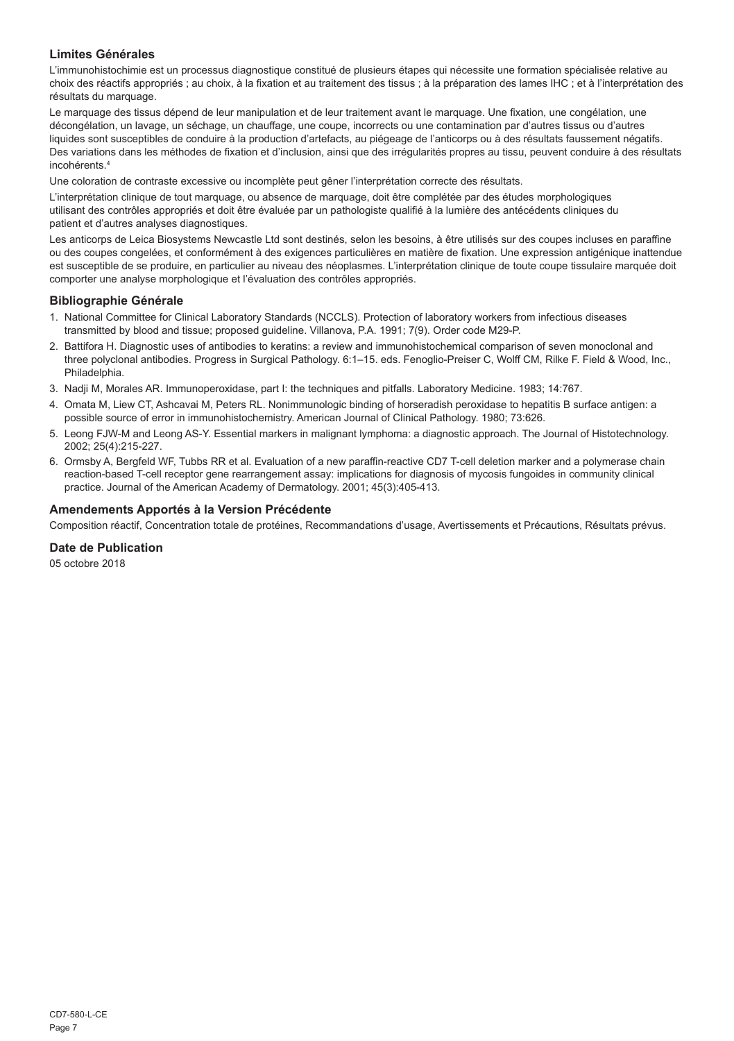## Limites Générales

L'immunohistochimie est un processus diagnostique constitué de plusieurs étapes qui nécessite une formation spécialisée relative au choix des réactifs appropriés ; au choix, à la fixation et au traitement des tissus ; à la préparation des lames IHC ; et à l'interprétation des résultats du marquage.

Le marquage des tissus dépend de leur manipulation et de leur traitement avant le marquage. Une fixation, une congélation, une décongélation, un lavage, un séchage, un chauffage, une coupe, incorrects ou une contamination par d'autres tissus ou d'autres liquides sont susceptibles de conduire à la production d'artefacts, au piégeage de l'anticorps ou à des résultats faussement négatifs. Des variations dans les méthodes de fixation et d'inclusion, ainsi que des irrégularités propres au tissu, peuvent conduire à des résultats incohérents.[4]

Une coloration de contraste excessive ou incomplète peut gêner l'interprétation correcte des résultats.

L'interprétation clinique de tout marquage, ou absence de marquage, doit être complétée par des études morphologiques utilisant des contrôles appropriés et doit être évaluée par un pathologiste qualifié à la lumière des antécédents cliniques du patient et d'autres analyses diagnostiques.

Les anticorps de Leica Biosystems Newcastle Ltd sont destinés, selon les besoins, à être utilisés sur des coupes incluses en paraffine ou des coupes congelées, et conformément à des exigences particulières en matière de fixation. Une expression antigénique inattendue est susceptible de se produire, en particulier au niveau des néoplasmes. L'interprétation clinique de toute coupe tissulaire marquée doit comporter une analyse morphologique et l'évaluation des contrôles appropriés.

## Bibliographie Générale

1. National Committee for Clinical Laboratory Standards (NCCLS). Protection of laboratory workers from infectious diseases transmitted by blood and tissue; proposed guideline. Villanova, P.A. 1991; 7(9). Order code M29-P.
2. Battifora H. Diagnostic uses of antibodies to keratins: a review and immunohistochemical comparison of seven monoclonal and three polyclonal antibodies. Progress in Surgical Pathology. 6:1–15. eds. Fenoglio-Preiser C, Wolff CM, Rilke F. Field & Wood, Inc., Philadelphia.
3. Nadji M, Morales AR. Immunoperoxidase, part I: the techniques and pitfalls. Laboratory Medicine. 1983; 14:767.
4. Omata M, Liew CT, Ashcavai M, Peters RL. Nonimmunologic binding of horseradish peroxidase to hepatitis B surface antigen: a possible source of error in immunohistochemistry. American Journal of Clinical Pathology. 1980; 73:626.
5. Leong FJW-M and Leong AS-Y. Essential markers in malignant lymphoma: a diagnostic approach. The Journal of Histotechnology. 2002; 25(4):215-227.
6. Ormsby A, Bergfeld WF, Tubbs RR et al. Evaluation of a new paraffin-reactive CD7 T-cell deletion marker and a polymerase chain reaction-based T-cell receptor gene rearrangement assay: implications for diagnosis of mycosis fungoides in community clinical practice. Journal of the American Academy of Dermatology. 2001; 45(3):405-413.

## Amendements Apportés à la Version Précédente

Composition réactif, Concentration totale de protéines, Recommandations d'usage, Avertissements et Précautions, Résultats prévus.

## Date de Publication

05 octobre 2018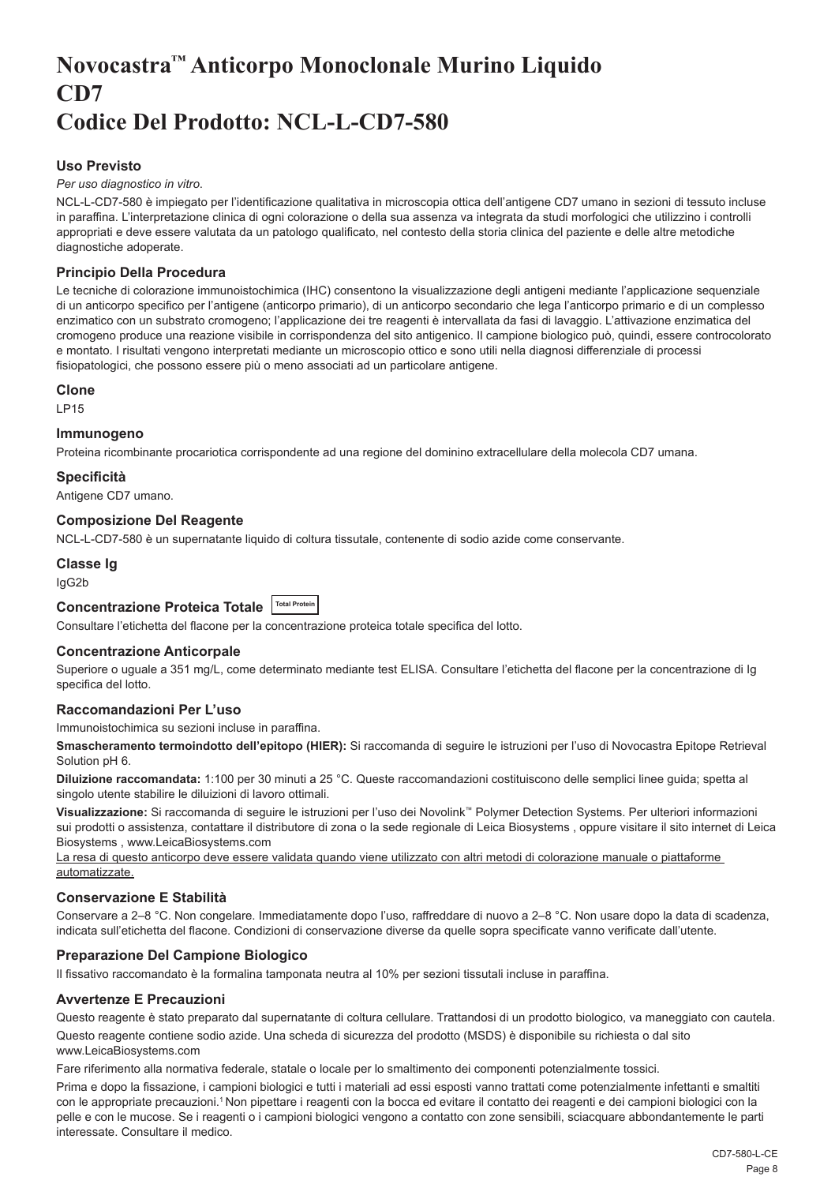# Novocastra™ Anticorpo Monoclonale Murino Liquido CD7 Codice Del Prodotto: NCL-L-CD7-580

### Uso Previsto

*Per uso diagnostico in vitro.*

NCL-L-CD7-580 è impiegato per l'identificazione qualitativa in microscopia ottica dell'antigene CD7 umano in sezioni di tessuto incluse in paraffina. L'interpretazione clinica di ogni colorazione o della sua assenza va integrata da studi morfologici che utilizzino i controlli appropriati e deve essere valutata da un patologo qualificato, nel contesto della storia clinica del paziente e delle altre metodiche diagnostiche adoperate.

### Principio Della Procedura

Le tecniche di colorazione immunoistochimica (IHC) consentono la visualizzazione degli antigeni mediante l'applicazione sequenziale di un anticorpo specifico per l'antigene (anticorpo primario), di un anticorpo secondario che lega l'anticorpo primario e di un complesso enzimatico con un substrato cromogeno; l'applicazione dei tre reagenti è intervallata da fasi di lavaggio. L'attivazione enzimatica del cromogeno produce una reazione visibile in corrispondenza del sito antigenico. Il campione biologico può, quindi, essere controcolorato e montato. I risultati vengono interpretati mediante un microscopio ottico e sono utili nella diagnosi differenziale di processi fisiopatologici, che possono essere più o meno associati ad un particolare antigene.

### Clone

LP15

### Immunogeno

Proteina ricombinante procariotica corrispondente ad una regione del dominino extracellulare della molecola CD7 umana.

### Specificità

Antigene CD7 umano.

### Composizione Del Reagente

NCL-L-CD7-580 è un supernatante liquido di coltura tissutale, contenente di sodio azide come conservante.

### Classe Ig

IgG2b

### Concentrazione Proteica Totale Total Protein

Consultare l'etichetta del flacone per la concentrazione proteica totale specifica del lotto.

### Concentrazione Anticorpale

Superiore o uguale a 351 mg/L, come determinato mediante test ELISA. Consultare l'etichetta del flacone per la concentrazione di Ig specifica del lotto.

### Raccomandazioni Per L'uso

Immunoistochimica su sezioni incluse in paraffina.

**Smascheramento termoindotto dell'epitopo (HIER):** Si raccomanda di seguire le istruzioni per l'uso di Novocastra Epitope Retrieval Solution pH 6.

**Diluizione raccomandata:** 1:100 per 30 minuti a 25 °C. Queste raccomandazioni costituiscono delle semplici linee guida; spetta al singolo utente stabilire le diluizioni di lavoro ottimali.

**Visualizzazione:** Si raccomanda di seguire le istruzioni per l'uso dei Novolink™ Polymer Detection Systems. Per ulteriori informazioni sui prodotti o assistenza, contattare il distributore di zona o la sede regionale di Leica Biosystems , oppure visitare il sito internet di Leica Biosystems , www.LeicaBiosystems.com

La resa di questo anticorpo deve essere validata quando viene utilizzato con altri metodi di colorazione manuale o piattaforme automatizzate.

### Conservazione E Stabilità

Conservare a 2–8 °C. Non congelare. Immediatamente dopo l'uso, raffreddare di nuovo a 2–8 °C. Non usare dopo la data di scadenza, indicata sull'etichetta del flacone. Condizioni di conservazione diverse da quelle sopra specificate vanno verificate dall'utente.

### Preparazione Del Campione Biologico

Il fissativo raccomandato è la formalina tamponata neutra al 10% per sezioni tissutali incluse in paraffina.

### Avvertenze E Precauzioni

Questo reagente è stato preparato dal supernatante di coltura cellulare. Trattandosi di un prodotto biologico, va maneggiato con cautela.

Questo reagente contiene sodio azide. Una scheda di sicurezza del prodotto (MSDS) è disponibile su richiesta o dal sito www.LeicaBiosystems.com

Fare riferimento alla normativa federale, statale o locale per lo smaltimento dei componenti potenzialmente tossici.

Prima e dopo la fissazione, i campioni biologici e tutti i materiali ad essi esposti vanno trattati come potenzialmente infettanti e smaltiti con le appropriate precauzioni.[1] Non pipettare i reagenti con la bocca ed evitare il contatto dei reagenti e dei campioni biologici con la pelle e con le mucose. Se i reagenti o i campioni biologici vengono a contatto con zone sensibili, sciacquare abbondantemente le parti interessate. Consultare il medico.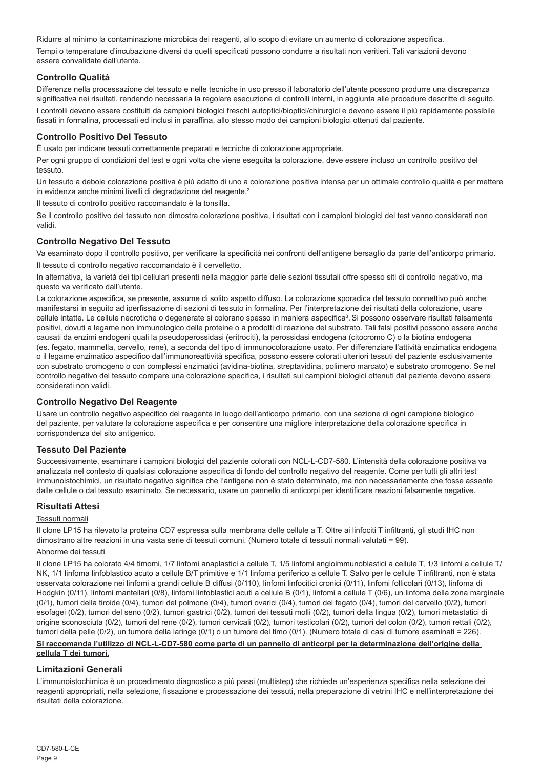Ridurre al minimo la contaminazione microbica dei reagenti, allo scopo di evitare un aumento di colorazione aspecifica.

Tempi o temperature d'incubazione diversi da quelli specificati possono condurre a risultati non veritieri. Tali variazioni devono essere convalidate dall'utente.

### Controllo Qualità

Differenze nella processazione del tessuto e nelle tecniche in uso presso il laboratorio dell'utente possono produrre una discrepanza significativa nei risultati, rendendo necessaria la regolare esecuzione di controlli interni, in aggiunta alle procedure descritte di seguito.

I controlli devono essere costituiti da campioni biologici freschi autoptici/bioptici/chirurgici e devono essere il più rapidamente possibile fissati in formalina, processati ed inclusi in paraffina, allo stesso modo dei campioni biologici ottenuti dal paziente.

### Controllo Positivo Del Tessuto

È usato per indicare tessuti correttamente preparati e tecniche di colorazione appropriate.

Per ogni gruppo di condizioni del test e ogni volta che viene eseguita la colorazione, deve essere incluso un controllo positivo del tessuto.

Un tessuto a debole colorazione positiva è più adatto di uno a colorazione positiva intensa per un ottimale controllo qualità e per mettere in evidenza anche minimi livelli di degradazione del reagente.[2]

Il tessuto di controllo positivo raccomandato è la tonsilla.

Se il controllo positivo del tessuto non dimostra colorazione positiva, i risultati con i campioni biologici del test vanno considerati non validi.

### Controllo Negativo Del Tessuto

Va esaminato dopo il controllo positivo, per verificare la specificità nei confronti dell'antigene bersaglio da parte dell'anticorpo primario.

Il tessuto di controllo negativo raccomandato è il cervelletto.

In alternativa, la varietà dei tipi cellulari presenti nella maggior parte delle sezioni tissutali offre spesso siti di controllo negativo, ma questo va verificato dall'utente.

La colorazione aspecifica, se presente, assume di solito aspetto diffuso. La colorazione sporadica del tessuto connettivo può anche manifestarsi in seguito ad iperfissazione di sezioni di tessuto in formalina. Per l'interpretazione dei risultati della colorazione, usare cellule intatte. Le cellule necrotiche o degenerate si colorano spesso in maniera aspecifica[3]. Si possono osservare risultati falsamente positivi, dovuti a legame non immunologico delle proteine o a prodotti di reazione del substrato. Tali falsi positivi possono essere anche causati da enzimi endogeni quali la pseudoperossidasi (eritrociti), la perossidasi endogena (citocromo C) o la biotina endogena (es. fegato, mammella, cervello, rene), a seconda del tipo di immunocolorazione usato. Per differenziare l'attività enzimatica endogena o il legame enzimatico aspecifico dall'immunoreattività specifica, possono essere colorati ulteriori tessuti del paziente esclusivamente con substrato cromogeno o con complessi enzimatici (avidina-biotina, streptavidina, polimero marcato) e substrato cromogeno. Se nel controllo negativo del tessuto compare una colorazione specifica, i risultati sui campioni biologici ottenuti dal paziente devono essere considerati non validi.

### Controllo Negativo Del Reagente

Usare un controllo negativo aspecifico del reagente in luogo dell'anticorpo primario, con una sezione di ogni campione biologico del paziente, per valutare la colorazione aspecifica e per consentire una migliore interpretazione della colorazione specifica in corrispondenza del sito antigenico.

### Tessuto Del Paziente

Successivamente, esaminare i campioni biologici del paziente colorati con NCL-L-CD7-580. L'intensità della colorazione positiva va analizzata nel contesto di qualsiasi colorazione aspecifica di fondo del controllo negativo del reagente. Come per tutti gli altri test immunoistochimici, un risultato negativo significa che l'antigene non è stato determinato, ma non necessariamente che fosse assente dalle cellule o dal tessuto esaminato. Se necessario, usare un pannello di anticorpi per identificare reazioni falsamente negative.

### Risultati Attesi

Tessuti normali

Il clone LP15 ha rilevato la proteina CD7 espressa sulla membrana delle cellule a T. Oltre ai linfociti T infiltranti, gli studi IHC non dimostrano altre reazioni in una vasta serie di tessuti comuni. (Numero totale di tessuti normali valutati = 99).

Abnorme dei tessuti

Il clone LP15 ha colorato 4/4 timomi, 1/7 linfomi anaplastici a cellule T, 1/5 linfomi angioimmunoblastici a cellule T, 1/3 linfomi a cellule T/NK, 1/1 linfoma linfoblastico acuto a cellule B/T primitive e 1/1 linfoma periferico a cellule T. Salvo per le cellule T infiltranti, non è stata osservata colorazione nei linfomi a grandi cellule B diffusi (0/110), linfomi linfocitici cronici (0/11), linfomi follicolari (0/13), linfoma di Hodgkin (0/11), linfomi mantellari (0/8), linfomi linfoblastici acuti a cellule B (0/1), linfomi a cellule T (0/6), un linfoma della zona marginale (0/1), tumori della tiroide (0/4), tumori del polmone (0/4), tumori ovarici (0/4), tumori del fegato (0/4), tumori del cervello (0/2), tumori esofagei (0/2), tumori del seno (0/2), tumori gastrici (0/2), tumori dei tessuti molli (0/2), tumori della lingua (0/2), tumori metastatici di origine sconosciuta (0/2), tumori del rene (0/2), tumori cervicali (0/2), tumori testicolari (0/2), tumori del colon (0/2), tumori rettali (0/2), tumori della pelle (0/2), un tumore della laringe (0/1) o un tumore del timo (0/1). (Numero totale di casi di tumore esaminati = 226).

**Si raccomanda l'utilizzo di NCL-L-CD7-580 come parte di un pannello di anticorpi per la determinazione dell'origine della cellula T dei tumori.**

### Limitazioni Generali

L'immunoistochimica è un procedimento diagnostico a più passi (multistep) che richiede un'esperienza specifica nella selezione dei reagenti appropriati, nella selezione, fissazione e processazione dei tessuti, nella preparazione di vetrini IHC e nell'interpretazione dei risultati della colorazione.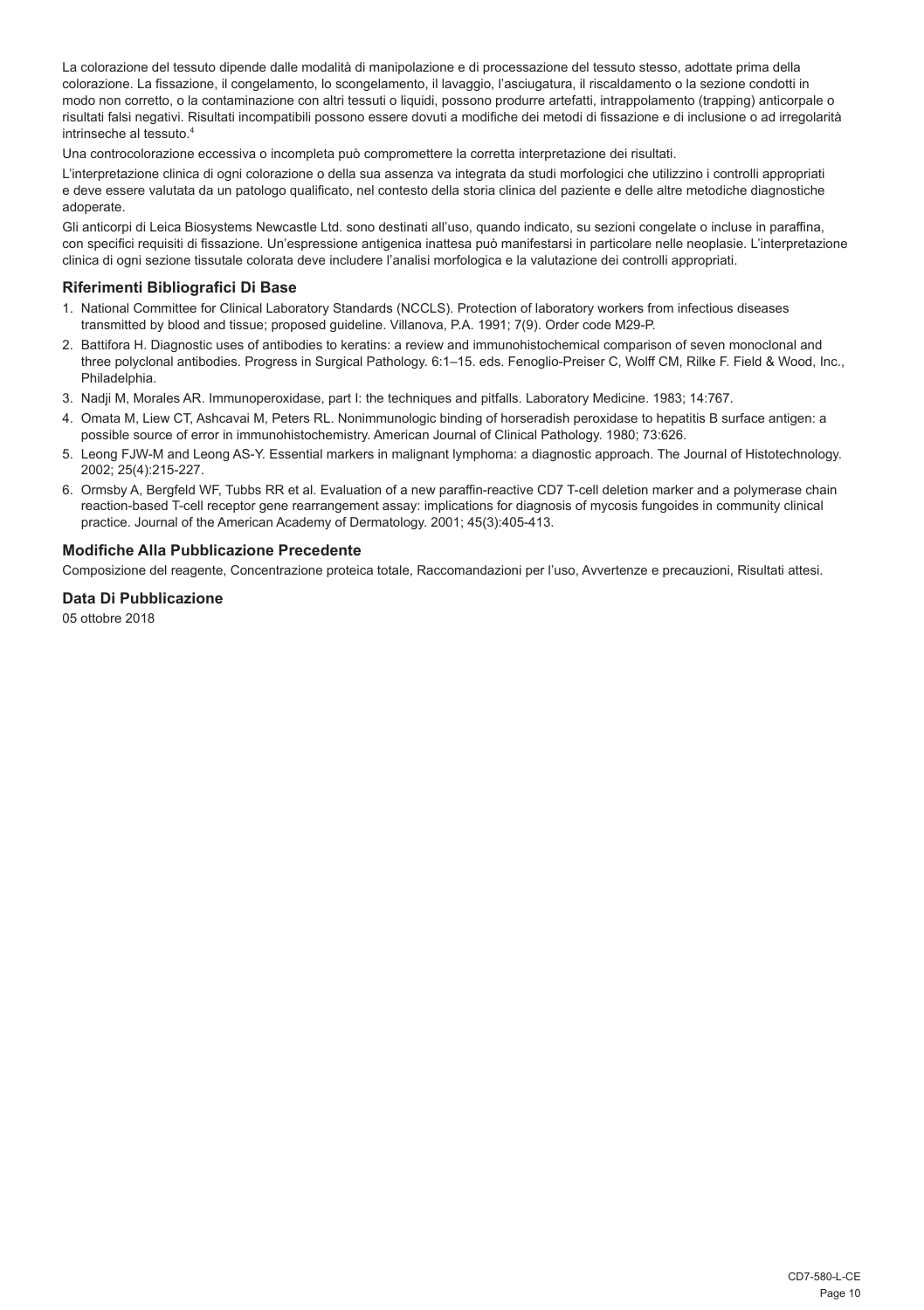La colorazione del tessuto dipende dalle modalità di manipolazione e di processazione del tessuto stesso, adottate prima della colorazione. La fissazione, il congelamento, lo scongelamento, il lavaggio, l'asciugatura, il riscaldamento o la sezione condotti in modo non corretto, o la contaminazione con altri tessuti o liquidi, possono produrre artefatti, intrappolamento (trapping) anticorpale o risultati falsi negativi. Risultati incompatibili possono essere dovuti a modifiche dei metodi di fissazione e di inclusione o ad irregolarità intrinseche al tessuto.[4]

Una controcolorazione eccessiva o incompleta può compromettere la corretta interpretazione dei risultati.

L'interpretazione clinica di ogni colorazione o della sua assenza va integrata da studi morfologici che utilizzino i controlli appropriati e deve essere valutata da un patologo qualificato, nel contesto della storia clinica del paziente e delle altre metodiche diagnostiche adoperate.

Gli anticorpi di Leica Biosystems Newcastle Ltd. sono destinati all'uso, quando indicato, su sezioni congelate o incluse in paraffina, con specifici requisiti di fissazione. Un'espressione antigenica inattesa può manifestarsi in particolare nelle neoplasie. L'interpretazione clinica di ogni sezione tissutale colorata deve includere l'analisi morfologica e la valutazione dei controlli appropriati.

## Riferimenti Bibliografici Di Base

1. National Committee for Clinical Laboratory Standards (NCCLS). Protection of laboratory workers from infectious diseases transmitted by blood and tissue; proposed guideline. Villanova, P.A. 1991; 7(9). Order code M29-P.
2. Battifora H. Diagnostic uses of antibodies to keratins: a review and immunohistochemical comparison of seven monoclonal and three polyclonal antibodies. Progress in Surgical Pathology. 6:1–15. eds. Fenoglio-Preiser C, Wolff CM, Rilke F. Field & Wood, Inc., Philadelphia.
3. Nadji M, Morales AR. Immunoperoxidase, part I: the techniques and pitfalls. Laboratory Medicine. 1983; 14:767.
4. Omata M, Liew CT, Ashcavai M, Peters RL. Nonimmunologic binding of horseradish peroxidase to hepatitis B surface antigen: a possible source of error in immunohistochemistry. American Journal of Clinical Pathology. 1980; 73:626.
5. Leong FJW-M and Leong AS-Y. Essential markers in malignant lymphoma: a diagnostic approach. The Journal of Histotechnology. 2002; 25(4):215-227.
6. Ormsby A, Bergfeld WF, Tubbs RR et al. Evaluation of a new paraffin-reactive CD7 T-cell deletion marker and a polymerase chain reaction-based T-cell receptor gene rearrangement assay: implications for diagnosis of mycosis fungoides in community clinical practice. Journal of the American Academy of Dermatology. 2001; 45(3):405-413.

## Modifiche Alla Pubblicazione Precedente

Composizione del reagente, Concentrazione proteica totale, Raccomandazioni per l'uso, Avvertenze e precauzioni, Risultati attesi.

## Data Di Pubblicazione

05 ottobre 2018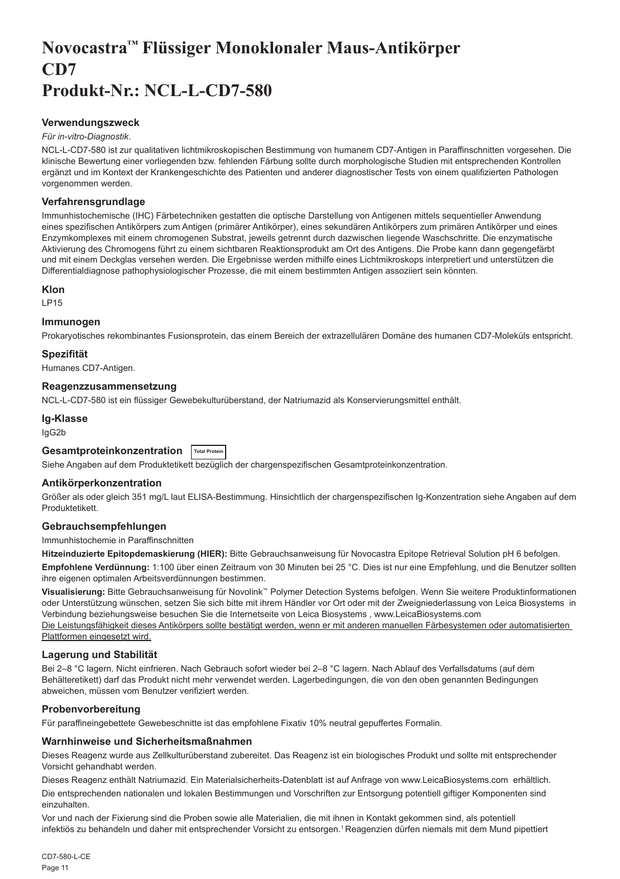# Novocastra™ Flüssiger Monoklonaler Maus-Antikörper CD7
# Produkt-Nr.: NCL-L-CD7-580

## Verwendungszweck

*Für in-vitro-Diagnostik*.

NCL-L-CD7-580 ist zur qualitativen lichtmikroskopischen Bestimmung von humanem CD7-Antigen in Paraffinschnitten vorgesehen. Die klinische Bewertung einer vorliegenden bzw. fehlenden Färbung sollte durch morphologische Studien mit entsprechenden Kontrollen ergänzt und im Kontext der Krankengeschichte des Patienten und anderer diagnostischer Tests von einem qualifizierten Pathologen vorgenommen werden.

## Verfahrensgrundlage

Immunhistochemische (IHC) Färbetechniken gestatten die optische Darstellung von Antigenen mittels sequentieller Anwendung eines spezifischen Antikörpers zum Antigen (primärer Antikörper), eines sekundären Antikörpers zum primären Antikörper und eines Enzymkomplexes mit einem chromogenen Substrat, jeweils getrennt durch dazwischen liegende Waschschritte. Die enzymatische Aktivierung des Chromogens führt zu einem sichtbaren Reaktionsprodukt am Ort des Antigens. Die Probe kann dann gegengefärbt und mit einem Deckglas versehen werden. Die Ergebnisse werden mithilfe eines Lichtmikroskops interpretiert und unterstützen die Differentialdiagnose pathophysiologischer Prozesse, die mit einem bestimmten Antigen assoziiert sein könnten.

## Klon

LP15

## Immunogen

Prokaryotisches rekombinantes Fusionsprotein, das einem Bereich der extrazellulären Domäne des humanen CD7-Moleküls entspricht.

## Spezifität

Humanes CD7-Antigen.

## Reagenzzusammensetzung

NCL-L-CD7-580 ist ein flüssiger Gewebekulturüberstand, der Natriumazid als Konservierungsmittel enthält.

## Ig-Klasse

IgG2b

## Gesamtproteinkonzentration Total Protein

Siehe Angaben auf dem Produktetikett bezüglich der chargenspezifischen Gesamtproteinkonzentration.

## Antikörperkonzentration

Größer als oder gleich 351 mg/L laut ELISA-Bestimmung. Hinsichtlich der chargenspezifischen Ig-Konzentration siehe Angaben auf dem Produktetikett.

## Gebrauchsempfehlungen

Immunhistochemie in Paraffinschnitten

**Hitzeinduzierte Epitopdemaskierung (HIER):** Bitte Gebrauchsanweisung für Novocastra Epitope Retrieval Solution pH 6 befolgen.

**Empfohlene Verdünnung:** 1:100 über einen Zeitraum von 30 Minuten bei 25 °C. Dies ist nur eine Empfehlung, und die Benutzer sollten ihre eigenen optimalen Arbeitsverdünnungen bestimmen.

**Visualisierung:** Bitte Gebrauchsanweisung für Novolink™ Polymer Detection Systems befolgen. Wenn Sie weitere Produktinformationen oder Unterstützung wünschen, setzen Sie sich bitte mit ihrem Händler vor Ort oder mit der Zweigniederlassung von Leica Biosystems in Verbindung beziehungsweise besuchen Sie die Internetseite von Leica Biosystems , www.LeicaBiosystems.com

Die Leistungsfähigkeit dieses Antikörpers sollte bestätigt werden, wenn er mit anderen manuellen Färbesystemen oder automatisierten Plattformen eingesetzt wird.

## Lagerung und Stabilität

Bei 2–8 °C lagern. Nicht einfrieren. Nach Gebrauch sofort wieder bei 2–8 °C lagern. Nach Ablauf des Verfallsdatums (auf dem Behälteretikett) darf das Produkt nicht mehr verwendet werden. Lagerbedingungen, die von den oben genannten Bedingungen abweichen, müssen vom Benutzer verifiziert werden.

## Probenvorbereitung

Für paraffineingebettete Gewebeschnitte ist das empfohlene Fixativ 10% neutral gepuffertes Formalin.

## Warnhinweise und Sicherheitsmaßnahmen

Dieses Reagenz wurde aus Zellkulturüberstand zubereitet. Das Reagenz ist ein biologisches Produkt und sollte mit entsprechender Vorsicht gehandhabt werden.

Dieses Reagenz enthält Natriumazid. Ein Materialsicherheits-Datenblatt ist auf Anfrage von www.LeicaBiosystems.com erhältlich.

Die entsprechenden nationalen und lokalen Bestimmungen und Vorschriften zur Entsorgung potentiell giftiger Komponenten sind einzuhalten.

Vor und nach der Fixierung sind die Proben sowie alle Materialien, die mit ihnen in Kontakt gekommen sind, als potentiell infektiös zu behandeln und daher mit entsprechender Vorsicht zu entsorgen.[1] Reagenzien dürfen niemals mit dem Mund pipettiert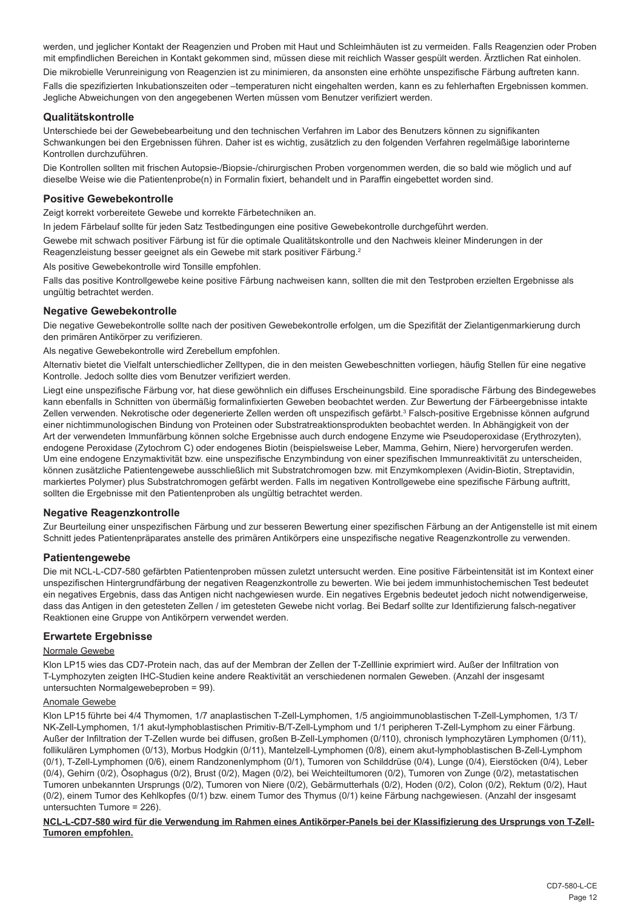werden, und jeglicher Kontakt der Reagenzien und Proben mit Haut und Schleimhäuten ist zu vermeiden. Falls Reagenzien oder Proben mit empfindlichen Bereichen in Kontakt gekommen sind, müssen diese mit reichlich Wasser gespült werden. Ärztlichen Rat einholen.

Die mikrobielle Verunreinigung von Reagenzien ist zu minimieren, da ansonsten eine erhöhte unspezifische Färbung auftreten kann.

Falls die spezifizierten Inkubationszeiten oder –temperaturen nicht eingehalten werden, kann es zu fehlerhaften Ergebnissen kommen. Jegliche Abweichungen von den angegebenen Werten müssen vom Benutzer verifiziert werden.

## Qualitätskontrolle

Unterschiede bei der Gewebebearbeitung und den technischen Verfahren im Labor des Benutzers können zu signifikanten Schwankungen bei den Ergebnissen führen. Daher ist es wichtig, zusätzlich zu den folgenden Verfahren regelmäßige laborinterne Kontrollen durchzuführen.

Die Kontrollen sollten mit frischen Autopsie-/Biopsie-/chirurgischen Proben vorgenommen werden, die so bald wie möglich und auf dieselbe Weise wie die Patientenprobe(n) in Formalin fixiert, behandelt und in Paraffin eingebettet worden sind.

## Positive Gewebekontrolle

Zeigt korrekt vorbereitete Gewebe und korrekte Färbetechniken an.

In jedem Färbelauf sollte für jeden Satz Testbedingungen eine positive Gewebekontrolle durchgeführt werden.

Gewebe mit schwach positiver Färbung ist für die optimale Qualitätskontrolle und den Nachweis kleiner Minderungen in der Reagenzleistung besser geeignet als ein Gewebe mit stark positiver Färbung.[2]

Als positive Gewebekontrolle wird Tonsille empfohlen.

Falls das positive Kontrollgewebe keine positive Färbung nachweisen kann, sollten die mit den Testproben erzielten Ergebnisse als ungültig betrachtet werden.

## Negative Gewebekontrolle

Die negative Gewebekontrolle sollte nach der positiven Gewebekontrolle erfolgen, um die Spezifität der Zielantigenmarkierung durch den primären Antikörper zu verifizieren.

Als negative Gewebekontrolle wird Zerebellum empfohlen.

Alternativ bietet die Vielfalt unterschiedlicher Zelltypen, die in den meisten Gewebeschnitten vorliegen, häufig Stellen für eine negative Kontrolle. Jedoch sollte dies vom Benutzer verifiziert werden.

Liegt eine unspezifische Färbung vor, hat diese gewöhnlich ein diffuses Erscheinungsbild. Eine sporadische Färbung des Bindegewebes kann ebenfalls in Schnitten von übermäßig formalinfixierten Geweben beobachtet werden. Zur Bewertung der Färbeergebnisse intakte Zellen verwenden. Nekrotische oder degenerierte Zellen werden oft unspezifisch gefärbt.[3] Falsch-positive Ergebnisse können aufgrund einer nichtimmunologischen Bindung von Proteinen oder Substratreaktionsprodukten beobachtet werden. In Abhängigkeit von der Art der verwendeten Immunfärbung können solche Ergebnisse auch durch endogene Enzyme wie Pseudoperoxidase (Erythrozyten), endogene Peroxidase (Zytochrom C) oder endogenes Biotin (beispielsweise Leber, Mamma, Gehirn, Niere) hervorgerufen werden. Um eine endogene Enzymaktivität bzw. eine unspezifische Enzymbindung von einer spezifischen Immunreaktivität zu unterscheiden, können zusätzliche Patientengewebe ausschließlich mit Substratchromogen bzw. mit Enzymkomplexen (Avidin-Biotin, Streptavidin, markiertes Polymer) plus Substratchromogen gefärbt werden. Falls im negativen Kontrollgewebe eine spezifische Färbung auftritt, sollten die Ergebnisse mit den Patientenproben als ungültig betrachtet werden.

## Negative Reagenzkontrolle

Zur Beurteilung einer unspezifischen Färbung und zur besseren Bewertung einer spezifischen Färbung an der Antigenstelle ist mit einem Schnitt jedes Patientenpräparates anstelle des primären Antikörpers eine unspezifische negative Reagenzkontrolle zu verwenden.

## Patientengewebe

Die mit NCL-L-CD7-580 gefärbten Patientenproben müssen zuletzt untersucht werden. Eine positive Färbeintensität ist im Kontext einer unspezifischen Hintergrundfärbung der negativen Reagenzkontrolle zu bewerten. Wie bei jedem immunhistochemischen Test bedeutet ein negatives Ergebnis, dass das Antigen nicht nachgewiesen wurde. Ein negatives Ergebnis bedeutet jedoch nicht notwendigerweise, dass das Antigen in den getesteten Zellen / im getesteten Gewebe nicht vorlag. Bei Bedarf sollte zur Identifizierung falsch-negativer Reaktionen eine Gruppe von Antikörpern verwendet werden.

## Erwartete Ergebnisse

### Normale Gewebe

Klon LP15 wies das CD7-Protein nach, das auf der Membran der Zellen der T-Zelllinie exprimiert wird. Außer der Infiltration von T-Lymphozyten zeigten IHC-Studien keine andere Reaktivität an verschiedenen normalen Geweben. (Anzahl der insgesamt untersuchten Normalgewebeproben = 99).

### Anomale Gewebe

Klon LP15 führte bei 4/4 Thymomen, 1/7 anaplastischen T-Zell-Lymphomen, 1/5 angioimmunoblastischen T-Zell-Lymphomen, 1/3 T/NK-Zell-Lymphomen, 1/1 akut-lymphoblastischen Primitiv-B/T-Zell-Lymphom und 1/1 peripheren T-Zell-Lymphom zu einer Färbung. Außer der Infiltration der T-Zellen wurde bei diffusen, großen B-Zell-Lymphomen (0/110), chronisch lymphozytären Lymphomen (0/11), follikulären Lymphomen (0/13), Morbus Hodgkin (0/11), Mantelzell-Lymphomen (0/8), einem akut-lymphoblastischen B-Zell-Lymphom (0/1), T-Zell-Lymphomen (0/6), einem Randzonenlymphom (0/1), Tumoren von Schilddrüse (0/4), Lunge (0/4), Eierstöcken (0/4), Leber (0/4), Gehirn (0/2), Ösophagus (0/2), Brust (0/2), Magen (0/2), bei Weichteiltumoren (0/2), Tumoren von Zunge (0/2), metastatischen Tumoren unbekannten Ursprungs (0/2), Tumoren von Niere (0/2), Gebärmutterhals (0/2), Hoden (0/2), Colon (0/2), Rektum (0/2), Haut (0/2), einem Tumor des Kehlkopfes (0/1) bzw. einem Tumor des Thymus (0/1) keine Färbung nachgewiesen. (Anzahl der insgesamt untersuchten Tumore = 226).

**NCL-L-CD7-580 wird für die Verwendung im Rahmen eines Antikörper-Panels bei der Klassifizierung des Ursprungs von T-Zell-Tumoren empfohlen.**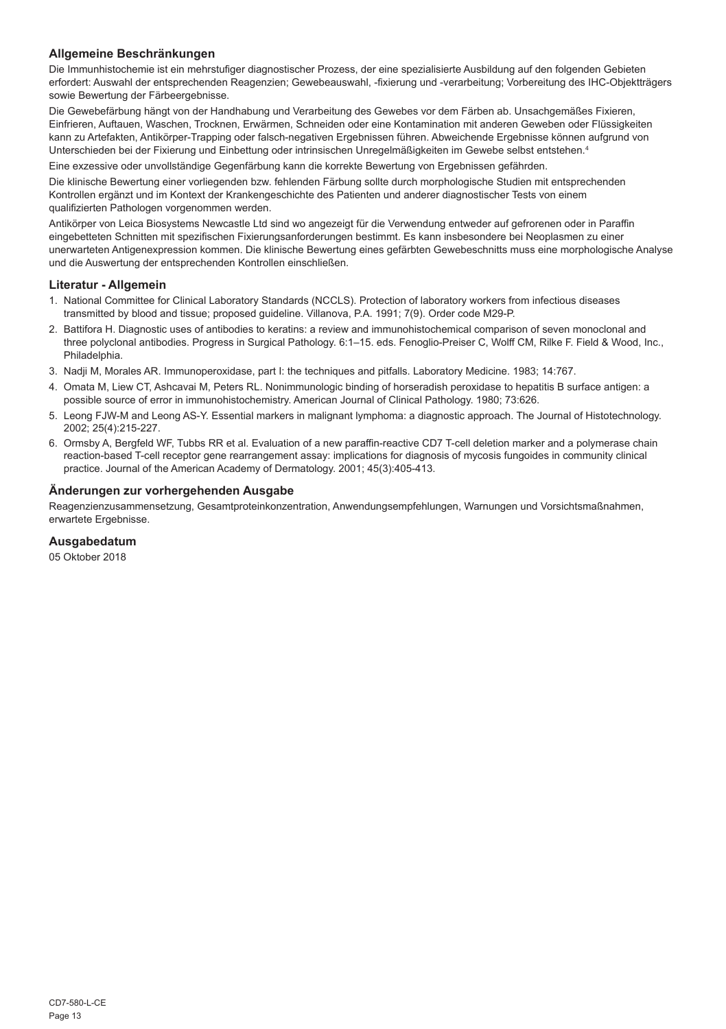## Allgemeine Beschränkungen

Die Immunhistochemie ist ein mehrstufiger diagnostischer Prozess, der eine spezialisierte Ausbildung auf den folgenden Gebieten erfordert: Auswahl der entsprechenden Reagenzien; Gewebeauswahl, -fixierung und -verarbeitung; Vorbereitung des IHC-Objektträgers sowie Bewertung der Färbeergebnisse.

Die Gewebefärbung hängt von der Handhabung und Verarbeitung des Gewebes vor dem Färben ab. Unsachgemäßes Fixieren, Einfrieren, Auftauen, Waschen, Trocknen, Erwärmen, Schneiden oder eine Kontamination mit anderen Geweben oder Flüssigkeiten kann zu Artefakten, Antikörper-Trapping oder falsch-negativen Ergebnissen führen. Abweichende Ergebnisse können aufgrund von Unterschieden bei der Fixierung und Einbettung oder intrinsischen Unregelmäßigkeiten im Gewebe selbst entstehen.[4]

Eine exzessive oder unvollständige Gegenfärbung kann die korrekte Bewertung von Ergebnissen gefährden.

Die klinische Bewertung einer vorliegenden bzw. fehlenden Färbung sollte durch morphologische Studien mit entsprechenden Kontrollen ergänzt und im Kontext der Krankengeschichte des Patienten und anderer diagnostischer Tests von einem qualifizierten Pathologen vorgenommen werden.

Antikörper von Leica Biosystems Newcastle Ltd sind wo angezeigt für die Verwendung entweder auf gefrorenen oder in Paraffin eingebetteten Schnitten mit spezifischen Fixierungsanforderungen bestimmt. Es kann insbesondere bei Neoplasmen zu einer unerwarteten Antigenexpression kommen. Die klinische Bewertung eines gefärbten Gewebeschnitts muss eine morphologische Analyse und die Auswertung der entsprechenden Kontrollen einschließen.

## Literatur - Allgemein

1. National Committee for Clinical Laboratory Standards (NCCLS). Protection of laboratory workers from infectious diseases transmitted by blood and tissue; proposed guideline. Villanova, P.A. 1991; 7(9). Order code M29-P.
2. Battifora H. Diagnostic uses of antibodies to keratins: a review and immunohistochemical comparison of seven monoclonal and three polyclonal antibodies. Progress in Surgical Pathology. 6:1–15. eds. Fenoglio-Preiser C, Wolff CM, Rilke F. Field & Wood, Inc., Philadelphia.
3. Nadji M, Morales AR. Immunoperoxidase, part I: the techniques and pitfalls. Laboratory Medicine. 1983; 14:767.
4. Omata M, Liew CT, Ashcavai M, Peters RL. Nonimmunologic binding of horseradish peroxidase to hepatitis B surface antigen: a possible source of error in immunohistochemistry. American Journal of Clinical Pathology. 1980; 73:626.
5. Leong FJW-M and Leong AS-Y. Essential markers in malignant lymphoma: a diagnostic approach. The Journal of Histotechnology. 2002; 25(4):215-227.
6. Ormsby A, Bergfeld WF, Tubbs RR et al. Evaluation of a new paraffin-reactive CD7 T-cell deletion marker and a polymerase chain reaction-based T-cell receptor gene rearrangement assay: implications for diagnosis of mycosis fungoides in community clinical practice. Journal of the American Academy of Dermatology. 2001; 45(3):405-413.

## Änderungen zur vorhergehenden Ausgabe

Reagenzienzusammensetzung, Gesamtproteinkonzentration, Anwendungsempfehlungen, Warnungen und Vorsichtsmaßnahmen, erwartete Ergebnisse.

## Ausgabedatum

05 Oktober 2018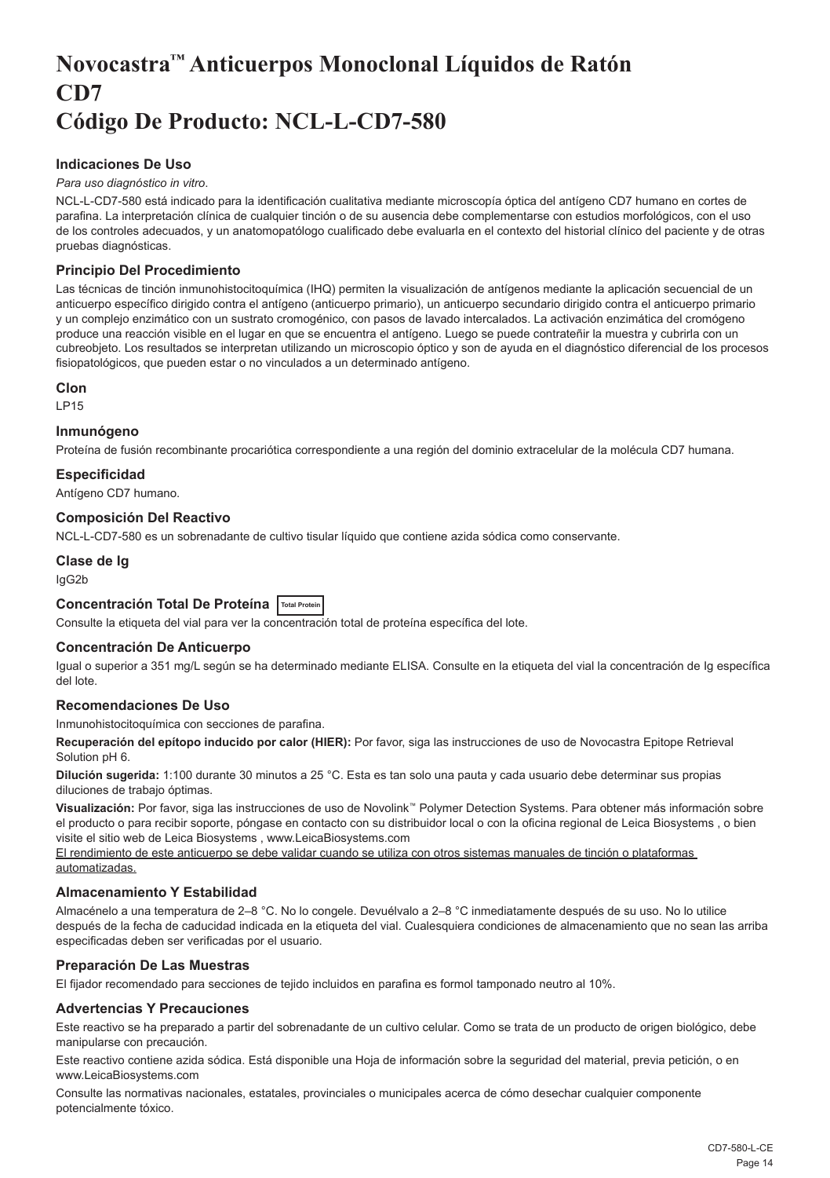# Novocastra™ Anticuerpos Monoclonal Líquidos de Ratón CD7
# Código De Producto: NCL-L-CD7-580

### Indicaciones De Uso

*Para uso diagnóstico in vitro*.

NCL-L-CD7-580 está indicado para la identificación cualitativa mediante microscopía óptica del antígeno CD7 humano en cortes de parafina. La interpretación clínica de cualquier tinción o de su ausencia debe complementarse con estudios morfológicos, con el uso de los controles adecuados, y un anatomopatólogo cualificado debe evaluarla en el contexto del historial clínico del paciente y de otras pruebas diagnósticas.

### Principio Del Procedimiento

Las técnicas de tinción inmunohistocitoquímica (IHQ) permiten la visualización de antígenos mediante la aplicación secuencial de un anticuerpo específico dirigido contra el antígeno (anticuerpo primario), un anticuerpo secundario dirigido contra el anticuerpo primario y un complejo enzimático con un sustrato cromogénico, con pasos de lavado intercalados. La activación enzimática del cromógeno produce una reacción visible en el lugar en que se encuentra el antígeno. Luego se puede contrateñir la muestra y cubrirla con un cubreobjeto. Los resultados se interpretan utilizando un microscopio óptico y son de ayuda en el diagnóstico diferencial de los procesos fisiopatológicos, que pueden estar o no vinculados a un determinado antígeno.

### Clon

LP15

### Inmunógeno

Proteína de fusión recombinante procariótica correspondiente a una región del dominio extracelular de la molécula CD7 humana.

### Especificidad

Antígeno CD7 humano.

### Composición Del Reactivo

NCL-L-CD7-580 es un sobrenadante de cultivo tisular líquido que contiene azida sódica como conservante.

### Clase de Ig

IgG2b

### Concentración Total De Proteína Total Protein

Consulte la etiqueta del vial para ver la concentración total de proteína específica del lote.

### Concentración De Anticuerpo

Igual o superior a 351 mg/L según se ha determinado mediante ELISA. Consulte en la etiqueta del vial la concentración de Ig específica del lote.

### Recomendaciones De Uso

Inmunohistocitoquímica con secciones de parafina.

**Recuperación del epítopo inducido por calor (HIER):** Por favor, siga las instrucciones de uso de Novocastra Epitope Retrieval Solution pH 6.

**Dilución sugerida:** 1:100 durante 30 minutos a 25 °C. Esta es tan solo una pauta y cada usuario debe determinar sus propias diluciones de trabajo óptimas.

**Visualización:** Por favor, siga las instrucciones de uso de Novolink™ Polymer Detection Systems. Para obtener más información sobre el producto o para recibir soporte, póngase en contacto con su distribuidor local o con la oficina regional de Leica Biosystems , o bien visite el sitio web de Leica Biosystems , www.LeicaBiosystems.com

El rendimiento de este anticuerpo se debe validar cuando se utiliza con otros sistemas manuales de tinción o plataformas automatizadas.

### Almacenamiento Y Estabilidad

Almacénelo a una temperatura de 2–8 °C. No lo congele. Devuélvalo a 2–8 °C inmediatamente después de su uso. No lo utilice después de la fecha de caducidad indicada en la etiqueta del vial. Cualesquiera condiciones de almacenamiento que no sean las arriba especificadas deben ser verificadas por el usuario.

### Preparación De Las Muestras

El fijador recomendado para secciones de tejido incluidos en parafina es formol tamponado neutro al 10%.

### Advertencias Y Precauciones

Este reactivo se ha preparado a partir del sobrenadante de un cultivo celular. Como se trata de un producto de origen biológico, debe manipularse con precaución.

Este reactivo contiene azida sódica. Está disponible una Hoja de información sobre la seguridad del material, previa petición, o en www.LeicaBiosystems.com

Consulte las normativas nacionales, estatales, provinciales o municipales acerca de cómo desechar cualquier componente potencialmente tóxico.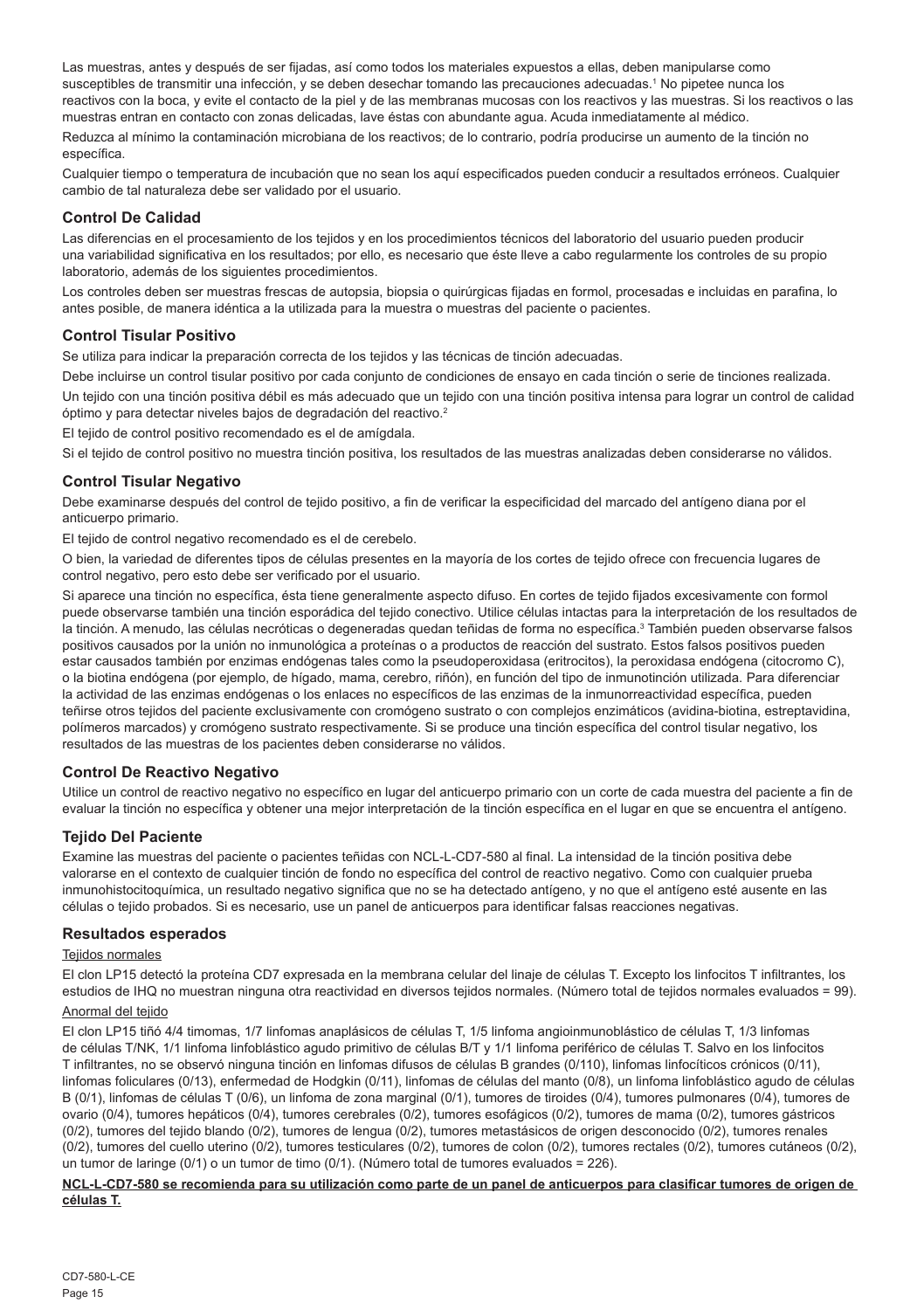Las muestras, antes y después de ser fijadas, así como todos los materiales expuestos a ellas, deben manipularse como susceptibles de transmitir una infección, y se deben desechar tomando las precauciones adecuadas.[1] No pipetee nunca los reactivos con la boca, y evite el contacto de la piel y de las membranas mucosas con los reactivos y las muestras. Si los reactivos o las muestras entran en contacto con zonas delicadas, lave éstas con abundante agua. Acuda inmediatamente al médico.

Reduzca al mínimo la contaminación microbiana de los reactivos; de lo contrario, podría producirse un aumento de la tinción no específica.

Cualquier tiempo o temperatura de incubación que no sean los aquí especificados pueden conducir a resultados erróneos. Cualquier cambio de tal naturaleza debe ser validado por el usuario.

## Control De Calidad

Las diferencias en el procesamiento de los tejidos y en los procedimientos técnicos del laboratorio del usuario pueden producir una variabilidad significativa en los resultados; por ello, es necesario que éste lleve a cabo regularmente los controles de su propio laboratorio, además de los siguientes procedimientos.

Los controles deben ser muestras frescas de autopsia, biopsia o quirúrgicas fijadas en formol, procesadas e incluidas en parafina, lo antes posible, de manera idéntica a la utilizada para la muestra o muestras del paciente o pacientes.

## Control Tisular Positivo

Se utiliza para indicar la preparación correcta de los tejidos y las técnicas de tinción adecuadas.

Debe incluirse un control tisular positivo por cada conjunto de condiciones de ensayo en cada tinción o serie de tinciones realizada.

Un tejido con una tinción positiva débil es más adecuado que un tejido con una tinción positiva intensa para lograr un control de calidad óptimo y para detectar niveles bajos de degradación del reactivo.[2]

El tejido de control positivo recomendado es el de amígdala.

Si el tejido de control positivo no muestra tinción positiva, los resultados de las muestras analizadas deben considerarse no válidos.

## Control Tisular Negativo

Debe examinarse después del control de tejido positivo, a fin de verificar la especificidad del marcado del antígeno diana por el anticuerpo primario.

El tejido de control negativo recomendado es el de cerebelo.

O bien, la variedad de diferentes tipos de células presentes en la mayoría de los cortes de tejido ofrece con frecuencia lugares de control negativo, pero esto debe ser verificado por el usuario.

Si aparece una tinción no específica, ésta tiene generalmente aspecto difuso. En cortes de tejido fijados excesivamente con formol puede observarse también una tinción esporádica del tejido conectivo. Utilice células intactas para la interpretación de los resultados de la tinción. A menudo, las células necróticas o degeneradas quedan teñidas de forma no específica.[3] También pueden observarse falsos positivos causados por la unión no inmunológica a proteínas o a productos de reacción del sustrato. Estos falsos positivos pueden estar causados también por enzimas endógenas tales como la pseudoperoxidasa (eritrocitos), la peroxidasa endógena (citocromo C), o la biotina endógena (por ejemplo, de hígado, mama, cerebro, riñón), en función del tipo de inmunotinción utilizada. Para diferenciar la actividad de las enzimas endógenas o los enlaces no específicos de las enzimas de la inmunorreactividad específica, pueden teñirse otros tejidos del paciente exclusivamente con cromógeno sustrato o con complejos enzimáticos (avidina-biotina, estreptavidina, polímeros marcados) y cromógeno sustrato respectivamente. Si se produce una tinción específica del control tisular negativo, los resultados de las muestras de los pacientes deben considerarse no válidos.

## Control De Reactivo Negativo

Utilice un control de reactivo negativo no específico en lugar del anticuerpo primario con un corte de cada muestra del paciente a fin de evaluar la tinción no específica y obtener una mejor interpretación de la tinción específica en el lugar en que se encuentra el antígeno.

## Tejido Del Paciente

Examine las muestras del paciente o pacientes teñidas con NCL-L-CD7-580 al final. La intensidad de la tinción positiva debe valorarse en el contexto de cualquier tinción de fondo no específica del control de reactivo negativo. Como con cualquier prueba inmunohistocitoquímica, un resultado negativo significa que no se ha detectado antígeno, y no que el antígeno esté ausente en las células o tejido probados. Si es necesario, use un panel de anticuerpos para identificar falsas reacciones negativas.

## Resultados esperados

### Tejidos normales

El clon LP15 detectó la proteína CD7 expresada en la membrana celular del linaje de células T. Excepto los linfocitos T infiltrantes, los estudios de IHQ no muestran ninguna otra reactividad en diversos tejidos normales. (Número total de tejidos normales evaluados = 99).

### Anormal del tejido

El clon LP15 tiñó 4/4 timomas, 1/7 linfomas anaplásicos de células T, 1/5 linfoma angioinmunoblástico de células T, 1/3 linfomas de células T/NK, 1/1 linfoma linfoblástico agudo primitivo de células B/T y 1/1 linfoma periférico de células T. Salvo en los linfocitos T infiltrantes, no se observó ninguna tinción en linfomas difusos de células B grandes (0/110), linfomas linfocíticos crónicos (0/11), linfomas foliculares (0/13), enfermedad de Hodgkin (0/11), linfomas de células del manto (0/8), un linfoma linfoblástico agudo de células B (0/1), linfomas de células T (0/6), un linfoma de zona marginal (0/1), tumores de tiroides (0/4), tumores pulmonares (0/4), tumores de ovario (0/4), tumores hepáticos (0/4), tumores cerebrales (0/2), tumores esofágicos (0/2), tumores de mama (0/2), tumores gástricos (0/2), tumores del tejido blando (0/2), tumores de lengua (0/2), tumores metastásicos de origen desconocido (0/2), tumores renales (0/2), tumores del cuello uterino (0/2), tumores testiculares (0/2), tumores de colon (0/2), tumores rectales (0/2), tumores cutáneos (0/2), un tumor de laringe (0/1) o un tumor de timo (0/1). (Número total de tumores evaluados = 226).

**NCL-L-CD7-580 se recomienda para su utilización como parte de un panel de anticuerpos para clasificar tumores de origen de células T.**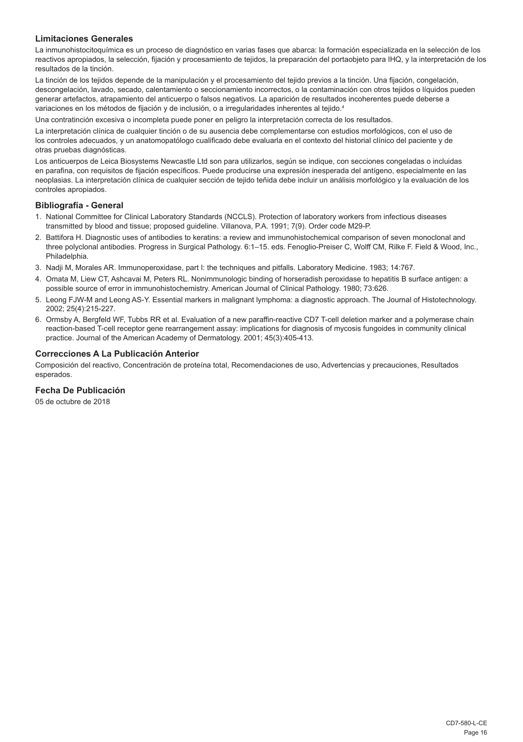## Limitaciones Generales

La inmunohistocitoquímica es un proceso de diagnóstico en varias fases que abarca: la formación especializada en la selección de los reactivos apropiados, la selección, fijación y procesamiento de tejidos, la preparación del portaobjeto para IHQ, y la interpretación de los resultados de la tinción.

La tinción de los tejidos depende de la manipulación y el procesamiento del tejido previos a la tinción. Una fijación, congelación, descongelación, lavado, secado, calentamiento o seccionamiento incorrectos, o la contaminación con otros tejidos o líquidos pueden generar artefactos, atrapamiento del anticuerpo o falsos negativos. La aparición de resultados incoherentes puede deberse a variaciones en los métodos de fijación y de inclusión, o a irregularidades inherentes al tejido.[4]

Una contratinción excesiva o incompleta puede poner en peligro la interpretación correcta de los resultados.

La interpretación clínica de cualquier tinción o de su ausencia debe complementarse con estudios morfológicos, con el uso de los controles adecuados, y un anatomopatólogo cualificado debe evaluarla en el contexto del historial clínico del paciente y de otras pruebas diagnósticas.

Los anticuerpos de Leica Biosystems Newcastle Ltd son para utilizarlos, según se indique, con secciones congeladas o incluidas en parafina, con requisitos de fijación específicos. Puede producirse una expresión inesperada del antígeno, especialmente en las neoplasias. La interpretación clínica de cualquier sección de tejido teñida debe incluir un análisis morfológico y la evaluación de los controles apropiados.

## Bibliografía - General

1. National Committee for Clinical Laboratory Standards (NCCLS). Protection of laboratory workers from infectious diseases transmitted by blood and tissue; proposed guideline. Villanova, P.A. 1991; 7(9). Order code M29-P.
2. Battifora H. Diagnostic uses of antibodies to keratins: a review and immunohistochemical comparison of seven monoclonal and three polyclonal antibodies. Progress in Surgical Pathology. 6:1–15. eds. Fenoglio-Preiser C, Wolff CM, Rilke F. Field & Wood, Inc., Philadelphia.
3. Nadji M, Morales AR. Immunoperoxidase, part I: the techniques and pitfalls. Laboratory Medicine. 1983; 14:767.
4. Omata M, Liew CT, Ashcavai M, Peters RL. Nonimmunologic binding of horseradish peroxidase to hepatitis B surface antigen: a possible source of error in immunohistochemistry. American Journal of Clinical Pathology. 1980; 73:626.
5. Leong FJW-M and Leong AS-Y. Essential markers in malignant lymphoma: a diagnostic approach. The Journal of Histotechnology. 2002; 25(4):215-227.
6. Ormsby A, Bergfeld WF, Tubbs RR et al. Evaluation of a new paraffin-reactive CD7 T-cell deletion marker and a polymerase chain reaction-based T-cell receptor gene rearrangement assay: implications for diagnosis of mycosis fungoides in community clinical practice. Journal of the American Academy of Dermatology. 2001; 45(3):405-413.

## Correcciones A La Publicación Anterior

Composición del reactivo, Concentración de proteína total, Recomendaciones de uso, Advertencias y precauciones, Resultados esperados.

## Fecha De Publicación

05 de octubre de 2018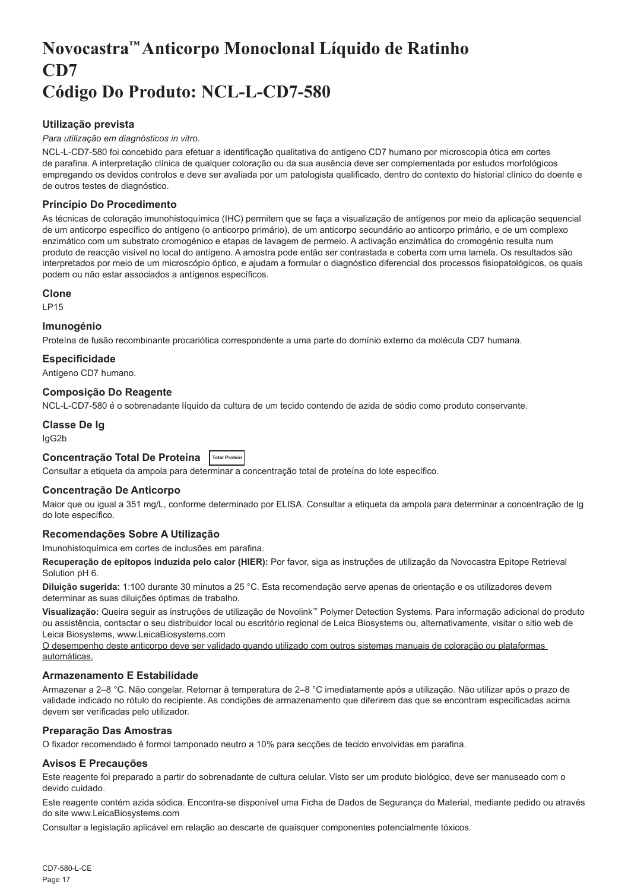# Novocastra™ Anticorpo Monoclonal Líquido de Ratinho CD7 Código Do Produto: NCL-L-CD7-580

## Utilização prevista

*Para utilização em diagnósticos in vitro*.

NCL-L-CD7-580 foi concebido para efetuar a identificação qualitativa do antígeno CD7 humano por microscopia ótica em cortes de parafina. A interpretação clínica de qualquer coloração ou da sua ausência deve ser complementada por estudos morfológicos empregando os devidos controlos e deve ser avaliada por um patologista qualificado, dentro do contexto do historial clínico do doente e de outros testes de diagnóstico.

## Princípio Do Procedimento

As técnicas de coloração imunohistoquímica (IHC) permitem que se faça a visualização de antígenos por meio da aplicação sequencial de um anticorpo específico do antígeno (o anticorpo primário), de um anticorpo secundário ao anticorpo primário, e de um complexo enzimático com um substrato cromogénico e etapas de lavagem de permeio. A activação enzimática do cromogénio resulta num produto de reacção visível no local do antígeno. A amostra pode então ser contrastada e coberta com uma lamela. Os resultados são interpretados por meio de um microscópio óptico, e ajudam a formular o diagnóstico diferencial dos processos fisiopatológicos, os quais podem ou não estar associados a antígenos específicos.

## Clone

LP15

## Imunogénio

Proteína de fusão recombinante procariótica correspondente a uma parte do domínio externo da molécula CD7 humana.

## Especificidade

Antígeno CD7 humano.

## Composição Do Reagente

NCL-L-CD7-580 é o sobrenadante líquido da cultura de um tecido contendo de azida de sódio como produto conservante.

## Classe De Ig

IgG2b

## Concentração Total De Proteína Total Protein

Consultar a etiqueta da ampola para determinar a concentração total de proteína do lote específico.

## Concentração De Anticorpo

Maior que ou igual a 351 mg/L, conforme determinado por ELISA. Consultar a etiqueta da ampola para determinar a concentração de Ig do lote específico.

## Recomendações Sobre A Utilização

Imunohistoquímica em cortes de inclusões em parafina.

**Recuperação de epítopos induzida pelo calor (HIER):** Por favor, siga as instruções de utilização da Novocastra Epitope Retrieval Solution pH 6.

**Diluição sugerida:** 1:100 durante 30 minutos a 25 °C. Esta recomendação serve apenas de orientação e os utilizadores devem determinar as suas diluições óptimas de trabalho.

**Visualização:** Queira seguir as instruções de utilização de Novolink™ Polymer Detection Systems. Para informação adicional do produto ou assistência, contactar o seu distribuidor local ou escritório regional de Leica Biosystems ou, alternativamente, visitar o sitio web de Leica Biosystems, www.LeicaBiosystems.com

<u>O desempenho deste anticorpo deve ser validado quando utilizado com outros sistemas manuais de coloração ou plataformas automáticas.</u>

## Armazenamento E Estabilidade

Armazenar a 2–8 °C. Não congelar. Retornar à temperatura de 2–8 °C imediatamente após a utilização. Não utilizar após o prazo de validade indicado no rótulo do recipiente. As condições de armazenamento que diferirem das que se encontram especificadas acima devem ser verificadas pelo utilizador.

## Preparação Das Amostras

O fixador recomendado é formol tamponado neutro a 10% para secções de tecido envolvidas em parafina.

## Avisos E Precauções

Este reagente foi preparado a partir do sobrenadante de cultura celular. Visto ser um produto biológico, deve ser manuseado com o devido cuidado.

Este reagente contém azida sódica. Encontra-se disponível uma Ficha de Dados de Segurança do Material, mediante pedido ou através do site www.LeicaBiosystems.com

Consultar a legislação aplicável em relação ao descarte de quaisquer componentes potencialmente tóxicos.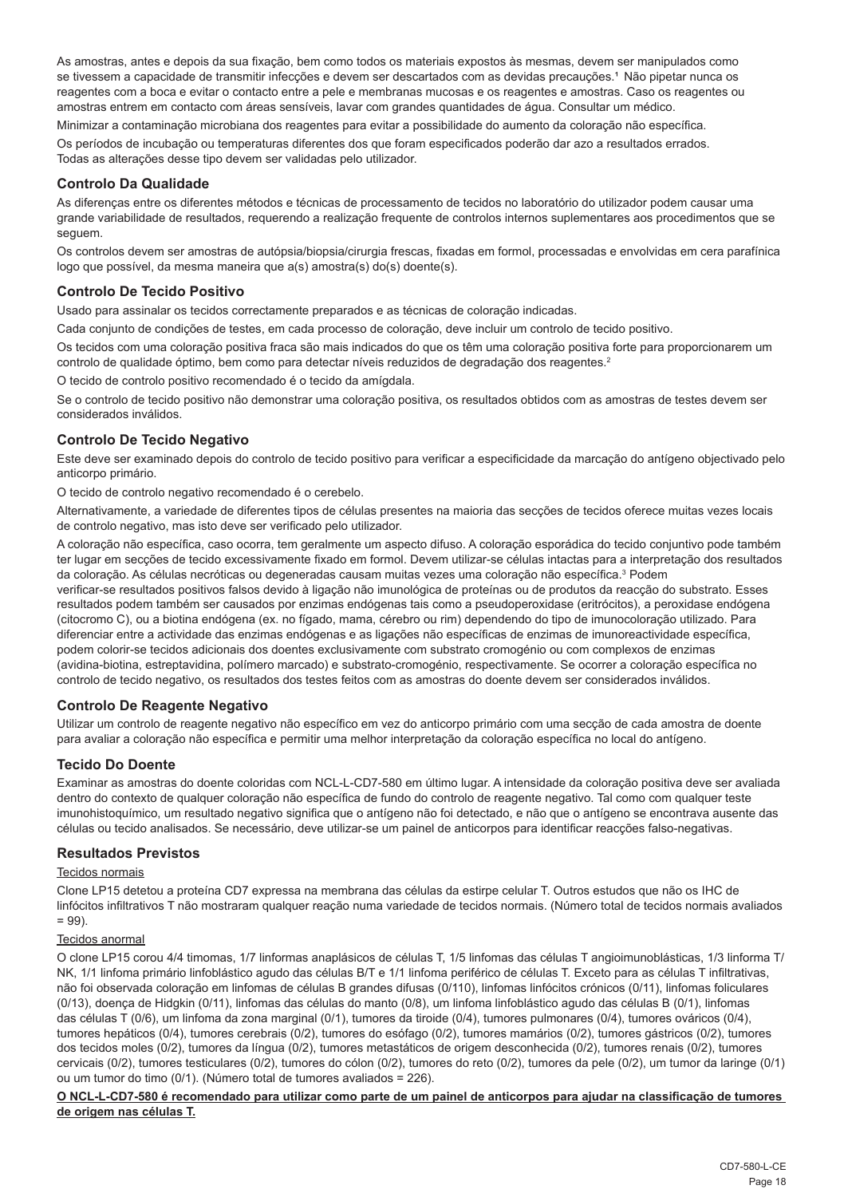As amostras, antes e depois da sua fixação, bem como todos os materiais expostos às mesmas, devem ser manipulados como se tivessem a capacidade de transmitir infecções e devem ser descartados com as devidas precauções.[1] Não pipetar nunca os reagentes com a boca e evitar o contacto entre a pele e membranas mucosas e os reagentes e amostras. Caso os reagentes ou amostras entrem em contacto com áreas sensíveis, lavar com grandes quantidades de água. Consultar um médico.

Minimizar a contaminação microbiana dos reagentes para evitar a possibilidade do aumento da coloração não específica.

Os períodos de incubação ou temperaturas diferentes dos que foram especificados poderão dar azo a resultados errados. Todas as alterações desse tipo devem ser validadas pelo utilizador.

### Controlo Da Qualidade

As diferenças entre os diferentes métodos e técnicas de processamento de tecidos no laboratório do utilizador podem causar uma grande variabilidade de resultados, requerendo a realização frequente de controlos internos suplementares aos procedimentos que se seguem.

Os controlos devem ser amostras de autópsia/biopsia/cirurgia frescas, fixadas em formol, processadas e envolvidas em cera parafínica logo que possível, da mesma maneira que a(s) amostra(s) do(s) doente(s).

### Controlo De Tecido Positivo

Usado para assinalar os tecidos correctamente preparados e as técnicas de coloração indicadas.

Cada conjunto de condições de testes, em cada processo de coloração, deve incluir um controlo de tecido positivo.

Os tecidos com uma coloração positiva fraca são mais indicados do que os têm uma coloração positiva forte para proporcionarem um controlo de qualidade óptimo, bem como para detectar níveis reduzidos de degradação dos reagentes.[2]

O tecido de controlo positivo recomendado é o tecido da amígdala.

Se o controlo de tecido positivo não demonstrar uma coloração positiva, os resultados obtidos com as amostras de testes devem ser considerados inválidos.

### Controlo De Tecido Negativo

Este deve ser examinado depois do controlo de tecido positivo para verificar a especificidade da marcação do antígeno objectivado pelo anticorpo primário.

O tecido de controlo negativo recomendado é o cerebelo.

Alternativamente, a variedade de diferentes tipos de células presentes na maioria das secções de tecidos oferece muitas vezes locais de controlo negativo, mas isto deve ser verificado pelo utilizador.

A coloração não específica, caso ocorra, tem geralmente um aspecto difuso. A coloração esporádica do tecido conjuntivo pode também ter lugar em secções de tecido excessivamente fixado em formol. Devem utilizar-se células intactas para a interpretação dos resultados da coloração. As células necróticas ou degeneradas causam muitas vezes uma coloração não específica.[3] Podem verificar-se resultados positivos falsos devido à ligação não imunológica de proteínas ou de produtos da reacção do substrato. Esses resultados podem também ser causados por enzimas endógenas tais como a pseudoperoxidase (eritrócitos), a peroxidase endógena (citocromo C), ou a biotina endógena (ex. no fígado, mama, cérebro ou rim) dependendo do tipo de imunocoloração utilizado. Para diferenciar entre a actividade das enzimas endógenas e as ligações não específicas de enzimas de imunoreactividade específica, podem colorir-se tecidos adicionais dos doentes exclusivamente com substrato cromogénio ou com complexos de enzimas (avidina-biotina, estreptavidina, polímero marcado) e substrato-cromogénio, respectivamente. Se ocorrer a coloração específica no controlo de tecido negativo, os resultados dos testes feitos com as amostras do doente devem ser considerados inválidos.

### Controlo De Reagente Negativo

Utilizar um controlo de reagente negativo não específico em vez do anticorpo primário com uma secção de cada amostra de doente para avaliar a coloração não específica e permitir uma melhor interpretação da coloração específica no local do antígeno.

### Tecido Do Doente

Examinar as amostras do doente coloridas com NCL-L-CD7-580 em último lugar. A intensidade da coloração positiva deve ser avaliada dentro do contexto de qualquer coloração não específica de fundo do controlo de reagente negativo. Tal como com qualquer teste imunohistoquímico, um resultado negativo significa que o antígeno não foi detectado, e não que o antígeno se encontrava ausente das células ou tecido analisados. Se necessário, deve utilizar-se um painel de anticorpos para identificar reacções falso-negativas.

### Resultados Previstos

Tecidos normais

Clone LP15 detetou a proteína CD7 expressa na membrana das células da estirpe celular T. Outros estudos que não os IHC de linfócitos infiltrativos T não mostraram qualquer reação numa variedade de tecidos normais. (Número total de tecidos normais avaliados = 99).

Tecidos anormal

O clone LP15 corou 4/4 timomas, 1/7 linformas anaplásicos de células T, 1/5 linfomas das células T angioimunoblásticas, 1/3 linforma T/NK, 1/1 linfoma primário linfoblástico agudo das células B/T e 1/1 linfoma periférico de células T. Exceto para as células T infiltrativas, não foi observada coloração em linfomas de células B grandes difusas (0/110), linfomas linfócitos crónicos (0/11), linfomas foliculares (0/13), doença de Hidgkin (0/11), linfomas das células do manto (0/8), um linfoma linfoblástico agudo das células B (0/1), linfomas das células T (0/6), um linfoma da zona marginal (0/1), tumores da tiroide (0/4), tumores pulmonares (0/4), tumores ováricos (0/4), tumores hepáticos (0/4), tumores cerebrais (0/2), tumores do esófago (0/2), tumores mamários (0/2), tumores gástricos (0/2), tumores dos tecidos moles (0/2), tumores da língua (0/2), tumores metastáticos de origem desconhecida (0/2), tumores renais (0/2), tumores cervicais (0/2), tumores testiculares (0/2), tumores do cólon (0/2), tumores do reto (0/2), tumores da pele (0/2), um tumor da laringe (0/1) ou um tumor do timo (0/1). (Número total de tumores avaliados = 226).

**O NCL-L-CD7-580 é recomendado para utilizar como parte de um painel de anticorpos para ajudar na classificação de tumores de origem nas células T.**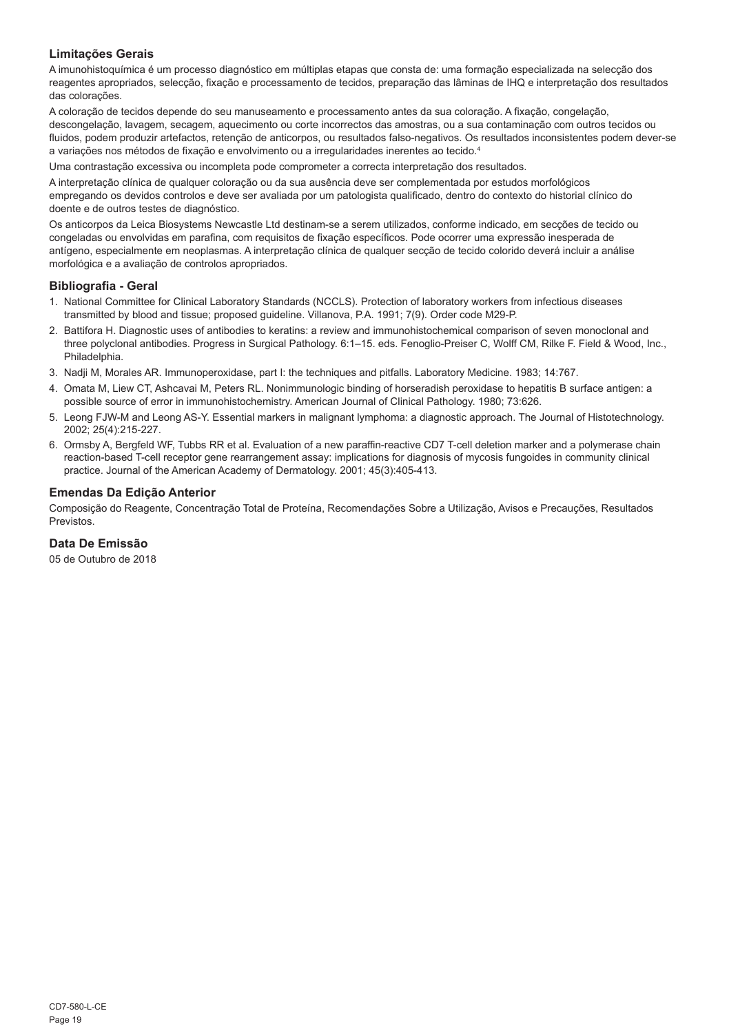### Limitações Gerais

A imunohistoquímica é um processo diagnóstico em múltiplas etapas que consta de: uma formação especializada na selecção dos reagentes apropriados, selecção, fixação e processamento de tecidos, preparação das lâminas de IHQ e interpretação dos resultados das colorações.

A coloração de tecidos depende do seu manuseamento e processamento antes da sua coloração. A fixação, congelação, descongelação, lavagem, secagem, aquecimento ou corte incorrectos das amostras, ou a sua contaminação com outros tecidos ou fluidos, podem produzir artefactos, retenção de anticorpos, ou resultados falso-negativos. Os resultados inconsistentes podem dever-se a variações nos métodos de fixação e envolvimento ou a irregularidades inerentes ao tecido.[4]

Uma contrastação excessiva ou incompleta pode comprometer a correcta interpretação dos resultados.

A interpretação clínica de qualquer coloração ou da sua ausência deve ser complementada por estudos morfológicos empregando os devidos controlos e deve ser avaliada por um patologista qualificado, dentro do contexto do historial clínico do doente e de outros testes de diagnóstico.

Os anticorpos da Leica Biosystems Newcastle Ltd destinam-se a serem utilizados, conforme indicado, em secções de tecido ou congeladas ou envolvidas em parafina, com requisitos de fixação específicos. Pode ocorrer uma expressão inesperada de antígeno, especialmente em neoplasmas. A interpretação clínica de qualquer secção de tecido colorido deverá incluir a análise morfológica e a avaliação de controlos apropriados.

### Bibliografia - Geral

1. National Committee for Clinical Laboratory Standards (NCCLS). Protection of laboratory workers from infectious diseases transmitted by blood and tissue; proposed guideline. Villanova, P.A. 1991; 7(9). Order code M29-P.
2. Battifora H. Diagnostic uses of antibodies to keratins: a review and immunohistochemical comparison of seven monoclonal and three polyclonal antibodies. Progress in Surgical Pathology. 6:1–15. eds. Fenoglio-Preiser C, Wolff CM, Rilke F. Field & Wood, Inc., Philadelphia.
3. Nadji M, Morales AR. Immunoperoxidase, part I: the techniques and pitfalls. Laboratory Medicine. 1983; 14:767.
4. Omata M, Liew CT, Ashcavai M, Peters RL. Nonimmunologic binding of horseradish peroxidase to hepatitis B surface antigen: a possible source of error in immunohistochemistry. American Journal of Clinical Pathology. 1980; 73:626.
5. Leong FJW-M and Leong AS-Y. Essential markers in malignant lymphoma: a diagnostic approach. The Journal of Histotechnology. 2002; 25(4):215-227.
6. Ormsby A, Bergfeld WF, Tubbs RR et al. Evaluation of a new paraffin-reactive CD7 T-cell deletion marker and a polymerase chain reaction-based T-cell receptor gene rearrangement assay: implications for diagnosis of mycosis fungoides in community clinical practice. Journal of the American Academy of Dermatology. 2001; 45(3):405-413.

### Emendas Da Edição Anterior

Composição do Reagente, Concentração Total de Proteína, Recomendações Sobre a Utilização, Avisos e Precauções, Resultados Previstos.

### Data De Emissão

05 de Outubro de 2018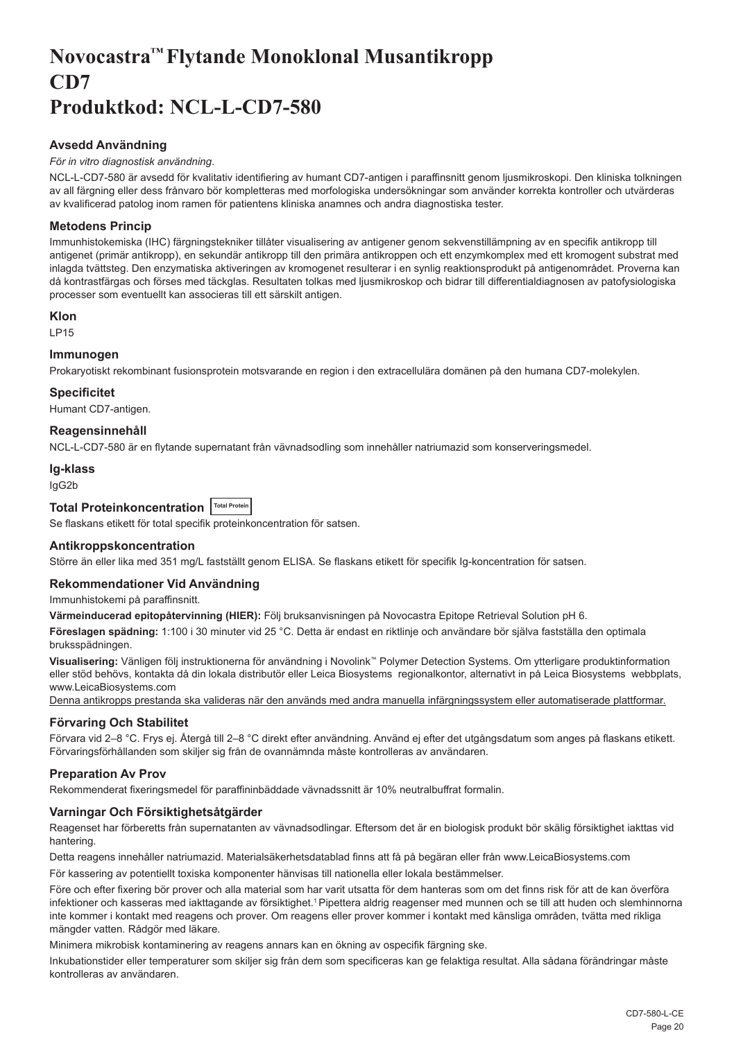# Novocastra™ Flytande Monoklonal Musantikropp CD7 Produktkod: NCL-L-CD7-580

### Avsedd Användning

*För in vitro diagnostisk användning.*

NCL-L-CD7-580 är avsedd för kvalitativ identifiering av humant CD7-antigen i paraffinsnitt genom ljusmikroskopi. Den kliniska tolkningen av all färgning eller dess frånvaro bör kompletteras med morfologiska undersökningar som använder korrekta kontroller och utvärderas av kvalificerad patolog inom ramen för patientens kliniska anamnes och andra diagnostiska tester.

### Metodens Princip

Immunhistokemiska (IHC) färgningstekniker tillåter visualisering av antigener genom sekvenstillämpning av en specifik antikropp till antigenet (primär antikropp), en sekundär antikropp till den primära antikroppen och ett enzymkomplex med ett kromogent substrat med inlagda tvättsteg. Den enzymatiska aktiveringen av kromogenet resulterar i en synlig reaktionsprodukt på antigenområdet. Proverna kan då kontrastfärgas och förses med täckglas. Resultaten tolkas med ljusmikroskop och bidrar till differentialdiagnosen av patofysiologiska processer som eventuellt kan associeras till ett särskilt antigen.

### Klon

LP15

### Immunogen

Prokaryotiskt rekombinant fusionsprotein motsvarande en region i den extracellulära domänen på den humana CD7-molekylen.

### Specificitet

Humant CD7-antigen.

### Reagensinnehåll

NCL-L-CD7-580 är en flytande supernatant från vävnadsodling som innehåller natriumazid som konserveringsmedel.

### Ig-klass

IgG2b

### Total Proteinkoncentration Total Protein

Se flaskans etikett för total specifik proteinkoncentration för satsen.

### Antikroppskoncentration

Större än eller lika med 351 mg/L fastställt genom ELISA. Se flaskans etikett för specifik Ig-koncentration för satsen.

### Rekommendationer Vid Användning

Immunhistokemi på paraffinsnitt.

**Värmeinducerad epitopåtervinning (HIER):** Följ bruksanvisningen på Novocastra Epitope Retrieval Solution pH 6.

**Föreslagen spädning:** 1:100 i 30 minuter vid 25 °C. Detta är endast en riktlinje och användare bör själva fastställa den optimala bruksspädningen.

**Visualisering:** Vänligen följ instruktionerna för användning i Novolink™ Polymer Detection Systems. Om ytterligare produktinformation eller stöd behövs, kontakta då din lokala distributör eller Leica Biosystems regionalkontor, alternativt in på Leica Biosystems webbplats, www.LeicaBiosystems.com

Denna antikropps prestanda ska valideras när den används med andra manuella infärgningssystem eller automatiserade plattformar.

### Förvaring Och Stabilitet

Förvara vid 2–8 °C. Frys ej. Återgå till 2–8 °C direkt efter användning. Använd ej efter det utgångsdatum som anges på flaskans etikett. Förvaringsförhållanden som skiljer sig från de ovannämnda måste kontrolleras av användaren.

### Preparation Av Prov

Rekommenderat fixeringsmedel för paraffininbäddade vävnadssnitt är 10% neutralbuffrat formalin.

### Varningar Och Försiktighetsåtgärder

Reagenset har förberetts från supernatanten av vävnadsodlingar. Eftersom det är en biologisk produkt bör skälig försiktighet iakttas vid hantering.

Detta reagens innehåller natriumazid. Materialsäkerhetsdatablad finns att få på begäran eller från www.LeicaBiosystems.com

För kassering av potentiellt toxiska komponenter hänvisas till nationella eller lokala bestämmelser.

Före och efter fixering bör prover och alla material som har varit utsatta för dem hanteras som om det finns risk för att de kan överföra infektioner och kasseras med iakttagande av försiktighet.[1] Pipettera aldrig reagenser med munnen och se till att huden och slemhinnorna inte kommer i kontakt med reagens och prover. Om reagens eller prover kommer i kontakt med känsliga områden, tvätta med rikliga mängder vatten. Rådgör med läkare.

Minimera mikrobisk kontaminering av reagens annars kan en ökning av ospecifik färgning ske.

Inkubationstider eller temperaturer som skiljer sig från dem som specificeras kan ge felaktiga resultat. Alla sådana förändringar måste kontrolleras av användaren.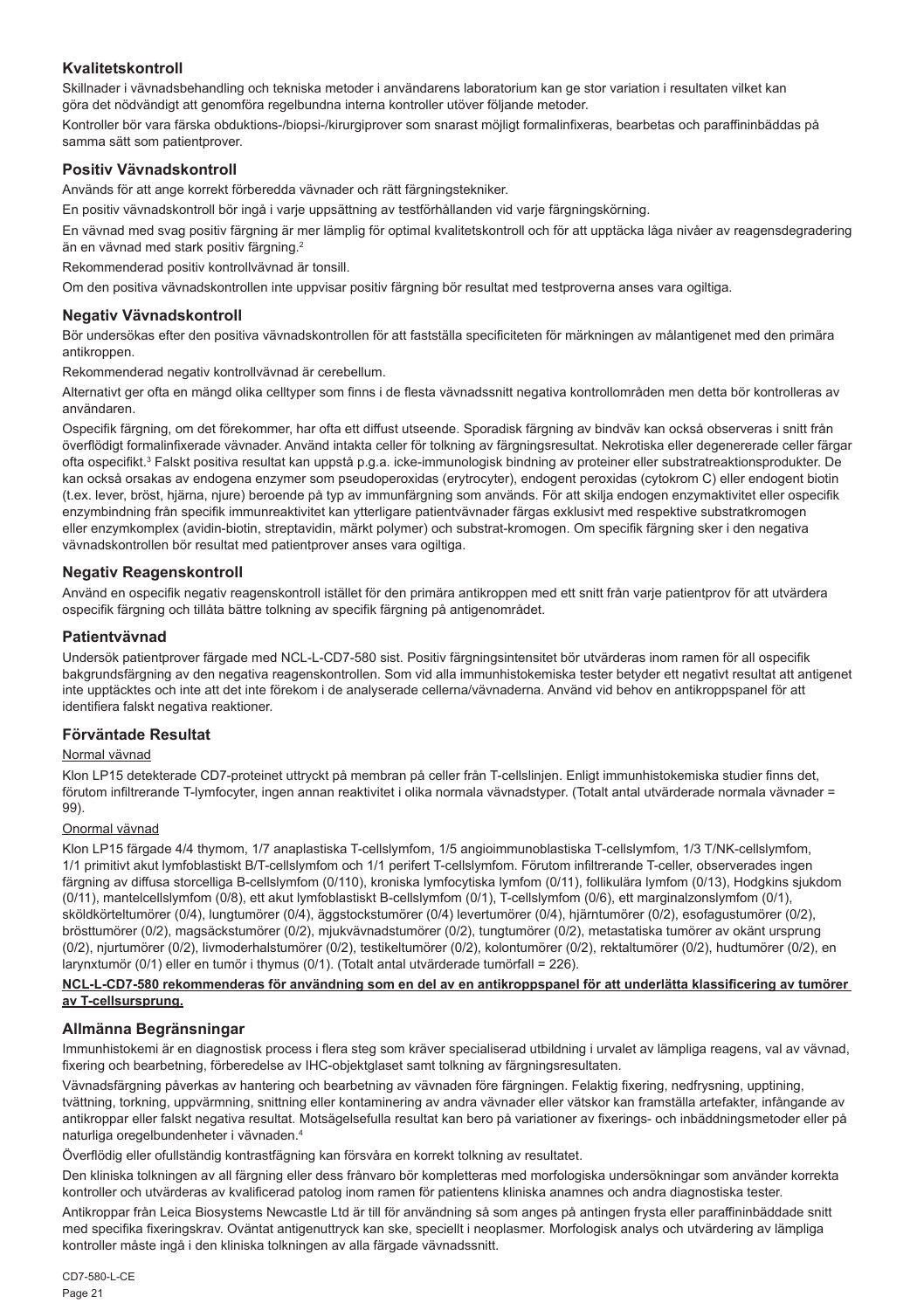## Kvalitetskontroll

Skillnader i vävnadsbehandling och tekniska metoder i användarens laboratorium kan ge stor variation i resultaten vilket kan göra det nödvändigt att genomföra regelbundna interna kontroller utöver följande metoder.

Kontroller bör vara färska obduktions-/biopsi-/kirurgiprover som snarast möjligt formalinfixeras, bearbetas och paraffininbäddas på samma sätt som patientprover.

## Positiv Vävnadskontroll

Används för att ange korrekt förberedda vävnader och rätt färgningstekniker.

En positiv vävnadskontroll bör ingå i varje uppsättning av testförhållanden vid varje färgningskörning.

En vävnad med svag positiv färgning är mer lämplig för optimal kvalitetskontroll och för att upptäcka låga nivåer av reagensdegradering än en vävnad med stark positiv färgning.[2]

Rekommenderad positiv kontrollvävnad är tonsill.

Om den positiva vävnadskontrollen inte uppvisar positiv färgning bör resultat med testproverna anses vara ogiltiga.

## Negativ Vävnadskontroll

Bör undersökas efter den positiva vävnadskontrollen för att fastställa specificiteten för märkningen av målantigenet med den primära antikroppen.

Rekommenderad negativ kontrollvävnad är cerebellum.

Alternativt ger ofta en mängd olika celltyper som finns i de flesta vävnadssnitt negativa kontrollområden men detta bör kontrolleras av användaren.

Ospecifik färgning, om det förekommer, har ofta ett diffust utseende. Sporadisk färgning av bindväv kan också observeras i snitt från överflödigt formalinfixerade vävnader. Använd intakta celler för tolkning av färgningsresultat. Nekrotiska eller degenererade celler färgar ofta ospecifikt.[3] Falskt positiva resultat kan uppstå p.g.a. icke-immunologisk bindning av proteiner eller substratreaktionsprodukter. De kan också orsakas av endogena enzymer som pseudoperoxidas (erytrocyter), endogent peroxidas (cytokrom C) eller endogent biotin (t.ex. lever, bröst, hjärna, njure) beroende på typ av immunfärgning som används. För att skilja endogen enzymaktivitet eller ospecifik enzymbindning från specifik immunreaktivitet kan ytterligare patientvävnader färgas exklusivt med respektive substratkromogen eller enzymkomplex (avidin-biotin, streptavidin, märkt polymer) och substrat-kromogen. Om specifik färgning sker i den negativa vävnadskontrollen bör resultat med patientprover anses vara ogiltiga.

## Negativ Reagenskontroll

Använd en ospecifik negativ reagenskontroll istället för den primära antikroppen med ett snitt från varje patientprov för att utvärdera ospecifik färgning och tillåta bättre tolkning av specifik färgning på antigenområdet.

## Patientvävnad

Undersök patientprover färgade med NCL-L-CD7-580 sist. Positiv färgningsintensitet bör utvärderas inom ramen för all ospecifik bakgrundsfärgning av den negativa reagenskontrollen. Som vid alla immunhistokemiska tester betyder ett negativt resultat att antigenet inte upptäcktes och inte att det inte förekom i de analyserade cellerna/vävnaderna. Använd vid behov en antikroppspanel för att identifiera falskt negativa reaktioner.

## Förväntade Resultat

Normal vävnad

Klon LP15 detekterade CD7-proteinet uttryckt på membran på celler från T-cellslinjen. Enligt immunhistokemiska studier finns det, förutom infiltrerande T-lymfocyter, ingen annan reaktivitet i olika normala vävnadstyper. (Totalt antal utvärderade normala vävnader = 99).

Onormal vävnad

Klon LP15 färgade 4/4 thymom, 1/7 anaplastiska T-cellslymfom, 1/5 angioimmunoblastiska T-cellslymfom, 1/3 T/NK-cellslymfom, 1/1 primitivt akut lymfoblastiskt B/T-cellslymfom och 1/1 perifert T-cellslymfom. Förutom infiltrerande T-celler, observerades ingen färgning av diffusa storcelliga B-cellslymfom (0/110), kroniska lymfocytiska lymfom (0/11), follikulära lymfom (0/13), Hodgkins sjukdom (0/11), mantelcellslymfom (0/8), ett akut lymfoblastiskt B-cellslymfom (0/1), T-cellslymfom (0/6), ett marginalzonslymfom (0/1), sköldkörteltumörer (0/4), lungtumörer (0/4), äggstockstumörer (0/4) levertumörer (0/4), hjärntumörer (0/2), esofagustumörer (0/2), brösttumörer (0/2), magsäckstumörer (0/2), mjukvävnadstumörer (0/2), tungtumörer (0/2), metastatiska tumörer av okänt ursprung (0/2), njurtumörer (0/2), livmoderhalstumörer (0/2), testikeltumörer (0/2), kolontumörer (0/2), rektaltumörer (0/2), hudtumörer (0/2), en larynxtumör (0/1) eller en tumör i thymus (0/1). (Totalt antal utvärderade tumörfall = 226).

**NCL-L-CD7-580 rekommenderas för användning som en del av en antikroppspanel för att underlätta klassificering av tumörer av T-cellsursprung.**

## Allmänna Begränsningar

Immunhistokemi är en diagnostisk process i flera steg som kräver specialiserad utbildning i urvalet av lämpliga reagens, val av vävnad, fixering och bearbetning, förberedelse av IHC-objektglaset samt tolkning av färgningsresultaten.

Vävnadsfärgning påverkas av hantering och bearbetning av vävnaden före färgningen. Felaktig fixering, nedfrysning, upptining, tvättning, torkning, uppvärmning, snittning eller kontaminering av andra vävnader eller vätskor kan framställa artefakter, infångande av antikroppar eller falskt negativa resultat. Motsägelsefulla resultat kan bero på variationer av fixerings- och inbäddningsmetoder eller på naturliga oregelbundenheter i vävnaden.[4]

Överflödig eller ofullständig kontrastfärgning kan försvåra en korrekt tolkning av resultatet.

Den kliniska tolkningen av all färgning eller dess frånvaro bör kompletteras med morfologiska undersökningar som använder korrekta kontroller och utvärderas av kvalificerad patolog inom ramen för patientens kliniska anamnes och andra diagnostiska tester.

Antikroppar från Leica Biosystems Newcastle Ltd är till för användning så som anges på antingen frysta eller paraffininbäddade snitt med specifika fixeringskrav. Oväntat antigenuttryck kan ske, speciellt i neoplasmer. Morfologisk analys och utvärdering av lämpliga kontroller måste ingå i den kliniska tolkningen av alla färgade vävnadssnitt.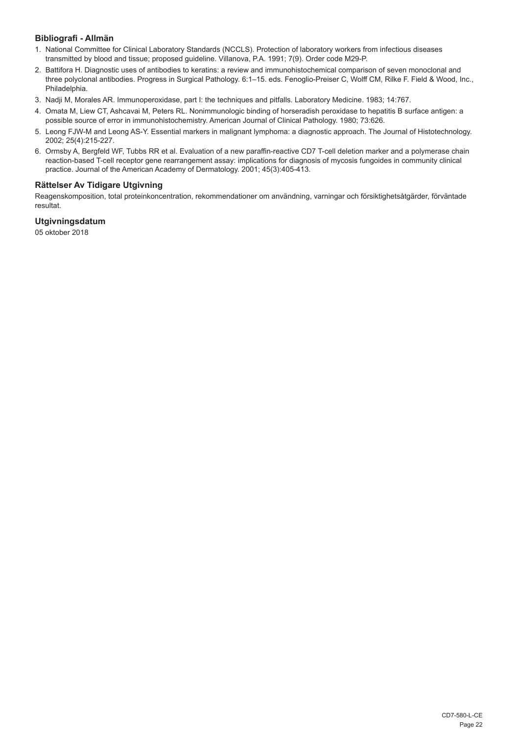### Bibliografi - Allmän

1. National Committee for Clinical Laboratory Standards (NCCLS). Protection of laboratory workers from infectious diseases transmitted by blood and tissue; proposed guideline. Villanova, P.A. 1991; 7(9). Order code M29-P.
2. Battifora H. Diagnostic uses of antibodies to keratins: a review and immunohistochemical comparison of seven monoclonal and three polyclonal antibodies. Progress in Surgical Pathology. 6:1–15. eds. Fenoglio-Preiser C, Wolff CM, Rilke F. Field & Wood, Inc., Philadelphia.
3. Nadji M, Morales AR. Immunoperoxidase, part I: the techniques and pitfalls. Laboratory Medicine. 1983; 14:767.
4. Omata M, Liew CT, Ashcavai M, Peters RL. Nonimmunologic binding of horseradish peroxidase to hepatitis B surface antigen: a possible source of error in immunohistochemistry. American Journal of Clinical Pathology. 1980; 73:626.
5. Leong FJW-M and Leong AS-Y. Essential markers in malignant lymphoma: a diagnostic approach. The Journal of Histotechnology. 2002; 25(4):215-227.
6. Ormsby A, Bergfeld WF, Tubbs RR et al. Evaluation of a new paraffin-reactive CD7 T-cell deletion marker and a polymerase chain reaction-based T-cell receptor gene rearrangement assay: implications for diagnosis of mycosis fungoides in community clinical practice. Journal of the American Academy of Dermatology. 2001; 45(3):405-413.

### Rättelser Av Tidigare Utgivning

Reagenskomposition, total proteinkoncentration, rekommendationer om användning, varningar och försiktighetsåtgärder, förväntade resultat.

### Utgivningsdatum

05 oktober 2018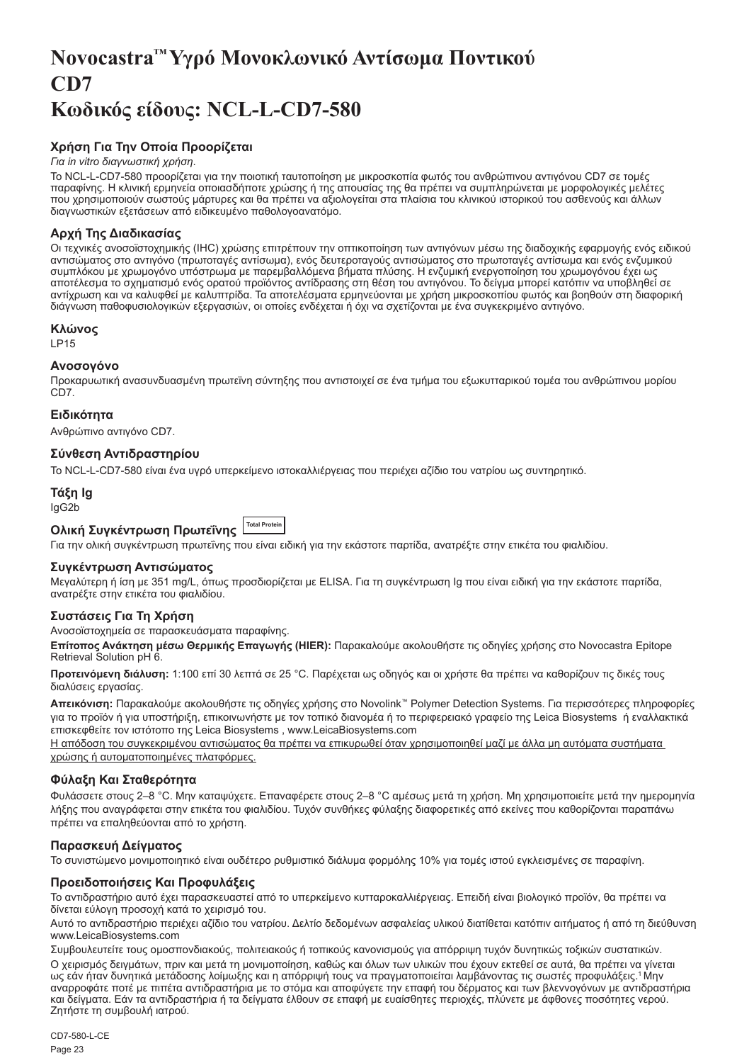# Novocastra™ Υγρό Μονοκλωνικό Αντίσωμα Ποντικού CD7
# Κωδικός είδους: NCL-L-CD7-580

### Χρήση Για Την Οποία Προορίζεται

*Για in vitro διαγνωστική χρήση.*

Το NCL-L-CD7-580 προορίζεται για την ποιοτική ταυτοποίηση με μικροσκοπία φωτός του ανθρώπινου αντιγόνου CD7 σε τομές παραφίνης. Η κλινική ερμηνεία οποιασδήποτε χρώσης ή της απουσίας της θα πρέπει να συμπληρώνεται με μορφολογικές μελέτες που χρησιμοποιούν σωστούς μάρτυρες και θα πρέπει να αξιολογείται στα πλαίσια του κλινικού ιστορικού του ασθενούς και άλλων διαγνωστικών εξετάσεων από ειδικευμένο παθολογοανατόμο.

### Αρχή Της Διαδικασίας

Οι τεχνικές ανοσοϊστοχημικής (IHC) χρώσης επιτρέπουν την οπτικοποίηση των αντιγόνων μέσω της διαδοχικής εφαρμογής ενός ειδικού αντισώματος στο αντιγόνο (πρωτοταγές αντίσωμα), ενός δευτεροταγούς αντισώματος στο πρωτοταγές αντίσωμα και ενός ενζυμικού συμπλόκου με χρωμογόνο υπόστρωμα με παρεμβαλλόμενα βήματα πλύσης. Η ενζυμική ενεργοποίηση του χρωμογόνου έχει ως αποτέλεσμα το σχηματισμό ενός ορατού προϊόντος αντίδρασης στη θέση του αντιγόνου. Το δείγμα μπορεί κατόπιν να υποβληθεί σε αντίχρωση και να καλυφθεί με καλυπτρίδα. Τα αποτελέσματα ερμηνεύονται με χρήση μικροσκοπίου φωτός και βοηθούν στη διαφορική διάγνωση παθοφυσιολογικών εξεργασιών, οι οποίες ενδέχεται ή όχι να σχετίζονται με ένα συγκεκριμένο αντιγόνο.

### Κλώνος

LP15

### Ανοσογόνο

Προκαρυωτική ανασυνδυασμένη πρωτεΐνη σύντηξης που αντιστοιχεί σε ένα τμήμα του εξωκυτταρικού τομέα του ανθρώπινου μορίου CD7.

### Ειδικότητα

Ανθρώπινο αντιγόνο CD7.

### Σύνθεση Αντιδραστηρίου

Το NCL-L-CD7-580 είναι ένα υγρό υπερκείμενο ιστοκαλλιέργειας που περιέχει αζίδιο του νατρίου ως συντηρητικό.

### Τάξη Ig

IgG2b

### Ολική Συγκέντρωση Πρωτεΐνης Total Protein

Για την ολική συγκέντρωση πρωτεΐνης που είναι ειδική για την εκάστοτε παρτίδα, ανατρέξτε στην ετικέτα του φιαλιδίου.

### Συγκέντρωση Αντισώματος

Μεγαλύτερη ή ίση με 351 mg/L, όπως προσδιορίζεται με ELISA. Για τη συγκέντρωση Ig που είναι ειδική για την εκάστοτε παρτίδα, ανατρέξτε στην ετικέτα του φιαλιδίου.

### Συστάσεις Για Τη Χρήση

Ανοσοϊστοχημεία σε παρασκευάσματα παραφίνης.

**Επίτοπος Ανάκτηση μέσω Θερμικής Επαγωγής (HIER):** Παρακαλούμε ακολουθήστε τις οδηγίες χρήσης στο Novocastra Epitope Retrieval Solution pH 6.

**Προτεινόμενη διάλυση:** 1:100 επί 30 λεπτά σε 25 °C. Παρέχεται ως οδηγός και οι χρήστε θα πρέπει να καθορίζουν τις δικές τους διαλύσεις εργασίας.

**Απεικόνιση:** Παρακαλούμε ακολουθήστε τις οδηγίες χρήσης στο Novolink™ Polymer Detection Systems. Για περισσότερες πληροφορίες για το προϊόν ή για υποστήριξη, επικοινωνήστε με τον τοπικό διανομέα ή το περιφερειακό γραφείο της Leica Biosystems ή εναλλακτικά επισκεφθείτε τον ιστότοπο της Leica Biosystems , www.LeicaBiosystems.com

Η απόδοση του συγκεκριμένου αντισώματος θα πρέπει να επικυρωθεί όταν χρησιμοποιηθεί μαζί με άλλα μη αυτόματα συστήματα χρώσης ή αυτοματοποιημένες πλατφόρμες.

### Φύλαξη Και Σταθερότητα

Φυλάσσετε στους 2–8 °C. Μην καταψύχετε. Επαναφέρετε στους 2–8 °C αμέσως μετά τη χρήση. Μη χρησιμοποιείτε μετά την ημερομηνία λήξης που αναγράφεται στην ετικέτα του φιαλιδίου. Τυχόν συνθήκες φύλαξης διαφορετικές από εκείνες που καθορίζονται παραπάνω πρέπει να επαληθεύονται από το χρήστη.

### Παρασκευή Δείγματος

Το συνιστώμενο μονιμοποιητικό είναι ουδέτερο ρυθμιστικό διάλυμα φορμόλης 10% για τομές ιστού εγκλεισμένες σε παραφίνη.

### Προειδοποιήσεις Και Προφυλάξεις

Το αντιδραστήριο αυτό έχει παρασκευαστεί από το υπερκείμενο κυτταροκαλλιέργειας. Επειδή είναι βιολογικό προϊόν, θα πρέπει να δίνεται εύλογη προσοχή κατά το χειρισμό του.

Αυτό το αντιδραστήριο περιέχει αζίδιο του νατρίου. Δελτίο δεδομένων ασφαλείας υλικού διατίθεται κατόπιν αιτήματος ή από τη διεύθυνση www.LeicaBiosystems.com

Συμβουλευτείτε τους ομοσπονδιακούς, πολιτειακούς ή τοπικούς κανονισμούς για απόρριψη τυχόν δυνητικώς τοξικών συστατικών.

Ο χειρισμός δειγμάτων, πριν και μετά τη μονιμοποίηση, καθώς και όλων των υλικών που έχουν εκτεθεί σε αυτά, θα πρέπει να γίνεται ως εάν ήταν δυνητικά μετάδοσης λοίμωξης και η απόρριψή τους να πραγματοποιείται λαμβάνοντας τις σωστές προφυλάξεις.[1] Μην αναρροφάτε ποτέ με πιπέτα αντιδραστήρια με το στόμα και αποφύγετε την επαφή του δέρματος και των βλεννογόνων με αντιδραστήρια και δείγματα. Εάν τα αντιδραστήρια ή τα δείγματα έλθουν σε επαφή με ευαίσθητες περιοχές, πλύνετε με άφθονες ποσότητες νερού. Ζητήστε τη συμβουλή ιατρού.

CD7-580-L-CE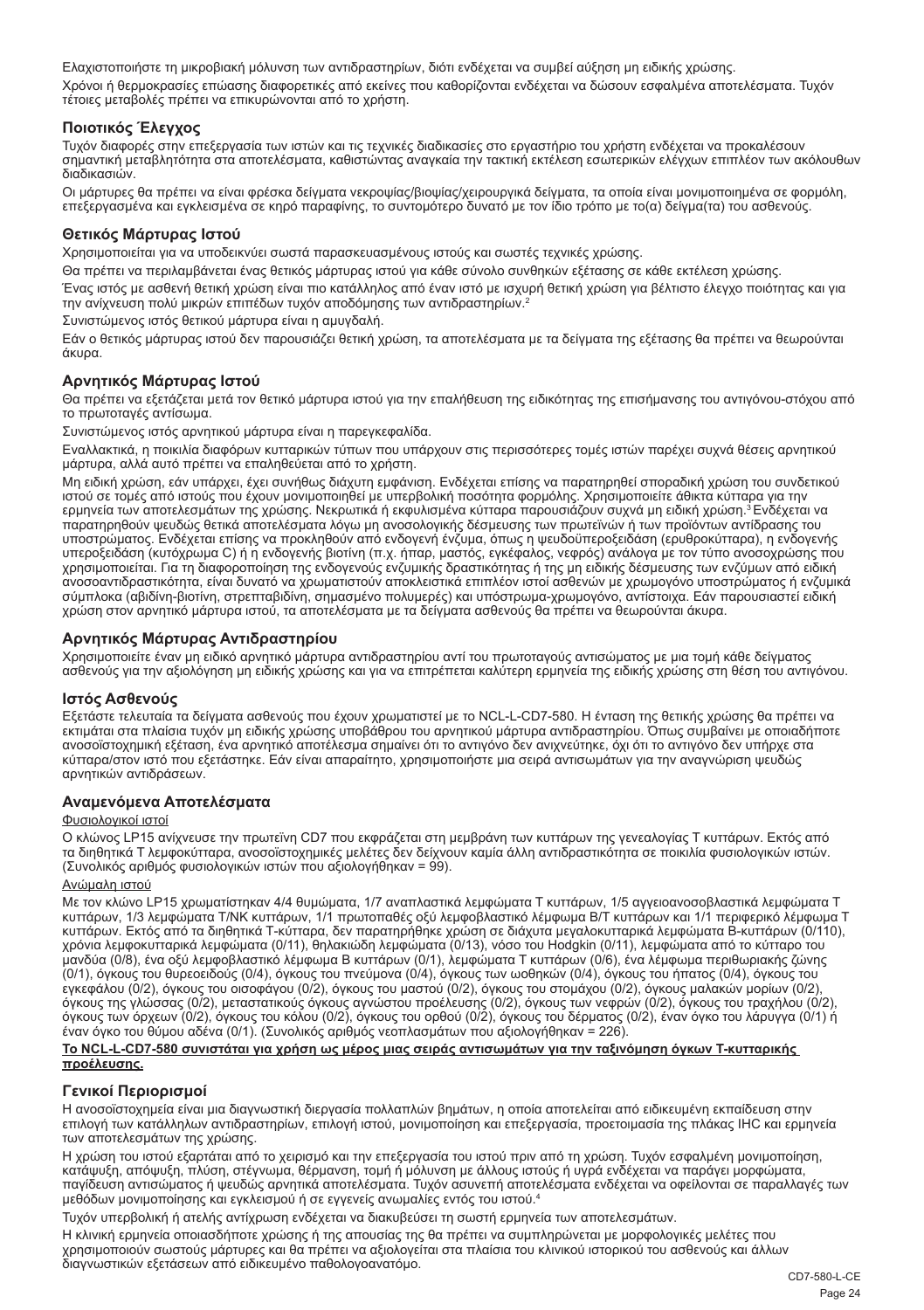Ελαχιστοποιήστε τη μικροβιακή μόλυνση των αντιδραστηρίων, διότι ενδέχεται να συμβεί αύξηση μη ειδικής χρώσης.

Χρόνοι ή θερμοκρασίες επώασης διαφορετικές από εκείνες που καθορίζονται ενδέχεται να δώσουν εσφαλμένα αποτελέσματα. Τυχόν τέτοιες μεταβολές πρέπει να επικυρώνονται από το χρήστη.

### Ποιοτικός Έλεγχος

Τυχόν διαφορές στην επεξεργασία των ιστών και τις τεχνικές διαδικασίες στο εργαστήριο του χρήστη ενδέχεται να προκαλέσουν σημαντική μεταβλητότητα στα αποτελέσματα, καθιστώντας αναγκαία την τακτική εκτέλεση εσωτερικών ελέγχων επιπλέον των ακόλουθων διαδικασιών.

Οι μάρτυρες θα πρέπει να είναι φρέσκα δείγματα νεκροψίας/βιοψίας/χειρουργικά δείγματα, τα οποία είναι μονιμοποιημένα σε φορμόλη, επεξεργασμένα και εγκλεισμένα σε κηρό παραφίνης, το συντομότερο δυνατό με τον ίδιο τρόπο με το(α) δείγμα(τα) του ασθενούς.

### Θετικός Μάρτυρας Ιστού

Χρησιμοποιείται για να υποδεικνύει σωστά παρασκευασμένους ιστούς και σωστές τεχνικές χρώσης.

Θα πρέπει να περιλαμβάνεται ένας θετικός μάρτυρας ιστού για κάθε σύνολο συνθηκών εξέτασης σε κάθε εκτέλεση χρώσης.

Ένας ιστός με ασθενή θετική χρώση είναι πιο κατάλληλος από έναν ιστό με ισχυρή θετική χρώση για βέλτιστο έλεγχο ποιότητας και για την ανίχνευση πολύ μικρών επιπέδων τυχόν αποδόμησης των αντιδραστηρίων.[2]

Συνιστώμενος ιστός θετικού μάρτυρα είναι η αμυγδαλή.

Εάν ο θετικός μάρτυρας ιστού δεν παρουσιάζει θετική χρώση, τα αποτελέσματα με τα δείγματα της εξέτασης θα πρέπει να θεωρούνται άκυρα.

### Αρνητικός Μάρτυρας Ιστού

Θα πρέπει να εξετάζεται μετά τον θετικό μάρτυρα ιστού για την επαλήθευση της ειδικότητας της επισήμανσης του αντιγόνου-στόχου από το πρωτοταγές αντίσωμα.

Συνιστώμενος ιστός αρνητικού μάρτυρα είναι η παρεγκεφαλίδα.

Εναλλακτικά, η ποικιλία διαφόρων κυτταρικών τύπων που υπάρχουν στις περισσότερες τομές ιστών παρέχει συχνά θέσεις αρνητικού μάρτυρα, αλλά αυτό πρέπει να επαληθεύεται από το χρήστη.

Μη ειδική χρώση, εάν υπάρχει, έχει συνήθως διάχυτη εμφάνιση. Ενδέχεται επίσης να παρατηρηθεί σποραδική χρώση του συνδετικού ιστού σε τομές από ιστούς που έχουν μονιμοποιηθεί με υπερβολική ποσότητα φορμόλης. Χρησιμοποιείτε άθικτα κύτταρα για την ερμηνεία των αποτελεσμάτων της χρώσης. Νεκρωτικά ή εκφυλισμένα κύτταρα παρουσιάζουν συχνά μη ειδική χρώση.[3] Ενδέχεται να παρατηρηθούν ψευδώς θετικά αποτελέσματα λόγω μη ανοσολογικής δέσμευσης των πρωτεϊνών ή των προϊόντων αντίδρασης του υποστρώματος. Ενδέχεται επίσης να προκληθούν από ενδογενή ένζυμα, όπως η ψευδοϋπεροξειδάση (ερυθροκύτταρα), η ενδογενής υπεροξειδάση (κυτόχρωμα C) ή η ενδογενής βιοτίνη (π.χ. ήπαρ, μαστός, εγκέφαλος, νεφρός) ανάλογα με τον τύπο ανοσοχρώσης που χρησιμοποιείται. Για τη διαφοροποίηση της ενδογενούς ενζυμικής δραστικότητας ή της μη ειδικής δέσμευσης των ενζύμων από ειδική ανοσοαντιδραστικότητα, είναι δυνατό να χρωματιστούν αποκλειστικά επιπλέον ιστοί ασθενών με χρωμογόνο υποστρώματος ή ενζυμικά σύμπλοκα (αβιδίνη-βιοτίνη, στρεπταβιδίνη, σημασμένο πολυμερές) και υπόστρωμα-χρωμογόνο, αντίστοιχα. Εάν παρουσιαστεί ειδική χρώση στον αρνητικό μάρτυρα ιστού, τα αποτελέσματα με τα δείγματα ασθενούς θα πρέπει να θεωρούνται άκυρα.

### Αρνητικός Μάρτυρας Αντιδραστηρίου

Χρησιμοποιείτε έναν μη ειδικό αρνητικό μάρτυρα αντιδραστηρίου αντί του πρωτοταγούς αντισώματος με μια τομή κάθε δείγματος ασθενούς για την αξιολόγηση μη ειδικής χρώσης και για να επιτρέπεται καλύτερη ερμηνεία της ειδικής χρώσης στη θέση του αντιγόνου.

### Ιστός Ασθενούς

Εξετάστε τελευταία τα δείγματα ασθενούς που έχουν χρωματιστεί με το NCL-L-CD7-580. Η ένταση της θετικής χρώσης θα πρέπει να εκτιμάται στα πλαίσια τυχόν μη ειδικής χρώσης υποβάθρου του αρνητικού μάρτυρα αντιδραστηρίου. Όπως συμβαίνει με οποιαδήποτε ανοσοϊστοχημική εξέταση, ένα αρνητικό αποτέλεσμα σημαίνει ότι το αντιγόνο δεν ανιχνεύτηκε, όχι ότι το αντιγόνο δεν υπήρχε στα κύτταρα/στον ιστό που εξετάστηκε. Εάν είναι απαραίτητο, χρησιμοποιήστε μια σειρά αντισωμάτων για την αναγνώριση ψευδώς αρνητικών αντιδράσεων.

### Αναμενόμενα Αποτελέσματα

Φυσιολογικοί ιστοί

Ο κλώνος LP15 ανίχνευσε την πρωτεΐνη CD7 που εκφράζεται στη μεμβράνη των κυττάρων της γενεαλογίας T κυττάρων. Εκτός από τα διηθητικά T λεμφοκύτταρα, ανοσοϊστοχημικές μελέτες δεν δείχνουν καμία άλλη αντιδραστικότητα σε ποικιλία φυσιολογικών ιστών. (Συνολικός αριθμός φυσιολογικών ιστών που αξιολογήθηκαν = 99).

Ανώμαλη ιστού

Με τον κλώνο LP15 χρωματίστηκαν 4/4 θυμώματα, 1/7 αναπλαστικά λεμφώματα T κυττάρων, 1/5 αγγειοανοσοβλαστικά λεμφώματα T κυττάρων, 1/3 λεμφώματα T/NK κυττάρων, 1/1 πρωτοπαθές οξύ λεμφοβλαστικό λέμφωμα B/T κυττάρων και 1/1 περιφερικό λέμφωμα T κυττάρων. Εκτός από τα διηθητικά T-κύτταρα, δεν παρατηρήθηκε χρώση σε διάχυτα μεγαλοκυτταρικά λεμφώματα B-κυττάρων (0/110), χρόνια λεμφοκυτταρικά λεμφώματα (0/11), θηλακιώδη λεμφώματα (0/13), νόσο του Hodgkin (0/11), λεμφώματα από το κύτταρο του μανδύα (0/8), ένα οξύ λεμφοβλαστικό λέμφωμα B κυττάρων (0/1), λεμφώματα T κυττάρων (0/6), ένα λέμφωμα περιθωριακής ζώνης (0/1), όγκους του θυρεοειδούς (0/4), όγκους του πνεύμονα (0/4), όγκους των ωοθηκών (0/4), όγκους του ήπατος (0/4), όγκους του εγκεφάλου (0/2), όγκους του οισοφάγου (0/2), όγκους του μαστού (0/2), όγκους του στομάχου (0/2), όγκους μαλακών μορίων (0/2), όγκους της γλώσσας (0/2), μεταστατικούς όγκους αγνώστου προέλευσης (0/2), όγκους των νεφρών (0/2), όγκους του τραχήλου (0/2), όγκους των όρχεων (0/2), όγκους του κόλου (0/2), όγκους του ορθού (0/2), όγκους του δέρματος (0/2), έναν όγκο του λάρυγγα (0/1) ή έναν όγκο του θύμου αδένα (0/1). (Συνολικός αριθμός νεοπλασμάτων που αξιολογήθηκαν = 226).

**Το NCL-L-CD7-580 συνιστάται για χρήση ως μέρος μιας σειράς αντισωμάτων για την ταξινόμηση όγκων T-κυτταρικής προέλευσης.**

### Γενικοί Περιορισμοί

Η ανοσοϊστοχημεία είναι μια διαγνωστική διεργασία πολλαπλών βημάτων, η οποία αποτελείται από ειδικευμένη εκπαίδευση στην επιλογή των κατάλληλων αντιδραστηρίων, επιλογή ιστού, μονιμοποίηση και επεξεργασία, προετοιμασία της πλάκας IHC και ερμηνεία των αποτελεσμάτων της χρώσης.

Η χρώση του ιστού εξαρτάται από το χειρισμό και την επεξεργασία του ιστού πριν από τη χρώση. Τυχόν εσφαλμένη μονιμοποίηση, κατάψυξη, απόψυξη, πλύση, στέγνωμα, θέρμανση, τομή ή μόλυνση με άλλους ιστούς ή υγρά ενδέχεται να παράγει μορφώματα, παγίδευση αντισώματος ή ψευδώς αρνητικά αποτελέσματα. Τυχόν ασυνεπή αποτελέσματα ενδέχεται να οφείλονται σε παραλλαγές των μεθόδων μονιμοποίησης και εγκλεισμού ή σε εγγενείς ανωμαλίες εντός του ιστού.[4]

Τυχόν υπερβολική ή ατελής αντίχρωση ενδέχεται να διακυβεύσει τη σωστή ερμηνεία των αποτελεσμάτων.

Η κλινική ερμηνεία οποιασδήποτε χρώσης ή της απουσίας της θα πρέπει να συμπληρώνεται με μορφολογικές μελέτες που χρησιμοποιούν σωστούς μάρτυρες και θα πρέπει να αξιολογείται στα πλαίσια του κλινικού ιστορικού του ασθενούς και άλλων διαγνωστικών εξετάσεων από ειδικευμένο παθολογοανατόμο.

CD7-580-L-CE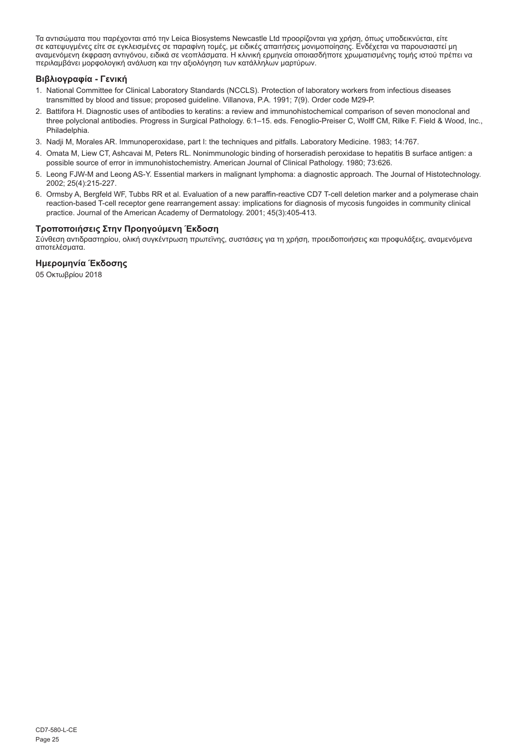Τα αντισώματα που παρέχονται από την Leica Biosystems Newcastle Ltd προορίζονται για χρήση, όπως υποδεικνύεται, είτε σε κατεψυγμένες είτε σε εγκλεισμένες σε παραφίνη τομές, με ειδικές απαιτήσεις μονιμοποίησης. Ενδέχεται να παρουσιαστεί μη αναμενόμενη έκφραση αντιγόνου, ειδικά σε νεοπλάσματα. Η κλινική ερμηνεία οποιασδήποτε χρωματισμένης τομής ιστού πρέπει να περιλαμβάνει μορφολογική ανάλυση και την αξιολόγηση των κατάλληλων μαρτύρων.

### Βιβλιογραφία - Γενική

1. National Committee for Clinical Laboratory Standards (NCCLS). Protection of laboratory workers from infectious diseases transmitted by blood and tissue; proposed guideline. Villanova, P.A. 1991; 7(9). Order code M29-P.
2. Battifora H. Diagnostic uses of antibodies to keratins: a review and immunohistochemical comparison of seven monoclonal and three polyclonal antibodies. Progress in Surgical Pathology. 6:1–15. eds. Fenoglio-Preiser C, Wolff CM, Rilke F. Field & Wood, Inc., Philadelphia.
3. Nadji M, Morales AR. Immunoperoxidase, part I: the techniques and pitfalls. Laboratory Medicine. 1983; 14:767.
4. Omata M, Liew CT, Ashcavai M, Peters RL. Nonimmunologic binding of horseradish peroxidase to hepatitis B surface antigen: a possible source of error in immunohistochemistry. American Journal of Clinical Pathology. 1980; 73:626.
5. Leong FJW-M and Leong AS-Y. Essential markers in malignant lymphoma: a diagnostic approach. The Journal of Histotechnology. 2002; 25(4):215-227.
6. Ormsby A, Bergfeld WF, Tubbs RR et al. Evaluation of a new paraffin-reactive CD7 T-cell deletion marker and a polymerase chain reaction-based T-cell receptor gene rearrangement assay: implications for diagnosis of mycosis fungoides in community clinical practice. Journal of the American Academy of Dermatology. 2001; 45(3):405-413.

### Τροποποιήσεις Στην Προηγούμενη Έκδοση

Σύνθεση αντιδραστηρίου, ολική συγκέντρωση πρωτεϊνης, συστάσεις για τη χρήση, προειδοποιήσεις και προφυλάξεις, αναμενόμενα αποτελέσματα.

### Ημερομηνία Έκδοσης

05 Οκτωβρίου 2018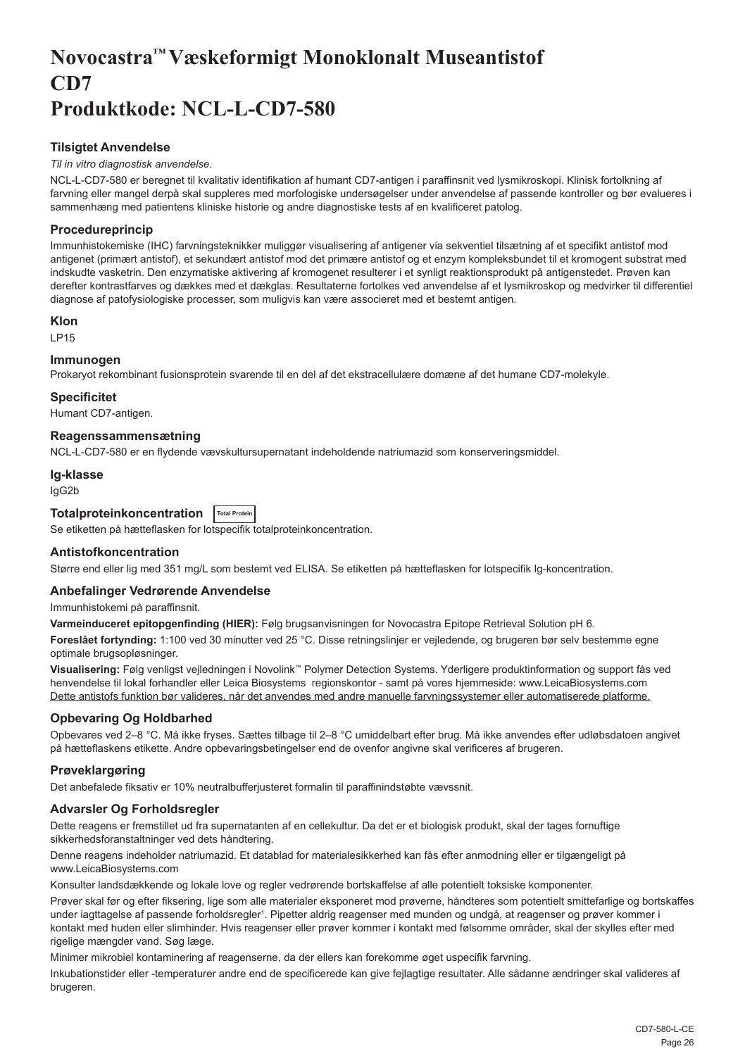# Novocastra™ Væskeformigt Monoklonalt Museantistof CD7
# Produktkode: NCL-L-CD7-580

### Tilsigtet Anvendelse

*Til in vitro diagnostisk anvendelse*.

NCL-L-CD7-580 er beregnet til kvalitativ identifikation af humant CD7-antigen i paraffinsnit ved lysmikroskopi. Klinisk fortolkning af farvning eller mangel derpå skal suppleres med morfologiske undersøgelser under anvendelse af passende kontroller og bør evalueres i sammenhæng med patientens kliniske historie og andre diagnostiske tests af en kvalificeret patolog.

### Procedureprincip

Immunhistokemiske (IHC) farvningsteknikker muliggør visualisering af antigener via sekventiel tilsætning af et specifikt antistof mod antigenet (primært antistof), et sekundært antistof mod det primære antistof og et enzym kompleksbundet til et kromogent substrat med indskudte vasketrin. Den enzymatiske aktivering af kromogenet resulterer i et synligt reaktionsprodukt på antigenstedet. Prøven kan derefter kontrastfarves og dækkes med et dækglas. Resultaterne fortolkes ved anvendelse af et lysmikroskop og medvirker til differentiel diagnose af patofysiologiske processer, som muligvis kan være associeret med et bestemt antigen.

### Klon

LP15

### Immunogen

Prokaryot rekombinant fusionsprotein svarende til en del af det ekstracellulære domæne af det humane CD7-molekyle.

### Specificitet

Humant CD7-antigen.

### Reagenssammensætning

NCL-L-CD7-580 er en flydende vævskultursupernatant indeholdende natriumazid som konserveringsmiddel.

### Ig-klasse

IgG2b

### Totalproteinkoncentration Total Protein

Se etiketten på hætteflasken for lotspecifik totalproteinkoncentration.

### Antistofkoncentration

Større end eller lig med 351 mg/L som bestemt ved ELISA. Se etiketten på hætteflasken for lotspecifik Ig-koncentration.

### Anbefalinger Vedrørende Anvendelse

Immunhistokemi på paraffinsnit.

**Varmeinduceret epitopgenfinding (HIER):** Følg brugsanvisningen for Novocastra Epitope Retrieval Solution pH 6.

**Foreslået fortynding:** 1:100 ved 30 minutter ved 25 °C. Disse retningslinjer er vejledende, og brugeren bør selv bestemme egne optimale brugsopløsninger.

**Visualisering:** Følg venligst vejledningen i Novolink™ Polymer Detection Systems. Yderligere produktinformation og support fås ved henvendelse til lokal forhandler eller Leica Biosystems regionskontor - samt på vores hjemmeside: www.LeicaBiosystems.com

Dette antistofs funktion bør valideres, når det anvendes med andre manuelle farvningssystemer eller automatiserede platforme.

### Opbevaring Og Holdbarhed

Opbevares ved 2–8 °C. Må ikke fryses. Sættes tilbage til 2–8 °C umiddelbart efter brug. Må ikke anvendes efter udløbsdatoen angivet på hætteflaskens etikette. Andre opbevaringsbetingelser end de ovenfor angivne skal verificeres af brugeren.

### Prøveklargøring

Det anbefalede fiksativ er 10% neutralbufferjusteret formalin til paraffinindstøbte vævssnit.

### Advarsler Og Forholdsregler

Dette reagens er fremstillet ud fra supernatanten af en cellekultur. Da det er et biologisk produkt, skal der tages fornuftige sikkerhedsforanstaltninger ved dets håndtering.

Denne reagens indeholder natriumazid. Et datablad for materialesikkerhed kan fås efter anmodning eller er tilgængeligt på www.LeicaBiosystems.com

Konsulter landsdækkende og lokale love og regler vedrørende bortskaffelse af alle potentielt toksiske komponenter.

Prøver skal før og efter fiksering, lige som alle materialer eksponeret mod prøverne, håndteres som potentielt smittefarlige og bortskaffes under iagttagelse af passende forholdsregler[1]. Pipetter aldrig reagenser med munden og undgå, at reagenser og prøver kommer i kontakt med huden eller slimhinder. Hvis reagenser eller prøver kommer i kontakt med følsomme områder, skal der skylles efter med rigelige mængder vand. Søg læge.

Minimer mikrobiel kontaminering af reagenserne, da der ellers kan forekomme øget uspecifik farvning.

Inkubationstider eller -temperaturer andre end de specificerede kan give fejlagtige resultater. Alle sådanne ændringer skal valideres af brugeren.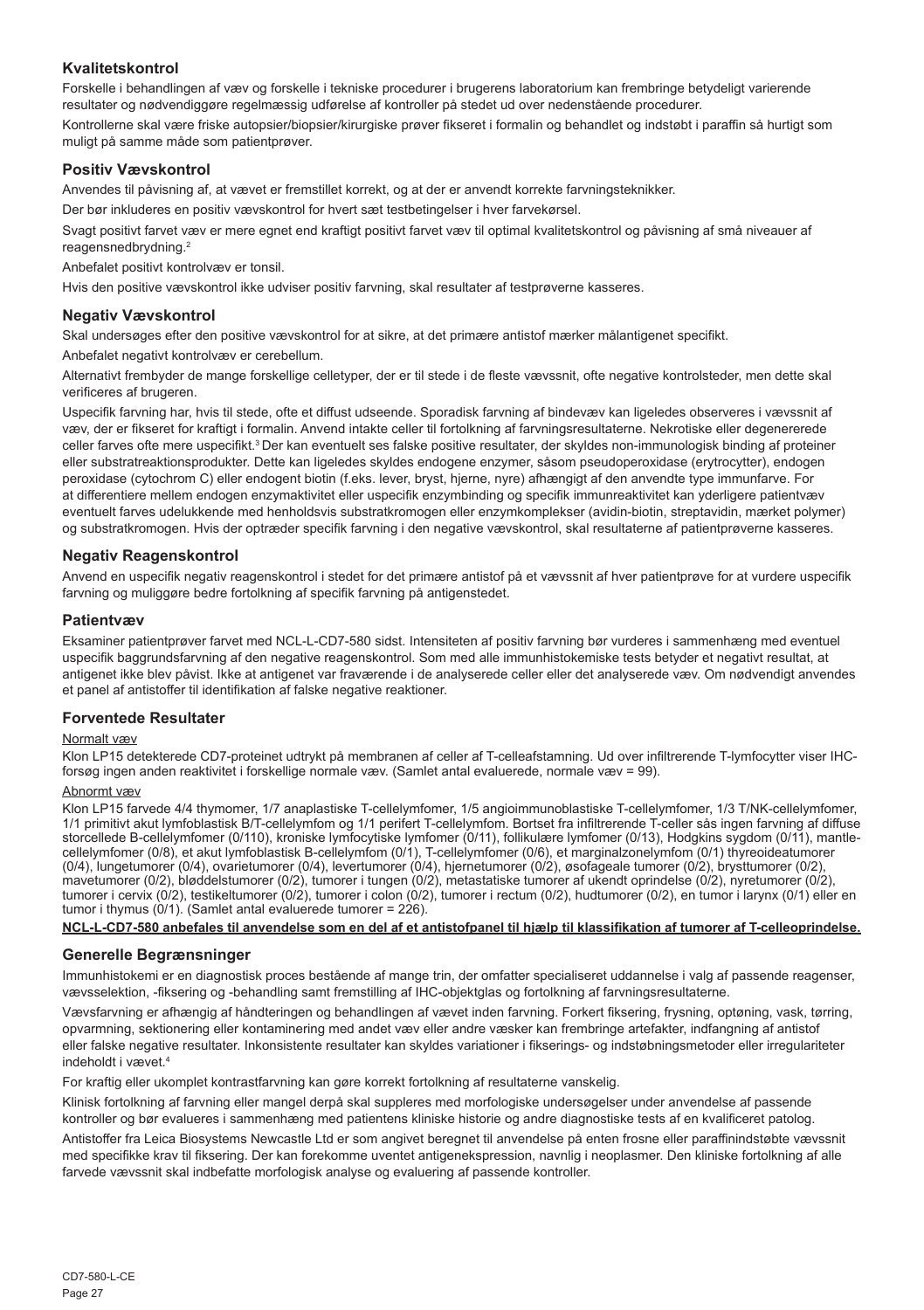## Kvalitetskontrol

Forskelle i behandlingen af væv og forskelle i tekniske procedurer i brugerens laboratorium kan frembringe betydeligt varierende resultater og nødvendiggøre regelmæssig udførelse af kontroller på stedet ud over nedenstående procedurer.

Kontrollerne skal være friske autopsier/biopsier/kirurgiske prøver fikseret i formalin og behandlet og indstøbt i paraffin så hurtigt som muligt på samme måde som patientprøver.

## Positiv Vævskontrol

Anvendes til påvisning af, at vævet er fremstillet korrekt, og at der er anvendt korrekte farvningsteknikker.

Der bør inkluderes en positiv vævskontrol for hvert sæt testbetingelser i hver farvekørsel.

Svagt positivt farvet væv er mere egnet end kraftigt positivt farvet væv til optimal kvalitetskontrol og påvisning af små niveauer af reagensnedbrydning.[2]

Anbefalet positivt kontrolvæv er tonsil.

Hvis den positive vævskontrol ikke udviser positiv farvning, skal resultater af testprøverne kasseres.

## Negativ Vævskontrol

Skal undersøges efter den positive vævskontrol for at sikre, at det primære antistof mærker målantigenet specifikt.

Anbefalet negativt kontrolvæv er cerebellum.

Alternativt frembyder de mange forskellige celletyper, der er til stede i de fleste vævssnit, ofte negative kontrolsteder, men dette skal verificeres af brugeren.

Uspecifik farvning har, hvis til stede, ofte et diffust udseende. Sporadisk farvning af bindevæv kan ligeledes observeres i vævssnit af væv, der er fikseret for kraftigt i formalin. Anvend intakte celler til fortolkning af farvningsresultaterne. Nekrotiske eller degenererede celler farves ofte mere uspecifikt.[3] Der kan eventuelt ses falske positive resultater, der skyldes non-immunologisk binding af proteiner eller substratreaktionsprodukter. Dette kan ligeledes skyldes endogene enzymer, såsom pseudoperoxidase (erytrocytter), endogen peroxidase (cytochrom C) eller endogent biotin (f.eks. lever, bryst, hjerne, nyre) afhængigt af den anvendte type immunfarve. For at differentiere mellem endogen enzymaktivitet eller uspecifik enzymbinding og specifik immunreaktivitet kan yderligere patientvæv eventuelt farves udelukkende med henholdsvis substratkromogen eller enzymkomplekser (avidin-biotin, streptavidin, mærket polymer) og substratkromogen. Hvis der optræder specifik farvning i den negative vævskontrol, skal resultaterne af patientprøverne kasseres.

## Negativ Reagenskontrol

Anvend en uspecifik negativ reagenskontrol i stedet for det primære antistof på et vævssnit af hver patientprøve for at vurdere uspecifik farvning og muliggøre bedre fortolkning af specifik farvning på antigenstedet.

## Patientvæv

Eksaminer patientprøver farvet med NCL-L-CD7-580 sidst. Intensiteten af positiv farvning bør vurderes i sammenhæng med eventuel uspecifik baggrundsfarvning af den negative reagenskontrol. Som med alle immunhistokemiske tests betyder et negativt resultat, at antigenet ikke blev påvist. Ikke at antigenet var fraværende i de analyserede celler eller det analyserede væv. Om nødvendigt anvendes et panel af antistoffer til identifikation af falske negative reaktioner.

## Forventede Resultater

Normalt væv

Klon LP15 detekterede CD7-proteinet udtrykt på membranen af celler af T-celleafstamning. Ud over infiltrerende T-lymfocytter viser IHC-forsøg ingen anden reaktivitet i forskellige normale væv. (Samlet antal evaluerede, normale væv = 99).

Abnormt væv

Klon LP15 farvede 4/4 thymomer, 1/7 anaplastiske T-cellelymfomer, 1/5 angioimmunoblastiske T-cellelymfomer, 1/3 T/NK-cellelymfomer, 1/1 primitivt akut lymfoblastisk B/T-cellelymfom og 1/1 perifert T-cellelymfom. Bortset fra infiltrerende T-celler sås ingen farvning af diffuse storcellede B-cellelymfomer (0/110), kroniske lymfocytiske lymfomer (0/11), follikulære lymfomer (0/13), Hodgkins sygdom (0/11), mantle-cellelymfomer (0/8), et akut lymfoblastisk B-cellelymfom (0/1), T-cellelymfomer (0/6), et marginalzonelymfom (0/1) thyreoideatumorer (0/4), lungetumorer (0/4), ovarietumorer (0/4), levertumorer (0/4), hjernetumorer (0/2), øsofageale tumorer (0/2), brysttumorer (0/2), mavetumorer (0/2), bløddelstumorer (0/2), tumorer i tungen (0/2), metastatiske tumorer af ukendt oprindelse (0/2), nyretumorer (0/2), tumorer i cervix (0/2), testikeltumorer (0/2), tumorer i colon (0/2), tumorer i rectum (0/2), hudtumorer (0/2), en tumor i larynx (0/1) eller en tumor i thymus (0/1). (Samlet antal evaluerede tumorer = 226).

**NCL-L-CD7-580 anbefales til anvendelse som en del af et antistofpanel til hjælp til klassifikation af tumorer af T-celleoprindelse.**

## Generelle Begrænsninger

Immunhistokemi er en diagnostisk proces bestående af mange trin, der omfatter specialiseret uddannelse i valg af passende reagenser, vævsselektion, -fiksering og -behandling samt fremstilling af IHC-objektglas og fortolkning af farvningsresultaterne.

Vævsfarvning er afhængig af håndteringen og behandlingen af vævet inden farvning. Forkert fiksering, frysning, optøning, vask, tørring, opvarmning, sektionering eller kontaminering med andet væv eller andre væsker kan frembringe artefakter, indfangning af antistof eller falske negative resultater. Inkonsistente resultater kan skyldes variationer i fikserings- og indstøbningsmetoder eller irregulariteter indeholdt i vævet.[4]

For kraftig eller ukomplet kontrastfarvning kan gøre korrekt fortolkning af resultaterne vanskelig.

Klinisk fortolkning af farvning eller mangel derpå skal suppleres med morfologiske undersøgelser under anvendelse af passende kontroller og bør evalueres i sammenhæng med patientens kliniske historie og andre diagnostiske tests af en kvalificeret patolog.

Antistoffer fra Leica Biosystems Newcastle Ltd er som angivet beregnet til anvendelse på enten frosne eller paraffinindstøbte vævssnit med specifikke krav til fiksering. Der kan forekomme uventet antigenekspression, navnlig i neoplasmer. Den kliniske fortolkning af alle farvede vævssnit skal indbefatte morfologisk analyse og evaluering af passende kontroller.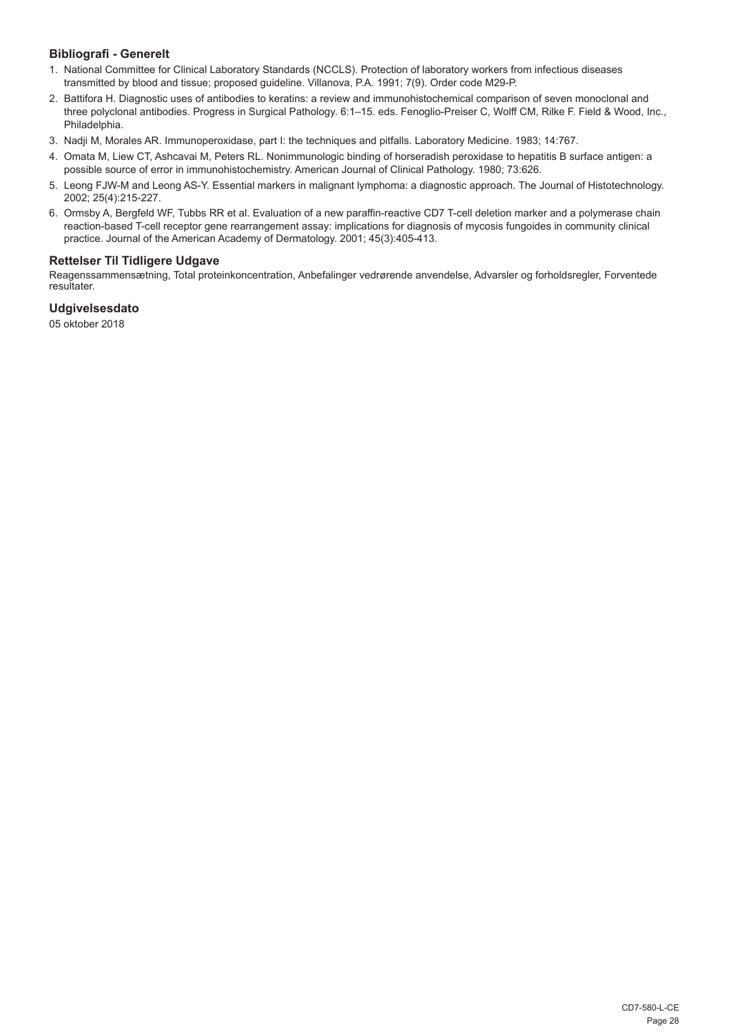### Bibliografi - Generelt

1. National Committee for Clinical Laboratory Standards (NCCLS). Protection of laboratory workers from infectious diseases transmitted by blood and tissue; proposed guideline. Villanova, P.A. 1991; 7(9). Order code M29-P.
2. Battifora H. Diagnostic uses of antibodies to keratins: a review and immunohistochemical comparison of seven monoclonal and three polyclonal antibodies. Progress in Surgical Pathology. 6:1–15. eds. Fenoglio-Preiser C, Wolff CM, Rilke F. Field & Wood, Inc., Philadelphia.
3. Nadji M, Morales AR. Immunoperoxidase, part I: the techniques and pitfalls. Laboratory Medicine. 1983; 14:767.
4. Omata M, Liew CT, Ashcavai M, Peters RL. Nonimmunologic binding of horseradish peroxidase to hepatitis B surface antigen: a possible source of error in immunohistochemistry. American Journal of Clinical Pathology. 1980; 73:626.
5. Leong FJW-M and Leong AS-Y. Essential markers in malignant lymphoma: a diagnostic approach. The Journal of Histotechnology. 2002; 25(4):215-227.
6. Ormsby A, Bergfeld WF, Tubbs RR et al. Evaluation of a new paraffin-reactive CD7 T-cell deletion marker and a polymerase chain reaction-based T-cell receptor gene rearrangement assay: implications for diagnosis of mycosis fungoides in community clinical practice. Journal of the American Academy of Dermatology. 2001; 45(3):405-413.

### Rettelser Til Tidligere Udgave

Reagenssammensætning, Total proteinkoncentration, Anbefalinger vedrørende anvendelse, Advarsler og forholdsregler, Forventede resultater.

### Udgivelsesdato

05 oktober 2018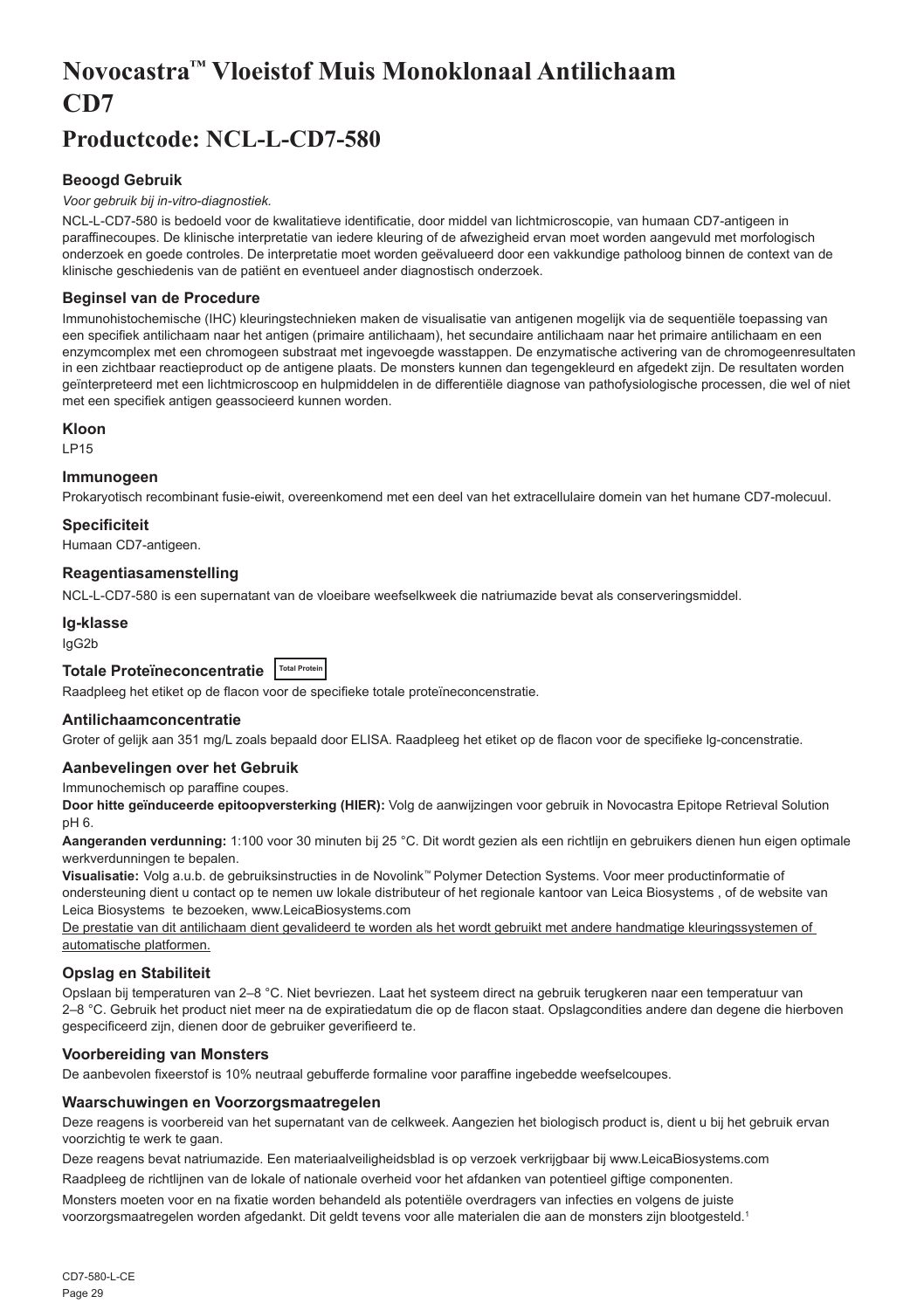# Novocastra™ Vloeistof Muis Monoklonaal Antilichaam CD7

## Productcode: NCL-L-CD7-580

### Beoogd Gebruik

*Voor gebruik bij in-vitro-diagnostiek.*

NCL-L-CD7-580 is bedoeld voor de kwalitatieve identificatie, door middel van lichtmicroscopie, van humaan CD7-antigeen in paraffinecoupes. De klinische interpretatie van iedere kleuring of de afwezigheid ervan moet worden aangevuld met morfologisch onderzoek en goede controles. De interpretatie moet worden geëvalueerd door een vakkundige patholoog binnen de context van de klinische geschiedenis van de patiënt en eventueel ander diagnostisch onderzoek.

### Beginsel van de Procedure

Immunohistochemische (IHC) kleuringstechnieken maken de visualisatie van antigenen mogelijk via de sequentiële toepassing van een specifiek antilichaam naar het antigen (primaire antilichaam), het secundaire antilichaam naar het primaire antilichaam en een enzymcomplex met een chromogeen substraat met ingevoegde wasstappen. De enzymatische activering van de chromogeenresultaten in een zichtbaar reactieproduct op de antigene plaats. De monsters kunnen dan tegengekleurd en afgedekt zijn. De resultaten worden geïnterpreteerd met een lichtmicroscoop en hulpmiddelen in de differentiële diagnose van pathofysiologische processen, die wel of niet met een specifiek antigen geassocieerd kunnen worden.

### Kloon

LP15

### Immunogeen

Prokaryotisch recombinant fusie-eiwit, overeenkomend met een deel van het extracellulaire domein van het humane CD7-molecuul.

### Specificiteit

Humaan CD7-antigeen.

### Reagentiasamenstelling

NCL-L-CD7-580 is een supernatant van de vloeibare weefselkweek die natriumazide bevat als conserveringsmiddel.

### Ig-klasse

IgG2b

### Totale Proteïneconcentratie Total Protein

Raadpleeg het etiket op de flacon voor de specifieke totale proteïneconcentratie.

### Antilichaamconcentratie

Groter of gelijk aan 351 mg/L zoals bepaald door ELISA. Raadpleeg het etiket op de flacon voor de specifieke lg-concentratie.

### Aanbevelingen over het Gebruik

Immunochemisch op paraffine coupes.

**Door hitte geïnduceerde epitoopversterking (HIER):** Volg de aanwijzingen voor gebruik in Novocastra Epitope Retrieval Solution pH 6.

**Aangeranden verdunning:** 1:100 voor 30 minuten bij 25 °C. Dit wordt gezien als een richtlijn en gebruikers dienen hun eigen optimale werkverdunningen te bepalen.

**Visualisatie:** Volg a.u.b. de gebruiksinstructies in de Novolink™ Polymer Detection Systems. Voor meer productinformatie of ondersteuning dient u contact op te nemen uw lokale distributeur of het regionale kantoor van Leica Biosystems , of de website van Leica Biosystems te bezoeken, www.LeicaBiosystems.com

De prestatie van dit antilichaam dient gevalideerd te worden als het wordt gebruikt met andere handmatige kleuringssystemen of automatische platformen.

### Opslag en Stabiliteit

Opslaan bij temperaturen van 2–8 °C. Niet bevriezen. Laat het systeem direct na gebruik terugkeren naar een temperatuur van 2–8 °C. Gebruik het product niet meer na de expiratiedatum die op de flacon staat. Opslagcondities andere dan degene die hierboven gespecificeerd zijn, dienen door de gebruiker geverifieerd te.

### Voorbereiding van Monsters

De aanbevolen fixeerstof is 10% neutraal gebufferde formaline voor paraffine ingebedde weefselcoupes.

### Waarschuwingen en Voorzorgsmaatregelen

Deze reagens is voorbereid van het supernatant van de celkweek. Aangezien het biologisch product is, dient u bij het gebruik ervan voorzichtig te werk te gaan.

Deze reagens bevat natriumazide. Een materiaalveiligheidsblad is op verzoek verkrijgbaar bij www.LeicaBiosystems.com

Raadpleeg de richtlijnen van de lokale of nationale overheid voor het afdanken van potentieel giftige componenten.

Monsters moeten voor en na fixatie worden behandeld als potentiële overdragers van infecties en volgens de juiste voorzorgsmaatregelen worden afgedankt. Dit geldt tevens voor alle materialen die aan de monsters zijn blootgesteld.[1]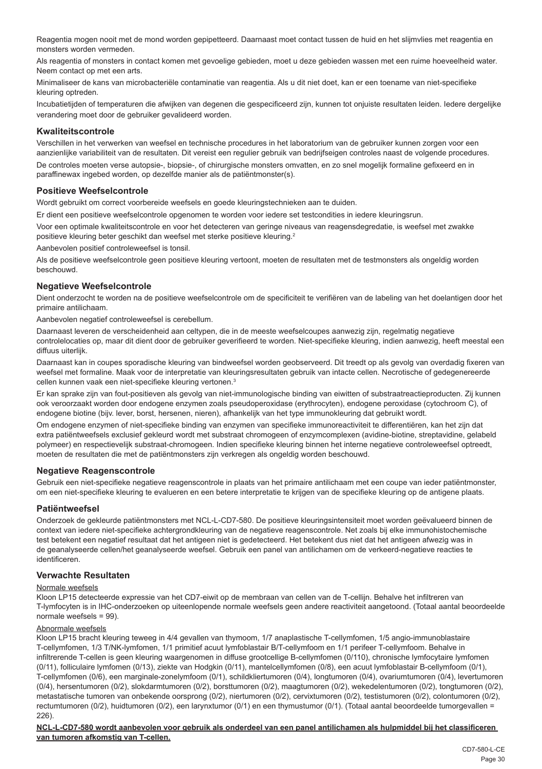Reagentia mogen nooit met de mond worden gepipetteerd. Daarnaast moet contact tussen de huid en het slijmvlies met reagentia en monsters worden vermeden.

Als reagentia of monsters in contact komen met gevoelige gebieden, moet u deze gebieden wassen met een ruime hoeveelheid water. Neem contact op met een arts.

Minimaliseer de kans van microbacteriële contaminatie van reagentia. Als u dit niet doet, kan er een toename van niet-specifieke kleuring optreden.

Incubatietijden of temperaturen die afwijken van degenen die gespecificeerd zijn, kunnen tot onjuiste resultaten leiden. Iedere dergelijke verandering moet door de gebruiker gevalideerd worden.

## Kwaliteitscontrole

Verschillen in het verwerken van weefsel en technische procedures in het laboratorium van de gebruiker kunnen zorgen voor een aanzienlijke variabiliteit van de resultaten. Dit vereist een regulier gebruik van bedrijfseigen controles naast de volgende procedures.

De controles moeten verse autopsie-, biopsie-, of chirurgische monsters omvatten, en zo snel mogelijk formaline gefixeerd en in paraffinewax ingebed worden, op dezelfde manier als de patiëntmonster(s).

## Positieve Weefselcontrole

Wordt gebruikt om correct voorbereide weefsels en goede kleuringstechnieken aan te duiden.

Er dient een positieve weefselcontrole opgenomen te worden voor iedere set testcondities in iedere kleuringsrun.

Voor een optimale kwaliteitscontrole en voor het detecteren van geringe niveaus van reagensdegradatie, is weefsel met zwakke positieve kleuring beter geschikt dan weefsel met sterke positieve kleuring.[2]

Aanbevolen positief controleweefsel is tonsil.

Als de positieve weefselcontrole geen positieve kleuring vertoont, moeten de resultaten met de testmonsters als ongeldig worden beschouwd.

## Negatieve Weefselcontrole

Dient onderzocht te worden na de positieve weefselcontrole om de specificiteit te verifiëren van de labeling van het doelantigen door het primaire antilichaam.

Aanbevolen negatief controleweefsel is cerebellum.

Daarnaast leveren de verscheidenheid aan celtypen, die in de meeste weefselcoupes aanwezig zijn, regelmatig negatieve controlelocaties op, maar dit dient door de gebruiker geverifieerd te worden. Niet-specifieke kleuring, indien aanwezig, heeft meestal een diffuus uiterlijk.

Daarnaast kan in coupes sporadische kleuring van bindweefsel worden geobserveerd. Dit treedt op als gevolg van overdadig fixeren van weefsel met formaline. Maak voor de interpretatie van kleuringsresultaten gebruik van intacte cellen. Necrotische of gedegenereerde cellen kunnen vaak een niet-specifieke kleuring vertonen.[3]

Er kan sprake zijn van fout-positieven als gevolg van niet-immunologische binding van eiwitten of substraatreactieproducten. Zij kunnen ook veroorzaakt worden door endogene enzymen zoals pseudoperoxidase (erythrocyten), endogene peroxidase (cytochroom C), of endogene biotine (bijv. lever, borst, hersenen, nieren), afhankelijk van het type immunokleuring dat gebruikt wordt.

Om endogene enzymen of niet-specifieke binding van enzymen van specifieke immunoreactiviteit te differentiëren, kan het zijn dat extra patiëntweefsels exclusief gekleurd wordt met substraat chromogeen of enzymcomplexen (avidine-biotine, streptavidine, gelabeld polymeer) en respectievelijk substraat-chromogeen. Indien specifieke kleuring binnen het interne negatieve controleweefsel optreedt, moeten de resultaten die met de patiëntmonsters zijn verkregen als ongeldig worden beschouwd.

## Negatieve Reagenscontrole

Gebruik een niet-specifieke negatieve reagenscontrole in plaats van het primaire antilichaam met een coupe van ieder patiëntmonster, om een niet-specifieke kleuring te evalueren en een betere interpretatie te krijgen van de specifieke kleuring op de antigene plaats.

## Patiëntweefsel

Onderzoek de gekleurde patiëntmonsters met NCL-L-CD7-580. De positieve kleuringsintensiteit moet worden geëvalueerd binnen de context van iedere niet-specifieke achtergrondkleuring van de negatieve reagenscontrole. Net zoals bij elke immunohistochemische test betekent een negatief resultaat dat het antigeen niet is gedetecteerd. Het betekent dus niet dat het antigeen afwezig was in de geanalyseerde cellen/het geanalyseerde weefsel. Gebruik een panel van antilichamen om de verkeerd-negatieve reacties te identificeren.

## Verwachte Resultaten

Normale weefsels

Kloon LP15 detecteerde expressie van het CD7-eiwit op de membraan van cellen van de T-cellijn. Behalve het infiltreren van T-lymfocyten is in IHC-onderzoeken op uiteenlopende normale weefsels geen andere reactiviteit aangetoond. (Totaal aantal beoordeelde normale weefsels = 99).

Abnormale weefsels

Kloon LP15 bracht kleuring teweeg in 4/4 gevallen van thymoom, 1/7 anaplastische T-cellymfomen, 1/5 angio-immunoblastaire T-cellymfomen, 1/3 T/NK-lymfomen, 1/1 primitief acuut lymfoblastair B/T-cellymfoom en 1/1 perifeer T-cellymfoom. Behalve in infiltrerende T-cellen is geen kleuring waargenomen in diffuse grootcellige B-cellymfomen (0/110), chronische lymfocytaire lymfomen (0/11), folliculaire lymfomen (0/13), ziekte van Hodgkin (0/11), mantelcellymfomen (0/8), een acuut lymfoblastair B-cellymfoom (0/1), T-cellymfomen (0/6), een marginale-zonelymfoom (0/1), schildkliertumoren (0/4), longtumoren (0/4), ovariumtumoren (0/4), levertumoren (0/4), hersentumoren (0/2), slokdarmtumoren (0/2), borsttumoren (0/2), maagtumoren (0/2), wekedelentumoren (0/2), tongtumoren (0/2), metastatische tumoren van onbekende oorsprong (0/2), niertumoren (0/2), cervixtumoren (0/2), testistumoren (0/2), colontumoren (0/2), rectumtumoren (0/2), huidtumoren (0/2), een larynxtumor (0/1) en een thymustumor (0/1). (Totaal aantal beoordeelde tumorgevallen = 226).

**NCL-L-CD7-580 wordt aanbevolen voor gebruik als onderdeel van een panel antilichamen als hulpmiddel bij het classificeren van tumoren afkomstig van T-cellen.**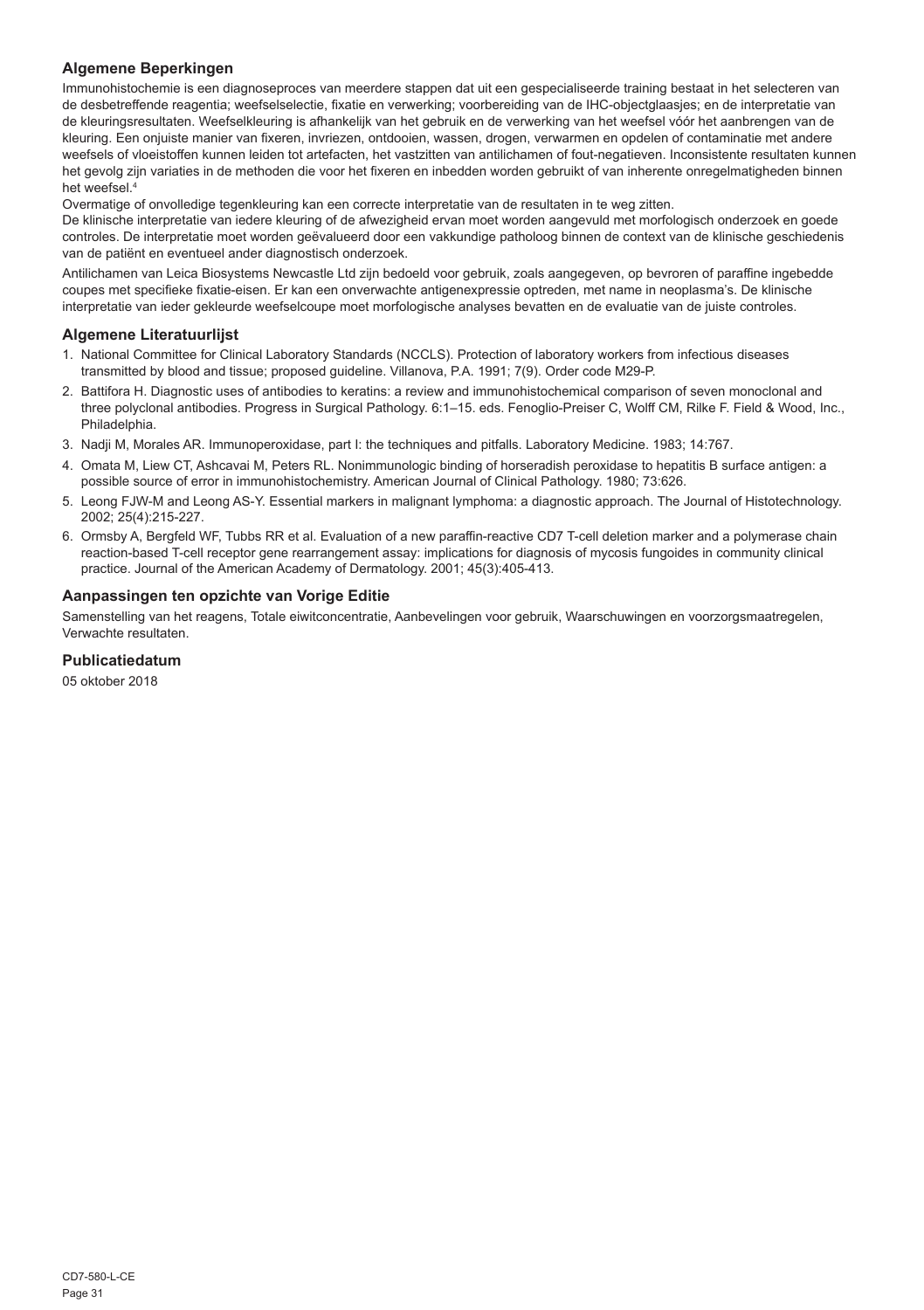## Algemene Beperkingen

Immunohistochemie is een diagnoseproces van meerdere stappen dat uit een gespecialiseerde training bestaat in het selecteren van de desbetreffende reagentia; weefselselectie, fixatie en verwerking; voorbereiding van de IHC-objectglaasjes; en de interpretatie van de kleuringsresultaten. Weefselkleuring is afhankelijk van het gebruik en de verwerking van het weefsel vóór het aanbrengen van de kleuring. Een onjuiste manier van fixeren, invriezen, ontdooien, wassen, drogen, verwarmen en opdelen of contaminatie met andere weefsels of vloeistoffen kunnen leiden tot artefacten, het vastzitten van antilichamen of fout-negatieven. Inconsistente resultaten kunnen het gevolg zijn variaties in de methoden die voor het fixeren en inbedden worden gebruikt of van inherente onregelmatigheden binnen het weefsel.[4]

Overmatige of onvolledige tegenkleuring kan een correcte interpretatie van de resultaten in te weg zitten.

De klinische interpretatie van iedere kleuring of de afwezigheid ervan moet worden aangevuld met morfologisch onderzoek en goede controles. De interpretatie moet worden geëvalueerd door een vakkundige patholoog binnen de context van de klinische geschiedenis van de patiënt en eventueel ander diagnostisch onderzoek.

Antilichamen van Leica Biosystems Newcastle Ltd zijn bedoeld voor gebruik, zoals aangegeven, op bevroren of paraffine ingebedde coupes met specifieke fixatie-eisen. Er kan een onverwachte antigenexpressie optreden, met name in neoplasma's. De klinische interpretatie van ieder gekleurde weefselcoupe moet morfologische analyses bevatten en de evaluatie van de juiste controles.

## Algemene Literatuurlijst

1. National Committee for Clinical Laboratory Standards (NCCLS). Protection of laboratory workers from infectious diseases transmitted by blood and tissue; proposed guideline. Villanova, P.A. 1991; 7(9). Order code M29-P.
2. Battifora H. Diagnostic uses of antibodies to keratins: a review and immunohistochemical comparison of seven monoclonal and three polyclonal antibodies. Progress in Surgical Pathology. 6:1–15. eds. Fenoglio-Preiser C, Wolff CM, Rilke F. Field & Wood, Inc., Philadelphia.
3. Nadji M, Morales AR. Immunoperoxidase, part I: the techniques and pitfalls. Laboratory Medicine. 1983; 14:767.
4. Omata M, Liew CT, Ashcavai M, Peters RL. Nonimmunologic binding of horseradish peroxidase to hepatitis B surface antigen: a possible source of error in immunohistochemistry. American Journal of Clinical Pathology. 1980; 73:626.
5. Leong FJW-M and Leong AS-Y. Essential markers in malignant lymphoma: a diagnostic approach. The Journal of Histotechnology. 2002; 25(4):215-227.
6. Ormsby A, Bergfeld WF, Tubbs RR et al. Evaluation of a new paraffin-reactive CD7 T-cell deletion marker and a polymerase chain reaction-based T-cell receptor gene rearrangement assay: implications for diagnosis of mycosis fungoides in community clinical practice. Journal of the American Academy of Dermatology. 2001; 45(3):405-413.

## Aanpassingen ten opzichte van Vorige Editie

Samenstelling van het reagens, Totale eiwitconcentratie, Aanbevelingen voor gebruik, Waarschuwingen en voorzorgsmaatregelen, Verwachte resultaten.

## Publicatiedatum

05 oktober 2018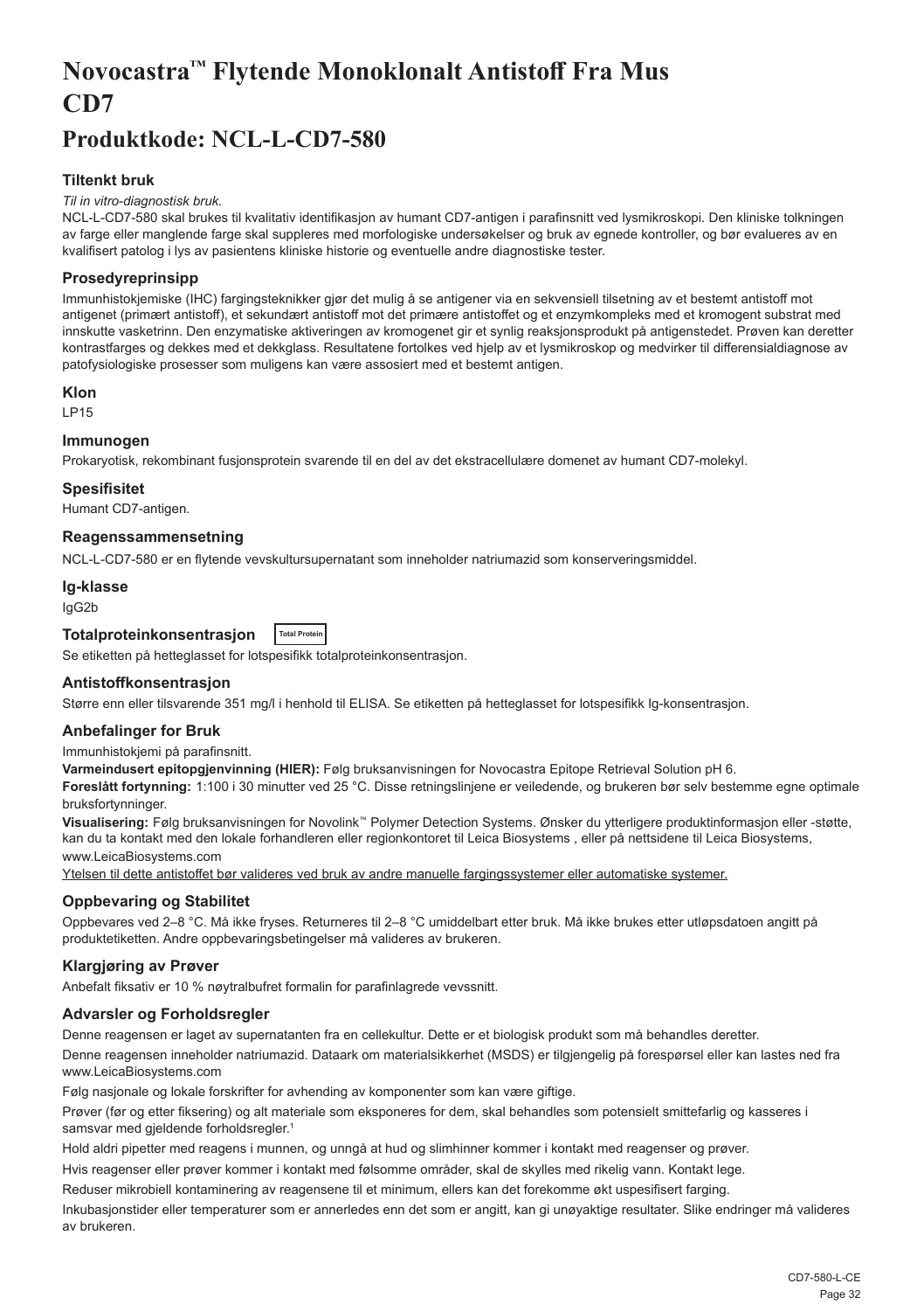# Novocastra™ Flytende Monoklonalt Antistoff Fra Mus CD7

## Produktkode: NCL-L-CD7-580

### Tiltenkt bruk

*Til in vitro-diagnostisk bruk.*

NCL-L-CD7-580 skal brukes til kvalitativ identifikasjon av humant CD7-antigen i parafinsnitt ved lysmikroskopi. Den kliniske tolkningen av farge eller manglende farge skal suppleres med morfologiske undersøkelser og bruk av egnede kontroller, og bør evalueres av en kvalifisert patolog i lys av pasientens kliniske historie og eventuelle andre diagnostiske tester.

### Prosedyreprinsipp

Immunhistokjemiske (IHC) fargingsteknikker gjør det mulig å se antigener via en sekvensiell tilsetning av et bestemt antistoff mot antigenet (primært antistoff), et sekundært antistoff mot det primære antistoffet og et enzymkompleks med et kromogent substrat med innskutte vasketrinn. Den enzymatiske aktiveringen av kromogenet gir et synlig reaksjonsprodukt på antigenstedet. Prøven kan deretter kontrastfarges og dekkes med et dekkglass. Resultatene fortolkes ved hjelp av et lysmikroskop og medvirker til differensialdiagnose av patofysiologiske prosesser som muligens kan være assosiert med et bestemt antigen.

### Klon

LP15

### Immunogen

Prokaryotisk, rekombinant fusjonsprotein svarende til en del av det ekstracellulære domenet av humant CD7-molekyl.

### Spesifisitet

Humant CD7-antigen.

### Reagenssammensetning

NCL-L-CD7-580 er en flytende vevskultursupernatant som inneholder natriumazid som konserveringsmiddel.

### Ig-klasse

IgG2b

### Totalproteinkonsentrasjon

Total Protein

Se etiketten på hetteglasset for lotspesifikk totalproteinkonsentrasjon.

### Antistoffkonsentrasjon

Større enn eller tilsvarende 351 mg/l i henhold til ELISA. Se etiketten på hetteglasset for lotspesifikk Ig-konsentrasjon.

### Anbefalinger for Bruk

Immunhistokjemi på parafinsnitt.

**Varmeindusert epitopgjenvinning (HIER):** Følg bruksanvisningen for Novocastra Epitope Retrieval Solution pH 6.

**Foreslått fortynning:** 1:100 i 30 minutter ved 25 °C. Disse retningslinjene er veiledende, og brukeren bør selv bestemme egne optimale bruksfortynninger.

**Visualisering:** Følg bruksanvisningen for Novolink™ Polymer Detection Systems. Ønsker du ytterligere produktinformasjon eller -støtte, kan du ta kontakt med den lokale forhandleren eller regionkontoret til Leica Biosystems , eller på nettsidene til Leica Biosystems, www.LeicaBiosystems.com

<u>Ytelsen til dette antistoffet bør valideres ved bruk av andre manuelle fargingssystemer eller automatiske systemer.</u>

### Oppbevaring og Stabilitet

Oppbevares ved 2–8 °C. Må ikke fryses. Returneres til 2–8 °C umiddelbart etter bruk. Må ikke brukes etter utløpsdatoen angitt på produktetiketten. Andre oppbevaringsbetingelser må valideres av brukeren.

### Klargjøring av Prøver

Anbefalt fiksativ er 10 % nøytralbufret formalin for parafinlagrede vevssnitt.

### Advarsler og Forholdsregler

Denne reagensen er laget av supernatanten fra en cellekultur. Dette er et biologisk produkt som må behandles deretter.

Denne reagensen inneholder natriumazid. Dataark om materialsikkerhet (MSDS) er tilgjengelig på forespørsel eller kan lastes ned fra www.LeicaBiosystems.com

Følg nasjonale og lokale forskrifter for avhending av komponenter som kan være giftige.

Prøver (før og etter fiksering) og alt materiale som eksponeres for dem, skal behandles som potensielt smittefarlig og kasseres i samsvar med gjeldende forholdsregler.[1]

Hold aldri pipetter med reagens i munnen, og unngå at hud og slimhinner kommer i kontakt med reagenser og prøver.

Hvis reagenser eller prøver kommer i kontakt med følsomme områder, skal de skylles med rikelig vann. Kontakt lege.

Reduser mikrobiell kontaminering av reagensene til et minimum, ellers kan det forekomme økt uspesifisert farging.

Inkubasjonstider eller temperaturer som er annerledes enn det som er angitt, kan gi unøyaktige resultater. Slike endringer må valideres av brukeren.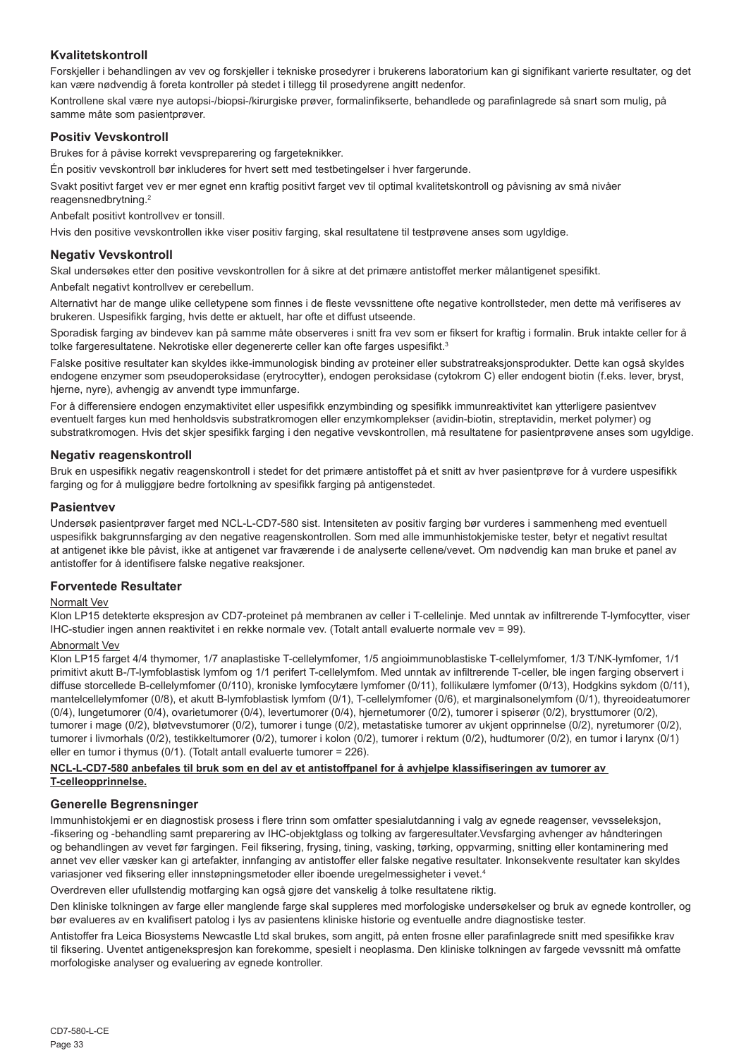## Kvalitetskontroll

Forskjeller i behandlingen av vev og forskjeller i tekniske prosedyrer i brukerens laboratorium kan gi signifikant varierte resultater, og det kan være nødvendig å foreta kontroller på stedet i tillegg til prosedyrene angitt nedenfor.

Kontrollene skal være nye autopsi-/biopsi-/kirurgiske prøver, formalinfikserte, behandlede og parafinlagrede så snart som mulig, på samme måte som pasientprøver.

## Positiv Vevskontroll

Brukes for å påvise korrekt vevspreparering og fargeteknikker.

Én positiv vevskontroll bør inkluderes for hvert sett med testbetingelser i hver fargerunde.

Svakt positivt farget vev er mer egnet enn kraftig positivt farget vev til optimal kvalitetskontroll og påvisning av små nivåer reagensnedbrytning.[2]

Anbefalt positivt kontrollvev er tonsill.

Hvis den positive vevskontrollen ikke viser positiv farging, skal resultatene til testprøvene anses som ugyldige.

## Negativ Vevskontroll

Skal undersøkes etter den positive vevskontrollen for å sikre at det primære antistoffet merker målantigenet spesifikt.

Anbefalt negativt kontrollvev er cerebellum.

Alternativt har mange ulike celletypene som finnes i de fleste vevssnittene ofte negative kontrollsteder, men dette må verifiseres av brukeren. Uspesifikk farging, hvis dette er aktuelt, har ofte et diffust utseende.

Sporadisk farging av bindevev kan på samme måte observeres i snitt fra vev som er fiksert for kraftig i formalin. Bruk intakte celler for å tolke fargeresultatene. Nekrotiske eller degenererte celler kan ofte farges uspesifikt.[3]

Falske positive resultater kan skyldes ikke-immunologisk binding av proteiner eller substratreaksjonsprodukter. Dette kan også skyldes endogene enzymer som pseudoperoksidase (erytrocytter), endogen peroksidase (cytokrom C) eller endogent biotin (f.eks. lever, bryst, hjerne, nyre), avhengig av anvendt type immunfarge.

For å differensiere endogen enzymaktivitet eller uspesifikk enzymbinding og spesifikk immunreaktivitet kan ytterligere pasientvev eventuelt farges kun med henholdsvis substratkromogen eller enzymkomplekser (avidin-biotin, streptavidin, merket polymer) og substratkromogen. Hvis det skjer spesifikk farging i den negative vevskontrollen, må resultatene for pasientprøvene anses som ugyldige.

## Negativ reagenskontroll

Bruk en uspesifikk negativ reagenskontroll i stedet for det primære antistoffet på et snitt av hver pasientprøve for å vurdere uspesifikk farging og for å muliggjøre bedre fortolkning av spesifikk farging på antigenstedet.

## Pasientvev

Undersøk pasientprøver farget med NCL-L-CD7-580 sist. Intensiteten av positiv farging bør vurderes i sammenheng med eventuell uspesifikk bakgrunnsfarging av den negative reagenskontrollen. Som med alle immunhistokjemiske tester, betyr et negativt resultat at antigenet ikke ble påvist, ikke at antigenet var fraværende i de analyserte cellene/vevet. Om nødvendig kan man bruke et panel av antistoffer for å identifisere falske negative reaksjoner.

## Forventede Resultater

Normalt Vev

Klon LP15 detekterte ekspresjon av CD7-proteinet på membranen av celler i T-cellelinje. Med unntak av infiltrerende T-lymfocytter, viser IHC-studier ingen annen reaktivitet i en rekke normale vev. (Totalt antall evaluerte normale vev = 99).

Abnormalt Vev

Klon LP15 farget 4/4 thymomer, 1/7 anaplastiske T-cellelymfomer, 1/5 angioimmunoblastiske T-cellelymfomer, 1/3 T/NK-lymfomer, 1/1 primitivt akutt B-/T-lymfoblastisk lymfom og 1/1 perifert T-cellelymfom. Med unntak av infiltrerende T-celler, ble ingen farging observert i diffuse storcellede B-cellelymfomer (0/110), kroniske lymfocytære lymfomer (0/11), follikulære lymfomer (0/13), Hodgkins sykdom (0/11), mantelcellelymfomer (0/8), et akutt B-lymfoblastisk lymfom (0/1), T-cellelymfomer (0/6), et marginalsonelymfom (0/1), thyreoideatumorer (0/4), lungetumorer (0/4), ovarietumorer (0/4), levertumorer (0/4), hjernetumorer (0/2), tumorer i spiserør (0/2), brysttumorer (0/2), tumorer i mage (0/2), bløtvevstumorer (0/2), tumorer i tunge (0/2), metastatiske tumorer av ukjent opprinnelse (0/2), nyretumorer (0/2), tumorer i livmorhals (0/2), testikkeltumorer (0/2), tumorer i kolon (0/2), tumorer i rektum (0/2), hudtumorer (0/2), en tumor i larynx (0/1) eller en tumor i thymus (0/1). (Totalt antall evaluerte tumorer = 226).

**NCL-L-CD7-580 anbefales til bruk som en del av et antistoffpanel for å avhjelpe klassifiseringen av tumorer av T-celleopprinnelse.**

## Generelle Begrensninger

Immunhistokjemi er en diagnostisk prosess i flere trinn som omfatter spesialutdanning i valg av egnede reagenser, vevsseleksjon, -fiksering og -behandling samt preparering av IHC-objektglass og tolking av fargeresultater.Vevsfarging avhenger av håndteringen og behandlingen av vevet før fargingen. Feil fiksering, frysing, tining, vasking, tørking, oppvarming, snitting eller kontaminering med annet vev eller væsker kan gi artefakter, innfanging av antistoffer eller falske negative resultater. Inkonsekvente resultater kan skyldes variasjoner ved fiksering eller innstøpningsmetoder eller iboende uregelmessigheter i vevet.[4]

Overdreven eller ufullstendig motfarging kan også gjøre det vanskelig å tolke resultatene riktig.

Den kliniske tolkningen av farge eller manglende farge skal suppleres med morfologiske undersøkelser og bruk av egnede kontroller, og bør evalueres av en kvalifisert patolog i lys av pasientens kliniske historie og eventuelle andre diagnostiske tester.

Antistoffer fra Leica Biosystems Newcastle Ltd skal brukes, som angitt, på enten frosne eller parafinlagrede snitt med spesifikke krav til fiksering. Uventet antigenekspresjon kan forekomme, spesielt i neoplasma. Den kliniske tolkningen av fargede vevssnitt må omfatte morfologiske analyser og evaluering av egnede kontroller.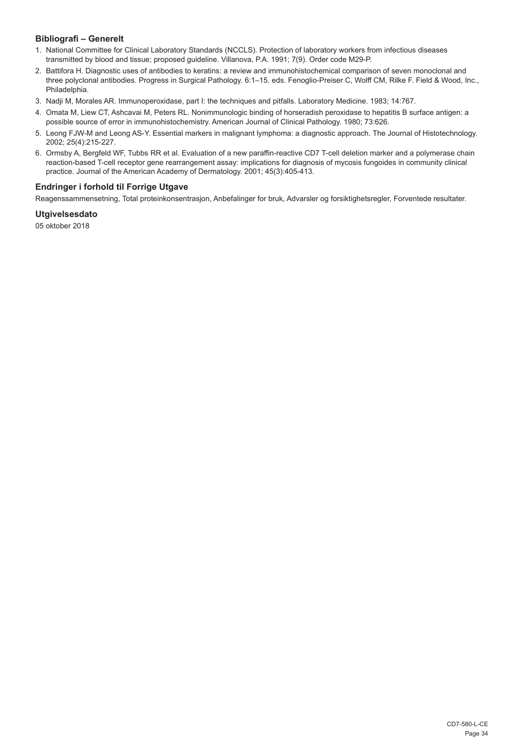## Bibliografi – Generelt

1. National Committee for Clinical Laboratory Standards (NCCLS). Protection of laboratory workers from infectious diseases transmitted by blood and tissue; proposed guideline. Villanova, P.A. 1991; 7(9). Order code M29-P.
2. Battifora H. Diagnostic uses of antibodies to keratins: a review and immunohistochemical comparison of seven monoclonal and three polyclonal antibodies. Progress in Surgical Pathology. 6:1–15. eds. Fenoglio-Preiser C, Wolff CM, Rilke F. Field & Wood, Inc., Philadelphia.
3. Nadji M, Morales AR. Immunoperoxidase, part I: the techniques and pitfalls. Laboratory Medicine. 1983; 14:767.
4. Omata M, Liew CT, Ashcavai M, Peters RL. Nonimmunologic binding of horseradish peroxidase to hepatitis B surface antigen: a possible source of error in immunohistochemistry. American Journal of Clinical Pathology. 1980; 73:626.
5. Leong FJW-M and Leong AS-Y. Essential markers in malignant lymphoma: a diagnostic approach. The Journal of Histotechnology. 2002; 25(4):215-227.
6. Ormsby A, Bergfeld WF, Tubbs RR et al. Evaluation of a new paraffin-reactive CD7 T-cell deletion marker and a polymerase chain reaction-based T-cell receptor gene rearrangement assay: implications for diagnosis of mycosis fungoides in community clinical practice. Journal of the American Academy of Dermatology. 2001; 45(3):405-413.

## Endringer i forhold til Forrige Utgave

Reagenssammensetning, Total proteinkonsentrasjon, Anbefalinger for bruk, Advarsler og forsiktighetsregler, Forventede resultater.

## Utgivelsesdato

05 oktober 2018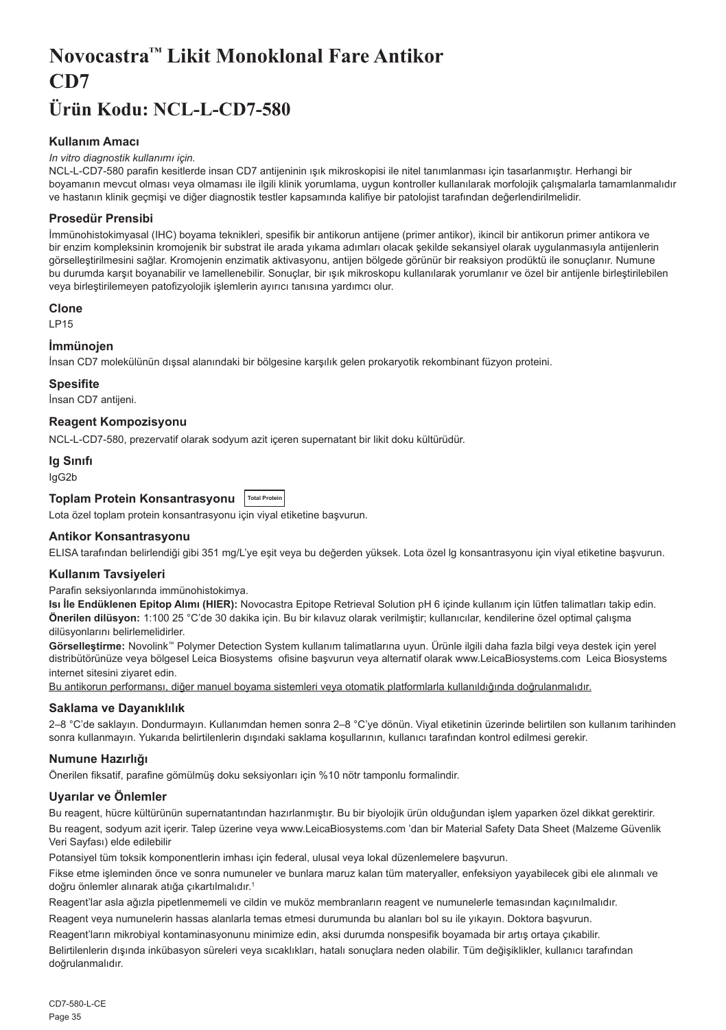# Novocastra™ Likit Monoklonal Fare Antikor CD7

# Ürün Kodu: NCL-L-CD7-580

### Kullanım Amacı

*In vitro diagnostik kullanımı için.*

NCL-L-CD7-580 parafin kesitlerde insan CD7 antijeninin ışık mikroskopisi ile nitel tanımlanması için tasarlanmıştır. Herhangi bir boyamanın mevcut olması veya olmaması ile ilgili klinik yorumlama, uygun kontroller kullanılarak morfolojik çalışmalarla tamamlanmalıdır ve hastanın klinik geçmişi ve diğer diagnostik testler kapsamında kalifiye bir patolojist tarafından değerlendirilmelidir.

### Prosedür Prensibi

İmmünohistokimyasal (IHC) boyama teknikleri, spesifik bir antikorun antijene (primer antikor), ikincil bir antikorun primer antikora ve bir enzim kompleksinin kromojenik bir substrat ile arada yıkama adımları olacak şekilde sekansiyel olarak uygulanmasıyla antijenlerin görselleştirilmesini sağlar. Kromojenin enzimatik aktivasyonu, antijen bölgede görünür bir reaksiyon prodüktü ile sonuçlanır. Numune bu durumda karşıt boyanabilir ve lamellenebilir. Sonuçlar, bir ışık mikroskopu kullanılarak yorumlanır ve özel bir antijenle birleştirilebilen veya birleştirilemeyen patofizyolojik işlemlerin ayırıcı tanısına yardımcı olur.

### Clone

LP15

### İmmünojen

İnsan CD7 molekülünün dışsal alanındaki bir bölgesine karşılık gelen prokaryotik rekombinant füzyon proteini.

### Spesifite

İnsan CD7 antijeni.

### Reagent Kompozisyonu

NCL-L-CD7-580, prezervatif olarak sodyum azit içeren supernatant bir likit doku kültürüdür.

### Ig Sınıfı

IgG2b

### Toplam Protein Konsantrasyonu Total Protein

Lota özel toplam protein konsantrasyonu için viyal etiketine başvurun.

### Antikor Konsantrasyonu

ELISA tarafından belirlendiği gibi 351 mg/L'ye eşit veya bu değerden yüksek. Lota özel lg konsantrasyonu için viyal etiketine başvurun.

### Kullanım Tavsiyeleri

Parafin seksiyonlarında immünohistokimya.

**Isı İle Endüklenen Epitop Alımı (HIER):** Novocastra Epitope Retrieval Solution pH 6 içinde kullanım için lütfen talimatları takip edin.

**Önerilen dilüsyon:** 1:100 25 °C'de 30 dakika için. Bu bir kılavuz olarak verilmiştir; kullanıcılar, kendilerine özel optimal çalışma dilüsyonlarını belirlemelidirler.

**Görselleştirme:** Novolink™ Polymer Detection System kullanım talimatlarına uyun. Ürünle ilgili daha fazla bilgi veya destek için yerel distribütörünüze veya bölgesel Leica Biosystems ofisine başvurun veya alternatif olarak www.LeicaBiosystems.com Leica Biosystems internet sitesini ziyaret edin.

Bu antikorun performansı, diğer manuel boyama sistemleri veya otomatik platformlarla kullanıldığında doğrulanmalıdır.

### Saklama ve Dayanıklılık

2–8 °C'de saklayın. Dondurmayın. Kullanımdan hemen sonra 2–8 °C'ye dönün. Viyal etiketinin üzerinde belirtilen son kullanım tarihinden sonra kullanmayın. Yukarıda belirtilenlerin dışındaki saklama koşullarının, kullanıcı tarafından kontrol edilmesi gerekir.

### Numune Hazırlığı

Önerilen fiksatif, parafine gömülmüş doku seksiyonları için %10 nötr tamponlu formalindir.

### Uyarılar ve Önlemler

Bu reagent, hücre kültürünün supernatantından hazırlanmıştır. Bu bir biyolojik ürün olduğundan işlem yaparken özel dikkat gerektirir.

Bu reagent, sodyum azit içerir. Talep üzerine veya www.LeicaBiosystems.com 'dan bir Material Safety Data Sheet (Malzeme Güvenlik Veri Sayfası) elde edilebilir

Potansiyel tüm toksik komponentlerin imhası için federal, ulusal veya lokal düzenlemelere başvurun.

Fikse etme işleminden önce ve sonra numuneler ve bunlara maruz kalan tüm materyaller, enfeksiyon yayabilecek gibi ele alınmalı ve doğru önlemler alınarak atığa çıkartılmalıdır.[1]

Reagent'lar asla ağızla pipetlenmemeli ve cildin ve muköz membranların reagent ve numunelerle temasından kaçınılmalıdır.

Reagent veya numunelerin hassas alanlarla temas etmesi durumunda bu alanları bol su ile yıkayın. Doktora başvurun.

Reagent'ların mikrobiyal kontaminasyonunu minimize edin, aksi durumda nonspesifik boyamada bir artış ortaya çıkabilir.

Belirtilenlerin dışında inkübasyon süreleri veya sıcaklıkları, hatalı sonuçlara neden olabilir. Tüm değişiklikler, kullanıcı tarafından doğrulanmalıdır.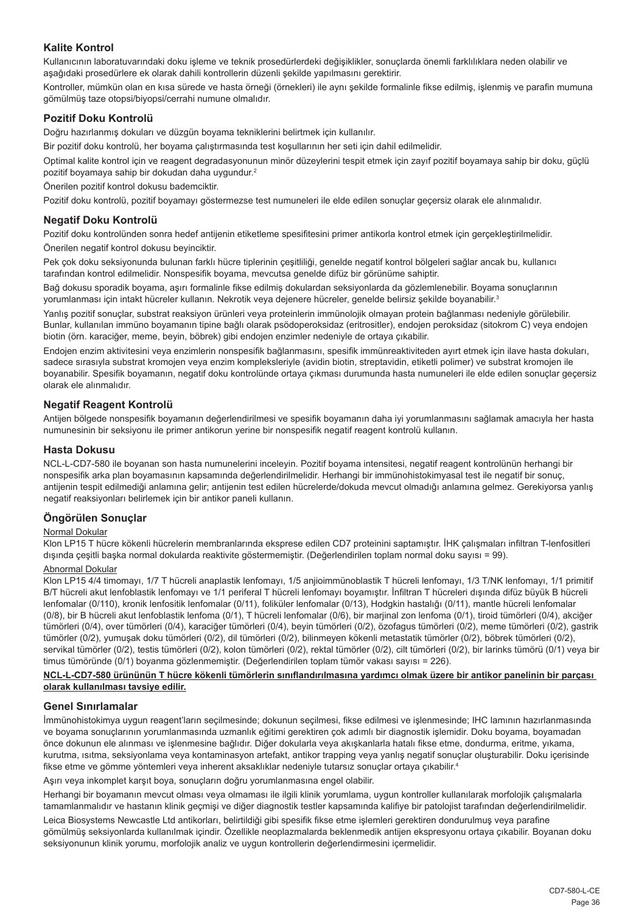## Kalite Kontrol

Kullanıcının laboratuvarındaki doku işleme ve teknik prosedürlerdeki değişiklikler, sonuçlarda önemli farklılıklara neden olabilir ve aşağıdaki prosedürlere ek olarak dahili kontrollerin düzenli şekilde yapılmasını gerektirir.

Kontroller, mümkün olan en kısa sürede ve hasta örneği (örnekleri) ile aynı şekilde formalinle fikse edilmiş, işlenmiş ve parafin mumuna gömülmüş taze otopsi/biyopsi/cerrahi numune olmalıdır.

## Pozitif Doku Kontrolü

Doğru hazırlanmış dokuları ve düzgün boyama tekniklerini belirtmek için kullanılır.

Bir pozitif doku kontrolü, her boyama çalıştırmasında test koşullarının her seti için dahil edilmelidir.

Optimal kalite kontrol için ve reagent degradasyonunun minör düzeylerini tespit etmek için zayıf pozitif boyamaya sahip bir doku, güçlü pozitif boyamaya sahip bir dokudan daha uygundur.[2]

Önerilen pozitif kontrol dokusu bademciktir.

Pozitif doku kontrolü, pozitif boyamayı göstermezse test numuneleri ile elde edilen sonuçlar geçersiz olarak ele alınmalıdır.

## Negatif Doku Kontrolü

Pozitif doku kontrolünden sonra hedef antijenin etiketleme spesifitesini primer antikorla kontrol etmek için gerçekleştirilmelidir.

Önerilen negatif kontrol dokusu beyinciktir.

Pek çok doku seksiyonunda bulunan farklı hücre tiplerinin çeşitliliği, genelde negatif kontrol bölgeleri sağlar ancak bu, kullanıcı tarafından kontrol edilmelidir. Nonspesifik boyama, mevcutsa genelde difüz bir görünüme sahiptir.

Bağ dokusu sporadik boyama, aşırı formalinle fikse edilmiş dokulardan seksiyonlarda da gözlemlenebilir. Boyama sonuçlarının yorumlanması için intakt hücreler kullanın. Nekrotik veya dejenere hücreler, genelde belirsiz şekilde boyanabilir.[3]

Yanlış pozitif sonuçlar, substrat reaksiyon ürünleri veya proteinlerin immünolojik olmayan protein bağlanması nedeniyle görülebilir. Bunlar, kullanılan immüno boyamanın tipine bağlı olarak psödoperoksidaz (eritrositler), endojen peroksidaz (sitokrom C) veya endojen biotin (örn. karaciğer, meme, beyin, böbrek) gibi endojen enzimler nedeniyle de ortaya çıkabilir.

Endojen enzim aktivitesini veya enzimlerin nonspesifik bağlanmasını, spesifik immünreaktiviteden ayırt etmek için ilave hasta dokuları, sadece sırasıyla substrat kromojen veya enzim kompleksleriyle (avidin biotin, streptavidin, etiketli polimer) ve substrat kromojen ile boyanabilir. Spesifik boyamanın, negatif doku kontrolünde ortaya çıkması durumunda hasta numuneleri ile elde edilen sonuçlar geçersiz olarak ele alınmalıdır.

## Negatif Reagent Kontrolü

Antijen bölgede nonspesifik boyamanın değerlendirilmesi ve spesifik boyamanın daha iyi yorumlanmasını sağlamak amacıyla her hasta numunesinin bir seksiyonu ile primer antikorun yerine bir nonspesifik negatif reagent kontrolü kullanın.

## Hasta Dokusu

NCL-L-CD7-580 ile boyanan son hasta numunelerini inceleyin. Pozitif boyama intensitesi, negatif reagent kontrolünün herhangi bir nonspesifik arka plan boyamasının kapsamında değerlendirilmelidir. Herhangi bir immünohistokimyasal test ile negatif bir sonuç, antijenin tespit edilmediği anlamına gelir; antijenin test edilen hücrelerde/dokuda mevcut olmadığı anlamına gelmez. Gerekiyorsa yanlış negatif reaksiyonları belirlemek için bir antikor paneli kullanın.

## Öngörülen Sonuçlar

Normal Dokular

Klon LP15 T hücre kökenli hücrelerin membranlarında eksprese edilen CD7 proteinini saptamıştır. İHK çalışmaları infiltran T-lenfositleri dışında çeşitli başka normal dokularda reaktivite göstermemiştir. (Değerlendirilen toplam normal doku sayısı = 99).

Abnormal Dokular

Klon LP15 4/4 timomayı, 1/7 T hücreli anaplastik lenfomayı, 1/5 anjioimmünoblastik T hücreli lenfomayı, 1/3 T/NK lenfomayı, 1/1 primitif B/T hücreli akut lenfoblastik lenfomayı ve 1/1 periferal T hücreli lenfomayı boyamıştır. İnfiltran T hücreleri dışında difüz büyük B hücreli lenfomalar (0/110), kronik lenfositik lenfomalar (0/11), foliküler lenfomalar (0/13), Hodgkin hastalığı (0/11), mantle hücreli lenfomalar (0/8), bir B hücreli akut lenfoblastik lenfoma (0/1), T hücreli lenfomalar (0/6), bir marjinal zon lenfoma (0/1), tiroid tümörleri (0/4), akciğer tümörleri (0/4), over tümörleri (0/4), karaciğer tümörleri (0/4), beyin tümörleri (0/2), özofagus tümörleri (0/2), meme tümörleri (0/2), gastrik tümörler (0/2), yumuşak doku tümörleri (0/2), dil tümörleri (0/2), bilinmeyen kökenli metastatik tümörler (0/2), böbrek tümörleri (0/2), servikal tümörler (0/2), testis tümörleri (0/2), kolon tümörleri (0/2), rektal tümörler (0/2), cilt tümörleri (0/2), bir larinks tümörü (0/1) veya bir timus tümöründe (0/1) boyanma gözlenmemiştir. (Değerlendirilen toplam tümör vakası sayısı = 226).

**NCL-L-CD7-580 ürününün T hücre kökenli tümörlerin sınıflandırılmasına yardımcı olmak üzere bir antikor panelinin bir parçası olarak kullanılması tavsiye edilir.**

## Genel Sınırlamalar

İmmünohistokimya uygun reagent'ların seçilmesinde; dokunun seçilmesi, fikse edilmesi ve işlenmesinde; IHC lamının hazırlanmasında ve boyama sonuçlarının yorumlanmasında uzmanlık eğitimi gerektiren çok adımlı bir diagnostik işlemidir. Doku boyama, boyamadan önce dokunun ele alınması ve işlenmesine bağlıdır. Diğer dokularla veya akışkanlarla hatalı fikse etme, dondurma, eritme, yıkama, kurutma, ısıtma, seksiyonlama veya kontaminasyon artefakt, antikor trapping veya yanlış negatif sonuçlar oluşturabilir. Doku içerisinde fikse etme ve gömme yöntemleri veya inherent aksaklıklar nedeniyle tutarsız sonuçlar ortaya çıkabilir.[4]

Aşırı veya inkomplet karşıt boya, sonuçların doğru yorumlanmasına engel olabilir.

Herhangi bir boyamanın mevcut olması veya olmaması ile ilgili klinik yorumlama, uygun kontroller kullanılarak morfolojik çalışmalarla tamamlanmalıdır ve hastanın klinik geçmişi ve diğer diagnostik testler kapsamında kalifiye bir patolojist tarafından değerlendirilmelidir.

Leica Biosystems Newcastle Ltd antikorları, belirtildiği gibi spesifik fikse etme işlemleri gerektiren dondurulmuş veya parafine gömülmüş seksiyonlarda kullanılmak içindir. Özellikle neoplazmalarda beklenmedik antijen ekspresyonu ortaya çıkabilir. Boyanan doku seksiyonunun klinik yorumu, morfolojik analiz ve uygun kontrollerin değerlendirmesini içermelidir.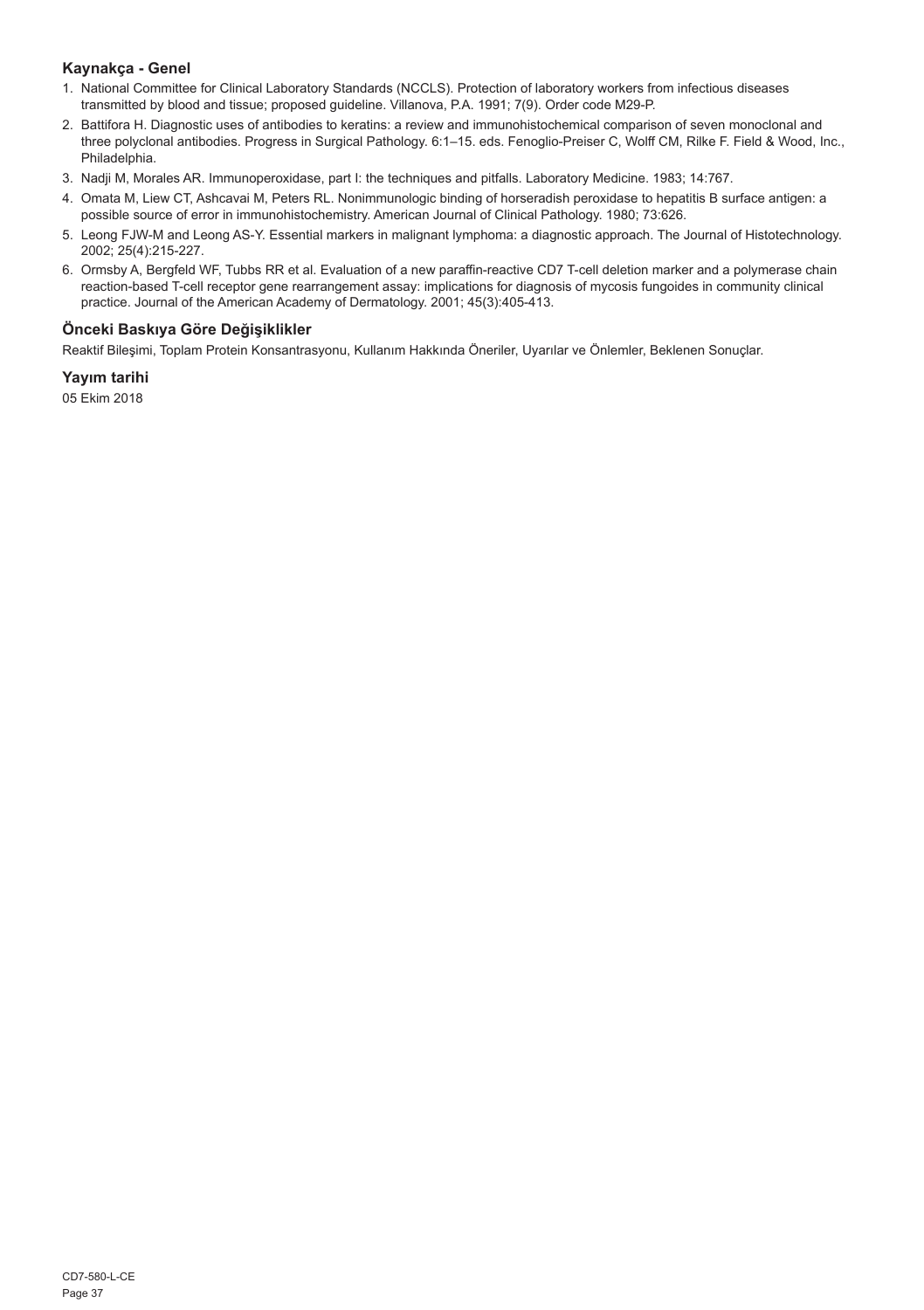### Kaynakça - Genel

1. National Committee for Clinical Laboratory Standards (NCCLS). Protection of laboratory workers from infectious diseases transmitted by blood and tissue; proposed guideline. Villanova, P.A. 1991; 7(9). Order code M29-P.
2. Battifora H. Diagnostic uses of antibodies to keratins: a review and immunohistochemical comparison of seven monoclonal and three polyclonal antibodies. Progress in Surgical Pathology. 6:1–15. eds. Fenoglio-Preiser C, Wolff CM, Rilke F. Field & Wood, Inc., Philadelphia.
3. Nadji M, Morales AR. Immunoperoxidase, part I: the techniques and pitfalls. Laboratory Medicine. 1983; 14:767.
4. Omata M, Liew CT, Ashcavai M, Peters RL. Nonimmunologic binding of horseradish peroxidase to hepatitis B surface antigen: a possible source of error in immunohistochemistry. American Journal of Clinical Pathology. 1980; 73:626.
5. Leong FJW-M and Leong AS-Y. Essential markers in malignant lymphoma: a diagnostic approach. The Journal of Histotechnology. 2002; 25(4):215-227.
6. Ormsby A, Bergfeld WF, Tubbs RR et al. Evaluation of a new paraffin-reactive CD7 T-cell deletion marker and a polymerase chain reaction-based T-cell receptor gene rearrangement assay: implications for diagnosis of mycosis fungoides in community clinical practice. Journal of the American Academy of Dermatology. 2001; 45(3):405-413.

### Önceki Baskıya Göre Değişiklikler

Reaktif Bileşimi, Toplam Protein Konsantrasyonu, Kullanım Hakkında Öneriler, Uyarılar ve Önlemler, Beklenen Sonuçlar.

### Yayım tarihi

05 Ekim 2018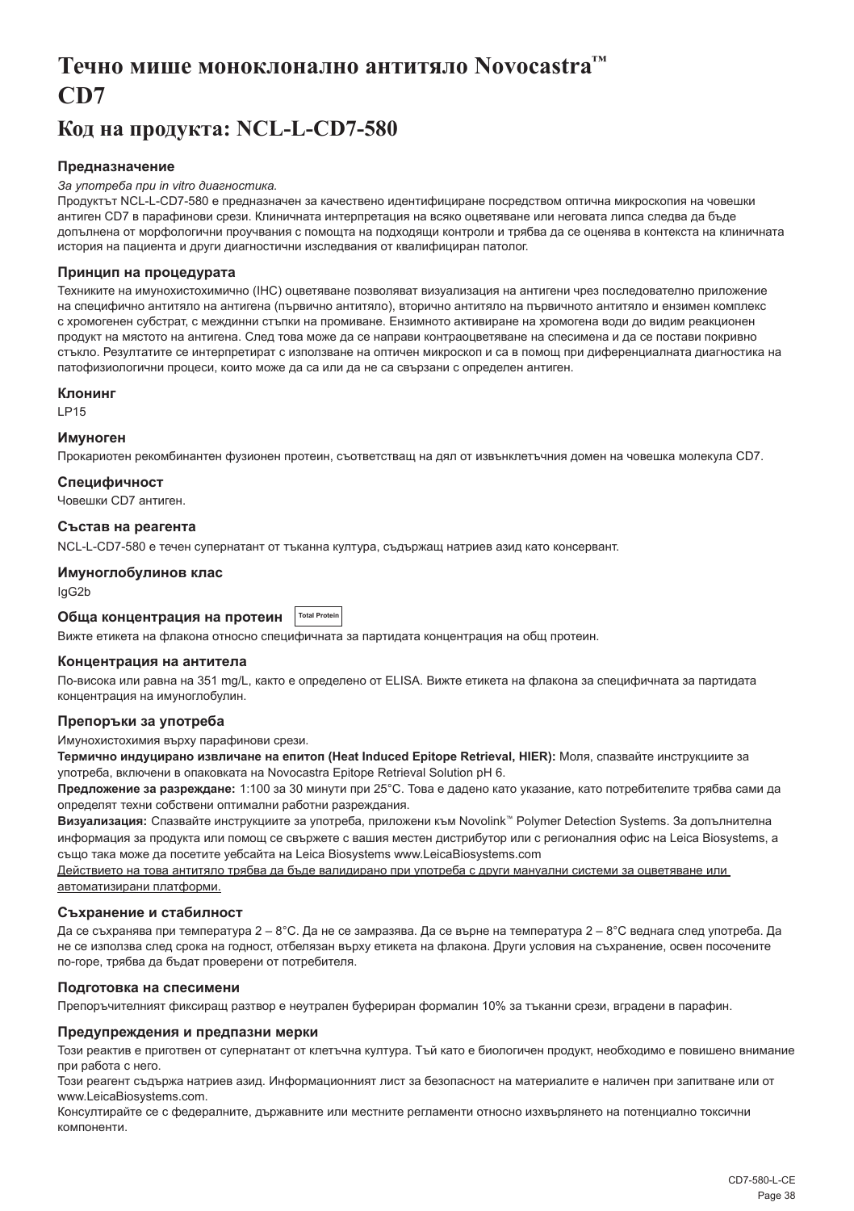# Течно мише моноклонално антитяло Novocastra™ CD7

## Код на продукта: NCL-L-CD7-580

### Предназначение

*За употреба при in vitro диагностика.*

Продуктът NCL-L-CD7-580 е предназначен за качествено идентифициране посредством оптична микроскопия на човешки антиген CD7 в парафинови срези. Клиничната интерпретация на всяко оцветяване или неговата липса следва да бъде допълнена от морфологични проучвания с помощта на подходящи контроли и трябва да се оценява в контекста на клиничната история на пациента и други диагностични изследвания от квалифициран патолог.

### Принцип на процедурата

Техниките на имунохистохимично (IHC) оцветяване позволяват визуализация на антигени чрез последователно приложение на специфично антитяло на антигена (първично антитяло), вторично антитяло на първичното антитяло и ензимен комплекс с хромогенен субстрат, с междинни стъпки на промиване. Ензимното активиране на хромогена води до видим реакционен продукт на мястото на антигена. След това може да се направи контраоцветяване на спесимена и да се постави покривно стъкло. Резултатите се интерпретират с използване на оптичен микроскоп и са в помощ при диференциалната диагностика на патофизиологични процеси, които може да са или да не са свързани с определен антиген.

### Клонинг

LP15

### Имуноген

Прокариотен рекомбинантен фузионен протеин, съответстващ на дял от извънклетъчния домен на човешка молекула CD7.

### Специфичност

Човешки CD7 антиген.

### Състав на реагента

NCL-L-CD7-580 е течен супернатант от тъканна култура, съдържащ натриев азид като консервант.

### Имуноглобулинов клас

IgG2b

### Обща концентрация на протеин Total Protein

Вижте етикета на флакона относно специфичната за партидата концентрация на общ протеин.

### Концентрация на антитела

По-висока или равна на 351 mg/L, както е определено от ELISA. Вижте етикета на флакона за специфичната за партидата концентрация на имуноглобулин.

### Препоръки за употреба

Имунохистохимия върху парафинови срези.

**Термично индуцирано извличане на епитоп (Heat Induced Epitope Retrieval, HIER):** Моля, спазвайте инструкциите за употреба, включени в опаковката на Novocastra Epitope Retrieval Solution pH 6.

**Предложение за разреждане:** 1:100 за 30 минути при 25°C. Това е дадено като указание, като потребителите трябва сами да определят техни собствени оптимални работни разреждания.

**Визуализация:** Спазвайте инструкциите за употреба, приложени към Novolink™ Polymer Detection Systems. За допълнителна информация за продукта или помощ се свържете с вашия местен дистрибутор или с регионалния офис на Leica Biosystems, а също така може да посетите уебсайта на Leica Biosystems www.LeicaBiosystems.com

Действието на това антитяло трябва да бъде валидирано при употреба с други мануални системи за оцветяване или автоматизирани платформи.

### Съхранение и стабилност

Да се съхранява при температура 2 – 8°C. Да не се замразява. Да се върне на температура 2 – 8°C веднага след употреба. Да не се използва след срока на годност, отбелязан върху етикета на флакона. Други условия на съхранение, освен посочените по-горе, трябва да бъдат проверени от потребителя.

### Подготовка на спесимени

Препоръчителният фиксиращ разтвор е неутрален буфериран формалин 10% за тъканни срези, вградени в парафин.

### Предупреждения и предпазни мерки

Този реактив е приготвен от супернатант от клетъчна култура. Тъй като е биологичен продукт, необходимо е повишено внимание при работа с него.

Този реагент съдържа натриев азид. Информационният лист за безопасност на материалите е наличен при запитване или от www.LeicaBiosystems.com.

Консултирайте се с федералните, държавните или местните регламенти относно изхвърлянето на потенциално токсични компоненти.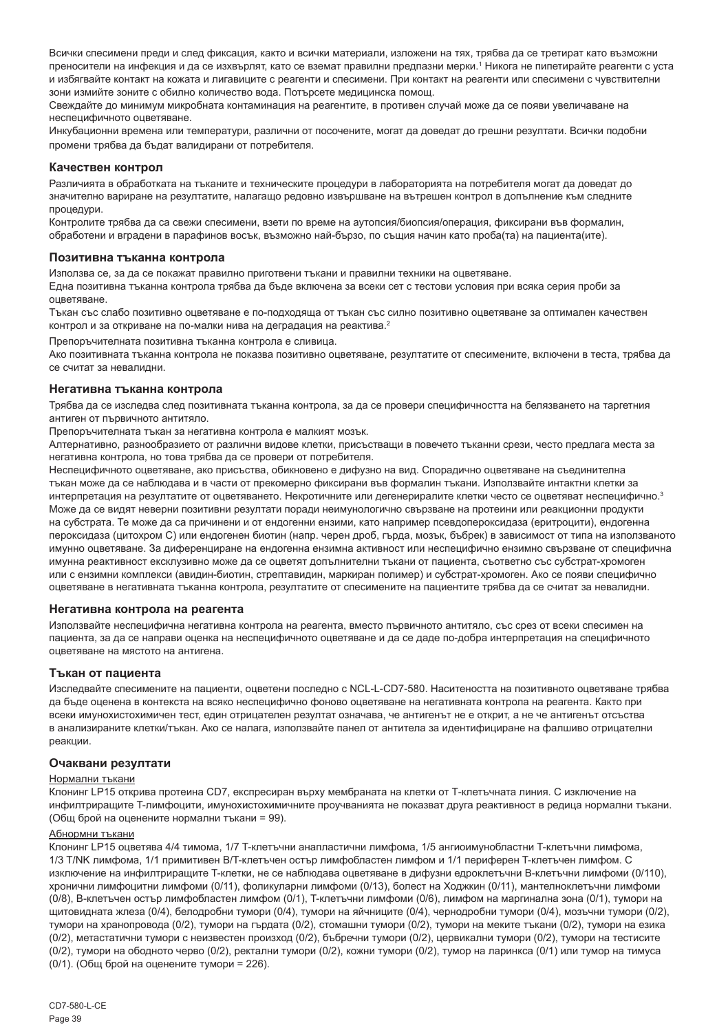Всички спесимени преди и след фиксация, както и всички материали, изложени на тях, трябва да се третират като възможни преносители на инфекция и да се изхвърлят, като се вземат правилни предпазни мерки.[1] Никога не пипетирайте реагенти с уста и избягвайте контакт на кожата и лигавиците с реагенти и спесимени. При контакт на реагенти или спесимени с чувствителни зони измийте зоните с обилно количество вода. Потърсете медицинска помощ.

Свеждайте до минимум микробната контаминация на реагентите, в противен случай може да се появи увеличаване на неспецифичното оцветяване.

Инкубационни времена или температури, различни от посочените, могат да доведат до грешни резултати. Всички подобни промени трябва да бъдат валидирани от потребителя.

### Качествен контрол

Различията в обработката на тъканите и техническите процедури в лабораторията на потребителя могат да доведат до значително вариране на резултатите, налагащо редовно извършване на вътрешен контрол в допълнение към следните процедури.

Контролите трябва да са свежи спесимени, взети по време на аутопсия/биопсия/операция, фиксирани във формалин, обработени и вградени в парафинов восък, възможно най-бързо, по същия начин като проба(та) на пациента(ите).

### Позитивна тъканна контрола

Използва се, за да се покажат правилно приготвени тъкани и правилни техники на оцветяване.

Една позитивна тъканна контрола трябва да бъде включена за всеки сет с тестови условия при всяка серия проби за оцветяване.

Тъкан със слабо позитивно оцветяване е по-подходяща от тъкан със силно позитивно оцветяване за оптимален качествен контрол и за откриване на по-малки нива на деградация на реактива.[2]

Препоръчителната позитивна тъканна контрола е сливица.

Ако позитивната тъканна контрола не показва позитивно оцветяване, резултатите от спесимените, включени в теста, трябва да се считат за невалидни.

### Негативна тъканна контрола

Трябва да се изследва след позитивната тъканна контрола, за да се провери специфичността на белязването на таргетния антиген от първичното антитяло.

Препоръчителната тъкан за негативна контрола е малкият мозък.

Алтернативно, разнообразието от различни видове клетки, присъстващи в повечето тъканни срези, често предлага места за негативна контрола, но това трябва да се провери от потребителя.

Неспецифичното оцветяване, ако присъства, обикновено е дифузно на вид. Спорадично оцветяване на съединителна тъкан може да се наблюдава и в части от прекомерно фиксирани във формалин тъкани. Използвайте интактни клетки за интерпретация на резултатите от оцветяването. Некротичните или дегенериралите клетки често се оцветяват неспецифично.[3] Може да се видят неверни позитивни резултати поради неимунологично свързване на протеини или реакционни продукти на субстрата. Те може да са причинени и от ендогенни ензими, като например псевдопероксидаза (еритроцити), ендогенна пероксидаза (цитохром С) или ендогенен биотин (напр. черен дроб, гърда, мозък, бъбрек) в зависимост от типа на използваното имунно оцветяване. За диференциране на ендогенна ензимна активност или неспецифично ензимно свързване от специфична имунна реактивност ексклузивно може да се оцветят допълнителни тъкани от пациента, съответно със субстрат-хромоген или с ензимни комплекси (авидин-биотин, стрептавидин, маркиран полимер) и субстрат-хромоген. Ако се появи специфично оцветяване в негативната тъканна контрола, резултатите от спесимените на пациентите трябва да се считат за невалидни.

### Негативна контрола на реагента

Използвайте неспецифична негативна контрола на реагента, вместо първичното антитяло, със срез от всеки спесимен на пациента, за да се направи оценка на неспецифичното оцветяване и да се даде по-добра интерпретация на специфичното оцветяване на мястото на антигена.

### Тъкан от пациента

Изследвайте спесимените на пациенти, оцветени последно с NCL-L-CD7-580. Наситеността на позитивното оцветяване трябва да бъде оценена в контекста на всяко неспецифично фоново оцветяване на негативната контрола на реагента. Както при всеки имунохистохимичен тест, един отрицателен резултат означава, че антигенът не е открит, а не че антигенът отсъства в анализираните клетки/тъкан. Ако се налага, използвайте панел от антитела за идентифициране на фалшиво отрицателни реакции.

### Очаквани резултати

Нормални тъкани

Клонинг LP15 открива протеина CD7, експресиран върху мембраната на клетки от Т-клетъчната линия. С изключение на инфилтриращите Т-лимфоцити, имунохистохимичните проучванията не показват друга реактивност в редица нормални тъкани. (Общ брой на оценените нормални тъкани = 99).

Абнормни тъкани

Клонинг LP15 оцветява 4/4 тимома, 1/7 Т-клетъчни анапластични лимфома, 1/5 ангиоимунобластни Т-клетъчни лимфома, 1/3 T/NK лимфома, 1/1 примитивен B/T-клетъчен остър лимфобластен лимфом и 1/1 периферен Т-клетъчен лимфом. С изключение на инфилтриращите Т-клетки, не се наблюдава оцветяване в дифузни едроклетъчни В-клетъчни лимфоми (0/110), хронични лимфоцитни лимфоми (0/11), фоликуларни лимфоми (0/13), болест на Ходжкин (0/11), мантелноклетъчни лимфоми (0/8), В-клетъчен остър лимфобластен лимфом (0/1), Т-клетъчни лимфоми (0/6), лимфом на маргинална зона (0/1), тумори на щитовидната жлеза (0/4), белодробни тумори (0/4), тумори на яйчниците (0/4), чернодробни тумори (0/4), мозъчни тумори (0/2), тумори на хранопровода (0/2), тумори на гърдата (0/2), стомашни тумори (0/2), тумори на меките тъкани (0/2), тумори на езика (0/2), метастатични тумори с неизвестен произход (0/2), бъбречни тумори (0/2), цервикални тумори (0/2), тумори на тестисите (0/2), тумори на ободното черво (0/2), ректални тумори (0/2), кожни тумори (0/2), тумор на ларинкса (0/1) или тумор на тимуса (0/1). (Общ брой на оценените тумори = 226).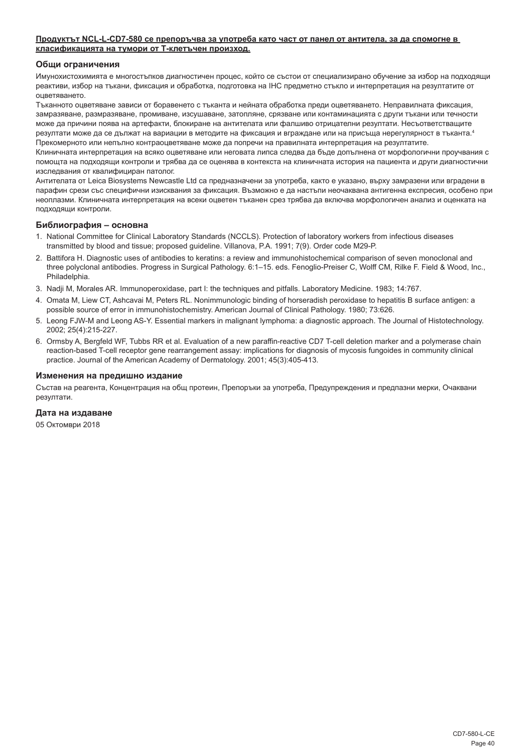**Продуктът NCL-L-CD7-580 се препоръчва за употреба като част от панел от антитела, за да спомогне в класификацията на тумори от Т-клетъчен произход.**

## Общи ограничения

Имунохистохимията е многостъпков диагностичен процес, който се състои от специализирано обучение за избор на подходящи реактиви, избор на тъкани, фиксация и обработка, подготовка на IHC предметно стъкло и интерпретация на резултатите от оцветяването.

Тъканното оцветяване зависи от боравенето с тъканта и нейната обработка преди оцветяването. Неправилната фиксация, замразяване, размразяване, промиване, изсушаване, затопляне, срязване или контаминацията с други тъкани или течности може да причини поява на артефакти, блокиране на антителата или фалшиво отрицателни резултати. Несъответстващите резултати може да се дължат на вариации в методите на фиксация и вграждане или на присъща нерегулярност в тъканта.[4]

Прекомерното или непълно контраоцветяване може да попречи на правилната интерпретация на резултатите.

Клиничната интерпретация на всяко оцветяване или неговата липса следва да бъде допълнена от морфологични проучвания с помощта на подходящи контроли и трябва да се оценява в контекста на клиничната история на пациента и други диагностични изследвания от квалифициран патолог.

Антителата от Leica Biosystems Newcastle Ltd са предназначени за употреба, както е указано, върху замразени или вградени в парафин срези със специфични изисквания за фиксация. Възможно е да настъпи неочаквана антигенна експресия, особено при неоплазми. Клиничната интерпретация на всеки оцветен тъканен срез трябва да включва морфологичен анализ и оценката на подходящи контроли.

## Библиография – основна

1. National Committee for Clinical Laboratory Standards (NCCLS). Protection of laboratory workers from infectious diseases transmitted by blood and tissue; proposed guideline. Villanova, P.A. 1991; 7(9). Order code M29-P.
2. Battifora H. Diagnostic uses of antibodies to keratins: a review and immunohistochemical comparison of seven monoclonal and three polyclonal antibodies. Progress in Surgical Pathology. 6:1–15. eds. Fenoglio-Preiser C, Wolff CM, Rilke F. Field & Wood, Inc., Philadelphia.
3. Nadji M, Morales AR. Immunoperoxidase, part I: the techniques and pitfalls. Laboratory Medicine. 1983; 14:767.
4. Omata M, Liew CT, Ashcavai M, Peters RL. Nonimmunologic binding of horseradish peroxidase to hepatitis B surface antigen: a possible source of error in immunohistochemistry. American Journal of Clinical Pathology. 1980; 73:626.
5. Leong FJW-M and Leong AS-Y. Essential markers in malignant lymphoma: a diagnostic approach. The Journal of Histotechnology. 2002; 25(4):215-227.
6. Ormsby A, Bergfeld WF, Tubbs RR et al. Evaluation of a new paraffin-reactive CD7 T-cell deletion marker and a polymerase chain reaction-based T-cell receptor gene rearrangement assay: implications for diagnosis of mycosis fungoides in community clinical practice. Journal of the American Academy of Dermatology. 2001; 45(3):405-413.

## Изменения на предишно издание

Състав на реагента, Концентрация на общ протеин, Препоръки за употреба, Предупреждения и предпазни мерки, Очаквани резултати.

## Дата на издаване

05 Октомври 2018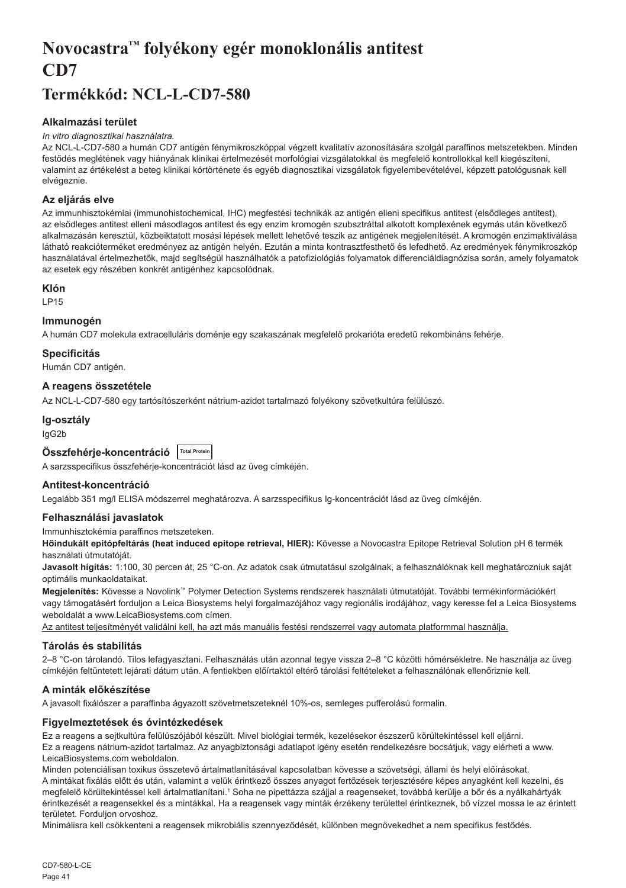# Novocastra™ folyékony egér monoklonális antitest CD7

## Termékkód: NCL-L-CD7-580

### Alkalmazási terület

*In vitro diagnosztikai használatra.*

Az NCL-L-CD7-580 a humán CD7 antigén fénymikroszkóppal végzett kvalitatív azonosítására szolgál paraffinos metszetekben. Minden festődés meglétének vagy hiányának klinikai értelmezését morfológiai vizsgálatokkal és megfelelő kontrollokkal kell kiegészíteni, valamint az értékelést a beteg klinikai kórtörténete és egyéb diagnosztikai vizsgálatok figyelembevételével, képzett patológusnak kell elvégeznie.

### Az eljárás elve

Az immunhisztokémiai (immunohistochemical, IHC) megfestési technikák az antigén elleni specifikus antitest (elsődleges antitest), az elsődleges antitest elleni másodlagos antitest és egy enzim kromogén szubsztráttal alkotott komplexének egymás után következő alkalmazásán keresztül, közbeiktatott mosási lépések mellett lehetővé teszik az antigének megjelenítését. A kromogén enzimaktiválása látható reakcióterméket eredményez az antigén helyén. Ezután a minta kontrasztfesthető és lefedhető. Az eredmények fénymikroszkóp használatával értelmezhetők, majd segítségül használhatók a patofiziológiás folyamatok differenciáldiagnózisa során, amely folyamatok az esetek egy részében konkrét antigénhez kapcsolódnak.

### Klón

LP15

### Immunogén

A humán CD7 molekula extracelluláris doménje egy szakaszának megfelelő prokarióta eredetű rekombináns fehérje.

### Specificitás

Humán CD7 antigén.

### A reagens összetétele

Az NCL-L-CD7-580 egy tartósítószerként nátrium-azidot tartalmazó folyékony szövetkultúra felülúszó.

### Ig-osztály

IgG2b

### Összfehérje-koncentráció Total Protein

A sarzsspecifikus összfehérje-koncentrációt lásd az üveg címkéjén.

### Antitest-koncentráció

Legalább 351 mg/l ELISA módszerrel meghatározva. A sarzsspecifikus Ig-koncentrációt lásd az üveg címkéjén.

### Felhasználási javaslatok

Immunhisztokémia paraffinos metszeteken.

**Hőindukált epitópfeltárás (heat induced epitope retrieval, HIER):** Kövesse a Novocastra Epitope Retrieval Solution pH 6 termék használati útmutatóját.

**Javasolt hígítás:** 1:100, 30 percen át, 25 °C-on. Az adatok csak útmutatásul szolgálnak, a felhasználóknak kell meghatározniuk saját optimális munkaoldataikat.

**Megjelenítés:** Kövesse a Novolink™ Polymer Detection Systems rendszerek használati útmutatóját. További termékinformációkért vagy támogatásért forduljon a Leica Biosystems helyi forgalmazójához vagy regionális irodájához, vagy keresse fel a Leica Biosystems weboldalát a www.LeicaBiosystems.com címen.

<u>Az antitest teljesítményét validálni kell, ha azt más manuális festési rendszerrel vagy automata platformmal használja.</u>

### Tárolás és stabilitás

2–8 °C-on tárolandó. Tilos lefagyasztani. Felhasználás után azonnal tegye vissza 2–8 °C közötti hőmérsékletre. Ne használja az üveg címkéjén feltüntetett lejárati dátum után. A fentiekben előírtaktól eltérő tárolási feltételeket a felhasználónak ellenőriznie kell.

### A minták előkészítése

A javasolt fixálószer a paraffinba ágyazott szövetmetszeteknél 10%-os, semleges pufferolású formalin.

### Figyelmeztetések és óvintézkedések

Ez a reagens a sejtkultúra felülúszójából készült. Mivel biológiai termék, kezelésekor észszerű körültekintéssel kell eljárni.

Ez a reagens nátrium-azidot tartalmaz. Az anyagbiztonsági adatlapot igény esetén rendelkezésre bocsátjuk, vagy elérheti a www.LeicaBiosystems.com weboldalon.

Minden potenciálisan toxikus összetevő ártalmatlanításával kapcsolatban kövesse a szövetségi, állami és helyi előírásokat.

A mintákat fixálás előtt és után, valamint a velük érintkező összes anyagot fertőzések terjesztésére képes anyagként kell kezelni, és megfelelő körültekintéssel kell ártalmatlanítani.[1] Soha ne pipettázza szájjal a reagenseket, továbbá kerülje a bőr és a nyálkahártyák érintkezését a reagensekkel és a mintákkal. Ha a reagensek vagy minták érzékeny területtel érintkeznek, bő vízzel mossa le az érintett területet. Forduljon orvoshoz.

Minimálisra kell csökkenteni a reagensek mikrobiális szennyeződését, különben megnövekedhet a nem specifikus festődés.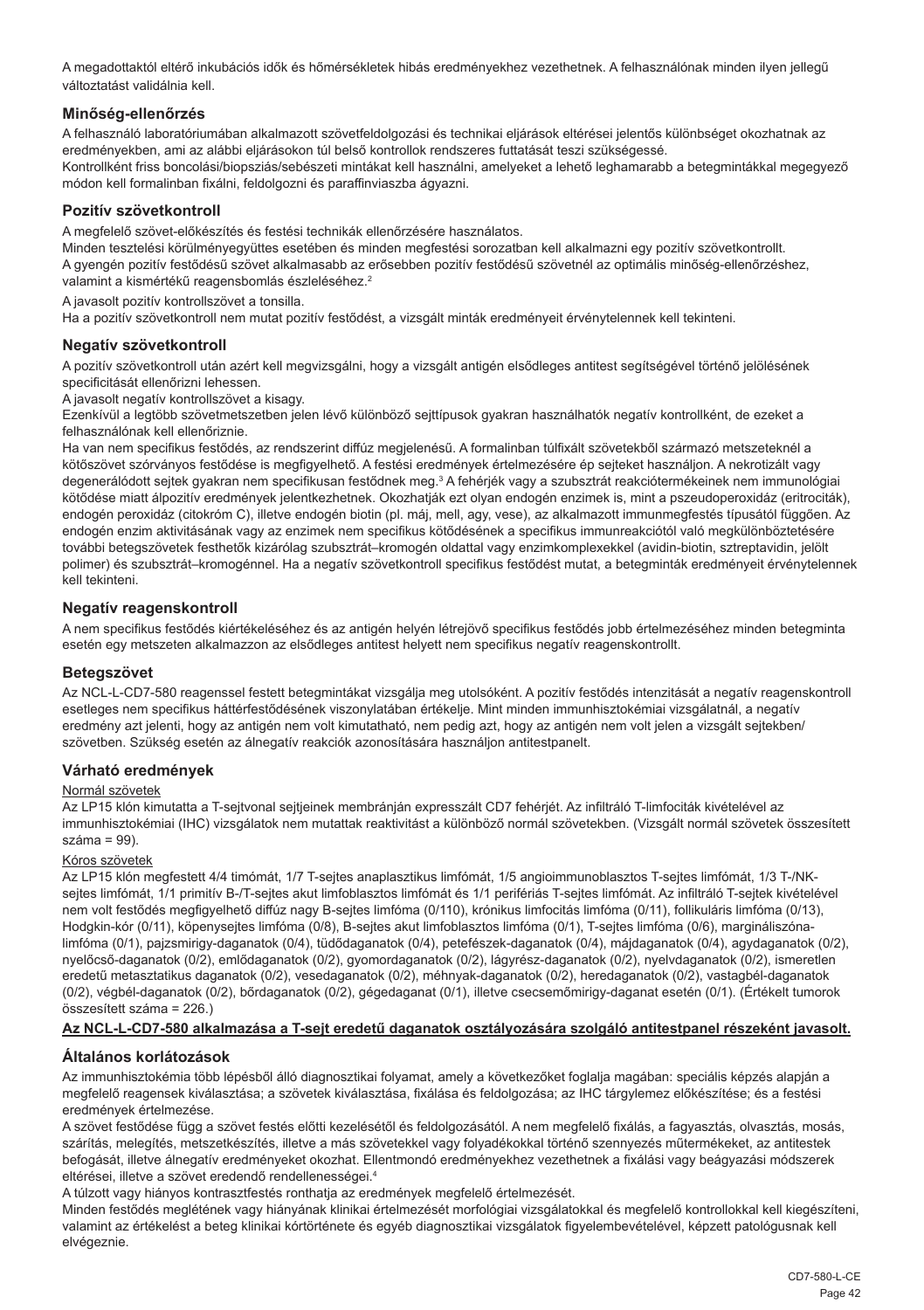A megadottaktól eltérő inkubációs idők és hőmérsékletek hibás eredményekhez vezethetnek. A felhasználónak minden ilyen jellegű változtatást validálnia kell.

### Minőség-ellenőrzés

A felhasználó laboratóriumában alkalmazott szövetfeldolgozási és technikai eljárások eltérései jelentős különbséget okozhatnak az eredményekben, ami az alábbi eljárásokon túl belső kontrollok rendszeres futtatását teszi szükségessé.
Kontrollként friss boncolási/biopsziás/sebészeti mintákat kell használni, amelyeket a lehető leghamarabb a betegmintákkal megegyező módon kell formalinban fixálni, feldolgozni és paraffinviaszba ágyazni.

### Pozitív szövetkontroll

A megfelelő szövet-előkészítés és festési technikák ellenőrzésére használatos.
Minden tesztelési körülményegyüttes esetében és minden megfestési sorozatban kell alkalmazni egy pozitív szövetkontrollt.
A gyengén pozitív festődésű szövet alkalmasabb az erősebben pozitív festődésű szövetnél az optimális minőség-ellenőrzéshez, valamint a kismértékű reagensbomlás észleléséhez.[2]

A javasolt pozitív kontrollszövet a tonsilla.
Ha a pozitív szövetkontroll nem mutat pozitív festődést, a vizsgált minták eredményeit érvénytelennek kell tekinteni.

### Negatív szövetkontroll

A pozitív szövetkontroll után azért kell megvizsgálni, hogy a vizsgált antigén elsődleges antitest segítségével történő jelölésének specificitását ellenőrizni lehessen.
A javasolt negatív kontrollszövet a kisagy.
Ezenkívül a legtöbb szövetmetszetben jelen lévő különböző sejttípusok gyakran használhatók negatív kontrollként, de ezeket a felhasználónak kell ellenőriznie.
Ha van nem specifikus festődés, az rendszerint diffúz megjelenésű. A formalinban túlfixált szövetekből származó metszeteknél a kötőszövet szórványos festődése is megfigyelhető. A festési eredmények értelmezésére ép sejteket használjon. A nekrotizált vagy degenerálódott sejtek gyakran nem specifikusan festődnek meg.[3] A fehérjék vagy a szubsztrát reakciótermékeinek nem immunológiai kötődése miatt álpozitív eredmények jelentkezhetnek. Okozhatják ezt olyan endogén enzimek is, mint a pszeudoperoxidáz (eritrociták), endogén peroxidáz (citokróm C), illetve endogén biotin (pl. máj, mell, agy, vese), az alkalmazott immunmegfestés típusától függően. Az endogén enzim aktivitásának vagy az enzimek nem specifikus kötődésének a specifikus immunreakciótól való megkülönböztetésére további betegszövetek festhetők kizárólag szubsztrát–kromogén oldattal vagy enzimkomplexekkel (avidin-biotin, sztreptavidin, jelölt polimer) és szubsztrát–kromogénnel. Ha a negatív szövetkontroll specifikus festődést mutat, a betegminták eredményeit érvénytelennek kell tekinteni.

### Negatív reagenskontroll

A nem specifikus festődés kiértékeléséhez és az antigén helyén létrejövő specifikus festődés jobb értelmezéséhez minden betegminta esetén egy metszeten alkalmazzon az elsődleges antitest helyett nem specifikus negatív reagenskontrollt.

### Betegszövet

Az NCL-L-CD7-580 reagenssel festett betegmintákat vizsgálja meg utolsóként. A pozitív festődés intenzitását a negatív reagenskontroll esetleges nem specifikus háttérfestődésének viszonylatában értékelje. Mint minden immunhisztokémiai vizsgálatnál, a negatív eredmény azt jelenti, hogy az antigén nem volt kimutatható, nem pedig azt, hogy az antigén nem volt jelen a vizsgált sejtekben/szövetben. Szükség esetén az álnegatív reakciók azonosítására használjon antitestpanelt.

### Várható eredmények

Normál szövetek

Az LP15 klón kimutatta a T-sejtvonal sejtjeinek membránján expresszált CD7 fehérjét. Az infiltráló T-limfociták kivételével az immunhisztokémiai (IHC) vizsgálatok nem mutattak reaktivitást a különböző normál szövetekben. (Vizsgált normál szövetek összesített száma = 99).

Kóros szövetek

Az LP15 klón megfestett 4/4 timómát, 1/7 T-sejtes anaplasztikus limfómát, 1/5 angioimmunoblasztos T-sejtes limfómát, 1/3 T-/NK-sejtes limfómát, 1/1 primitív B-/T-sejtes akut limfoblasztos limfómát és 1/1 perifériás T-sejtes limfómát. Az infiltráló T-sejtek kivételével nem volt festődés megfigyelhető diffúz nagy B-sejtes limfóma (0/110), krónikus limfocitás limfóma (0/11), follikuláris limfóma (0/13), Hodgkin-kór (0/11), köpenysejtes limfóma (0/8), B-sejtes akut limfoblasztos limfóma (0/1), T-sejtes limfóma (0/6), marginálisz­óna-limfóma (0/1), pajzsmirigy-daganatok (0/4), tüdődaganatok (0/4), petefészek-daganatok (0/4), májdaganatok (0/4), agydaganatok (0/2), nyelőcső-daganatok (0/2), emlődaganatok (0/2), gyomordaganatok (0/2), lágyrész-daganatok (0/2), nyelvdaganatok (0/2), ismeretlen eredetű metasztatikus daganatok (0/2), vesedaganatok (0/2), méhnyak-daganatok (0/2), heredaganatok (0/2), vastagbél-daganatok (0/2), végbél-daganatok (0/2), bőrdaganatok (0/2), gégedaganat (0/1), illetve csecsemőmirigy-daganat esetén (0/1). (Értékelt tumorok összesített száma = 226.)

**Az NCL-L-CD7-580 alkalmazása a T-sejt eredetű daganatok osztályozására szolgáló antitestpanel részeként javasolt.**

### Általános korlátozások

Az immunhisztokémia több lépésből álló diagnosztikai folyamat, amely a következőket foglalja magában: speciális képzés alapján a megfelelő reagensek kiválasztása; a szövetek kiválasztása, fixálása és feldolgozása; az IHC tárgylemez előkészítése; és a festési eredmények értelmezése.
A szövet festődése függ a szövet festés előtti kezelésétől és feldolgozásától. A nem megfelelő fixálás, a fagyasztás, olvasztás, mosás, szárítás, melegítés, metszetkészítés, illetve a más szövetekkel vagy folyadékokkal történő szennyeződés műtermékeket, az antitestek befogását, illetve álnegatív eredményeket okozhat. Ellentmondó eredményekhez vezethetnek a fixálási vagy beágyazási módszerek eltérései, illetve a szövet eredendő rendellenességei.[4]
A túlzott vagy hiányos kontrasztfestés ronthatja az eredmények megfelelő értelmezését.
Minden festődés meglétének vagy hiányának klinikai értelmezését morfológiai vizsgálatokkal és megfelelő kontrollokkal kell kiegészíteni, valamint az értékelést a beteg klinikai kórtörténete és egyéb diagnosztikai vizsgálatok figyelembevételével, képzett patológusnak kell elvégeznie.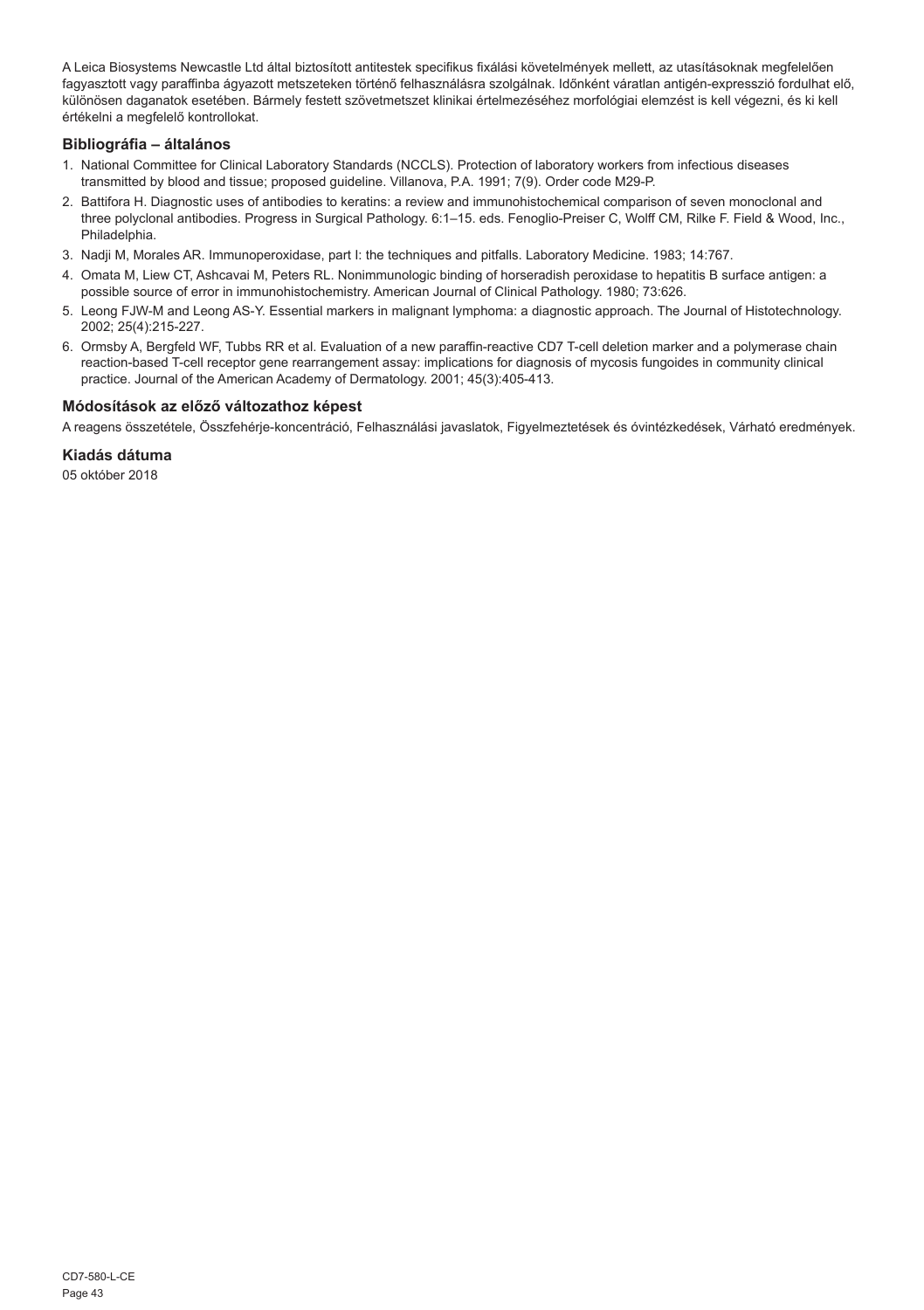A Leica Biosystems Newcastle Ltd által biztosított antitestek specifikus fixálási követelmények mellett, az utasításoknak megfelelően fagyasztott vagy paraffinba ágyazott metszeteken történő felhasználásra szolgálnak. Időnként váratlan antigén-expresszió fordulhat elő, különösen daganatok esetében. Bármely festett szövetmetszet klinikai értelmezéséhez morfológiai elemzést is kell végezni, és ki kell értékelni a megfelelő kontrollokat.

### Bibliográfia – általános

1. National Committee for Clinical Laboratory Standards (NCCLS). Protection of laboratory workers from infectious diseases transmitted by blood and tissue; proposed guideline. Villanova, P.A. 1991; 7(9). Order code M29-P.
2. Battifora H. Diagnostic uses of antibodies to keratins: a review and immunohistochemical comparison of seven monoclonal and three polyclonal antibodies. Progress in Surgical Pathology. 6:1–15. eds. Fenoglio-Preiser C, Wolff CM, Rilke F. Field & Wood, Inc., Philadelphia.
3. Nadji M, Morales AR. Immunoperoxidase, part I: the techniques and pitfalls. Laboratory Medicine. 1983; 14:767.
4. Omata M, Liew CT, Ashcavai M, Peters RL. Nonimmunologic binding of horseradish peroxidase to hepatitis B surface antigen: a possible source of error in immunohistochemistry. American Journal of Clinical Pathology. 1980; 73:626.
5. Leong FJW-M and Leong AS-Y. Essential markers in malignant lymphoma: a diagnostic approach. The Journal of Histotechnology. 2002; 25(4):215-227.
6. Ormsby A, Bergfeld WF, Tubbs RR et al. Evaluation of a new paraffin-reactive CD7 T-cell deletion marker and a polymerase chain reaction-based T-cell receptor gene rearrangement assay: implications for diagnosis of mycosis fungoides in community clinical practice. Journal of the American Academy of Dermatology. 2001; 45(3):405-413.

### Módosítások az előző változathoz képest

A reagens összetétele, Összfehérje-koncentráció, Felhasználási javaslatok, Figyelmeztetések és óvintézkedések, Várható eredmények.

### Kiadás dátuma

05 október 2018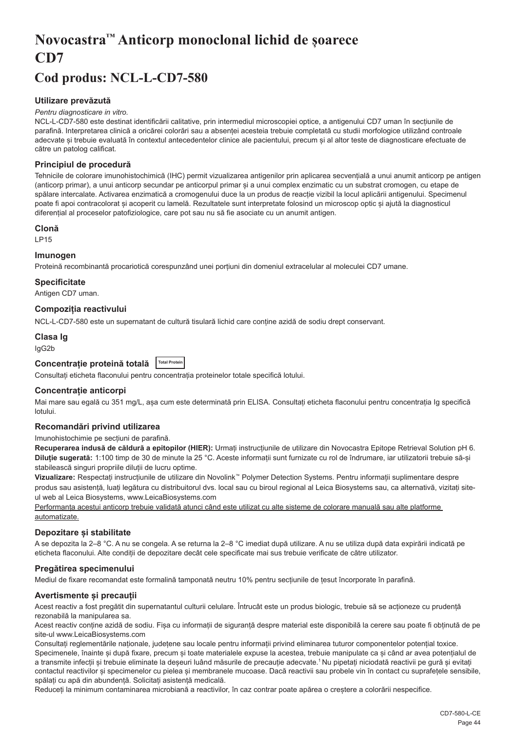# Novocastra™ Anticorp monoclonal lichid de șoarece CD7

# Cod produs: NCL-L-CD7-580

### Utilizare prevăzută

*Pentru diagnosticare in vitro.*

NCL-L-CD7-580 este destinat identificării calitative, prin intermediul microscopiei optice, a antigenului CD7 uman în secțiunile de parafină. Interpretarea clinică a oricărei colorări sau a absenței acesteia trebuie completată cu studii morfologice utilizând controale adecvate și trebuie evaluată în contextul antecedentelor clinice ale pacientului, precum și al altor teste de diagnosticare efectuate de către un patolog calificat.

### Principiul de procedură

Tehnicile de colorare imunohistochimică (IHC) permit vizualizarea antigenilor prin aplicarea secvențială a unui anumit anticorp pe antigen (anticorp primar), a unui anticorp secundar pe anticorpul primar și a unui complex enzimatic cu un substrat cromogen, cu etape de spălare intercalate. Activarea enzimatică a cromogenului duce la un produs de reacție vizibil la locul aplicării antigenului. Specimenul poate fi apoi contracolorat și acoperit cu lamelă. Rezultatele sunt interpretate folosind un microscop optic și ajută la diagnosticul diferențial al proceselor patofiziologice, care pot sau nu să fie asociate cu un anumit antigen.

### Clonă

LP15

### Imunogen

Proteină recombinantă procariotică corespunzând unei porțiuni din domeniul extracelular al moleculei CD7 umane.

### Specificitate

Antigen CD7 uman.

### Compoziția reactivului

NCL-L-CD7-580 este un supernatant de cultură tisulară lichid care conține azidă de sodiu drept conservant.

### Clasa Ig

IgG2b

### Concentrație proteină totală Total Protein

Consultați eticheta flaconului pentru concentrația proteinelor totale specifică lotului.

### Concentrație anticorpi

Mai mare sau egală cu 351 mg/L, așa cum este determinată prin ELISA. Consultați eticheta flaconului pentru concentrația Ig specifică lotului.

### Recomandări privind utilizarea

Imunohistochimie pe secțiuni de parafină.

**Recuperarea indusă de căldură a epitopilor (HIER):** Urmați instrucțiunile de utilizare din Novocastra Epitope Retrieval Solution pH 6.

**Diluție sugerată:** 1:100 timp de 30 de minute la 25 °C. Aceste informații sunt furnizate cu rol de îndrumare, iar utilizatorii trebuie să-și stabilească singuri propriile diluții de lucru optime.

**Vizualizare:** Respectați instrucțiunile de utilizare din Novolink™ Polymer Detection Systems. Pentru informații suplimentare despre produs sau asistență, luați legătura cu distribuitorul dvs. local sau cu biroul regional al Leica Biosystems sau, ca alternativă, vizitați site-ul web al Leica Biosystems, www.LeicaBiosystems.com

Performanța acestui anticorp trebuie validată atunci când este utilizat cu alte sisteme de colorare manuală sau alte platforme automatizate.

### Depozitare și stabilitate

A se depozita la 2–8 °C. A nu se congela. A se returna la 2–8 °C imediat după utilizare. A nu se utiliza după data expirării indicată pe eticheta flaconului. Alte condiții de depozitare decât cele specificate mai sus trebuie verificate de către utilizator.

### Pregătirea specimenului

Mediul de fixare recomandat este formalină tamponată neutru 10% pentru secțiunile de țesut încorporate în parafină.

### Avertismente și precauții

Acest reactiv a fost pregătit din supernatantul culturii celulare. Întrucât este un produs biologic, trebuie să se acționeze cu prudență rezonabilă la manipularea sa.

Acest reactiv conține azidă de sodiu. Fișa cu informații de siguranță despre material este disponibilă la cerere sau poate fi obținută de pe site-ul www.LeicaBiosystems.com

Consultați reglementările naționale, județene sau locale pentru informații privind eliminarea tuturor componentelor potențial toxice. Specimenele, înainte și după fixare, precum și toate materialele expuse la acestea, trebuie manipulate ca și când ar avea potențialul de a transmite infecții și trebuie eliminate la deșeuri luând măsurile de precauție adecvate.[1] Nu pipetați niciodată reactivii pe gură și evitați contactul reactivilor și specimenelor cu pielea și membranele mucoase. Dacă reactivii sau probele vin în contact cu suprafețele sensibile, spălați cu apă din abundență. Solicitați asistență medicală.

Reduceți la minimum contaminarea microbiană a reactivilor, în caz contrar poate apărea o creștere a colorării nespecifice.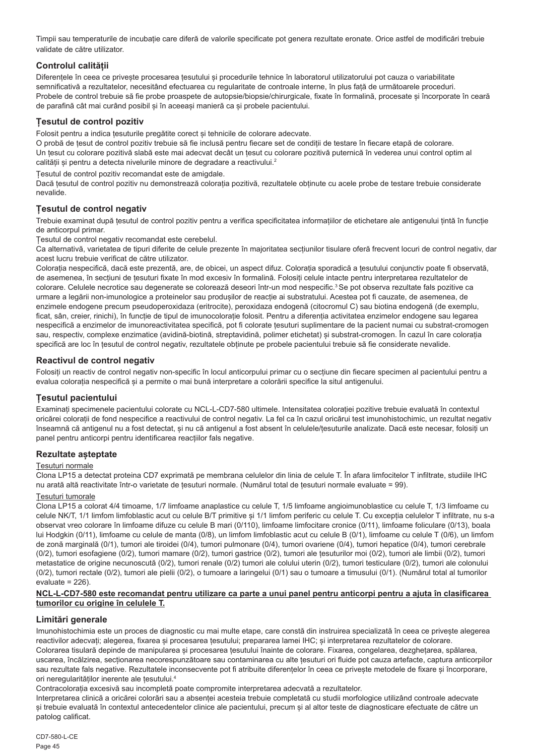Timpii sau temperaturile de incubație care diferă de valorile specificate pot genera rezultate eronate. Orice astfel de modificări trebuie validate de către utilizator.

## Controlul calității

Diferențele în ceea ce privește procesarea țesutului și procedurile tehnice în laboratorul utilizatorului pot cauza o variabilitate semnificativă a rezultatelor, necesitând efectuarea cu regularitate de controale interne, în plus față de următoarele proceduri.
Probele de control trebuie să fie probe proaspete de autopsie/biopsie/chirurgicale, fixate în formalină, procesate și încorporate în ceară de parafină cât mai curând posibil și în aceeași manieră ca și probele pacientului.

## Țesutul de control pozitiv

Folosit pentru a indica țesuturile pregătite corect și tehnicile de colorare adecvate.
O probă de țesut de control pozitiv trebuie să fie inclusă pentru fiecare set de condiții de testare în fiecare etapă de colorare.
Un țesut cu colorare pozitivă slabă este mai adecvat decât un țesut cu colorare pozitivă puternică în vederea unui control optim al calității și pentru a detecta nivelurile minore de degradare a reactivului.[2]

Țesutul de control pozitiv recomandat este de amigdale.
Dacă țesutul de control pozitiv nu demonstrează colorația pozitivă, rezultatele obținute cu acele probe de testare trebuie considerate nevalide.

## Țesutul de control negativ

Trebuie examinat după țesutul de control pozitiv pentru a verifica specificitatea informațiilor de etichetare ale antigenului țintă în funcție de anticorpul primar.
Țesutul de control negativ recomandat este cerebelul.
Ca alternativă, varietatea de tipuri diferite de celule prezente în majoritatea secțiunilor tisulare oferă frecvent locuri de control negativ, dar acest lucru trebuie verificat de către utilizator.
Colorația nespecifică, dacă este prezentă, are, de obicei, un aspect difuz. Colorația sporadică a țesutului conjunctiv poate fi observată, de asemenea, în secțiuni de țesuturi fixate în mod excesiv în formalină. Folosiți celule intacte pentru interpretarea rezultatelor de colorare. Celulele necrotice sau degenerate se colorează deseori într-un mod nespecific.[3] Se pot observa rezultate fals pozitive ca urmare a legării non-imunologice a proteinelor sau produșilor de reacție ai substratului. Acestea pot fi cauzate, de asemenea, de enzimele endogene precum pseudoperoxidaza (eritrocite), peroxidaza endogenă (citocromul C) sau biotina endogenă (de exemplu, ficat, sân, creier, rinichi), în funcție de tipul de imunocolorație folosit. Pentru a diferenția activitatea enzimelor endogene sau legarea nespecifică a enzimelor de imunoreactivitatea specifică, pot fi colorate țesuturi suplimentare de la pacient numai cu substrat-cromogen sau, respectiv, complexe enzimatice (avidină-biotină, streptavidină, polimer etichetat) și substrat-cromogen. În cazul în care colorația specifică are loc în țesutul de control negativ, rezultatele obținute pe probele pacientului trebuie să fie considerate nevalide.

## Reactivul de control negativ

Folosiți un reactiv de control negativ non-specific în locul anticorpului primar cu o secțiune din fiecare specimen al pacientului pentru a evalua colorația nespecifică și a permite o mai bună interpretare a colorării specifice la situl antigenului.

## Țesutul pacientului

Examinați specimenele pacientului colorate cu NCL-L-CD7-580 ultimele. Intensitatea colorației pozitive trebuie evaluată în contextul oricărei colorații de fond nespecifice a reactivului de control negativ. La fel ca în cazul oricărui test imunohistochimic, un rezultat negativ înseamnă că antigenul nu a fost detectat, și nu că antigenul a fost absent în celulele/țesuturile analizate. Dacă este necesar, folosiți un panel pentru anticorpi pentru identificarea reacțiilor fals negative.

## Rezultate așteptate

Țesuturi normale

Clona LP15 a detectat proteina CD7 exprimată pe membrana celulelor din linia de celule T. În afara limfocitelor T infiltrate, studiile IHC nu arată altă reactivitate într-o varietate de țesuturi normale. (Numărul total de țesuturi normale evaluate = 99).

Țesuturi tumorale

Clona LP15 a colorat 4/4 timoame, 1/7 limfoame anaplastice cu celule T, 1/5 limfoame angioimunoblastice cu celule T, 1/3 limfoame cu celule NK/T, 1/1 limfom limfoblastic acut cu celule B/T primitive și 1/1 limfom periferic cu celule T. Cu excepția celulelor T infiltrate, nu s-a observat vreo colorare în limfoame difuze cu celule B mari (0/110), limfoame limfocitare cronice (0/11), limfoame foliculare (0/13), boala lui Hodgkin (0/11), limfoame cu celule de manta (0/8), un limfom limfoblastic acut cu celule B (0/1), limfoame cu celule T (0/6), un limfom de zonă marginală (0/1), tumori ale tiroidei (0/4), tumori pulmonare (0/4), tumori ovariene (0/4), tumori hepatice (0/4), tumori cerebrale (0/2), tumori esofagiene (0/2), tumori mamare (0/2), tumori gastrice (0/2), tumori ale țesuturilor moi (0/2), tumori ale limbii (0/2), tumori metastatice de origine necunoscută (0/2), tumori renale (0/2) tumori ale colului uterin (0/2), tumori testiculare (0/2), tumori ale colonului (0/2), tumori rectale (0/2), tumori ale pielii (0/2), o tumoare a laringelui (0/1) sau o tumoare a timusului (0/1). (Numărul total al tumorilor evaluate = 226).

**NCL-L-CD7-580 este recomandat pentru utilizare ca parte a unui panel pentru anticorpi pentru a ajuta în clasificarea tumorilor cu origine în celulele T.**

## Limitări generale

Imunohistochimia este un proces de diagnostic cu mai multe etape, care constă din instruirea specializată în ceea ce privește alegerea reactivilor adecvați; alegerea, fixarea și procesarea țesutului; prepararea lamei IHC; și interpretarea rezultatelor de colorare.
Colorarea tisulară depinde de manipularea și procesarea țesutului înainte de colorare. Fixarea, congelarea, dezghețarea, spălarea, uscarea, încălzirea, secționarea necorespunzătoare sau contaminarea cu alte țesuturi ori fluide pot cauza artefacte, captura anticorpilor sau rezultate fals negative. Rezultatele inconsecvente pot fi atribuite diferențelor în ceea ce privește metodele de fixare și încorporare, ori neregularităților inerente ale țesutului.[4]
Contracolorația excesivă sau incompletă poate compromite interpretarea adecvată a rezultatelor.
Interpretarea clinică a oricărei colorări sau a absenței acesteia trebuie completată cu studii morfologice utilizând controale adecvate și trebuie evaluată în contextul antecedentelor clinice ale pacientului, precum și al altor teste de diagnosticare efectuate de către un patolog calificat.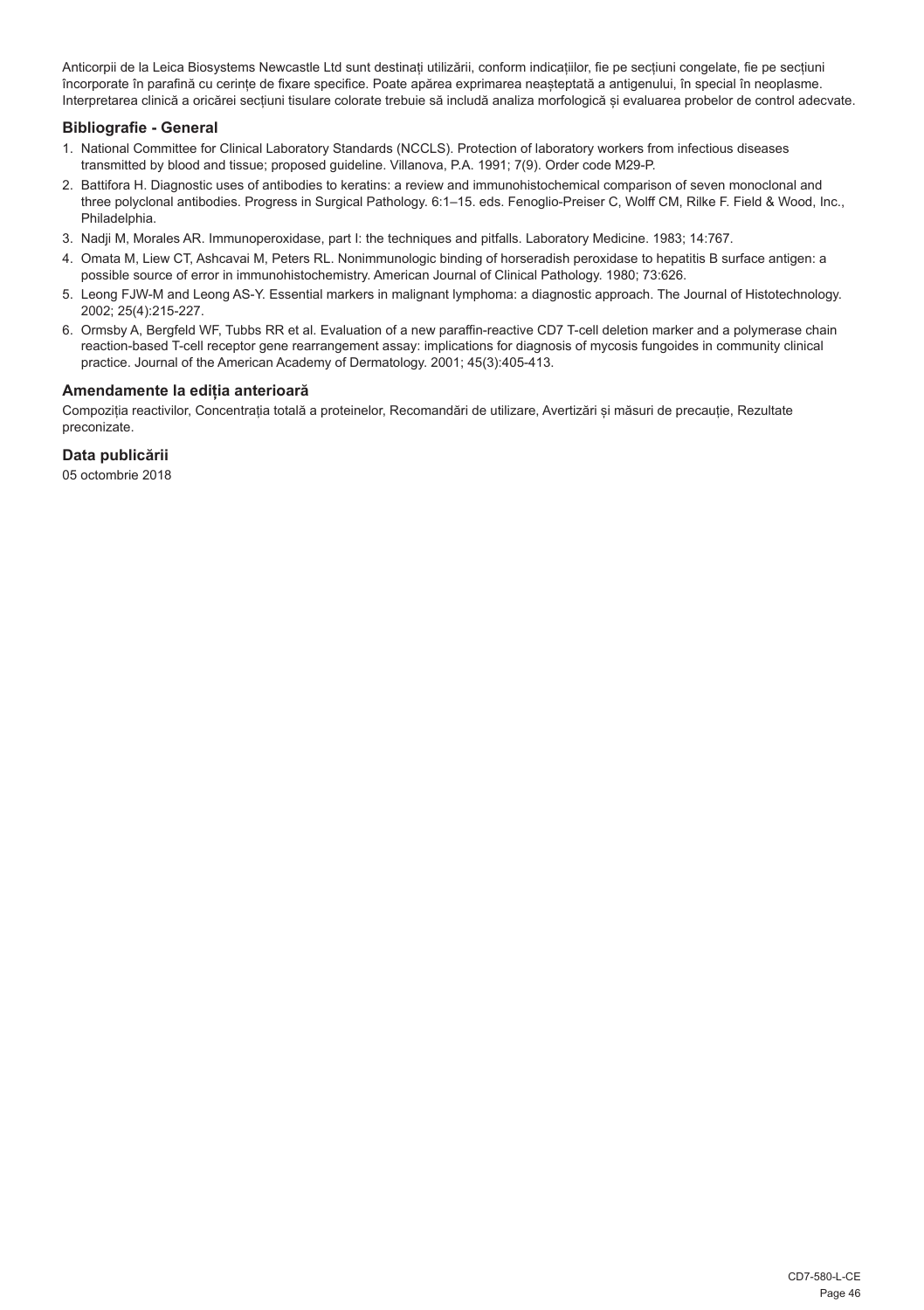Anticorpii de la Leica Biosystems Newcastle Ltd sunt destinați utilizării, conform indicațiilor, fie pe secțiuni congelate, fie pe secțiuni încorporate în parafină cu cerințe de fixare specifice. Poate apărea exprimarea neașteptată a antigenului, în special în neoplasme. Interpretarea clinică a oricărei secțiuni tisulare colorate trebuie să includă analiza morfologică și evaluarea probelor de control adecvate.

## Bibliografie - General

1. National Committee for Clinical Laboratory Standards (NCCLS). Protection of laboratory workers from infectious diseases transmitted by blood and tissue; proposed guideline. Villanova, P.A. 1991; 7(9). Order code M29-P.
2. Battifora H. Diagnostic uses of antibodies to keratins: a review and immunohistochemical comparison of seven monoclonal and three polyclonal antibodies. Progress in Surgical Pathology. 6:1–15. eds. Fenoglio-Preiser C, Wolff CM, Rilke F. Field & Wood, Inc., Philadelphia.
3. Nadji M, Morales AR. Immunoperoxidase, part I: the techniques and pitfalls. Laboratory Medicine. 1983; 14:767.
4. Omata M, Liew CT, Ashcavai M, Peters RL. Nonimmunologic binding of horseradish peroxidase to hepatitis B surface antigen: a possible source of error in immunohistochemistry. American Journal of Clinical Pathology. 1980; 73:626.
5. Leong FJW-M and Leong AS-Y. Essential markers in malignant lymphoma: a diagnostic approach. The Journal of Histotechnology. 2002; 25(4):215-227.
6. Ormsby A, Bergfeld WF, Tubbs RR et al. Evaluation of a new paraffin-reactive CD7 T-cell deletion marker and a polymerase chain reaction-based T-cell receptor gene rearrangement assay: implications for diagnosis of mycosis fungoides in community clinical practice. Journal of the American Academy of Dermatology. 2001; 45(3):405-413.

## Amendamente la ediția anterioară

Compoziția reactivilor, Concentrația totală a proteinelor, Recomandări de utilizare, Avertizări și măsuri de precauție, Rezultate preconizate.

## Data publicării

05 octombrie 2018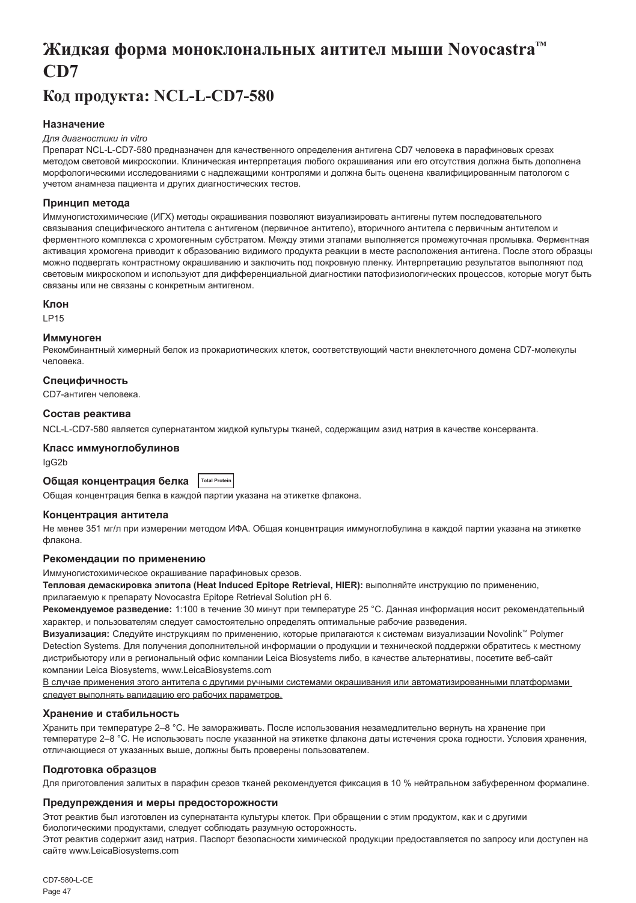# Жидкая форма моноклональных антител мыши Novocastra™ CD7

## Код продукта: NCL-L-CD7-580

### Назначение

*Для диагностики in vitro*

Препарат NCL-L-CD7-580 предназначен для качественного определения антигена CD7 человека в парафиновых срезах методом световой микроскопии. Клиническая интерпретация любого окрашивания или его отсутствия должна быть дополнена морфологическими исследованиями с надлежащими контролями и должна быть оценена квалифицированным патологом с учетом анамнеза пациента и других диагностических тестов.

### Принцип метода

Иммуногистохимические (ИГХ) методы окрашивания позволяют визуализировать антигены путем последовательного связывания специфического антитела с антигеном (первичное антитело), вторичного антитела с первичным антителом и ферментного комплекса с хромогенным субстратом. Между этими этапами выполняется промежуточная промывка. Ферментная активация хромогена приводит к образованию видимого продукта реакции в месте расположения антигена. После этого образцы можно подвергать контрастному окрашиванию и заключить под покровную пленку. Интерпретацию результатов выполняют под световым микроскопом и используют для дифференциальной диагностики патофизиологических процессов, которые могут быть связаны или не связаны с конкретным антигеном.

### Клон

LP15

### Иммуноген

Рекомбинантный химерный белок из прокариотических клеток, соответствующий части внеклеточного домена CD7-молекулы человека.

### Специфичность

CD7-антиген человека.

### Состав реактива

NCL-L-CD7-580 является супернатантом жидкой культуры тканей, содержащим азид натрия в качестве консерванта.

### Класс иммуноглобулинов

IgG2b

### Общая концентрация белка Total Protein

Общая концентрация белка в каждой партии указана на этикетке флакона.

### Концентрация антитела

Не менее 351 мг/л при измерении методом ИФА. Общая концентрация иммуноглобулина в каждой партии указана на этикетке флакона.

### Рекомендации по применению

Иммуногистохимическое окрашивание парафиновых срезов.

**Тепловая демаскировка эпитопа (Heat Induced Epitope Retrieval, HIER):** выполняйте инструкцию по применению, прилагаемую к препарату Novocastra Epitope Retrieval Solution pH 6.

**Рекомендуемое разведение:** 1:100 в течение 30 минут при температуре 25 °C. Данная информация носит рекомендательный характер, и пользователям следует самостоятельно определять оптимальные рабочие разведения.

**Визуализация:** Следуйте инструкциям по применению, которые прилагаются к системам визуализации Novolink™ Polymer Detection Systems. Для получения дополнительной информации о продукции и технической поддержки обратитесь к местному дистрибьютору или в региональный офис компании Leica Biosystems либо, в качестве альтернативы, посетите веб-сайт компании Leica Biosystems, www.LeicaBiosystems.com

<u>В случае применения этого антитела с другими ручными системами окрашивания или автоматизированными платформами следует выполнять валидацию его рабочих параметров.</u>

### Хранение и стабильность

Хранить при температуре 2–8 °C. Не замораживать. После использования незамедлительно вернуть на хранение при температуре 2–8 °C. Не использовать после указанной на этикетке флакона даты истечения срока годности. Условия хранения, отличающиеся от указанных выше, должны быть проверены пользователем.

### Подготовка образцов

Для приготовления залитых в парафин срезов тканей рекомендуется фиксация в 10 % нейтральном забуференном формалине.

### Предупреждения и меры предосторожности

Этот реактив был изготовлен из супернатанта культуры клеток. При обращении с этим продуктом, как и с другими биологическими продуктами, следует соблюдать разумную осторожность.

Этот реактив содержит азид натрия. Паспорт безопасности химической продукции предоставляется по запросу или доступен на сайте www.LeicaBiosystems.com

CD7-580-L-CE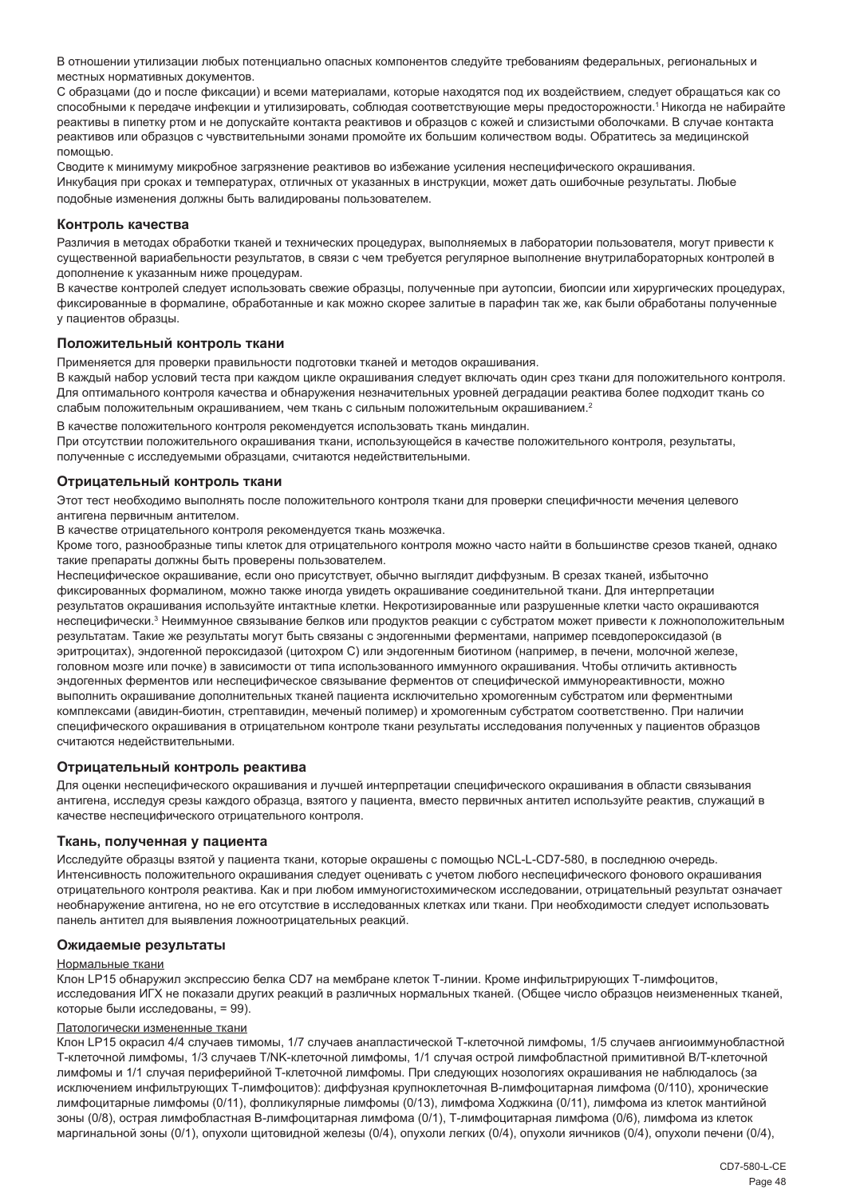В отношении утилизации любых потенциально опасных компонентов следуйте требованиям федеральных, региональных и местных нормативных документов.

С образцами (до и после фиксации) и всеми материалами, которые находятся под их воздействием, следует обращаться как со способными к передаче инфекции и утилизировать, соблюдая соответствующие меры предосторожности.[1] Никогда не набирайте реактивы в пипетку ртом и не допускайте контакта реактивов и образцов с кожей и слизистыми оболочками. В случае контакта реактивов или образцов с чувствительными зонами промойте их большим количеством воды. Обратитесь за медицинской помощью.

Сводите к минимуму микробное загрязнение реактивов во избежание усиления неспецифического окрашивания.

Инкубация при сроках и температурах, отличных от указанных в инструкции, может дать ошибочные результаты. Любые подобные изменения должны быть валидированы пользователем.

## Контроль качества

Различия в методах обработки тканей и технических процедурах, выполняемых в лаборатории пользователя, могут привести к существенной вариабельности результатов, в связи с чем требуется регулярное выполнение внутрилабораторных контролей в дополнение к указанным ниже процедурам.

В качестве контролей следует использовать свежие образцы, полученные при аутопсии, биопсии или хирургических процедурах, фиксированные в формалине, обработанные и как можно скорее залитые в парафин так же, как были обработаны полученные у пациентов образцы.

## Положительный контроль ткани

Применяется для проверки правильности подготовки тканей и методов окрашивания.

В каждый набор условий теста при каждом цикле окрашивания следует включать один срез ткани для положительного контроля. Для оптимального контроля качества и обнаружения незначительных уровней деградации реактива более подходит ткань со слабым положительным окрашиванием, чем ткань с сильным положительным окрашиванием.[2]

В качестве положительного контроля рекомендуется использовать ткань миндалин.

При отсутствии положительного окрашивания ткани, использующейся в качестве положительного контроля, результаты, полученные с исследуемыми образцами, считаются недействительными.

## Отрицательный контроль ткани

Этот тест необходимо выполнять после положительного контроля ткани для проверки специфичности мечения целевого антигена первичным антителом.

В качестве отрицательного контроля рекомендуется ткань мозжечка.

Кроме того, разнообразные типы клеток для отрицательного контроля можно часто найти в большинстве срезов тканей, однако такие препараты должны быть проверены пользователем.

Неспецифическое окрашивание, если оно присутствует, обычно выглядит диффузным. В срезах тканей, избыточно фиксированных формалином, можно также иногда увидеть окрашивание соединительной ткани. Для интерпретации результатов окрашивания используйте интактные клетки. Некротизированные или разрушенные клетки часто окрашиваются неспецифически.[3] Неиммунное связывание белков или продуктов реакции с субстратом может привести к ложноположительным результатам. Такие же результаты могут быть связаны с эндогенными ферментами, например псевдопероксидазой (в эритроцитах), эндогенной пероксидазой (цитохром C) или эндогенным биотином (например, в печени, молочной железе, головном мозге или почке) в зависимости от типа использованного иммунного окрашивания. Чтобы отличить активность эндогенных ферментов или неспецифическое связывание ферментов от специфической иммунореактивности, можно выполнить окрашивание дополнительных тканей пациента исключительно хромогенным субстратом или ферментными комплексами (авидин-биотин, стрептавидин, меченый полимер) и хромогенным субстратом соответственно. При наличии специфического окрашивания в отрицательном контроле ткани результаты исследования полученных у пациентов образцов считаются недействительными.

## Отрицательный контроль реактива

Для оценки неспецифического окрашивания и лучшей интерпретации специфического окрашивания в области связывания антигена, исследуя срезы каждого образца, взятого у пациента, вместо первичных антител используйте реактив, служащий в качестве неспецифического отрицательного контроля.

## Ткань, полученная у пациента

Исследуйте образцы взятой у пациента ткани, которые окрашены с помощью NCL-L-CD7-580, в последнюю очередь. Интенсивность положительного окрашивания следует оценивать с учетом любого неспецифического фонового окрашивания отрицательного контроля реактива. Как и при любом иммуногистохимическом исследовании, отрицательный результат означает необнаружение антигена, но не его отсутствие в исследованных клетках или ткани. При необходимости следует использовать панель антител для выявления ложноотрицательных реакций.

## Ожидаемые результаты

Нормальные ткани

Клон LP15 обнаружил экспрессию белка CD7 на мембране клеток T-линии. Кроме инфильтрирующих T-лимфоцитов, исследования ИГХ не показали других реакций в различных нормальных тканей. (Общее число образцов неизмененных тканей, которые были исследованы, = 99).

Патологически измененные ткани

Клон LP15 окрасил 4/4 случаев тимомы, 1/7 случаев анапластической T-клеточной лимфомы, 1/5 случаев ангиоиммунобластной T-клеточной лимфомы, 1/3 случаев T/NK-клеточной лимфомы, 1/1 случая острой лимфобластной примитивной B/T-клеточной лимфомы и 1/1 случая периферийной T-клеточной лимфомы. При следующих нозологиях окрашивания не наблюдалось (за исключением инфильтрующих T-лимфоцитов): диффузная крупноклеточная B-лимфоцитарная лимфома (0/110), хронические лимфоцитарные лимфомы (0/11), фолликулярные лимфомы (0/13), лимфома Ходжкина (0/11), лимфома из клеток мантийной зоны (0/8), острая лимфобластная B-лимфоцитарная лимфома (0/1), T-лимфоцитарная лимфома (0/6), лимфома из клеток маргинальной зоны (0/1), опухоли щитовидной железы (0/4), опухоли легких (0/4), опухоли яичников (0/4), опухоли печени (0/4),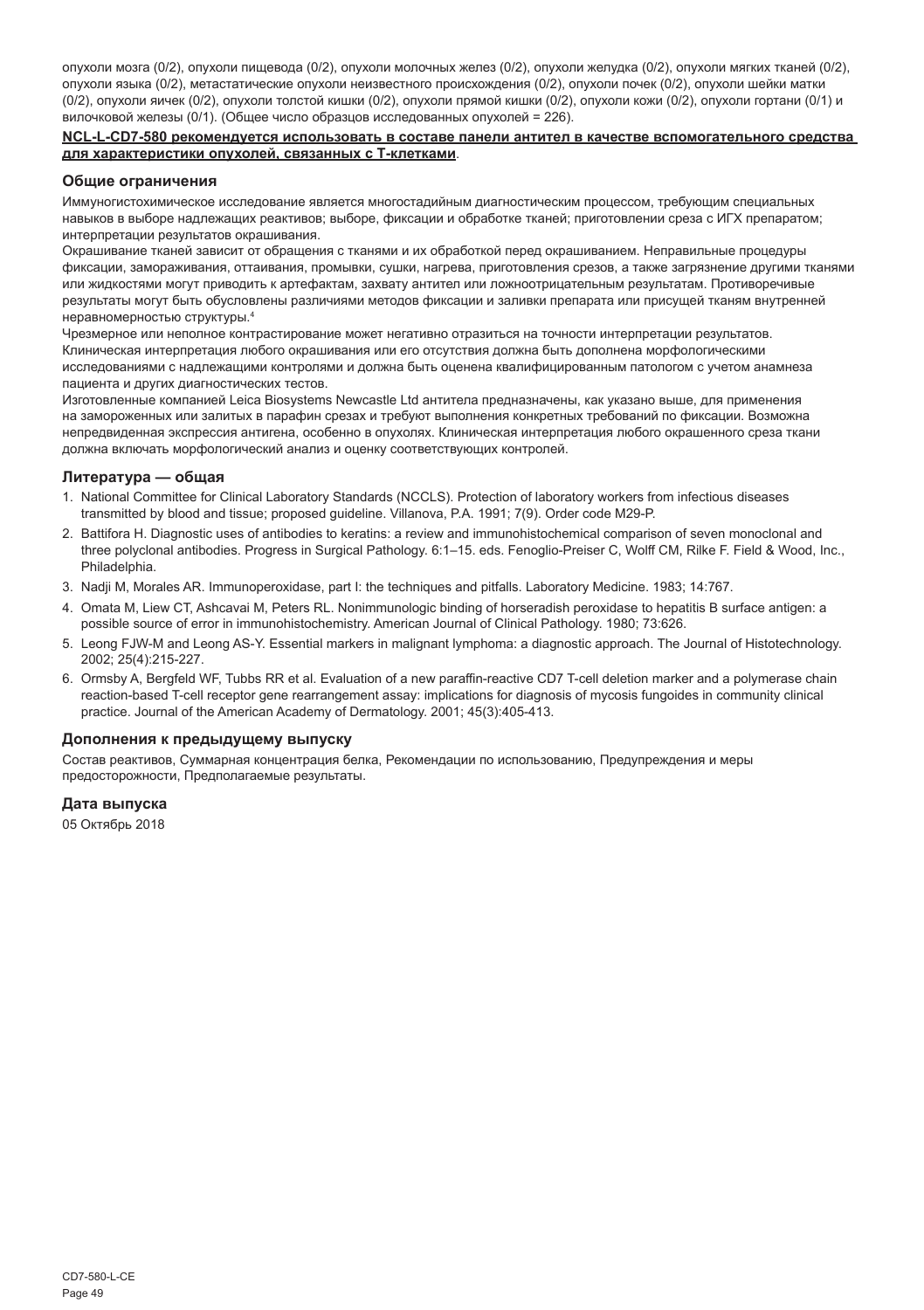опухоли мозга (0/2), опухоли пищевода (0/2), опухоли молочных желез (0/2), опухоли желудка (0/2), опухоли мягких тканей (0/2), опухоли языка (0/2), метастатические опухоли неизвестного происхождения (0/2), опухоли почек (0/2), опухоли шейки матки (0/2), опухоли яичек (0/2), опухоли толстой кишки (0/2), опухоли прямой кишки (0/2), опухоли кожи (0/2), опухоли гортани (0/1) и вилочковой железы (0/1). (Общее число образцов исследованных опухолей = 226).

**NCL-L-CD7-580 рекомендуется использовать в составе панели антител в качестве вспомогательного средства для характеристики опухолей, связанных с Т-клетками**.

### Общие ограничения

Иммуногистохимическое исследование является многостадийным диагностическим процессом, требующим специальных навыков в выборе надлежащих реактивов; выборе, фиксации и обработке тканей; приготовлении среза с ИГХ препаратом; интерпретации результатов окрашивания.

Окрашивание тканей зависит от обращения с тканями и их обработкой перед окрашиванием. Неправильные процедуры фиксации, замораживания, оттаивания, промывки, сушки, нагрева, приготовления срезов, а также загрязнение другими тканями или жидкостями могут приводить к артефактам, захвату антител или ложноотрицательным результатам. Противоречивые результаты могут быть обусловлены различиями методов фиксации и заливки препарата или присущей тканям внутренней неравномерностью структуры.[4]

Чрезмерное или неполное контрастирование может негативно отразиться на точности интерпретации результатов. Клиническая интерпретация любого окрашивания или его отсутствия должна быть дополнена морфологическими исследованиями с надлежащими контролями и должна быть оценена квалифицированным патологом с учетом анамнеза пациента и других диагностических тестов.

Изготовленные компанией Leica Biosystems Newcastle Ltd антитела предназначены, как указано выше, для применения на замороженных или залитых в парафин срезах и требуют выполнения конкретных требований по фиксации. Возможна непредвиденная экспрессия антигена, особенно в опухолях. Клиническая интерпретация любого окрашенного среза ткани должна включать морфологический анализ и оценку соответствующих контролей.

### Литература — общая

1. National Committee for Clinical Laboratory Standards (NCCLS). Protection of laboratory workers from infectious diseases transmitted by blood and tissue; proposed guideline. Villanova, P.A. 1991; 7(9). Order code M29-P.
2. Battifora H. Diagnostic uses of antibodies to keratins: a review and immunohistochemical comparison of seven monoclonal and three polyclonal antibodies. Progress in Surgical Pathology. 6:1–15. eds. Fenoglio-Preiser C, Wolff CM, Rilke F. Field & Wood, Inc., Philadelphia.
3. Nadji M, Morales AR. Immunoperoxidase, part I: the techniques and pitfalls. Laboratory Medicine. 1983; 14:767.
4. Omata M, Liew CT, Ashcavai M, Peters RL. Nonimmunologic binding of horseradish peroxidase to hepatitis B surface antigen: a possible source of error in immunohistochemistry. American Journal of Clinical Pathology. 1980; 73:626.
5. Leong FJW-M and Leong AS-Y. Essential markers in malignant lymphoma: a diagnostic approach. The Journal of Histotechnology. 2002; 25(4):215-227.
6. Ormsby A, Bergfeld WF, Tubbs RR et al. Evaluation of a new paraffin-reactive CD7 T-cell deletion marker and a polymerase chain reaction-based T-cell receptor gene rearrangement assay: implications for diagnosis of mycosis fungoides in community clinical practice. Journal of the American Academy of Dermatology. 2001; 45(3):405-413.

### Дополнения к предыдущему выпуску

Состав реактивов, Суммарная концентрация белка, Рекомендации по использованию, Предупреждения и меры предосторожности, Предполагаемые результаты.

### Дата выпуска

05 Октябрь 2018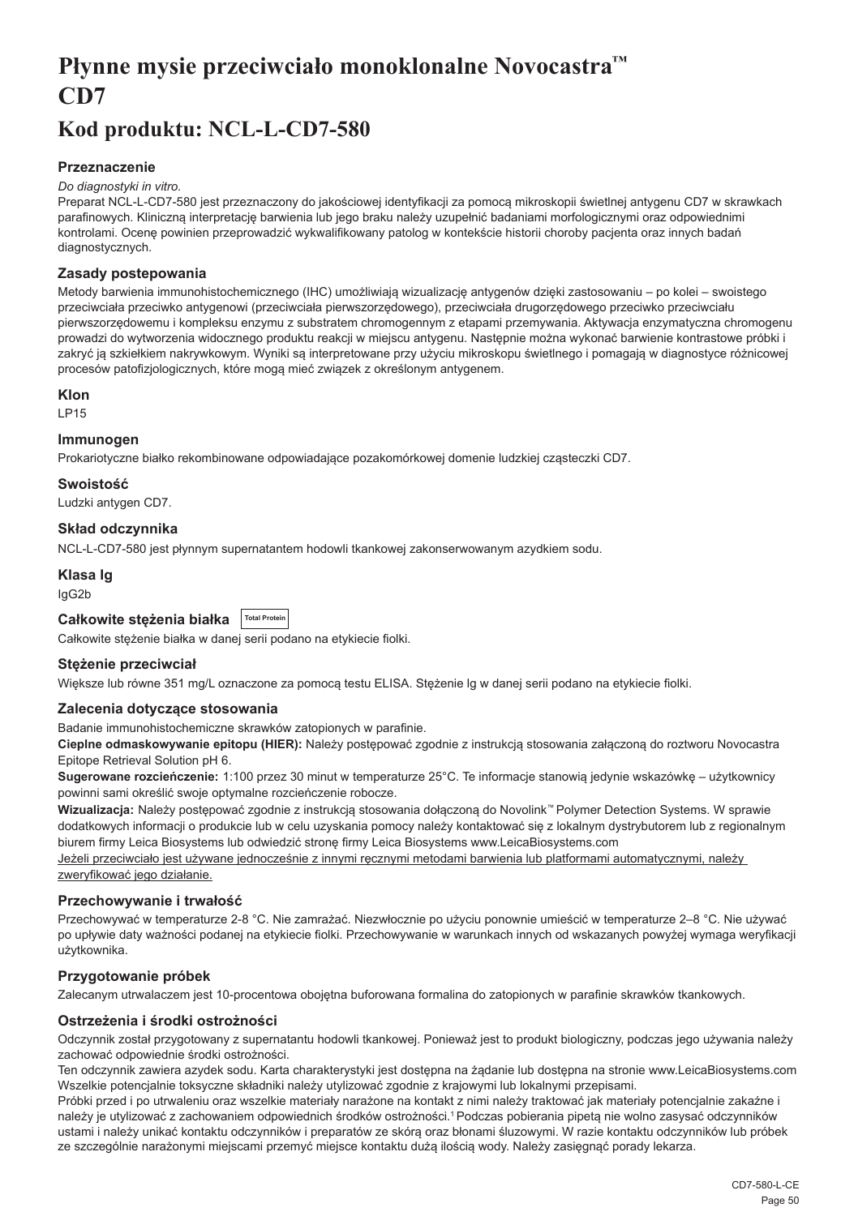# Płynne mysie przeciwciało monoklonalne Novocastra™ CD7

## Kod produktu: NCL-L-CD7-580

### Przeznaczenie

*Do diagnostyki in vitro.*

Preparat NCL-L-CD7-580 jest przeznaczony do jakościowej identyfikacji za pomocą mikroskopii świetlnej antygenu CD7 w skrawkach parafinowych. Kliniczną interpretację barwienia lub jego braku należy uzupełnić badaniami morfologicznymi oraz odpowiednimi kontrolami. Ocenę powinien przeprowadzić wykwalifikowany patolog w kontekście historii choroby pacjenta oraz innych badań diagnostycznych.

### Zasady postepowania

Metody barwienia immunohistochemicznego (IHC) umożliwiają wizualizację antygenów dzięki zastosowaniu – po kolei – swoistego przeciwciała przeciwko antygenowi (przeciwciała pierwszorzędowego), przeciwciała drugorzędowego przeciwko przeciwciału pierwszorzędowemu i kompleksu enzymu z substratem chromogennym z etapami przemywania. Aktywacja enzymatyczna chromogenu prowadzi do wytworzenia widocznego produktu reakcji w miejscu antygenu. Następnie można wykonać barwienie kontrastowe próbki i zakryć ją szkiełkiem nakrywkowym. Wyniki są interpretowane przy użyciu mikroskopu świetlnego i pomagają w diagnostyce różnicowej procesów patofizjologicznych, które mogą mieć związek z określonym antygenem.

### Klon

LP15

### Immunogen

Prokariotyczne białko rekombinowane odpowiadające pozakomórkowej domenie ludzkiej cząsteczki CD7.

### Swoistość

Ludzki antygen CD7.

### Skład odczynnika

NCL-L-CD7-580 jest płynnym supernatantem hodowli tkankowej zakonserwowanym azydkiem sodu.

### Klasa Ig

IgG2b

### Całkowite stężenia białka

Total Protein

Całkowite stężenie białka w danej serii podano na etykiecie fiolki.

### Stężenie przeciwciał

Większe lub równe 351 mg/L oznaczone za pomocą testu ELISA. Stężenie Ig w danej serii podano na etykiecie fiolki.

### Zalecenia dotyczące stosowania

Badanie immunohistochemiczne skrawków zatopionych w parafinie.

**Cieplne odmaskowywanie epitopu (HIER):** Należy postępować zgodnie z instrukcją stosowania załączoną do roztworu Novocastra Epitope Retrieval Solution pH 6.

**Sugerowane rozcieńczenie:** 1:100 przez 30 minut w temperaturze 25°C. Te informacje stanowią jedynie wskazówkę – użytkownicy powinni sami określić swoje optymalne rozcieńczenie robocze.

**Wizualizacja:** Należy postępować zgodnie z instrukcją stosowania dołączoną do Novolink™ Polymer Detection Systems. W sprawie dodatkowych informacji o produkcie lub w celu uzyskania pomocy należy kontaktować się z lokalnym dystrybutorem lub z regionalnym biurem firmy Leica Biosystems lub odwiedzić stronę firmy Leica Biosystems www.LeicaBiosystems.com

Jeżeli przeciwciało jest używane jednocześnie z innymi ręcznymi metodami barwienia lub platformami automatycznymi, należy zweryfikować jego działanie.

### Przechowywanie i trwałość

Przechowywać w temperaturze 2-8 °C. Nie zamrażać. Niezwłocznie po użyciu ponownie umieścić w temperaturze 2–8 °C. Nie używać po upływie daty ważności podanej na etykiecie fiolki. Przechowywanie w warunkach innych od wskazanych powyżej wymaga weryfikacji użytkownika.

### Przygotowanie próbek

Zalecanym utrwalaczem jest 10-procentowa obojętna buforowana formalina do zatopionych w parafinie skrawków tkankowych.

### Ostrzeżenia i środki ostrożności

Odczynnik został przygotowany z supernatantu hodowli tkankowej. Ponieważ jest to produkt biologiczny, podczas jego używania należy zachować odpowiednie środki ostrożności.

Ten odczynnik zawiera azydek sodu. Karta charakterystyki jest dostępna na żądanie lub dostępna na stronie www.LeicaBiosystems.com

Wszelkie potencjalnie toksyczne składniki należy utylizować zgodnie z krajowymi lub lokalnymi przepisami.

Próbki przed i po utrwaleniu oraz wszelkie materiały narażone na kontakt z nimi należy traktować jak materiały potencjalnie zakaźne i należy je utylizować z zachowaniem odpowiednich środków ostrożności.[1] Podczas pobierania pipetą nie wolno zasysać odczynników ustami i należy unikać kontaktu odczynników i preparatów ze skórą oraz błonami śluzowymi. W razie kontaktu odczynników lub próbek ze szczególnie narażonymi miejscami przemyć miejsce kontaktu dużą ilością wody. Należy zasięgnąć porady lekarza.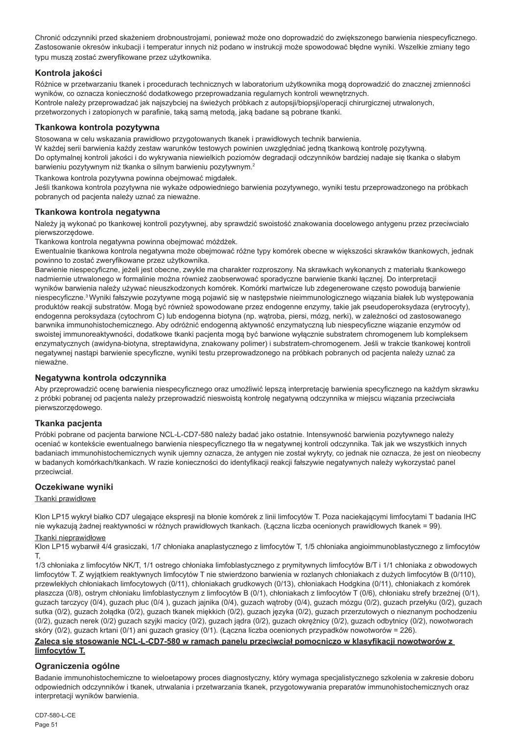Chronić odczynniki przed skażeniem drobnoustrojami, ponieważ może ono doprowadzić do zwiększonego barwienia niespecyficznego. Zastosowanie okresów inkubacji i temperatur innych niż podano w instrukcji może spowodować błędne wyniki. Wszelkie zmiany tego typu muszą zostać zweryfikowane przez użytkownika.

## Kontrola jakości

Różnice w przetwarzaniu tkanek i procedurach technicznych w laboratorium użytkownika mogą doprowadzić do znacznej zmienności wyników, co oznacza konieczność dodatkowego przeprowadzania regularnych kontroli wewnętrznych.
Kontrole należy przeprowadzać jak najszybciej na świeżych próbkach z autopsji/biopsji/operacji chirurgicznej utrwalonych, przetworzonych i zatopionych w parafinie, taką samą metodą, jaką badane są pobrane tkanki.

## Tkankowa kontrola pozytywna

Stosowana w celu wskazania prawidłowo przygotowanych tkanek i prawidłowych technik barwienia.
W każdej serii barwienia każdy zestaw warunków testowych powinien uwzględniać jedną tkankową kontrolę pozytywną.
Do optymalnej kontroli jakości i do wykrywania niewielkich poziomów degradacji odczynników bardziej nadaje się tkanka o słabym barwieniu pozytywnym niż tkanka o silnym barwieniu pozytywnym.[2]

Tkankowa kontrola pozytywna powinna obejmować migdałek.
Jeśli tkankowa kontrola pozytywna nie wykaże odpowiedniego barwienia pozytywnego, wyniki testu przeprowadzonego na próbkach pobranych od pacjenta należy uznać za nieważne.

## Tkankowa kontrola negatywna

Należy ją wykonać po tkankowej kontroli pozytywnej, aby sprawdzić swoistość znakowania docelowego antygenu przez przeciwciało pierwszorzędowe.
Tkankowa kontrola negatywna powinna obejmować móżdżek.
Ewentualnie tkankowa kontrola negatywna może obejmować różne typy komórek obecne w większości skrawków tkankowych, jednak powinno to zostać zweryfikowane przez użytkownika.
Barwienie niespecyficzne, jeżeli jest obecne, zwykle ma charakter rozproszony. Na skrawkach wykonanych z materiału tkankowego nadmiernie utrwalonego w formalinie można również zaobserwować sporadyczne barwienie tkanki łącznej. Do interpretacji wyników barwienia należy używać nieuszkodzonych komórek. Komórki martwicze lub zdegenerowane często powodują barwienie niespecyficzne.[3] Wyniki fałszywie pozytywne mogą pojawić się w następstwie nieimmunologicznego wiązania białek lub występowania produktów reakcji substratów. Mogą być również spowodowane przez endogenne enzymy, takie jak pseudoperoksydaza (erytrocyty), endogenna peroksydaza (cytochrom C) lub endogenna biotyna (np. wątroba, piersi, mózg, nerki), w zależności od zastosowanego barwnika immunohistochemicznego. Aby odróżnić endogenną aktywność enzymatyczną lub niespecyficzne wiązanie enzymów od swoistej immunoreaktywności, dodatkowe tkanki pacjenta mogą być barwione wyłącznie substratem chromogenem lub kompleksem enzymatycznych (awidyna-biotyna, streptawidyna, znakowany polimer) i substratem-chromogenem. Jeśli w trakcie tkankowej kontroli negatywnej nastąpi barwienie specyficzne, wyniki testu przeprowadzonego na próbkach pobranych od pacjenta należy uznać za nieważne.

## Negatywna kontrola odczynnika

Aby przeprowadzić ocenę barwienia niespecyficznego oraz umożliwić lepszą interpretację barwienia specyficznego na każdym skrawku z próbki pobranej od pacjenta należy przeprowadzić nieswoistą kontrolę negatywną odczynnika w miejscu wiązania przeciwciała pierwszorzędowego.

## Tkanka pacjenta

Próbki pobrane od pacjenta barwione NCL-L-CD7-580 należy badać jako ostatnie. Intensywność barwienia pozytywnego należy oceniać w kontekście ewentualnego barwienia niespecyficznego tła w negatywnej kontroli odczynnika. Tak jak we wszystkich innych badaniach immunohistochemicznych wynik ujemny oznacza, że antygen nie został wykryty, co jednak nie oznacza, że jest on nieobecny w badanych komórkach/tkankach. W razie konieczności do identyfikacji reakcji fałszywie negatywnych należy wykorzystać panel przeciwciał.

## Oczekiwane wyniki

Tkanki prawidłowe

Klon LP15 wykrył białko CD7 ulegające ekspresji na błonie komórek z linii limfocytów T. Poza naciekającymi limfocytami T badania IHC nie wykazują żadnej reaktywności w różnych prawidłowych tkankach. (Łączna liczba ocenionych prawidłowych tkanek = 99).

Tkanki nieprawidłowe

Klon LP15 wybarwił 4/4 grasiczaki, 1/7 chłoniaka anaplastycznego z limfocytów T, 1/5 chłoniaka angioimmunoblastycznego z limfocytów T,
1/3 chłoniaka z limfocytów NK/T, 1/1 ostrego chłoniaka limfoblastycznego z prymitywnych limfocytów B/T i 1/1 chłoniaka z obwodowych limfocytów T. Z wyjątkiem reaktywnych limfocytów T nie stwierdzono barwienia w rozlanych chłoniakach z dużych limfocytów B (0/110), przewlekłych chłoniakach limfocytowych (0/11), chłoniakach grudkowych (0/13), chłoniakach Hodgkina (0/11), chłoniakach z komórek płaszcza (0/8), ostrym chłoniaku limfoblastycznym z limfocytów B (0/1), chłoniakach z limfocytów T (0/6), chłoniaku strefy brzeżnej (0/1), guzach tarczycy (0/4), guzach płuc (0/4 ), guzach jajnika (0/4), guzach wątroby (0/4), guzach mózgu (0/2), guzach przełyku (0/2), guzach sutka (0/2), guzach żołądka (0/2), guzach tkanek miękkich (0/2), guzach języka (0/2), guzach przerzutowych o nieznanym pochodzeniu (0/2), guzach nerek (0/2) guzach szyjki macicy (0/2), guzach jądra (0/2), guzach okrężnicy (0/2), guzach odbytnicy (0/2), nowotworach skóry (0/2), guzach krtani (0/1) ani guzach grasicy (0/1). (Łączna liczba ocenionych przypadków nowotworów = 226).

**Zaleca się stosowanie NCL-L-CD7-580 w ramach panelu przeciwciał pomocniczo w klasyfikacji nowotworów z limfocytów T.**

## Ograniczenia ogólne

Badanie immunohistochemiczne to wieloetapowy proces diagnostyczny, który wymaga specjalistycznego szkolenia w zakresie doboru odpowiednich odczynników i tkanek, utrwalania i przetwarzania tkanek, przygotowywania preparatów immunohistochemicznych oraz interpretacji wyników barwienia.

CD7-580-L-CE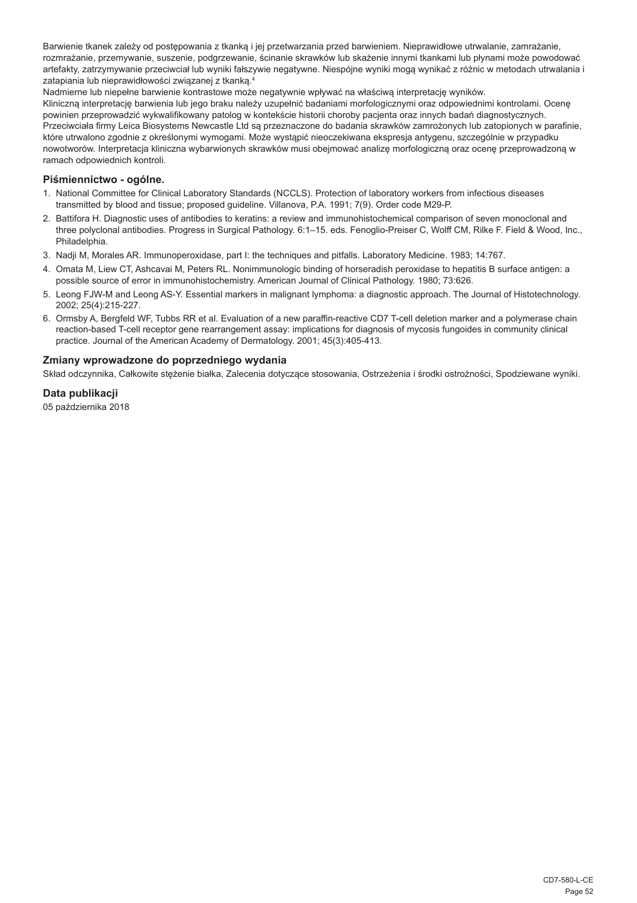Barwienie tkanek zależy od postępowania z tkanką i jej przetwarzania przed barwieniem. Nieprawidłowe utrwalanie, zamrażanie, rozmrażanie, przemywanie, suszenie, podgrzewanie, ścinanie skrawków lub skażenie innymi tkankami lub płynami może powodować artefakty, zatrzymywanie przeciwciał lub wyniki fałszywie negatywne. Niespójne wyniki mogą wynikać z różnic w metodach utrwalania i zatapiania lub nieprawidłowości związanej z tkanką.[4]

Nadmierne lub niepełne barwienie kontrastowe może negatywnie wpływać na właściwą interpretację wyników.

Kliniczną interpretację barwienia lub jego braku należy uzupełnić badaniami morfologicznymi oraz odpowiednimi kontrolami. Ocenę powinien przeprowadzić wykwalifikowany patolog w kontekście historii choroby pacjenta oraz innych badań diagnostycznych.

Przeciwciała firmy Leica Biosystems Newcastle Ltd są przeznaczone do badania skrawków zamrożonych lub zatopionych w parafinie, które utrwalono zgodnie z określonymi wymogami. Może wystąpić nieoczekiwana ekspresja antygenu, szczególnie w przypadku nowotworów. Interpretacja kliniczna wybarwionych skrawków musi obejmować analizę morfologiczną oraz ocenę przeprowadzoną w ramach odpowiednich kontroli.

## Piśmiennictwo - ogólne.

1. National Committee for Clinical Laboratory Standards (NCCLS). Protection of laboratory workers from infectious diseases transmitted by blood and tissue; proposed guideline. Villanova, P.A. 1991; 7(9). Order code M29-P.
2. Battifora H. Diagnostic uses of antibodies to keratins: a review and immunohistochemical comparison of seven monoclonal and three polyclonal antibodies. Progress in Surgical Pathology. 6:1–15. eds. Fenoglio-Preiser C, Wolff CM, Rilke F. Field & Wood, Inc., Philadelphia.
3. Nadji M, Morales AR. Immunoperoxidase, part I: the techniques and pitfalls. Laboratory Medicine. 1983; 14:767.
4. Omata M, Liew CT, Ashcavai M, Peters RL. Nonimmunologic binding of horseradish peroxidase to hepatitis B surface antigen: a possible source of error in immunohistochemistry. American Journal of Clinical Pathology. 1980; 73:626.
5. Leong FJW-M and Leong AS-Y. Essential markers in malignant lymphoma: a diagnostic approach. The Journal of Histotechnology. 2002; 25(4):215-227.
6. Ormsby A, Bergfeld WF, Tubbs RR et al. Evaluation of a new paraffin-reactive CD7 T-cell deletion marker and a polymerase chain reaction-based T-cell receptor gene rearrangement assay: implications for diagnosis of mycosis fungoides in community clinical practice. Journal of the American Academy of Dermatology. 2001; 45(3):405-413.

## Zmiany wprowadzone do poprzedniego wydania

Skład odczynnika, Całkowite stężenie białka, Zalecenia dotyczące stosowania, Ostrzeżenia i środki ostrożności, Spodziewane wyniki.

## Data publikacji

05 października 2018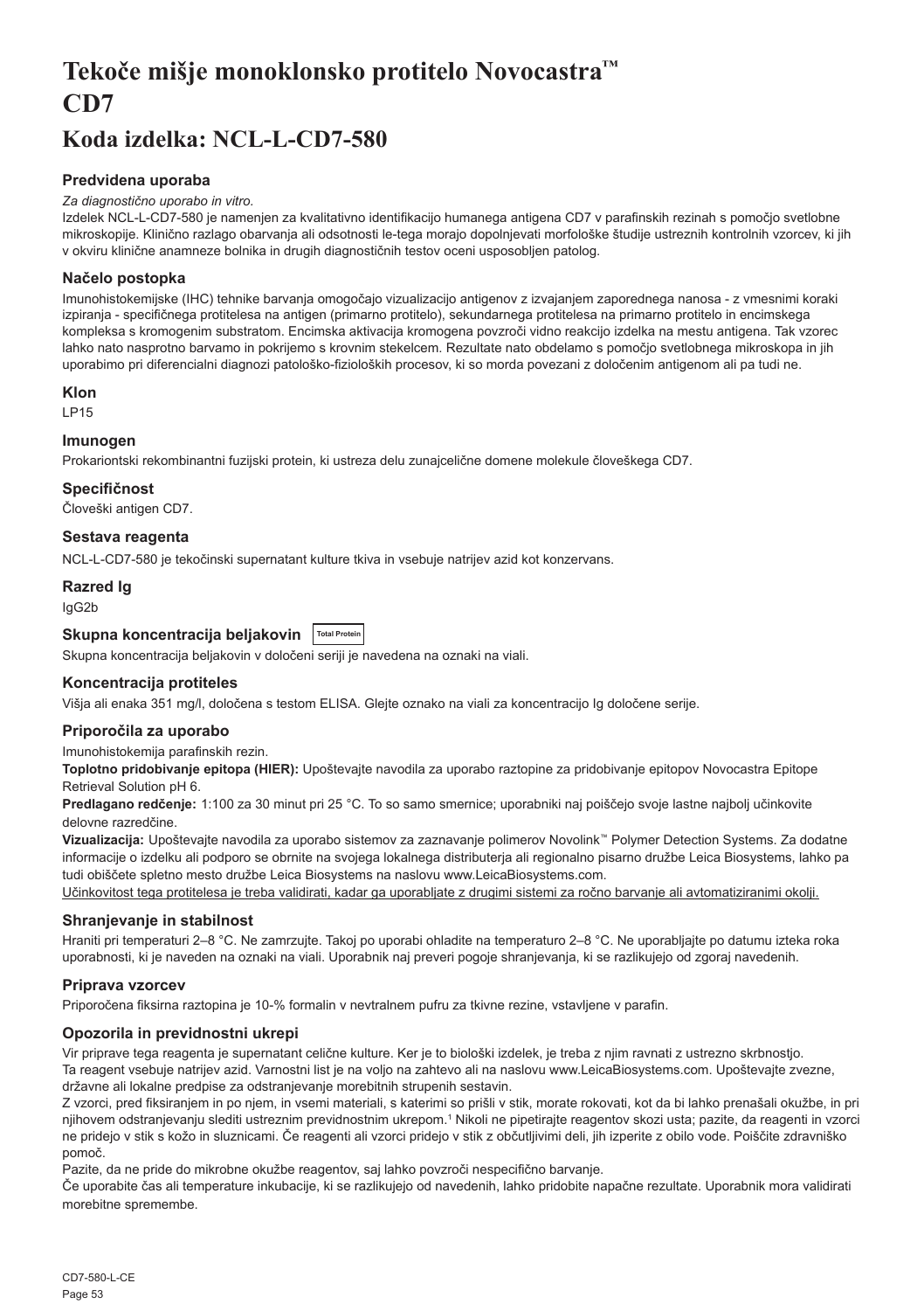# Tekoče mišje monoklonsko protitelo Novocastra™ CD7

## Koda izdelka: NCL-L-CD7-580

### Predvidena uporaba

*Za diagnostično uporabo in vitro.*

Izdelek NCL-L-CD7-580 je namenjen za kvalitativno identifikacijo humanega antigena CD7 v parafinskih rezinah s pomočjo svetlobne mikroskopije. Klinično razlago obarvanja ali odsotnosti le-tega morajo dopolnjevati morfološke študije ustreznih kontrolnih vzorcev, ki jih v okviru klinične anamneze bolnika in drugih diagnostičnih testov oceni usposobljen patolog.

### Načelo postopka

Imunohistokemijske (IHC) tehnike barvanja omogočajo vizualizacijo antigenov z izvajanjem zaporednega nanosa - z vmesnimi koraki izpiranja - specifičnega protitelesa na antigen (primarno protitelo), sekundarnega protitelesa na primarno protitelo in encimskega kompleksa s kromogenim substratom. Encimska aktivacija kromogena povzroči vidno reakcijo izdelka na mestu antigena. Tak vzorec lahko nato nasprotno barvamo in pokrijemo s krovnim stekelcem. Rezultate nato obdelamo s pomočjo svetlobnega mikroskopa in jih uporabimo pri diferencialni diagnozi patološko-fizioloških procesov, ki so morda povezani z določenim antigenom ali pa tudi ne.

### Klon

LP15

### Imunogen

Prokariontski rekombinantni fuzijski protein, ki ustreza delu zunajcelične domene molekule človeškega CD7.

### Specifičnost

Človeški antigen CD7.

### Sestava reagenta

NCL-L-CD7-580 je tekočinski supernatant kulture tkiva in vsebuje natrijev azid kot konzervans.

### Razred Ig

IgG2b

### Skupna koncentracija beljakovin Total Protein

Skupna koncentracija beljakovin v določeni seriji je navedena na oznaki na viali.

### Koncentracija protiteles

Višja ali enaka 351 mg/l, določena s testom ELISA. Glejte oznako na viali za koncentracijo Ig določene serije.

### Priporočila za uporabo

Imunohistokemija parafinskih rezin.

**Toplotno pridobivanje epitopa (HIER):** Upoštevajte navodila za uporabo raztopine za pridobivanje epitopov Novocastra Epitope Retrieval Solution pH 6.

**Predlagano redčenje:** 1:100 za 30 minut pri 25 °C. To so samo smernice; uporabniki naj poiščejo svoje lastne najbolj učinkovite delovne razredčine.

**Vizualizacija:** Upoštevajte navodila za uporabo sistemov za zaznavanje polimerov Novolink™ Polymer Detection Systems. Za dodatne informacije o izdelku ali podporo se obrnite na svojega lokalnega distributerja ali regionalno pisarno družbe Leica Biosystems, lahko pa tudi obiščete spletno mesto družbe Leica Biosystems na naslovu www.LeicaBiosystems.com.

Učinkovitost tega protitelesa je treba validirati, kadar ga uporabljate z drugimi sistemi za ročno barvanje ali avtomatiziranimi okolji.

### Shranjevanje in stabilnost

Hraniti pri temperaturi 2–8 °C. Ne zamrzujte. Takoj po uporabi ohladite na temperaturo 2–8 °C. Ne uporabljajte po datumu izteka roka uporabnosti, ki je naveden na oznaki na viali. Uporabnik naj preveri pogoje shranjevanja, ki se razlikujejo od zgoraj navedenih.

### Priprava vzorcev

Priporočena fiksirna raztopina je 10-% formalin v nevtralnem pufru za tkivne rezine, vstavljene v parafin.

### Opozorila in previdnostni ukrepi

Vir priprave tega reagenta je supernatant celične kulture. Ker je to biološki izdelek, je treba z njim ravnati z ustrezno skrbnostjo.

Ta reagent vsebuje natrijev azid. Varnostni list je na voljo na zahtevo ali na naslovu www.LeicaBiosystems.com. Upoštevajte zvezne, državne ali lokalne predpise za odstranjevanje morebitnih strupenih sestavin.

Z vzorci, pred fiksiranjem in po njem, in vsemi materiali, s katerimi so prišli v stik, morate rokovati, kot da bi lahko prenašali okužbe, in pri njihovem odstranjevanju slediti ustreznim previdnostnim ukrepom.[1] Nikoli ne pipetirajte reagentov skozi usta; pazite, da reagenti in vzorci ne pridejo v stik s kožo in sluznicami. Če reagenti ali vzorci pridejo v stik z občutljivimi deli, jih izperite z obilo vode. Poiščite zdravniško pomoč.

Pazite, da ne pride do mikrobne okužbe reagentov, saj lahko povzroči nespecifično barvanje.

Če uporabite čas ali temperature inkubacije, ki se razlikujejo od navedenih, lahko pridobite napačne rezultate. Uporabnik mora validirati morebitne spremembe.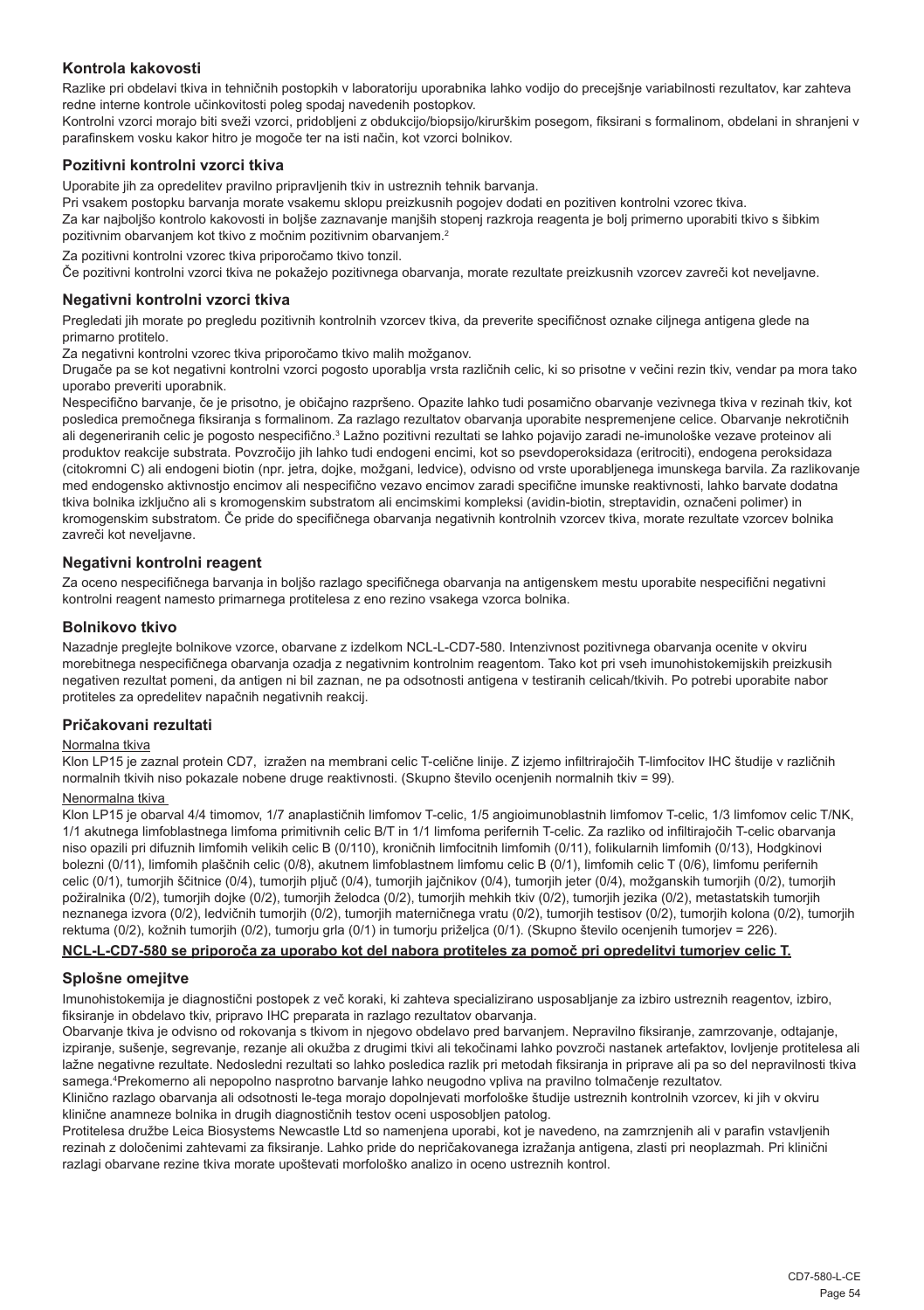## Kontrola kakovosti

Razlike pri obdelavi tkiva in tehničnih postopkih v laboratoriju uporabnika lahko vodijo do precejšnje variabilnosti rezultatov, kar zahteva redne interne kontrole učinkovitosti poleg spodaj navedenih postopkov.

Kontrolni vzorci morajo biti sveži vzorci, pridobljeni z obdukcijo/biopsijo/kirurškim posegom, fiksirani s formalinom, obdelani in shranjeni v parafinskem vosku kakor hitro je mogoče ter na isti način, kot vzorci bolnikov.

## Pozitivni kontrolni vzorci tkiva

Uporabite jih za opredelitev pravilno pripravljenih tkiv in ustreznih tehnik barvanja.

Pri vsakem postopku barvanja morate vsakemu sklopu preizkusnih pogojev dodati en pozitiven kontrolni vzorec tkiva.

Za kar najboljšo kontrolo kakovosti in boljše zaznavanje manjših stopenj razkroja reagenta je bolj primerno uporabiti tkivo s šibkim pozitivnim obarvanjem kot tkivo z močnim pozitivnim obarvanjem.[2]

Za pozitivni kontrolni vzorec tkiva priporočamo tkivo tonzil.

Če pozitivni kontrolni vzorci tkiva ne pokažejo pozitivnega obarvanja, morate rezultate preizkusnih vzorcev zavreči kot neveljavne.

## Negativni kontrolni vzorci tkiva

Pregledati jih morate po pregledu pozitivnih kontrolnih vzorcev tkiva, da preverite specifičnost oznake ciljnega antigena glede na primarno protitelo.

Za negativni kontrolni vzorec tkiva priporočamo tkivo malih možganov.

Drugače pa se kot negativni kontrolni vzorci pogosto uporablja vrsta različnih celic, ki so prisotne v večini rezin tkiv, vendar pa mora tako uporabo preveriti uporabnik.

Nespecifično barvanje, če je prisotno, je običajno razpršeno. Opazite lahko tudi posamično obarvanje vezivnega tkiva v rezinah tkiv, kot posledica premočnega fiksiranja s formalinom. Za razlago rezultatov obarvanja uporabite nespremenjene celice. Obarvanje nekrotičnih ali degeneriranih celic je pogosto nespecifično.[3] Lažno pozitivni rezultati se lahko pojavijo zaradi ne-imunološke vezave proteinov ali produktov reakcije substrata. Povzročijo jih lahko tudi endogeni encimi, kot so psevdoperoksidaza (eritrociti), endogena peroksidaza (citokromni C) ali endogeni biotin (npr. jetra, dojke, možgani, ledvice), odvisno od vrste uporabljenega imunskega barvila. Za razlikovanje med endogensko aktivnostjo encimov ali nespecifično vezavo encimov zaradi specifične imunske reaktivnosti, lahko barvate dodatna tkiva bolnika izključno ali s kromogenskim substratom ali encimskimi kompleksi (avidin-biotin, streptavidin, označeni polimer) in kromogenskim substratom. Če pride do specifičnega obarvanja negativnih kontrolnih vzorcev tkiva, morate rezultate vzorcev bolnika zavreči kot neveljavne.

## Negativni kontrolni reagent

Za oceno nespecifičnega barvanja in boljšo razlago specifičnega obarvanja na antigenskem mestu uporabite nespecifični negativni kontrolni reagent namesto primarnega protitelesa z eno rezino vsakega vzorca bolnika.

## Bolnikovo tkivo

Nazadnje preglejte bolnikove vzorce, obarvane z izdelkom NCL-L-CD7-580. Intenzivnost pozitivnega obarvanja ocenite v okviru morebitnega nespecifičnega obarvanja ozadja z negativnim kontrolnim reagentom. Tako kot pri vseh imunohistokemijskih preizkusih negativen rezultat pomeni, da antigen ni bil zaznan, ne pa odsotnosti antigena v testiranih celicah/tkivih. Po potrebi uporabite nabor protiteles za opredelitev napačnih negativnih reakcij.

## Pričakovani rezultati

Normalna tkiva

Klon LP15 je zaznal protein CD7, izražen na membrani celic T-celične linije. Z izjemo infiltrirajočih T-limfocitov IHC študije v različnih normalnih tkivih niso pokazale nobene druge reaktivnosti. (Skupno število ocenjenih normalnih tkiv = 99).

Nenormalna tkiva

Klon LP15 je obarval 4/4 timomov, 1/7 anaplastičnih limfomov T-celic, 1/5 angioimunoblastnih limfomov T-celic, 1/3 limfomov celic T/NK, 1/1 akutnega limfoblastnega limfoma primitivnih celic B/T in 1/1 limfoma perifernih T-celic. Za razliko od infiltrirajočih T-celic obarvanja niso opazili pri difuznih limfomih velikih celic B (0/110), kroničnih limfocitnih limfomih (0/11), folikularnih limfomih (0/13), Hodgkinovi bolezni (0/11), limfomih plaščnih celic (0/8), akutnem limfoblastnem limfomu celic B (0/1), limfomih celic T (0/6), limfomu perifernih celic (0/1), tumorjih ščitnice (0/4), tumorjih pljuč (0/4), tumorjih jajčnikov (0/4), tumorjih jeter (0/4), možganskih tumorjih (0/2), tumorjih požiralnika (0/2), tumorjih dojke (0/2), tumorjih želodca (0/2), tumorjih mehkih tkiv (0/2), tumorjih jezika (0/2), metastatskih tumorjih neznanega izvora (0/2), ledvičnih tumorjih (0/2), tumorjih materničnega vratu (0/2), tumorjih testisov (0/2), tumorjih kolona (0/2), tumorjih rektuma (0/2), kožnih tumorjih (0/2), tumorju grla (0/1) in tumorju priželjca (0/1). (Skupno število ocenjenih tumorjev = 226).

**NCL-L-CD7-580 se priporoča za uporabo kot del nabora protiteles za pomoč pri opredelitvi tumorjev celic T.**

## Splošne omejitve

Imunohistokemija je diagnostični postopek z več koraki, ki zahteva specializirano usposabljanje za izbiro ustreznih reagentov, izbiro, fiksiranje in obdelavo tkiv, pripravo IHC preparata in razlago rezultatov obarvanja.

Obarvanje tkiva je odvisno od rokovanja s tkivom in njegovo obdelavo pred barvanjem. Nepravilno fiksiranje, zamrzovanje, odtajanje, izpiranje, sušenje, segrevanje, rezanje ali okužba z drugimi tkivi ali tekočinami lahko povzroči nastanek artefaktov, lovljenje protitelesa ali lažne negativne rezultate. Nedosledni rezultati so lahko posledica razlik pri metodah fiksiranja in priprave ali pa so del nepravilnosti tkiva samega.[4] Prekomerno ali nepopolno nasprotno barvanje lahko neugodno vpliva na pravilno tolmačenje rezultatov.

Klinično razlago obarvanja ali odsotnosti le-tega morajo dopolnjevati morfološke študije ustreznih kontrolnih vzorcev, ki jih v okviru klinične anamneze bolnika in drugih diagnostičnih testov oceni usposobljen patolog.

Protitelesa družbe Leica Biosystems Newcastle Ltd so namenjena uporabi, kot je navedeno, na zamrznjenih ali v parafin vstavljenih rezinah z določenimi zahtevami za fiksiranje. Lahko pride do nepričakovanega izražanja antigena, zlasti pri neoplazmah. Pri klinični razlagi obarvane rezine tkiva morate upoštevati morfološko analizo in oceno ustreznih kontrol.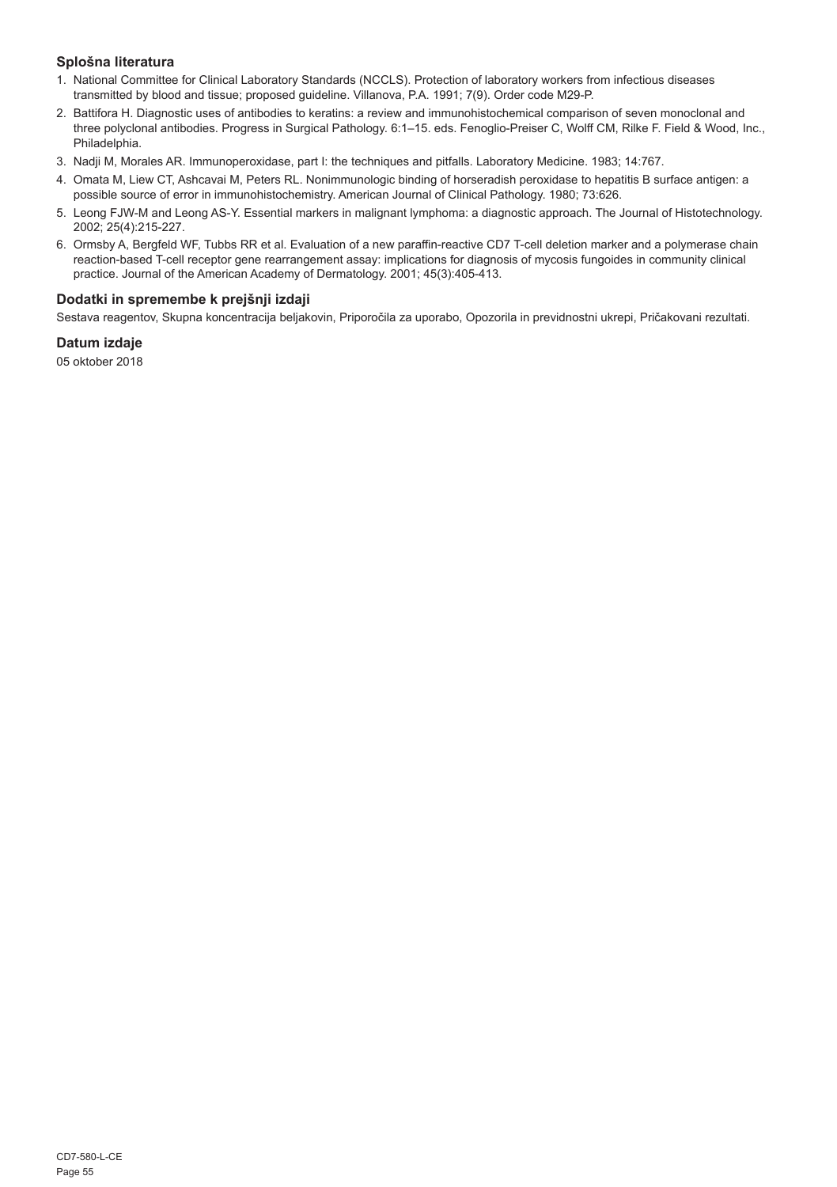## Splošna literatura

1. National Committee for Clinical Laboratory Standards (NCCLS). Protection of laboratory workers from infectious diseases transmitted by blood and tissue; proposed guideline. Villanova, P.A. 1991; 7(9). Order code M29-P.
2. Battifora H. Diagnostic uses of antibodies to keratins: a review and immunohistochemical comparison of seven monoclonal and three polyclonal antibodies. Progress in Surgical Pathology. 6:1–15. eds. Fenoglio-Preiser C, Wolff CM, Rilke F. Field & Wood, Inc., Philadelphia.
3. Nadji M, Morales AR. Immunoperoxidase, part I: the techniques and pitfalls. Laboratory Medicine. 1983; 14:767.
4. Omata M, Liew CT, Ashcavai M, Peters RL. Nonimmunologic binding of horseradish peroxidase to hepatitis B surface antigen: a possible source of error in immunohistochemistry. American Journal of Clinical Pathology. 1980; 73:626.
5. Leong FJW-M and Leong AS-Y. Essential markers in malignant lymphoma: a diagnostic approach. The Journal of Histotechnology. 2002; 25(4):215-227.
6. Ormsby A, Bergfeld WF, Tubbs RR et al. Evaluation of a new paraffin-reactive CD7 T-cell deletion marker and a polymerase chain reaction-based T-cell receptor gene rearrangement assay: implications for diagnosis of mycosis fungoides in community clinical practice. Journal of the American Academy of Dermatology. 2001; 45(3):405-413.

## Dodatki in spremembe k prejšnji izdaji

Sestava reagentov, Skupna koncentracija beljakovin, Priporočila za uporabo, Opozorila in previdnostni ukrepi, Pričakovani rezultati.

## Datum izdaje

05 oktober 2018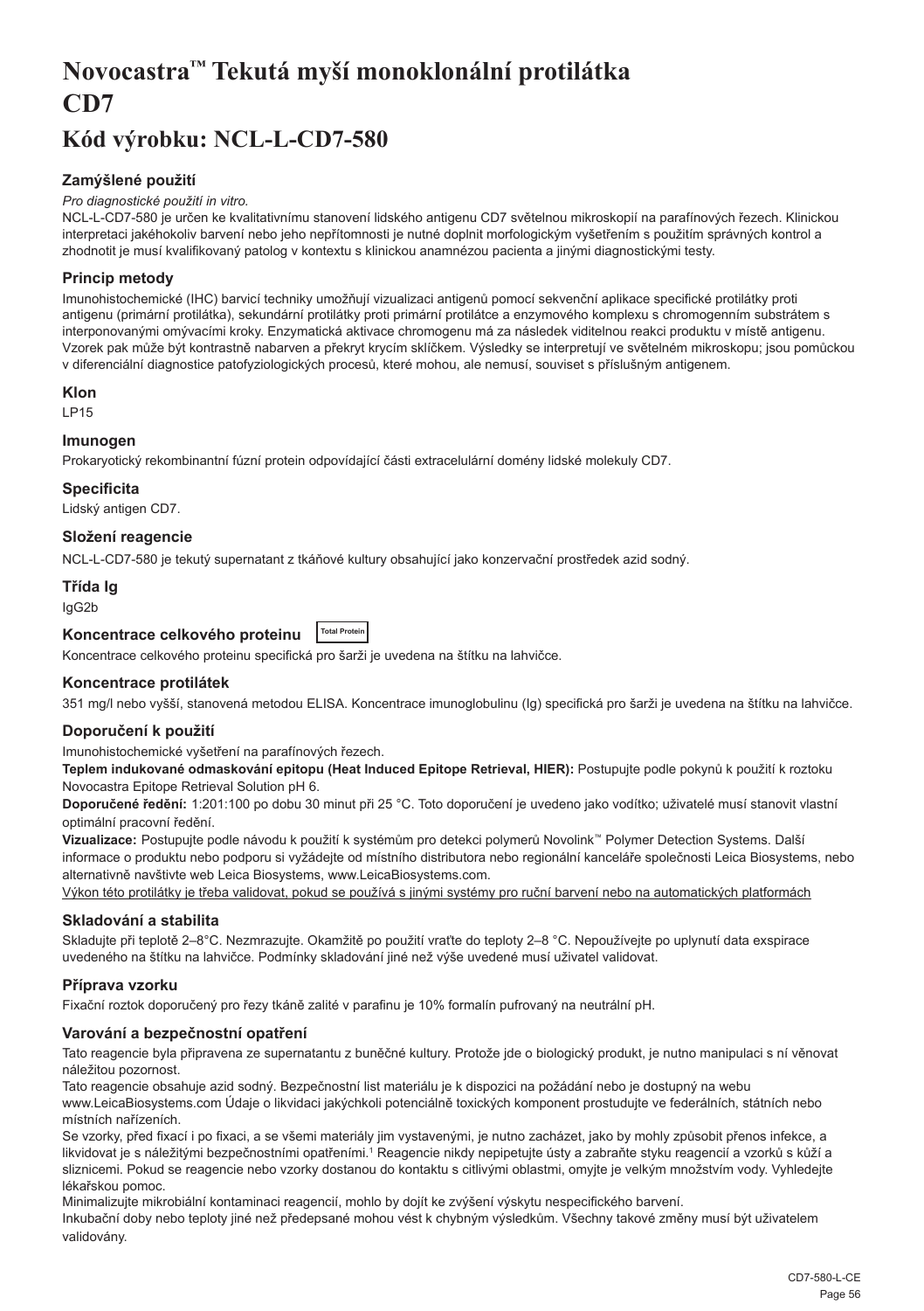# Novocastra™ Tekutá myší monoklonální protilátka CD7

## Kód výrobku: NCL-L-CD7-580

### Zamýšlené použití

*Pro diagnostické použití in vitro.*

NCL-L-CD7-580 je určen ke kvalitativnímu stanovení lidského antigenu CD7 světelnou mikroskopií na parafínových řezech. Klinickou interpretaci jakéhokoliv barvení nebo jeho nepřítomnosti je nutné doplnit morfologickým vyšetřením s použitím správných kontrol a zhodnotit je musí kvalifikovaný patolog v kontextu s klinickou anamnézou pacienta a jinými diagnostickými testy.

### Princip metody

Imunohistochemické (IHC) barvicí techniky umožňují vizualizaci antigenů pomocí sekvenční aplikace specifické protilátky proti antigenu (primární protilátka), sekundární protilátky proti primární protilátce a enzymového komplexu s chromogenním substrátem s interponovanými omývacími kroky. Enzymatická aktivace chromogenu má za následek viditelnou reakci produktu v místě antigenu. Vzorek pak může být kontrastně nabarven a překryt krycím sklíčkem. Výsledky se interpretují ve světelném mikroskopu; jsou pomůckou v diferenciální diagnostice patofyziologických procesů, které mohou, ale nemusí, souviset s příslušným antigenem.

### Klon

LP15

### Imunogen

Prokaryotický rekombinantní fúzní protein odpovídající části extracelulární domény lidské molekuly CD7.

### Specificita

Lidský antigen CD7.

### Složení reagencie

NCL-L-CD7-580 je tekutý supernatant z tkáňové kultury obsahující jako konzervační prostředek azid sodný.

### Třída Ig

IgG2b

### Koncentrace celkového proteinu

Total Protein

Koncentrace celkového proteinu specifická pro šarži je uvedena na štítku na lahvičce.

### Koncentrace protilátek

351 mg/l nebo vyšší, stanovená metodou ELISA. Koncentrace imunoglobulinu (Ig) specifická pro šarži je uvedena na štítku na lahvičce.

### Doporučení k použití

Imunohistochemické vyšetření na parafínových řezech.

**Teplem indukované odmaskování epitopu (Heat Induced Epitope Retrieval, HIER):** Postupujte podle pokynů k použití k roztoku Novocastra Epitope Retrieval Solution pH 6.

**Doporučené ředění:** 1:201:100 po dobu 30 minut při 25 °C. Toto doporučení je uvedeno jako vodítko; uživatelé musí stanovit vlastní optimální pracovní ředění.

**Vizualizace:** Postupujte podle návodu k použití k systémům pro detekci polymerů Novolink™ Polymer Detection Systems. Další informace o produktu nebo podporu si vyžádejte od místního distributora nebo regionální kanceláře společnosti Leica Biosystems, nebo alternativně navštivte web Leica Biosystems, www.LeicaBiosystems.com.

Výkon této protilátky je třeba validovat, pokud se používá s jinými systémy pro ruční barvení nebo na automatických platformách

### Skladování a stabilita

Skladujte při teplotě 2–8°C. Nezmrazujte. Okamžitě po použití vraťte do teploty 2–8 °C. Nepoužívejte po uplynutí data exspirace uvedeného na štítku na lahvičce. Podmínky skladování jiné než výše uvedené musí uživatel validovat.

### Příprava vzorku

Fixační roztok doporučený pro řezy tkáně zalité v parafinu je 10% formalín pufrovaný na neutrální pH.

### Varování a bezpečnostní opatření

Tato reagencie byla připravena ze supernatantu z buněčné kultury. Protože jde o biologický produkt, je nutno manipulaci s ní věnovat náležitou pozornost.

Tato reagencie obsahuje azid sodný. Bezpečnostní list materiálu je k dispozici na požádání nebo je dostupný na webu www.LeicaBiosystems.com Údaje o likvidaci jakýchkoli potenciálně toxických komponent prostudujte ve federálních, státních nebo místních nařízeních.

Se vzorky, před fixací i po fixaci, a se všemi materiály jim vystavenými, je nutno zacházet, jako by mohly způsobit přenos infekce, a likvidovat je s náležitými bezpečnostními opatřeními.[1] Reagencie nikdy nepipetujte ústy a zabraňte styku reagencií a vzorků s kůží a sliznicemi. Pokud se reagencie nebo vzorky dostanou do kontaktu s citlivými oblastmi, omyjte je velkým množstvím vody. Vyhledejte lékařskou pomoc.

Minimalizujte mikrobiální kontaminaci reagencií, mohlo by dojít ke zvýšení výskytu nespecifického barvení.

Inkubační doby nebo teploty jiné než předepsané mohou vést k chybným výsledkům. Všechny takové změny musí být uživatelem validovány.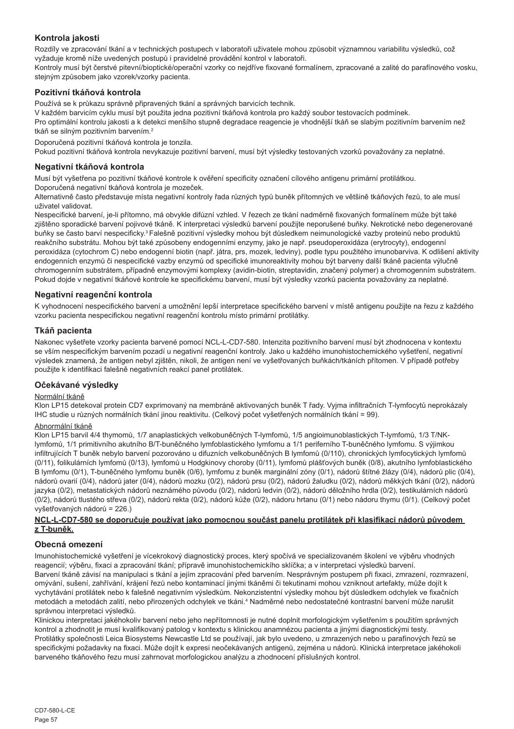## Kontrola jakosti

Rozdíly ve zpracování tkání a v technických postupech v laboratoři uživatele mohou způsobit významnou variabilitu výsledků, což vyžaduje kromě níže uvedených postupů i pravidelné provádění kontrol v laboratoři.

Kontroly musí být čerstvé pitevní/bioptické/operační vzorky co nejdříve fixované formalínem, zpracované a zalité do parafínového vosku, stejným způsobem jako vzorek/vzorky pacienta.

### Pozitivní tkáňová kontrola

Používá se k průkazu správně připravených tkání a správných barvicích technik.

V každém barvicím cyklu musí být použita jedna pozitivní tkáňová kontrola pro každý soubor testovacích podmínek.

Pro optimální kontrolu jakosti a k detekci menšího stupně degradace reagencie je vhodnější tkáň se slabým pozitivním barvením než tkáň se silným pozitivním barvením.[2]

Doporučená pozitivní tkáňová kontrola je tonzila.

Pokud pozitivní tkáňová kontrola nevykazuje pozitivní barvení, musí být výsledky testovaných vzorků považovány za neplatné.

### Negativní tkáňová kontrola

Musí být vyšetřena po pozitivní tkáňové kontrole k ověření specificity označení cílového antigenu primární protilátkou.

Doporučená negativní tkáňová kontrola je mozeček.

Alternativně často představuje místa negativní kontroly řada různých typů buněk přítomných ve většině tkáňových řezů, to ale musí uživatel validovat.

Nespecifické barvení, je-li přítomno, má obvykle difúzní vzhled. V řezech ze tkání nadměrně fixovaných formalínem může být také zjištěno sporadické barvení pojivové tkáně. K interpretaci výsledků barvení použijte neporušené buňky. Nekrotické nebo degenerované buňky se často barví nespecificky.[3] Falešně pozitivní výsledky mohou být důsledkem neimunologické vazby proteinů nebo produktů reakčního substrátu. Mohou být také způsobeny endogenními enzymy, jako je např. pseudoperoxidáza (erytrocyty), endogenní peroxidáza (cytochrom C) nebo endogenní biotin (např. játra, prs, mozek, ledviny), podle typu použitého imunobarviva. K odlišení aktivity endogenních enzymů či nespecifické vazby enzymů od specifické imunoreaktivity mohou být barveny další tkáně pacienta výlučně chromogenním substrátem, případně enzymovými komplexy (avidin-biotin, streptavidin, značený polymer) a chromogenním substrátem. Pokud dojde v negativní tkáňové kontrole ke specifickému barvení, musí být výsledky vzorků pacienta považovány za neplatné.

### Negativní reagenční kontrola

K vyhodnocení nespecifického barvení a umožnění lepší interpretace specifického barvení v místě antigenu použijte na řezu z každého vzorku pacienta nespecifickou negativní reagenční kontrolu místo primární protilátky.

### Tkáň pacienta

Nakonec vyšetřete vzorky pacienta barvené pomocí NCL-L-CD7-580. Intenzita pozitivního barvení musí být zhodnocena v kontextu se vším nespecifickým barvením pozadí u negativní reagenční kontroly. Jako u každého imunohistochemického vyšetření, negativní výsledek znamená, že antigen nebyl zjištěn, nikoli, že antigen není ve vyšetřovaných buňkách/tkáních přítomen. V případě potřeby použijte k identifikaci falešně negativních reakcí panel protilátek.

## Očekávané výsledky

Normální tkáně

Klon LP15 detekoval protein CD7 exprimovaný na membráně aktivovaných buněk T řady. Vyjma infiltračních T-lymfocytů neprokázaly IHC studie u různých normálních tkání jinou reaktivitu. (Celkový počet vyšetřených normálních tkání = 99).

Abnormální tkáně

Klon LP15 barvil 4/4 thymomů, 1/7 anaplastických velkobuněčných T-lymfomů, 1/5 angioimunoblastických T-lymfomů, 1/3 T/NK-lymfomů, 1/1 primitivního akutního B/T-buněčného lymfoblastického lymfomu a 1/1 periferního T-buněčného lymfomu. S výjimkou infiltrujících T buněk nebylo barvení pozorováno u difuzních velkobuněčných B lymfomů (0/110), chronických lymfocytických lymfomů (0/11), folikulárních lymfomů (0/13), lymfomů u Hodgkinovy choroby (0/11), lymfomů plášťových buněk (0/8), akutního lymfoblastického B lymfomu (0/1), T-buněčného lymfomu buněk (0/6), lymfomu z buněk marginální zóny (0/1), nádorů štítné žlázy (0/4), nádorů plic (0/4), nádorů ovarií (0/4), nádorů jater (0/4), nádorů mozku (0/2), nádorů prsu (0/2), nádorů žaludku (0/2), nádorů měkkých tkání (0/2), nádorů jazyka (0/2), metastatických nádorů neznámého původu (0/2), nádorů ledvin (0/2), nádorů děložního hrdla (0/2), testikulárních nádorů (0/2), nádorů tlustého střeva (0/2), nádorů rekta (0/2), nádorů kůže (0/2), nádoru hrtanu (0/1) nebo nádoru thymu (0/1). (Celkový počet vyšetřovaných nádorů = 226.)

**NCL-L-CD7-580 se doporučuje používat jako pomocnou součást panelu protilátek při klasifikaci nádorů původem z T-buněk.**

## Obecná omezení

Imunohistochemické vyšetření je vícekrokový diagnostický proces, který spočívá ve specializovaném školení ve výběru vhodných reagencií; výběru, fixaci a zpracování tkání; přípravě imunohistochemickího sklíčka; a v interpretaci výsledků barvení.

Barvení tkáně závisí na manipulaci s tkání a jejím zpracování před barvením. Nesprávným postupem při fixaci, zmrazení, rozmrazení, omývání, sušení, zahřívání, krájení řezů nebo kontaminací jinými tkáněmi či tekutinami mohou vzniknout artefakty, může dojít k vychytávání protilátek nebo k falešně negativním výsledkům. Nekonzistentní výsledky mohou být důsledkem odchylek ve fixačních metodách a metodách zalití, nebo přirozených odchylek ve tkáni.[4] Nadměrné nebo nedostatečné kontrastní barvení může narušit správnou interpretaci výsledků.

Klinickou interpretaci jakéhokoliv barvení nebo jeho nepřítomnosti je nutné doplnit morfologickým vyšetřením s použitím správných kontrol a zhodnotit je musí kvalifikovaný patolog v kontextu s klinickou anamnézou pacienta a jinými diagnostickými testy.

Protilátky společnosti Leica Biosystems Newcastle Ltd se používají, jak bylo uvedeno, u zmrazených nebo u parafínových řezů se specifickými požadavky na fixaci. Může dojít k expresi neočekávaných antigenů, zejména u nádorů. Klinická interpretace jakéhokoli barveného tkáňového řezu musí zahrnovat morfologickou analýzu a zhodnocení příslušných kontrol.

CD7-580-L-CE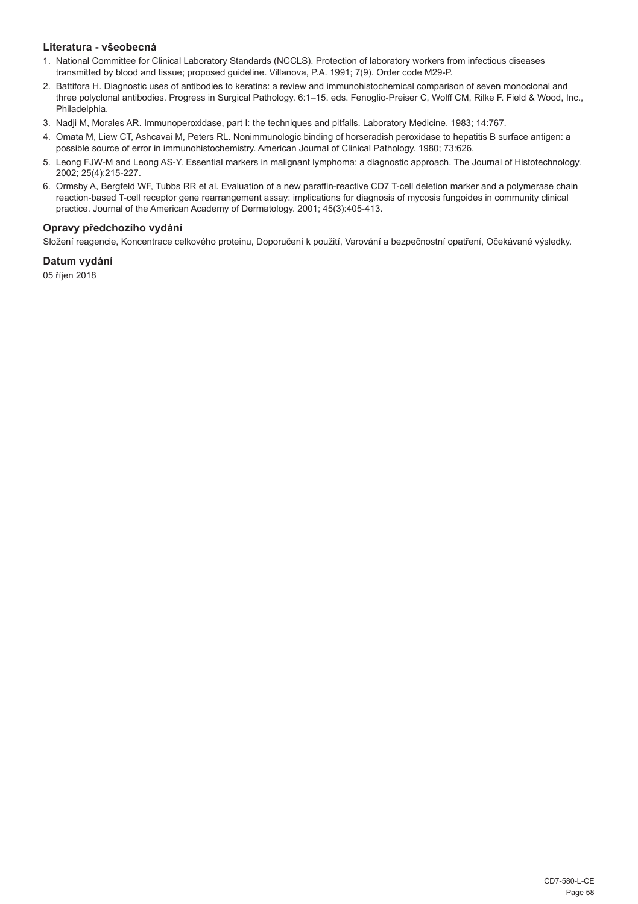### Literatura - všeobecná

1. National Committee for Clinical Laboratory Standards (NCCLS). Protection of laboratory workers from infectious diseases transmitted by blood and tissue; proposed guideline. Villanova, P.A. 1991; 7(9). Order code M29-P.
2. Battifora H. Diagnostic uses of antibodies to keratins: a review and immunohistochemical comparison of seven monoclonal and three polyclonal antibodies. Progress in Surgical Pathology. 6:1–15. eds. Fenoglio-Preiser C, Wolff CM, Rilke F. Field & Wood, Inc., Philadelphia.
3. Nadji M, Morales AR. Immunoperoxidase, part I: the techniques and pitfalls. Laboratory Medicine. 1983; 14:767.
4. Omata M, Liew CT, Ashcavai M, Peters RL. Nonimmunologic binding of horseradish peroxidase to hepatitis B surface antigen: a possible source of error in immunohistochemistry. American Journal of Clinical Pathology. 1980; 73:626.
5. Leong FJW-M and Leong AS-Y. Essential markers in malignant lymphoma: a diagnostic approach. The Journal of Histotechnology. 2002; 25(4):215-227.
6. Ormsby A, Bergfeld WF, Tubbs RR et al. Evaluation of a new paraffin-reactive CD7 T-cell deletion marker and a polymerase chain reaction-based T-cell receptor gene rearrangement assay: implications for diagnosis of mycosis fungoides in community clinical practice. Journal of the American Academy of Dermatology. 2001; 45(3):405-413.

### Opravy předchozího vydání

Složení reagencie, Koncentrace celkového proteinu, Doporučení k použití, Varování a bezpečnostní opatření, Očekávané výsledky.

### Datum vydání

05 říjen 2018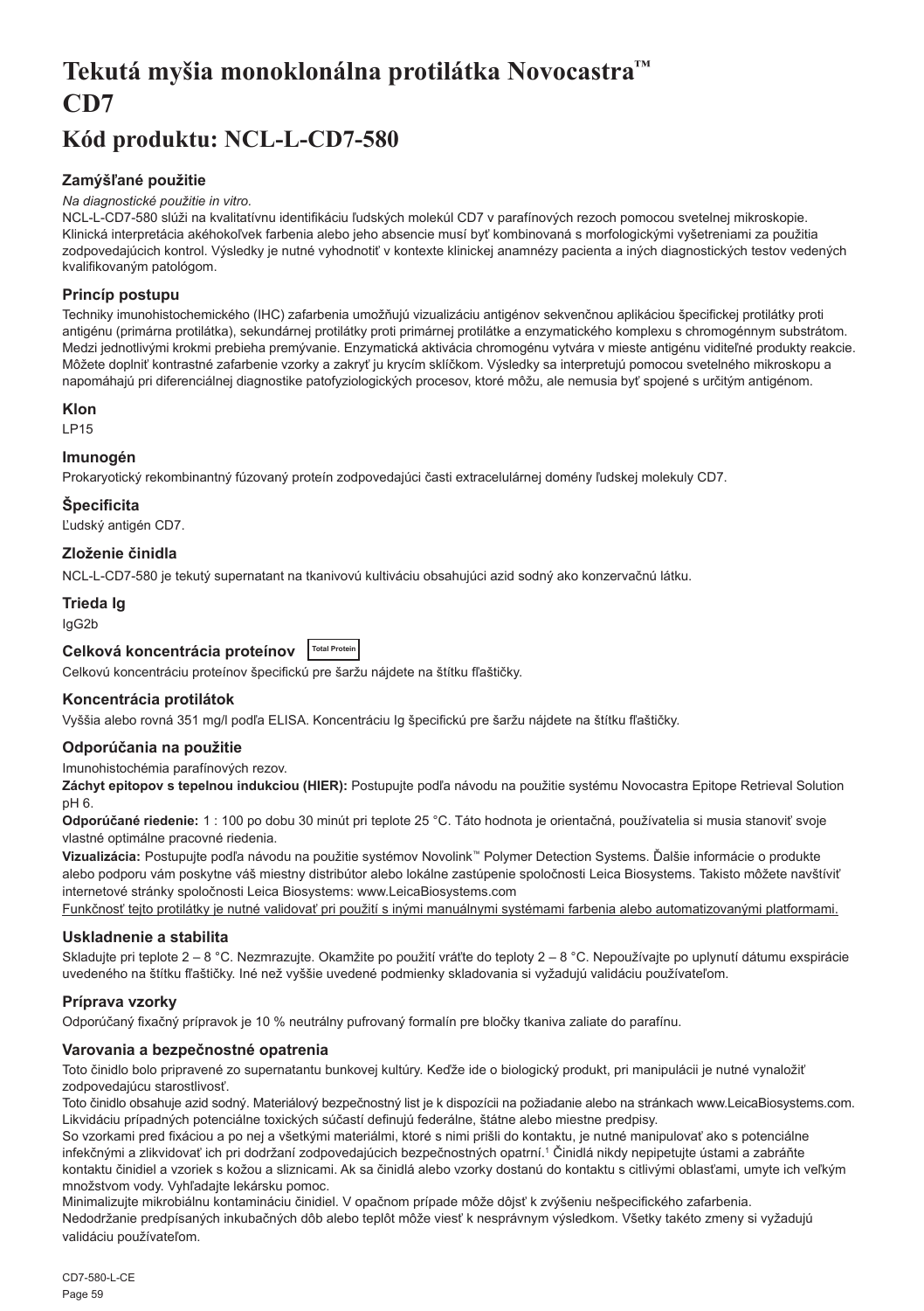# Tekutá myšia monoklonálna protilátka Novocastra™ CD7

## Kód produktu: NCL-L-CD7-580

### Zamýšľané použitie

*Na diagnostické použitie in vitro.*

NCL-L-CD7-580 slúži na kvalitatívnu identifikáciu ľudských molekúl CD7 v parafínových rezoch pomocou svetelnej mikroskopie. Klinická interpretácia akéhokoľvek farbenia alebo jeho absencie musí byť kombinovaná s morfologickými vyšetreniami za použitia zodpovedajúcich kontrol. Výsledky je nutné vyhodnotiť v kontexte klinickej anamnézy pacienta a iných diagnostických testov vedených kvalifikovaným patológom.

### Princíp postupu

Techniky imunohistochemického (IHC) zafarbenia umožňujú vizualizáciu antigénov sekvenčnou aplikáciou špecifickej protilátky proti antigénu (primárna protilátka), sekundárnej protilátky proti primárnej protilátke a enzymatického komplexu s chromogénnym substrátom. Medzi jednotlivými krokmi prebieha premývanie. Enzymatická aktivácia chromogénu vytvára v mieste antigénu viditeľné produkty reakcie. Môžete doplniť kontrastné zafarbenie vzorky a zakryť ju krycím sklíčkom. Výsledky sa interpretujú pomocou svetelného mikroskopu a napomáhajú pri diferenciálnej diagnostike patofyziologických procesov, ktoré môžu, ale nemusia byť spojené s určitým antigénom.

### Klon

LP15

### Imunogén

Prokaryotický rekombinantný fúzovaný proteín zodpovedajúci časti extracelulárnej domény ľudskej molekuly CD7.

### Špecificita

Ľudský antigén CD7.

### Zloženie činidla

NCL-L-CD7-580 je tekutý supernatant na tkanivovú kultiváciu obsahujúci azid sodný ako konzervačnú látku.

### Trieda Ig

IgG2b

### Celková koncentrácia proteínov Total Protein

Celkovú koncentráciu proteínov špecifickú pre šaržu nájdete na štítku fľaštičky.

### Koncentrácia protilátok

Vyššia alebo rovná 351 mg/l podľa ELISA. Koncentráciu Ig špecifickú pre šaržu nájdete na štítku fľaštičky.

### Odporúčania na použitie

Imunohistochémia parafínových rezov.

**Záchyt epitopov s tepelnou indukciou (HIER):** Postupujte podľa návodu na použitie systému Novocastra Epitope Retrieval Solution pH 6.

**Odporúčané riedenie:** 1 : 100 po dobu 30 minút pri teplote 25 °C. Táto hodnota je orientačná, používatelia si musia stanoviť svoje vlastné optimálne pracovné riedenia.

**Vizualizácia:** Postupujte podľa návodu na použitie systémov Novolink™ Polymer Detection Systems. Ďalšie informácie o produkte alebo podporu vám poskytne váš miestny distribútor alebo lokálne zastúpenie spoločnosti Leica Biosystems. Takisto môžete navštíviť internetové stránky spoločnosti Leica Biosystems: www.LeicaBiosystems.com

<u>Funkčnosť tejto protilátky je nutné validovať pri použití s inými manuálnymi systémami farbenia alebo automatizovanými platformami.</u>

### Uskladnenie a stabilita

Skladujte pri teplote 2 – 8 °C. Nezmrazujte. Okamžite po použití vráťte do teploty 2 – 8 °C. Nepoužívajte po uplynutí dátumu exspirácie uvedeného na štítku fľaštičky. Iné než vyššie uvedené podmienky skladovania si vyžadujú validáciu používateľom.

### Príprava vzorky

Odporúčaný fixačný prípravok je 10 % neutrálny pufrovaný formalín pre bločky tkaniva zaliate do parafínu.

### Varovania a bezpečnostné opatrenia

Toto činidlo bolo pripravené zo supernatantu bunkovej kultúry. Keďže ide o biologický produkt, pri manipulácii je nutné vynaložiť zodpovedajúcu starostlivosť.

Toto činidlo obsahuje azid sodný. Materiálový bezpečnostný list je k dispozícii na požiadanie alebo na stránkach www.LeicaBiosystems.com. Likvidáciu prípadných potenciálne toxických súčastí definujú federálne, štátne alebo miestne predpisy.

So vzorkami pred fixáciou a po nej a všetkými materiálmi, ktoré s nimi prišli do kontaktu, je nutné manipulovať ako s potenciálne infekčnými a zlikvidovať ich pri dodržaní zodpovedajúcich bezpečnostných opatrení.[1] Činidlá nikdy nepipetujte ústami a zabráňte kontaktu činidiel a vzoriek s kožou a sliznicami. Ak sa činidlá alebo vzorky dostanú do kontaktu s citlivými oblasťami, umyte ich veľkým množstvom vody. Vyhľadajte lekársku pomoc.

Minimalizujte mikrobiálnu kontamináciu činidiel. V opačnom prípade môže dôjsť k zvýšeniu nešpecifického zafarbenia.

Nedodržanie predpísaných inkubačných dôb alebo teplôt môže viesť k nesprávnym výsledkom. Všetky takéto zmeny si vyžadujú validáciu používateľom.

CD7-580-L-CE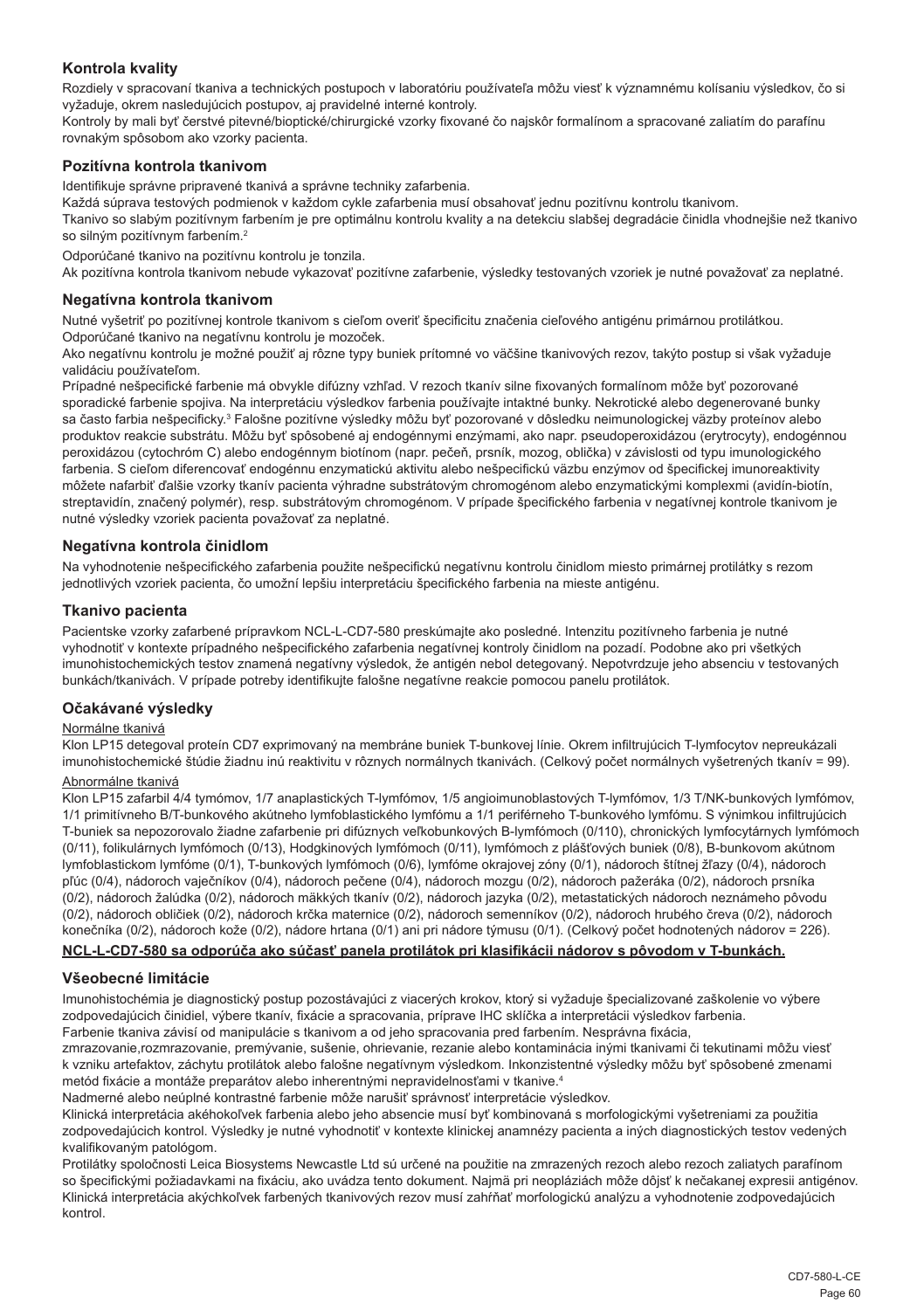## Kontrola kvality

Rozdiely v spracovaní tkaniva a technických postupoch v laboratóriu používateľa môžu viesť k významnému kolísaniu výsledkov, čo si vyžaduje, okrem nasledujúcich postupov, aj pravidelné interné kontroly.

Kontroly by mali byť čerstvé pitevné/bioptické/chirurgické vzorky fixované čo najskôr formalínom a spracované zaliatím do parafínu rovnakým spôsobom ako vzorky pacienta.

## Pozitívna kontrola tkanivom

Identifikuje správne pripravené tkanivá a správne techniky zafarbenia.

Každá súprava testových podmienok v každom cykle zafarbenia musí obsahovať jednu pozitívnu kontrolu tkanivom.

Tkanivo so slabým pozitívnym farbením je pre optimálnu kontrolu kvality a na detekciu slabšej degradácie činidla vhodnejšie než tkanivo so silným pozitívnym farbením.[2]

Odporúčané tkanivo na pozitívnu kontrolu je tonzila.

Ak pozitívna kontrola tkanivom nebude vykazovať pozitívne zafarbenie, výsledky testovaných vzoriek je nutné považovať za neplatné.

## Negatívna kontrola tkanivom

Nutné vyšetriť po pozitívnej kontrole tkanivom s cieľom overiť špecificitu značenia cieľového antigénu primárnou protilátkou.

Odporúčané tkanivo na negatívnu kontrolu je mozoček.

Ako negatívnu kontrolu je možné použiť aj rôzne typy buniek prítomné vo väčšine tkanivových rezov, takýto postup si však vyžaduje validáciu používateľom.

Prípadné nešpecifické farbenie má obvykle difúzny vzhľad. V rezoch tkanív silne fixovaných formalínom môže byť pozorované sporadické farbenie spojiva. Na interpretáciu výsledkov farbenia používajte intaktné bunky. Nekrotické alebo degenerované bunky sa často farbia nešpecificky.[3] Falošne pozitívne výsledky môžu byť pozorované v dôsledku neimunologickej väzby proteínov alebo produktov reakcie substrátu. Môžu byť spôsobené aj endogénnymi enzýmami, ako napr. pseudoperoxidázou (erytrocyty), endogénnou peroxidázou (cytochróm C) alebo endogénnym biotínom (napr. pečeň, prsník, mozog, oblička) v závislosti od typu imunologického farbenia. S cieľom diferencovať endogénnu enzymatickú aktivitu alebo nešpecifickú väzbu enzýmov od špecifickej imunoreaktivity môžete nafarbiť ďalšie vzorky tkanív pacienta výhradne substrátovým chromogénom alebo enzymatickými komplexmi (avidín-biotín, streptavidín, značený polymér), resp. substrátovým chromogénom. V prípade špecifického farbenia v negatívnej kontrole tkanivom je nutné výsledky vzoriek pacienta považovať za neplatné.

## Negatívna kontrola činidlom

Na vyhodnotenie nešpecifického zafarbenia použite nešpecifickú negatívnu kontrolu činidlom miesto primárnej protilátky s rezom jednotlivých vzoriek pacienta, čo umožní lepšiu interpretáciu špecifického farbenia na mieste antigénu.

## Tkanivo pacienta

Pacientske vzorky zafarbené prípravkom NCL-L-CD7-580 preskúmajte ako posledné. Intenzitu pozitívneho farbenia je nutné vyhodnotiť v kontexte prípadného nešpecifického zafarbenia negatívnej kontroly činidlom na pozadí. Podobne ako pri všetkých imunohistochemických testov znamená negatívny výsledok, že antigén nebol detegovaný. Nepotvrdzuje jeho absenciu v testovaných bunkách/tkanivách. V prípade potreby identifikujte falošne negatívne reakcie pomocou panelu protilátok.

## Očakávané výsledky

Normálne tkanivá

Klon LP15 detegoval proteín CD7 exprimovaný na membráne buniek T-bunkovej línie. Okrem infiltrujúcich T-lymfocytov nepreukázali imunohistochemické štúdie žiadnu inú reaktivitu v rôznych normálnych tkanivách. (Celkový počet normálnych vyšetrených tkanív = 99).

Abnormálne tkanivá

Klon LP15 zafarbil 4/4 tymómov, 1/7 anaplastických T-lymfómov, 1/5 angioimunoblastových T-lymfómov, 1/3 T/NK-bunkových lymfómov, 1/1 primitívneho B/T-bunkového akútneho lymfoblastického lymfómu a 1/1 periférneho T-bunkového lymfómu. S výnimkou infiltrujúcich T-buniek sa nepozorovalo žiadne zafarbenie pri difúznych veľkobunkových B-lymfómoch (0/110), chronických lymfocytárnych lymfómoch (0/11), folikulárnych lymfómoch (0/13), Hodgkinových lymfómoch (0/11), lymfómoch z plášťových buniek (0/8), B-bunkovom akútnom lymfoblastickom lymfóme (0/1), T-bunkových lymfómoch (0/6), lymfóme okrajovej zóny (0/1), nádoroch štítnej žľazy (0/4), nádoroch pľúc (0/4), nádoroch vaječníkov (0/4), nádoroch pečene (0/4), nádoroch mozgu (0/2), nádoroch pažeráka (0/2), nádoroch prsníka (0/2), nádoroch žalúdka (0/2), nádoroch mäkkých tkanív (0/2), nádoroch jazyka (0/2), metastatických nádoroch neznámeho pôvodu (0/2), nádoroch obličiek (0/2), nádoroch krčka maternice (0/2), nádoroch semenníkov (0/2), nádoroch hrubého čreva (0/2), nádoroch konečníka (0/2), nádoroch kože (0/2), nádore hrtana (0/1) ani pri nádore týmusu (0/1). (Celkový počet hodnotených nádorov = 226).

**NCL-L-CD7-580 sa odporúča ako súčasť panela protilátok pri klasifikácii nádorov s pôvodom v T-bunkách.**

## Všeobecné limitácie

Imunohistochémia je diagnostický postup pozostávajúci z viacerých krokov, ktorý si vyžaduje špecializované zaškolenie vo výbere zodpovedajúcich činidiel, výbere tkanív, fixácie a spracovania, príprave IHC sklíčka a interpretácii výsledkov farbenia.

Farbenie tkaniva závisí od manipulácie s tkanivom a od jeho spracovania pred farbením. Nesprávna fixácia, zmrazovanie,rozmrazovanie, premývanie, sušenie, ohrievanie, rezanie alebo kontaminácia inými tkanivami či tekutinami môžu viesť k vzniku artefaktov, záchytu protilátok alebo falošne negatívnym výsledkom. Inkonzistentné výsledky môžu byť spôsobené zmenami metód fixácie a montáže preparátov alebo inherentnými nepravidelnosťami v tkanive.[4]

Nadmerné alebo neúplné kontrastné farbenie môže narušiť správnosť interpretácie výsledkov.

Klinická interpretácia akéhokoľvek farbenia alebo jeho absencie musí byť kombinovaná s morfologickými vyšetreniami za použitia zodpovedajúcich kontrol. Výsledky je nutné vyhodnotiť v kontexte klinickej anamnézy pacienta a iných diagnostických testov vedených kvalifikovaným patológom.

Protilátky spoločnosti Leica Biosystems Newcastle Ltd sú určené na použitie na zmrazených rezoch alebo rezoch zaliatych parafínom so špecifickými požiadavkami na fixáciu, ako uvádza tento dokument. Najmä pri neopláziách môže dôjsť k nečakanej expresii antigénov. Klinická interpretácia akýchkoľvek farbených tkanivových rezov musí zahŕňať morfologickú analýzu a vyhodnotenie zodpovedajúcich kontrol.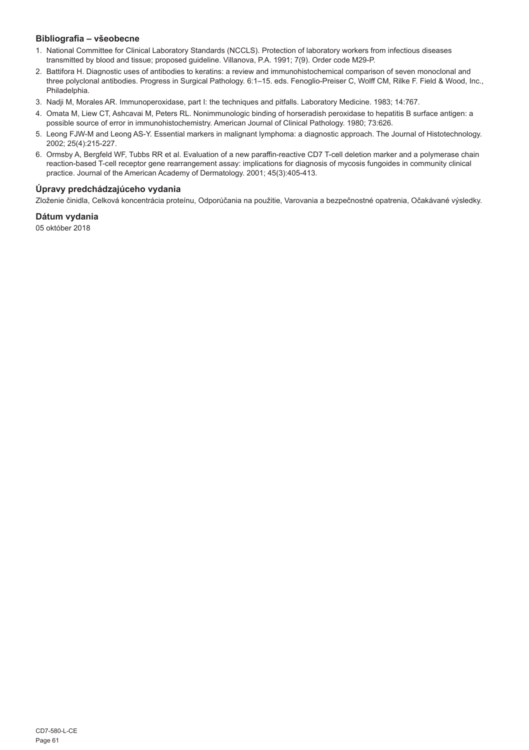### Bibliografia – všeobecne

1. National Committee for Clinical Laboratory Standards (NCCLS). Protection of laboratory workers from infectious diseases transmitted by blood and tissue; proposed guideline. Villanova, P.A. 1991; 7(9). Order code M29-P.
2. Battifora H. Diagnostic uses of antibodies to keratins: a review and immunohistochemical comparison of seven monoclonal and three polyclonal antibodies. Progress in Surgical Pathology. 6:1–15. eds. Fenoglio-Preiser C, Wolff CM, Rilke F. Field & Wood, Inc., Philadelphia.
3. Nadji M, Morales AR. Immunoperoxidase, part I: the techniques and pitfalls. Laboratory Medicine. 1983; 14:767.
4. Omata M, Liew CT, Ashcavai M, Peters RL. Nonimmunologic binding of horseradish peroxidase to hepatitis B surface antigen: a possible source of error in immunohistochemistry. American Journal of Clinical Pathology. 1980; 73:626.
5. Leong FJW-M and Leong AS-Y. Essential markers in malignant lymphoma: a diagnostic approach. The Journal of Histotechnology. 2002; 25(4):215-227.
6. Ormsby A, Bergfeld WF, Tubbs RR et al. Evaluation of a new paraffin-reactive CD7 T-cell deletion marker and a polymerase chain reaction-based T-cell receptor gene rearrangement assay: implications for diagnosis of mycosis fungoides in community clinical practice. Journal of the American Academy of Dermatology. 2001; 45(3):405-413.

### Úpravy predchádzajúceho vydania

Zloženie činidla, Celková koncentrácia proteínu, Odporúčania na použitie, Varovania a bezpečnostné opatrenia, Očakávané výsledky.

### Dátum vydania

05 október 2018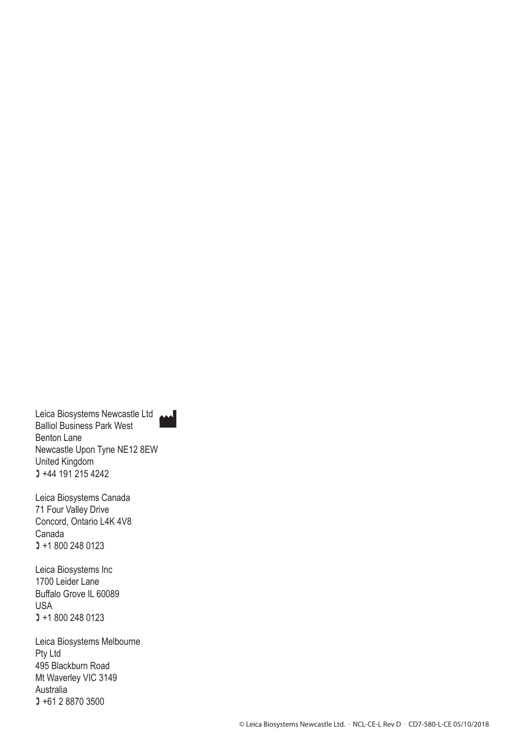Leica Biosystems Newcastle Ltd
Balliol Business Park West
Benton Lane
Newcastle Upon Tyne NE12 8EW
United Kingdom
+44 191 215 4242

Leica Biosystems Canada
71 Four Valley Drive
Concord, Ontario L4K 4V8
Canada
+1 800 248 0123

Leica Biosystems Inc
1700 Leider Lane
Buffalo Grove IL 60089
USA
+1 800 248 0123

Leica Biosystems Melbourne
Pty Ltd
495 Blackburn Road
Mt Waverley VIC 3149
Australia
+61 2 8870 3500

© Leica Biosystems Newcastle Ltd. · NCL-CE-L Rev D · CD7-580-L-CE 05/10/2018